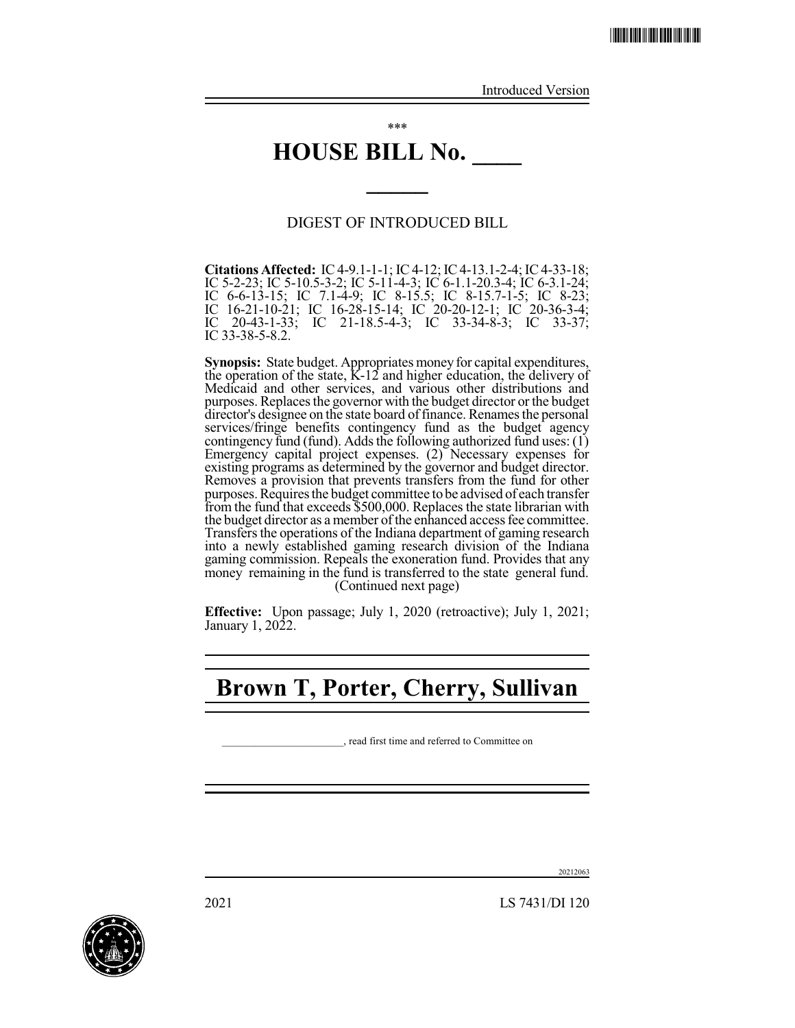Introduced Version

\*\*\*

# HOUSE BILL No. ____

______

DIGEST OF INTRODUCED BILL

**Citations Affected:** IC 4-9.1-1-1; IC 4-12; IC 4-13.1-2-4; IC 4-33-18; IC 5-2-23; IC 5-10.5-3-2; IC 5-11-4-3; IC 6-1.1-20.3-4; IC 6-3.1-24; IC 6-6-13-15; IC 7.1-4-9; IC 8-15.5; IC 8-15.7-1-5; IC 8-23; IC 16-21-10-21; IC 16-28-15-14; IC 20-20-12-1; IC 20-36-3-4; IC 20-43-1-33; IC 21-18.5-4-3; IC 33-34-8-3; IC 33-37; IC 33-38-5-8.2.

**Synopsis:** State budget. Appropriates money for capital expenditures, the operation of the state, K-12 and higher education, the delivery of Medicaid and other services, and various other distributions and purposes. Replaces the governor with the budget director or the budget director's designee on the state board of finance. Renames the personal services/fringe benefits contingency fund as the budget agency contingency fund (fund). Adds the following authorized fund uses: (1) Emergency capital project expenses. (2) Necessary expenses for existing programs as determined by the governor and budget director. Removes a provision that prevents transfers from the fund for other purposes. Requires the budget committee to be advised of each transfer from the fund that exceeds $500,000. Replaces the state librarian with the budget director as a member of the enhanced access fee committee. Transfers the operations of the Indiana department of gaming research into a newly established gaming research division of the Indiana gaming commission. Repeals the exoneration fund. Provides that any money remaining in the fund is transferred to the state general fund.
(Continued next page)

**Effective:** Upon passage; July 1, 2020 (retroactive); July 1, 2021; January 1, 2022.

# Brown T, Porter, Cherry, Sullivan

______________________, read first time and referred to Committee on

20212063

2021 LS 7431/DI 120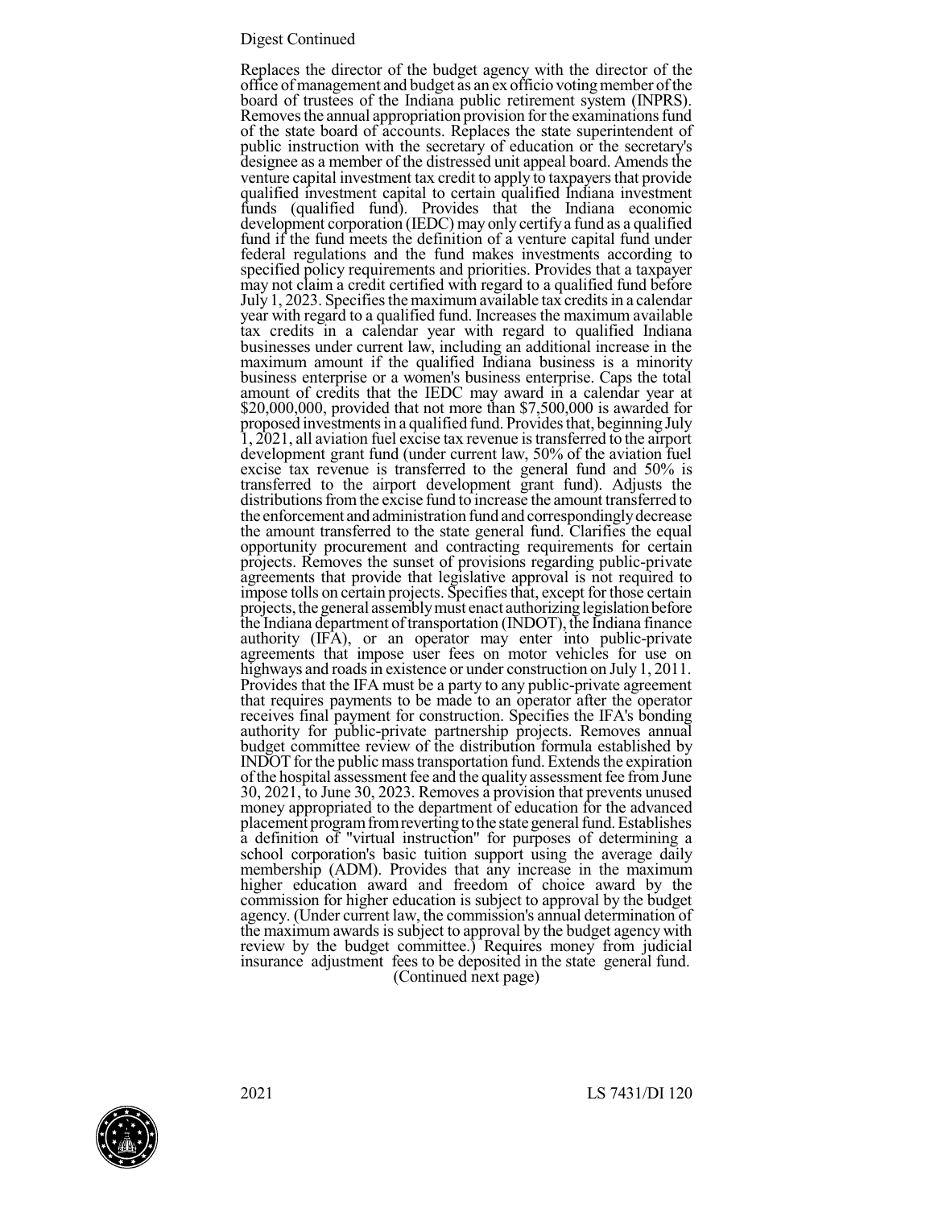Digest Continued

Replaces the director of the budget agency with the director of the office of management and budget as an ex officio voting member of the board of trustees of the Indiana public retirement system (INPRS). Removes the annual appropriation provision for the examinations fund of the state board of accounts. Replaces the state superintendent of public instruction with the secretary of education or the secretary's designee as a member of the distressed unit appeal board. Amends the venture capital investment tax credit to apply to taxpayers that provide qualified investment capital to certain qualified Indiana investment funds (qualified fund). Provides that the Indiana economic development corporation (IEDC) may only certify a fund as a qualified fund if the fund meets the definition of a venture capital fund under federal regulations and the fund makes investments according to specified policy requirements and priorities. Provides that a taxpayer may not claim a credit certified with regard to a qualified fund before July 1, 2023. Specifies the maximum available tax credits in a calendar year with regard to a qualified fund. Increases the maximum available tax credits in a calendar year with regard to qualified Indiana businesses under current law, including an additional increase in the maximum amount if the qualified Indiana business is a minority business enterprise or a women's business enterprise. Caps the total amount of credits that the IEDC may award in a calendar year at $20,000,000, provided that not more than $7,500,000 is awarded for proposed investments in a qualified fund. Provides that, beginning July 1, 2021, all aviation fuel excise tax revenue is transferred to the airport development grant fund (under current law, 50% of the aviation fuel excise tax revenue is transferred to the general fund and 50% is transferred to the airport development grant fund). Adjusts the distributions from the excise fund to increase the amount transferred to the enforcement and administration fund and correspondingly decrease the amount transferred to the state general fund. Clarifies the equal opportunity procurement and contracting requirements for certain projects. Removes the sunset of provisions regarding public-private agreements that provide that legislative approval is not required to impose tolls on certain projects. Specifies that, except for those certain projects, the general assembly must enact authorizing legislation before the Indiana department of transportation (INDOT), the Indiana finance authority (IFA), or an operator may enter into public-private agreements that impose user fees on motor vehicles for use on highways and roads in existence or under construction on July 1, 2011. Provides that the IFA must be a party to any public-private agreement that requires payments to be made to an operator after the operator receives final payment for construction. Specifies the IFA's bonding authority for public-private partnership projects. Removes annual budget committee review of the distribution formula established by INDOT for the public mass transportation fund. Extends the expiration of the hospital assessment fee and the quality assessment fee from June 30, 2021, to June 30, 2023. Removes a provision that prevents unused money appropriated to the department of education for the advanced placement program from reverting to the state general fund. Establishes a definition of "virtual instruction" for purposes of determining a school corporation's basic tuition support using the average daily membership (ADM). Provides that any increase in the maximum higher education award and freedom of choice award by the commission for higher education is subject to approval by the budget agency. (Under current law, the commission's annual determination of the maximum awards is subject to approval by the budget agency with review by the budget committee.) Requires money from judicial insurance adjustment fees to be deposited in the state general fund.

(Continued next page)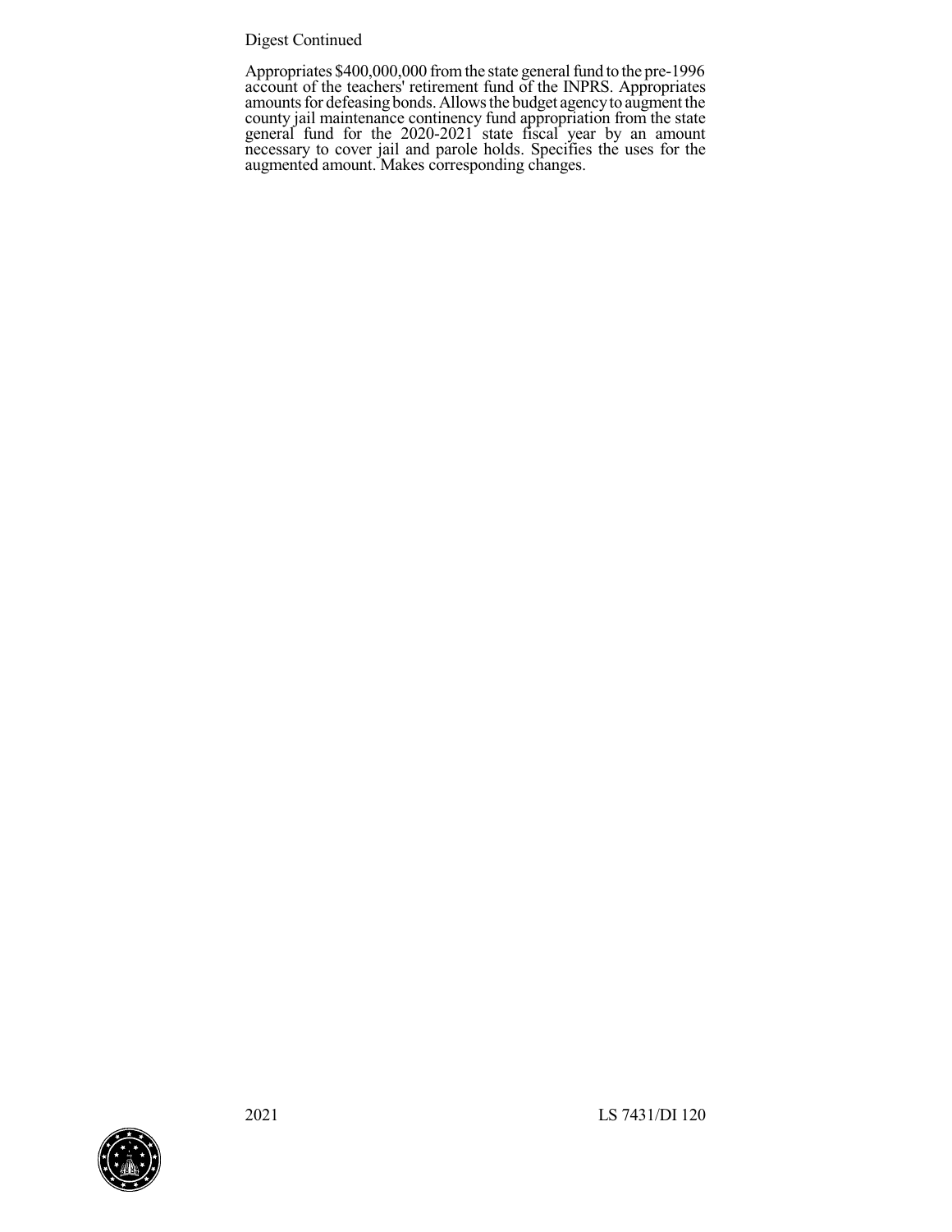Digest Continued

Appropriates $400,000,000 from the state general fund to the pre-1996 account of the teachers' retirement fund of the INPRS. Appropriates amounts for defeasing bonds. Allows the budget agency to augment the county jail maintenance continency fund appropriation from the state general fund for the 2020-2021 state fiscal year by an amount necessary to cover jail and parole holds. Specifies the uses for the augmented amount. Makes corresponding changes.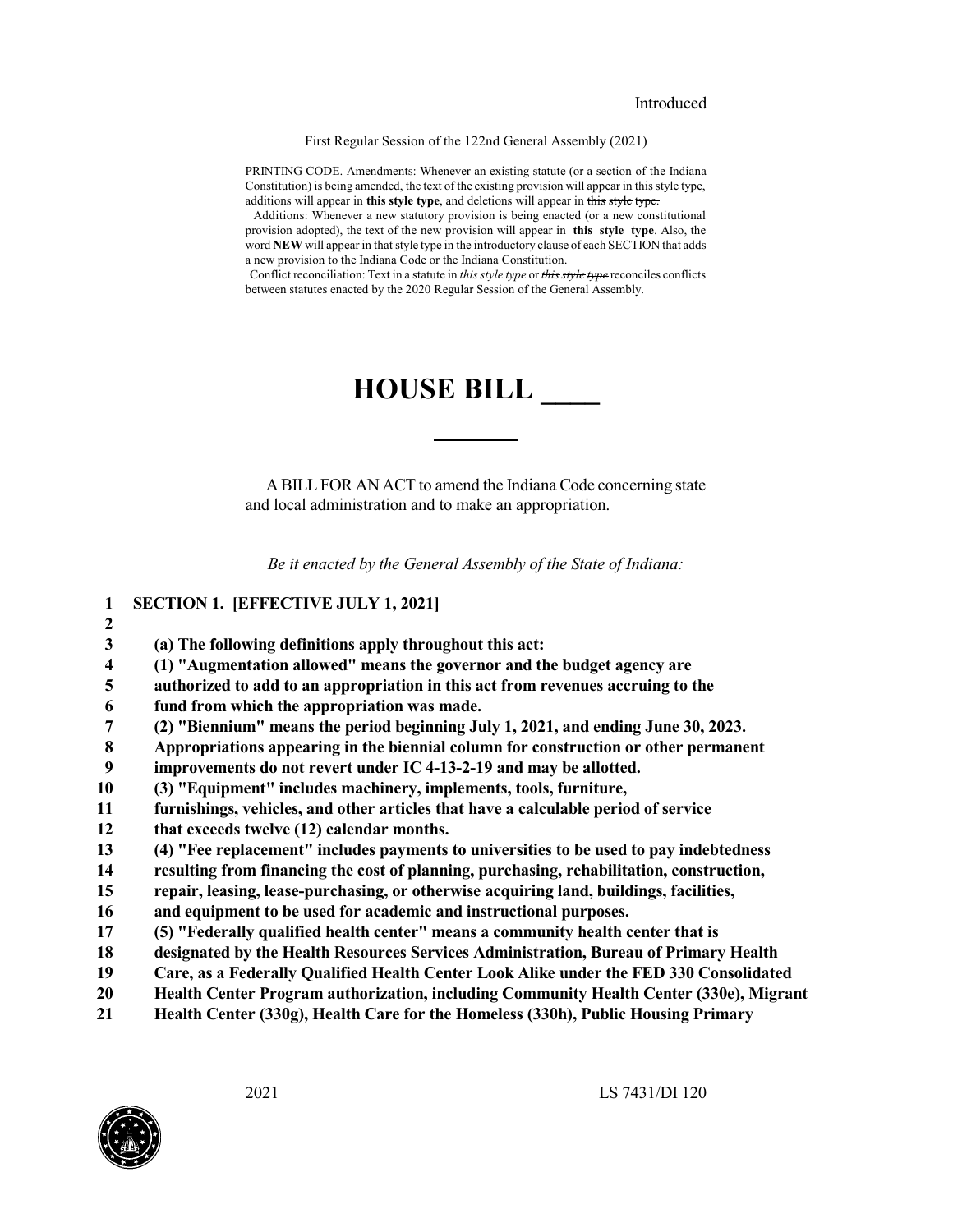Introduced

First Regular Session of the 122nd General Assembly (2021)

PRINTING CODE. Amendments: Whenever an existing statute (or a section of the Indiana Constitution) is being amended, the text of the existing provision will appear in this style type, additions will appear in **this style type**, and deletions will appear in ~~this style type.~~

Additions: Whenever a new statutory provision is being enacted (or a new constitutional provision adopted), the text of the new provision will appear in **this style type**. Also, the word **NEW** will appear in that style type in the introductory clause of each SECTION that adds a new provision to the Indiana Code or the Indiana Constitution.

Conflict reconciliation: Text in a statute in *this style type* or ~~*this style type*~~ reconciles conflicts between statutes enacted by the 2020 Regular Session of the General Assembly.

# HOUSE BILL ____

A BILL FOR AN ACT to amend the Indiana Code concerning state and local administration and to make an appropriation.

*Be it enacted by the General Assembly of the State of Indiana:*

1 **SECTION 1. [EFFECTIVE JULY 1, 2021]**
2
3 **(a) The following definitions apply throughout this act:**
4 **(1) "Augmentation allowed" means the governor and the budget agency are**
5 **authorized to add to an appropriation in this act from revenues accruing to the**
6 **fund from which the appropriation was made.**
7 **(2) "Biennium" means the period beginning July 1, 2021, and ending June 30, 2023.**
8 **Appropriations appearing in the biennial column for construction or other permanent**
9 **improvements do not revert under IC 4-13-2-19 and may be allotted.**
10 **(3) "Equipment" includes machinery, implements, tools, furniture,**
11 **furnishings, vehicles, and other articles that have a calculable period of service**
12 **that exceeds twelve (12) calendar months.**
13 **(4) "Fee replacement" includes payments to universities to be used to pay indebtedness**
14 **resulting from financing the cost of planning, purchasing, rehabilitation, construction,**
15 **repair, leasing, lease-purchasing, or otherwise acquiring land, buildings, facilities,**
16 **and equipment to be used for academic and instructional purposes.**
17 **(5) "Federally qualified health center" means a community health center that is**
18 **designated by the Health Resources Services Administration, Bureau of Primary Health**
19 **Care, as a Federally Qualified Health Center Look Alike under the FED 330 Consolidated**
20 **Health Center Program authorization, including Community Health Center (330e), Migrant**
21 **Health Center (330g), Health Care for the Homeless (330h), Public Housing Primary**

2021 LS 7431/DI 120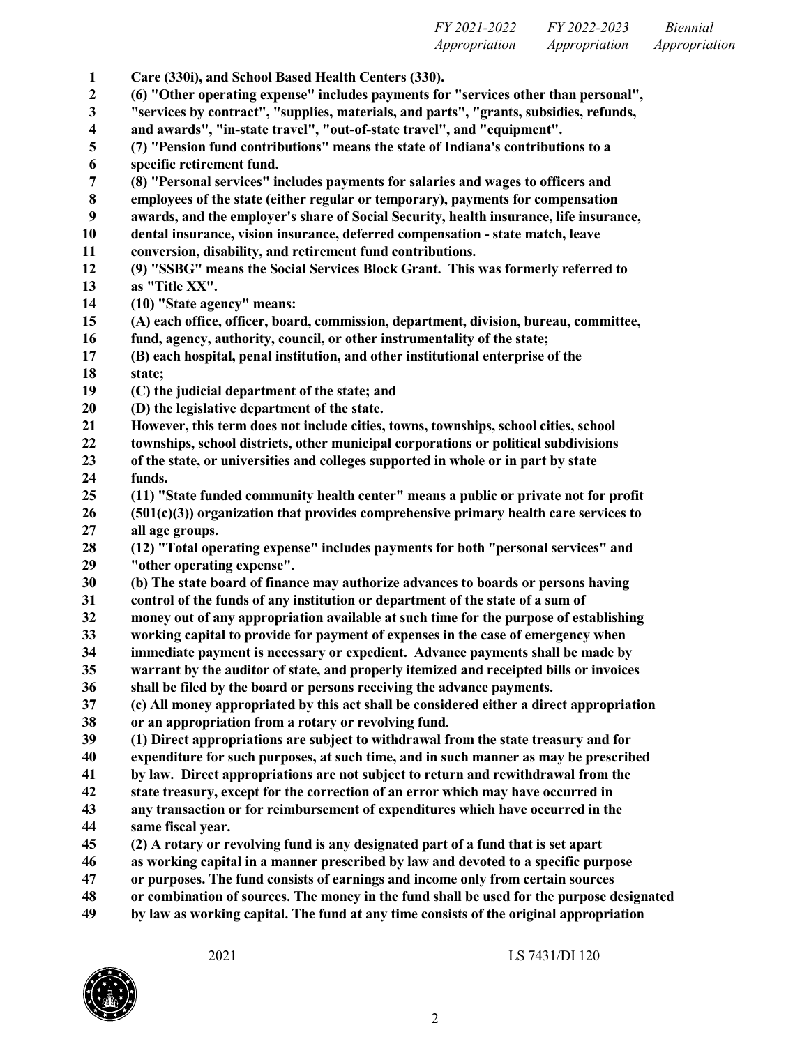**Care (330i), and School Based Health Centers (330).**
**(6) "Other operating expense" includes payments for "services other than personal", "services by contract", "supplies, materials, and parts", "grants, subsidies, refunds, and awards", "in-state travel", "out-of-state travel", and "equipment".**
**(7) "Pension fund contributions" means the state of Indiana's contributions to a specific retirement fund.**
**(8) "Personal services" includes payments for salaries and wages to officers and employees of the state (either regular or temporary), payments for compensation awards, and the employer's share of Social Security, health insurance, life insurance, dental insurance, vision insurance, deferred compensation - state match, leave conversion, disability, and retirement fund contributions.**
**(9) "SSBG" means the Social Services Block Grant. This was formerly referred to as "Title XX".**
**(10) "State agency" means:**
**(A) each office, officer, board, commission, department, division, bureau, committee, fund, agency, authority, council, or other instrumentality of the state;**
**(B) each hospital, penal institution, and other institutional enterprise of the state;**
**(C) the judicial department of the state; and**
**(D) the legislative department of the state.**
**However, this term does not include cities, towns, townships, school cities, school townships, school districts, other municipal corporations or political subdivisions of the state, or universities and colleges supported in whole or in part by state funds.**
**(11) "State funded community health center" means a public or private not for profit (501(c)(3)) organization that provides comprehensive primary health care services to all age groups.**
**(12) "Total operating expense" includes payments for both "personal services" and "other operating expense".**
**(b) The state board of finance may authorize advances to boards or persons having control of the funds of any institution or department of the state of a sum of money out of any appropriation available at such time for the purpose of establishing working capital to provide for payment of expenses in the case of emergency when immediate payment is necessary or expedient. Advance payments shall be made by warrant by the auditor of state, and properly itemized and receipted bills or invoices shall be filed by the board or persons receiving the advance payments.**
**(c) All money appropriated by this act shall be considered either a direct appropriation or an appropriation from a rotary or revolving fund.**
**(1) Direct appropriations are subject to withdrawal from the state treasury and for expenditure for such purposes, at such time, and in such manner as may be prescribed by law. Direct appropriations are not subject to return and rewithdrawal from the state treasury, except for the correction of an error which may have occurred in any transaction or for reimbursement of expenditures which have occurred in the same fiscal year.**
**(2) A rotary or revolving fund is any designated part of a fund that is set apart as working capital in a manner prescribed by law and devoted to a specific purpose or purposes. The fund consists of earnings and income only from certain sources or combination of sources. The money in the fund shall be used for the purpose designated by law as working capital. The fund at any time consists of the original appropriation**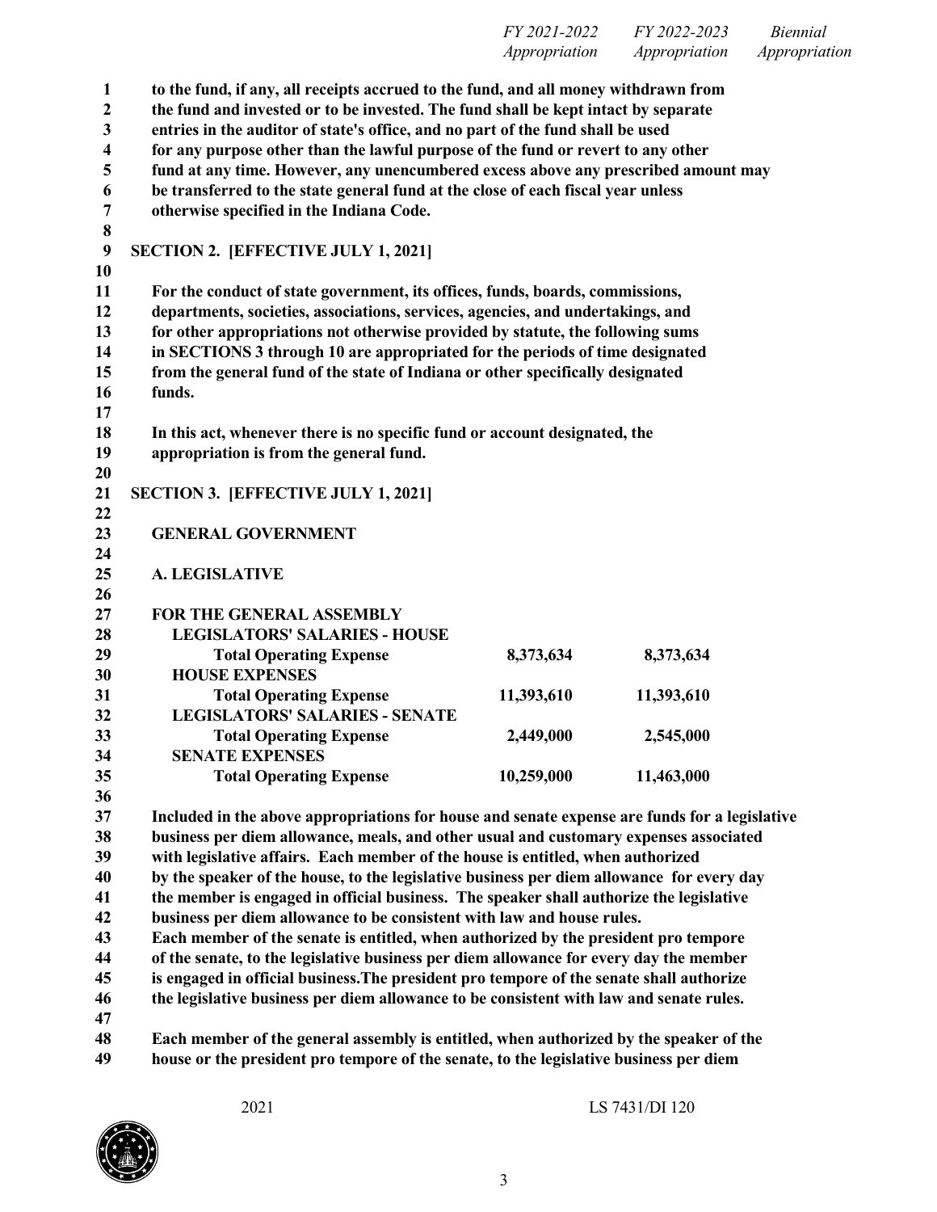to the fund, if any, all receipts accrued to the fund, and all money withdrawn from the fund and invested or to be invested. The fund shall be kept intact by separate entries in the auditor of state's office, and no part of the fund shall be used for any purpose other than the lawful purpose of the fund or revert to any other fund at any time. However, any unencumbered excess above any prescribed amount may be transferred to the state general fund at the close of each fiscal year unless otherwise specified in the Indiana Code.

**SECTION 2. [EFFECTIVE JULY 1, 2021]**

For the conduct of state government, its offices, funds, boards, commissions, departments, societies, associations, services, agencies, and undertakings, and for other appropriations not otherwise provided by statute, the following sums in SECTIONS 3 through 10 are appropriated for the periods of time designated from the general fund of the state of Indiana or other specifically designated funds.

In this act, whenever there is no specific fund or account designated, the appropriation is from the general fund.

**SECTION 3. [EFFECTIVE JULY 1, 2021]**

**GENERAL GOVERNMENT**

**A. LEGISLATIVE**

| | *FY 2021-2022 Appropriation* | *FY 2022-2023 Appropriation* | *Biennial Appropriation* |
|---|---|---|---|
| **FOR THE GENERAL ASSEMBLY** | | | |
| **LEGISLATORS' SALARIES - HOUSE** | | | |
| **Total Operating Expense** | 8,373,634 | 8,373,634 | |
| **HOUSE EXPENSES** | | | |
| **Total Operating Expense** | 11,393,610 | 11,393,610 | |
| **LEGISLATORS' SALARIES - SENATE** | | | |
| **Total Operating Expense** | 2,449,000 | 2,545,000 | |
| **SENATE EXPENSES** | | | |
| **Total Operating Expense** | 10,259,000 | 11,463,000 | |

Included in the above appropriations for house and senate expense are funds for a legislative business per diem allowance, meals, and other usual and customary expenses associated with legislative affairs. Each member of the house is entitled, when authorized by the speaker of the house, to the legislative business per diem allowance for every day the member is engaged in official business. The speaker shall authorize the legislative business per diem allowance to be consistent with law and house rules. Each member of the senate is entitled, when authorized by the president pro tempore of the senate, to the legislative business per diem allowance for every day the member is engaged in official business.The president pro tempore of the senate shall authorize the legislative business per diem allowance to be consistent with law and senate rules.

Each member of the general assembly is entitled, when authorized by the speaker of the house or the president pro tempore of the senate, to the legislative business per diem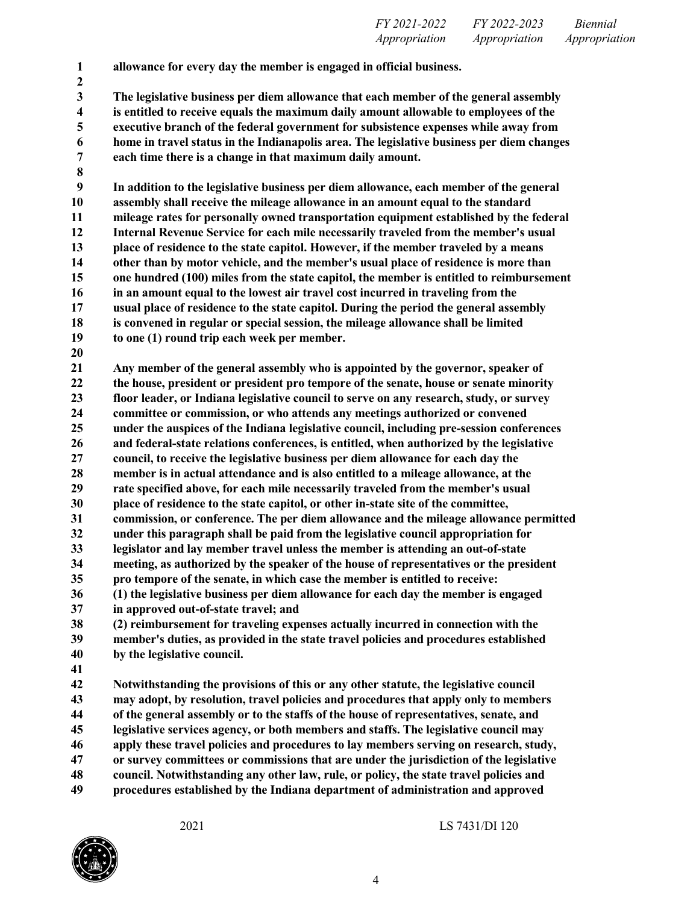**allowance for every day the member is engaged in official business.**

**The legislative business per diem allowance that each member of the general assembly is entitled to receive equals the maximum daily amount allowable to employees of the executive branch of the federal government for subsistence expenses while away from home in travel status in the Indianapolis area. The legislative business per diem changes each time there is a change in that maximum daily amount.**

**In addition to the legislative business per diem allowance, each member of the general assembly shall receive the mileage allowance in an amount equal to the standard mileage rates for personally owned transportation equipment established by the federal Internal Revenue Service for each mile necessarily traveled from the member's usual place of residence to the state capitol. However, if the member traveled by a means other than by motor vehicle, and the member's usual place of residence is more than one hundred (100) miles from the state capitol, the member is entitled to reimbursement in an amount equal to the lowest air travel cost incurred in traveling from the usual place of residence to the state capitol. During the period the general assembly is convened in regular or special session, the mileage allowance shall be limited to one (1) round trip each week per member.**

**Any member of the general assembly who is appointed by the governor, speaker of the house, president or president pro tempore of the senate, house or senate minority floor leader, or Indiana legislative council to serve on any research, study, or survey committee or commission, or who attends any meetings authorized or convened under the auspices of the Indiana legislative council, including pre-session conferences and federal-state relations conferences, is entitled, when authorized by the legislative council, to receive the legislative business per diem allowance for each day the member is in actual attendance and is also entitled to a mileage allowance, at the rate specified above, for each mile necessarily traveled from the member's usual place of residence to the state capitol, or other in-state site of the committee, commission, or conference. The per diem allowance and the mileage allowance permitted under this paragraph shall be paid from the legislative council appropriation for legislator and lay member travel unless the member is attending an out-of-state meeting, as authorized by the speaker of the house of representatives or the president pro tempore of the senate, in which case the member is entitled to receive:**
**(1) the legislative business per diem allowance for each day the member is engaged in approved out-of-state travel; and**
**(2) reimbursement for traveling expenses actually incurred in connection with the member's duties, as provided in the state travel policies and procedures established by the legislative council.**

**Notwithstanding the provisions of this or any other statute, the legislative council may adopt, by resolution, travel policies and procedures that apply only to members of the general assembly or to the staffs of the house of representatives, senate, and legislative services agency, or both members and staffs. The legislative council may apply these travel policies and procedures to lay members serving on research, study, or survey committees or commissions that are under the jurisdiction of the legislative council. Notwithstanding any other law, rule, or policy, the state travel policies and procedures established by the Indiana department of administration and approved**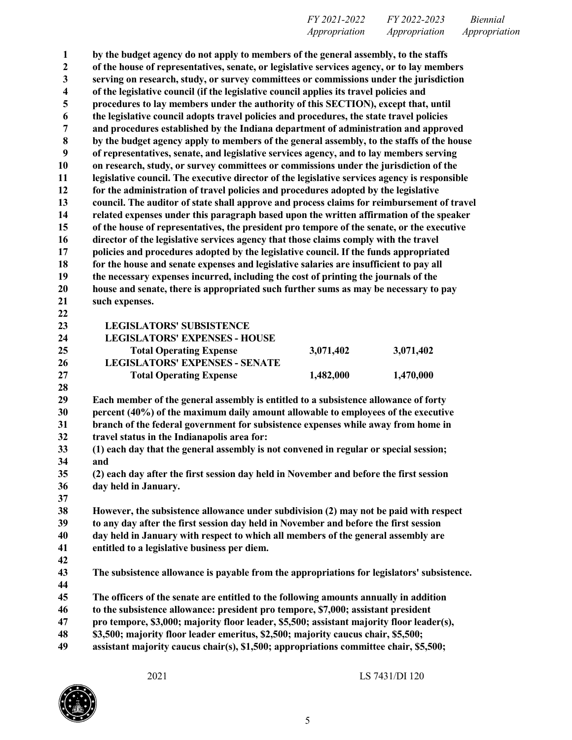**by the budget agency do not apply to members of the general assembly, to the staffs of the house of representatives, senate, or legislative services agency, or to lay members serving on research, study, or survey committees or commissions under the jurisdiction of the legislative council (if the legislative council applies its travel policies and procedures to lay members under the authority of this SECTION), except that, until the legislative council adopts travel policies and procedures, the state travel policies and procedures established by the Indiana department of administration and approved by the budget agency apply to members of the general assembly, to the staffs of the house of representatives, senate, and legislative services agency, and to lay members serving on research, study, or survey committees or commissions under the jurisdiction of the legislative council. The executive director of the legislative services agency is responsible for the administration of travel policies and procedures adopted by the legislative council. The auditor of state shall approve and process claims for reimbursement of travel related expenses under this paragraph based upon the written affirmation of the speaker of the house of representatives, the president pro tempore of the senate, or the executive director of the legislative services agency that those claims comply with the travel policies and procedures adopted by the legislative council. If the funds appropriated for the house and senate expenses and legislative salaries are insufficient to pay all the necessary expenses incurred, including the cost of printing the journals of the house and senate, there is appropriated such further sums as may be necessary to pay such expenses.**

| | FY 2021-2022 Appropriation | FY 2022-2023 Appropriation | Biennial Appropriation |
|---|---|---|---|
| **LEGISLATORS' SUBSISTENCE** | | | |
| **LEGISLATORS' EXPENSES - HOUSE** | | | |
| **Total Operating Expense** | **3,071,402** | **3,071,402** | |
| **LEGISLATORS' EXPENSES - SENATE** | | | |
| **Total Operating Expense** | **1,482,000** | **1,470,000** | |

**Each member of the general assembly is entitled to a subsistence allowance of forty percent (40%) of the maximum daily amount allowable to employees of the executive branch of the federal government for subsistence expenses while away from home in travel status in the Indianapolis area for:**
**(1) each day that the general assembly is not convened in regular or special session; and**
**(2) each day after the first session day held in November and before the first session day held in January.**

**However, the subsistence allowance under subdivision (2) may not be paid with respect to any day after the first session day held in November and before the first session day held in January with respect to which all members of the general assembly are entitled to a legislative business per diem.**

**The subsistence allowance is payable from the appropriations for legislators' subsistence.**

**The officers of the senate are entitled to the following amounts annually in addition to the subsistence allowance: president pro tempore, $7,000; assistant president pro tempore, $3,000; majority floor leader, $5,500; assistant majority floor leader(s), $3,500; majority floor leader emeritus, $2,500; majority caucus chair, $5,500; assistant majority caucus chair(s), $1,500; appropriations committee chair, $5,500;**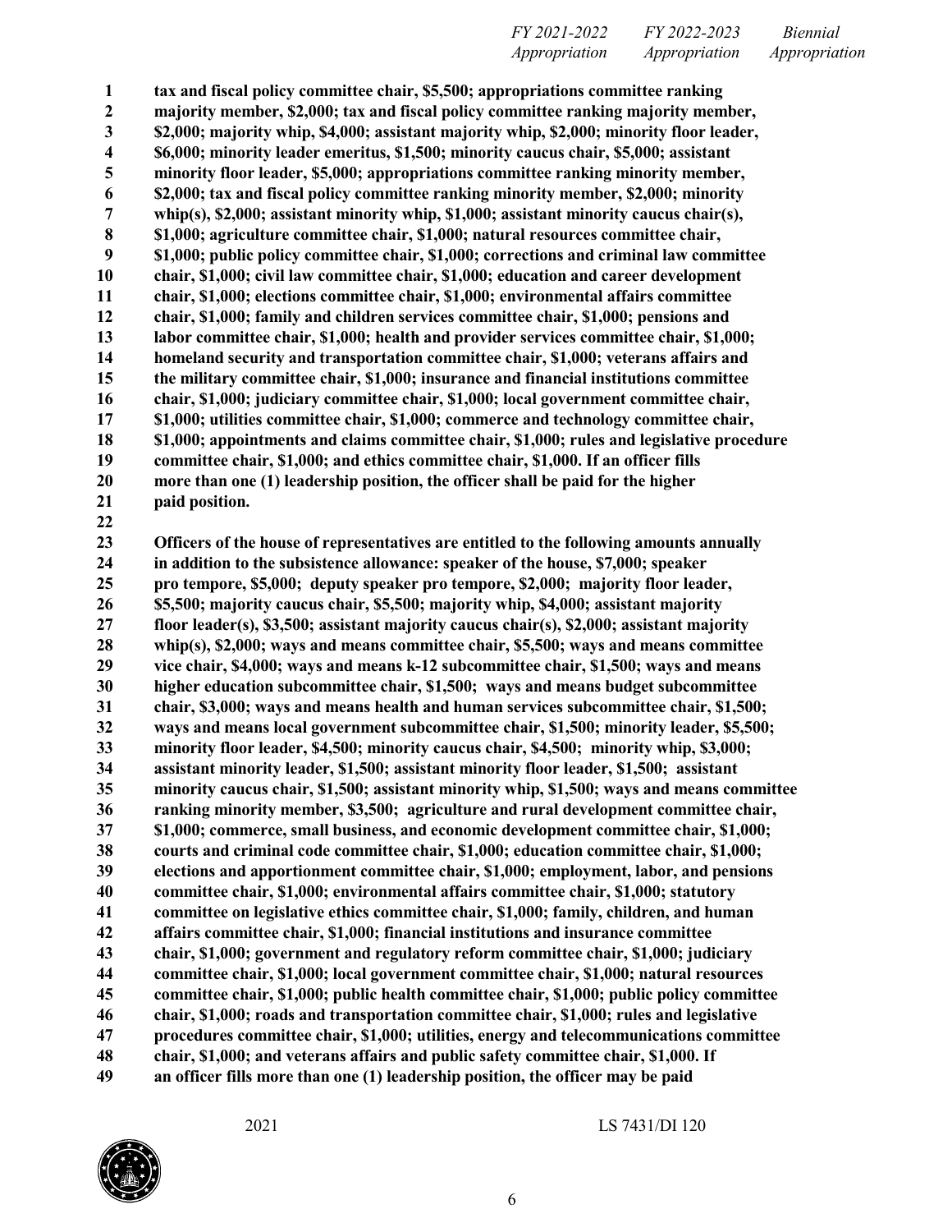**tax and fiscal policy committee chair, $5,500; appropriations committee ranking majority member, $2,000; tax and fiscal policy committee ranking majority member, $2,000; majority whip, $4,000; assistant majority whip, $2,000; minority floor leader, $6,000; minority leader emeritus, $1,500; minority caucus chair, $5,000; assistant minority floor leader, $5,000; appropriations committee ranking minority member, $2,000; tax and fiscal policy committee ranking minority member, $2,000; minority whip(s), $2,000; assistant minority whip, $1,000; assistant minority caucus chair(s), $1,000; agriculture committee chair, $1,000; natural resources committee chair, $1,000; public policy committee chair, $1,000; corrections and criminal law committee chair, $1,000; civil law committee chair, $1,000; education and career development chair, $1,000; elections committee chair, $1,000; environmental affairs committee chair, $1,000; family and children services committee chair, $1,000; pensions and labor committee chair, $1,000; health and provider services committee chair, $1,000; homeland security and transportation committee chair, $1,000; veterans affairs and the military committee chair, $1,000; insurance and financial institutions committee chair, $1,000; judiciary committee chair, $1,000; local government committee chair, $1,000; utilities committee chair, $1,000; commerce and technology committee chair, $1,000; appointments and claims committee chair, $1,000; rules and legislative procedure committee chair, $1,000; and ethics committee chair, $1,000. If an officer fills more than one (1) leadership position, the officer shall be paid for the higher paid position.**

**Officers of the house of representatives are entitled to the following amounts annually in addition to the subsistence allowance: speaker of the house, $7,000; speaker pro tempore, $5,000; deputy speaker pro tempore, $2,000; majority floor leader, $5,500; majority caucus chair, $5,500; majority whip, $4,000; assistant majority floor leader(s), $3,500; assistant majority caucus chair(s), $2,000; assistant majority whip(s), $2,000; ways and means committee chair, $5,500; ways and means committee vice chair, $4,000; ways and means k-12 subcommittee chair, $1,500; ways and means higher education subcommittee chair, $1,500; ways and means budget subcommittee chair, $3,000; ways and means health and human services subcommittee chair, $1,500; ways and means local government subcommittee chair, $1,500; minority leader, $5,500; minority floor leader, $4,500; minority caucus chair, $4,500; minority whip, $3,000; assistant minority leader, $1,500; assistant minority floor leader, $1,500; assistant minority caucus chair, $1,500; assistant minority whip, $1,500; ways and means committee ranking minority member, $3,500; agriculture and rural development committee chair, $1,000; commerce, small business, and economic development committee chair, $1,000; courts and criminal code committee chair, $1,000; education committee chair, $1,000; elections and apportionment committee chair, $1,000; employment, labor, and pensions committee chair, $1,000; environmental affairs committee chair, $1,000; statutory committee on legislative ethics committee chair, $1,000; family, children, and human affairs committee chair, $1,000; financial institutions and insurance committee chair, $1,000; government and regulatory reform committee chair, $1,000; judiciary committee chair, $1,000; local government committee chair, $1,000; natural resources committee chair, $1,000; public health committee chair, $1,000; public policy committee chair, $1,000; roads and transportation committee chair, $1,000; rules and legislative procedures committee chair, $1,000; utilities, energy and telecommunications committee chair, $1,000; and veterans affairs and public safety committee chair, $1,000. If an officer fills more than one (1) leadership position, the officer may be paid**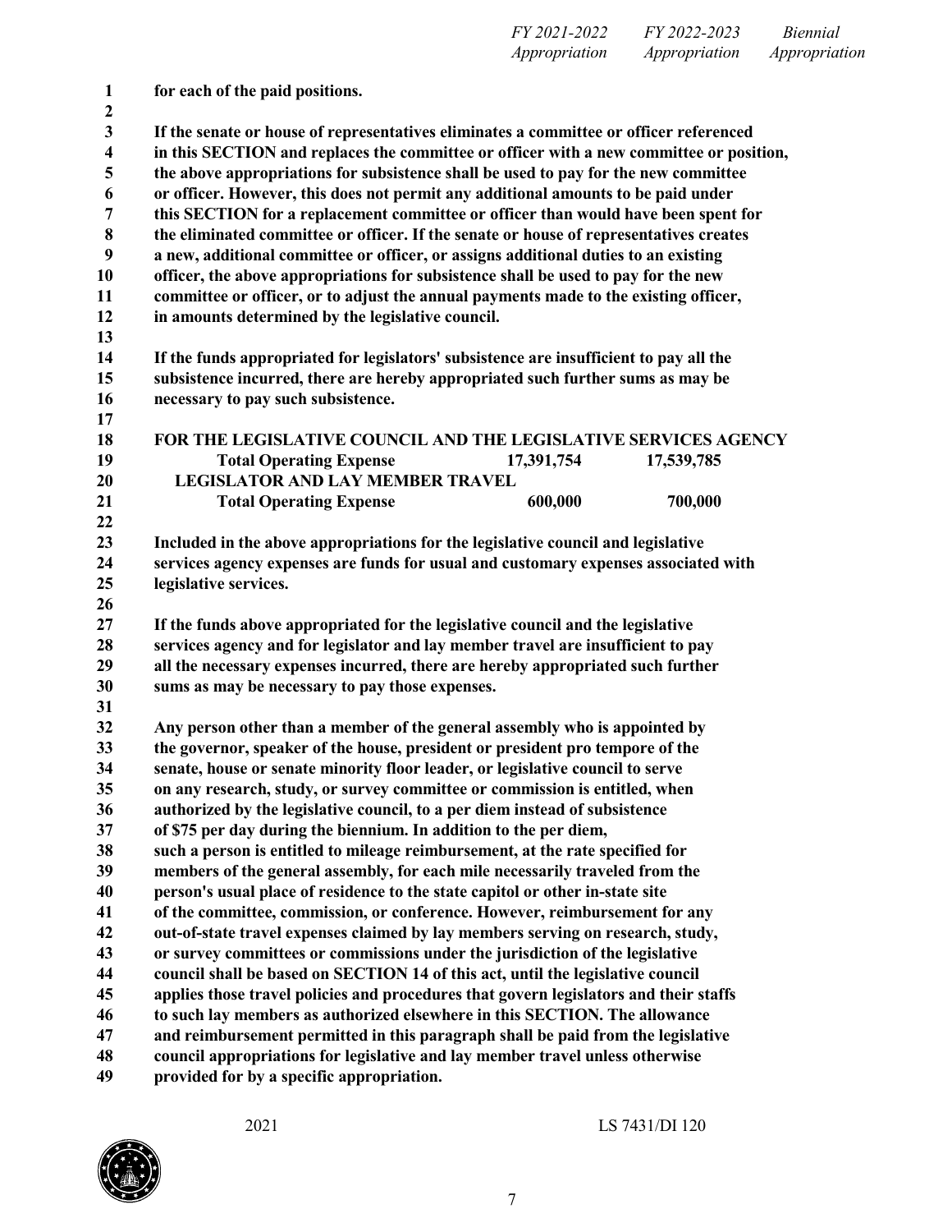for each of the paid positions.

If the senate or house of representatives eliminates a committee or officer referenced in this SECTION and replaces the committee or officer with a new committee or position, the above appropriations for subsistence shall be used to pay for the new committee or officer. However, this does not permit any additional amounts to be paid under this SECTION for a replacement committee or officer than would have been spent for the eliminated committee or officer. If the senate or house of representatives creates a new, additional committee or officer, or assigns additional duties to an existing officer, the above appropriations for subsistence shall be used to pay for the new committee or officer, or to adjust the annual payments made to the existing officer, in amounts determined by the legislative council.

If the funds appropriated for legislators' subsistence are insufficient to pay all the subsistence incurred, there are hereby appropriated such further sums as may be necessary to pay such subsistence.

| | FY 2021-2022 Appropriation | FY 2022-2023 Appropriation | Biennial Appropriation |
|---|---|---|---|
| **FOR THE LEGISLATIVE COUNCIL AND THE LEGISLATIVE SERVICES AGENCY** | | | |
| Total Operating Expense | 17,391,754 | 17,539,785 | |
| **LEGISLATOR AND LAY MEMBER TRAVEL** | | | |
| Total Operating Expense | 600,000 | 700,000 | |

Included in the above appropriations for the legislative council and legislative services agency expenses are funds for usual and customary expenses associated with legislative services.

If the funds above appropriated for the legislative council and the legislative services agency and for legislator and lay member travel are insufficient to pay all the necessary expenses incurred, there are hereby appropriated such further sums as may be necessary to pay those expenses.

Any person other than a member of the general assembly who is appointed by the governor, speaker of the house, president or president pro tempore of the senate, house or senate minority floor leader, or legislative council to serve on any research, study, or survey committee or commission is entitled, when authorized by the legislative council, to a per diem instead of subsistence of $75 per day during the biennium. In addition to the per diem, such a person is entitled to mileage reimbursement, at the rate specified for members of the general assembly, for each mile necessarily traveled from the person's usual place of residence to the state capitol or other in-state site of the committee, commission, or conference. However, reimbursement for any out-of-state travel expenses claimed by lay members serving on research, study, or survey committees or commissions under the jurisdiction of the legislative council shall be based on SECTION 14 of this act, until the legislative council applies those travel policies and procedures that govern legislators and their staffs to such lay members as authorized elsewhere in this SECTION. The allowance and reimbursement permitted in this paragraph shall be paid from the legislative council appropriations for legislative and lay member travel unless otherwise provided for by a specific appropriation.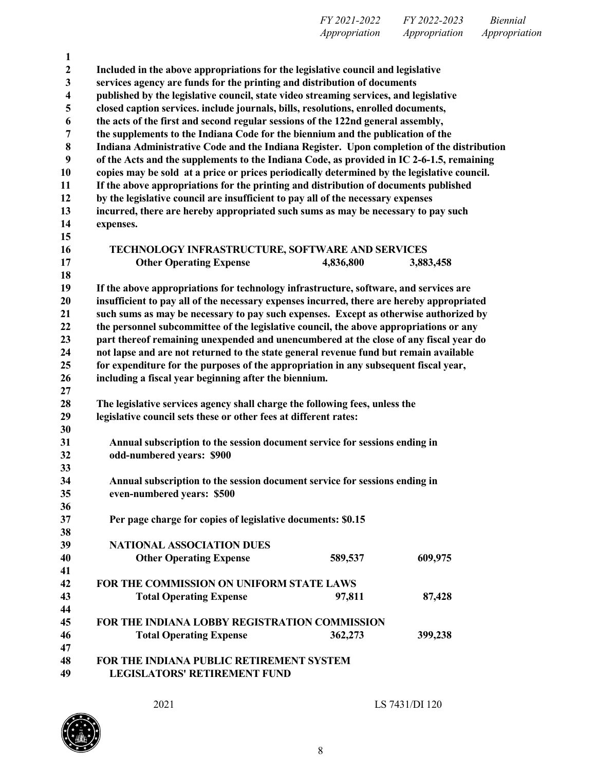| | FY 2021-2022 Appropriation | FY 2022-2023 Appropriation | Biennial Appropriation |
|---|---|---|---|

**Included in the above appropriations for the legislative council and legislative services agency are funds for the printing and distribution of documents published by the legislative council, state video streaming services, and legislative closed caption services. include journals, bills, resolutions, enrolled documents, the acts of the first and second regular sessions of the 122nd general assembly, the supplements to the Indiana Code for the biennium and the publication of the Indiana Administrative Code and the Indiana Register. Upon completion of the distribution of the Acts and the supplements to the Indiana Code, as provided in IC 2-6-1.5, remaining copies may be sold at a price or prices periodically determined by the legislative council. If the above appropriations for the printing and distribution of documents published by the legislative council are insufficient to pay all of the necessary expenses incurred, there are hereby appropriated such sums as may be necessary to pay such expenses.**

| | FY 2021-2022 Appropriation | FY 2022-2023 Appropriation | Biennial Appropriation |
|---|---|---|---|
| **TECHNOLOGY INFRASTRUCTURE, SOFTWARE AND SERVICES** | | | |
| **Other Operating Expense** | **4,836,800** | **3,883,458** | |

**If the above appropriations for technology infrastructure, software, and services are insufficient to pay all of the necessary expenses incurred, there are hereby appropriated such sums as may be necessary to pay such expenses. Except as otherwise authorized by the personnel subcommittee of the legislative council, the above appropriations or any part thereof remaining unexpended and unencumbered at the close of any fiscal year do not lapse and are not returned to the state general revenue fund but remain available for expenditure for the purposes of the appropriation in any subsequent fiscal year, including a fiscal year beginning after the biennium.**

**The legislative services agency shall charge the following fees, unless the legislative council sets these or other fees at different rates:**

**Annual subscription to the session document service for sessions ending in odd-numbered years: $900**

**Annual subscription to the session document service for sessions ending in even-numbered years: $500**

**Per page charge for copies of legislative documents: $0.15**

| | FY 2021-2022 Appropriation | FY 2022-2023 Appropriation | Biennial Appropriation |
|---|---|---|---|
| **NATIONAL ASSOCIATION DUES** | | | |
| **Other Operating Expense** | **589,537** | **609,975** | |
| **FOR THE COMMISSION ON UNIFORM STATE LAWS** | | | |
| **Total Operating Expense** | **97,811** | **87,428** | |
| **FOR THE INDIANA LOBBY REGISTRATION COMMISSION** | | | |
| **Total Operating Expense** | **362,273** | **399,238** | |

**FOR THE INDIANA PUBLIC RETIREMENT SYSTEM**
**LEGISLATORS' RETIREMENT FUND**

2021 LS 7431/DI 120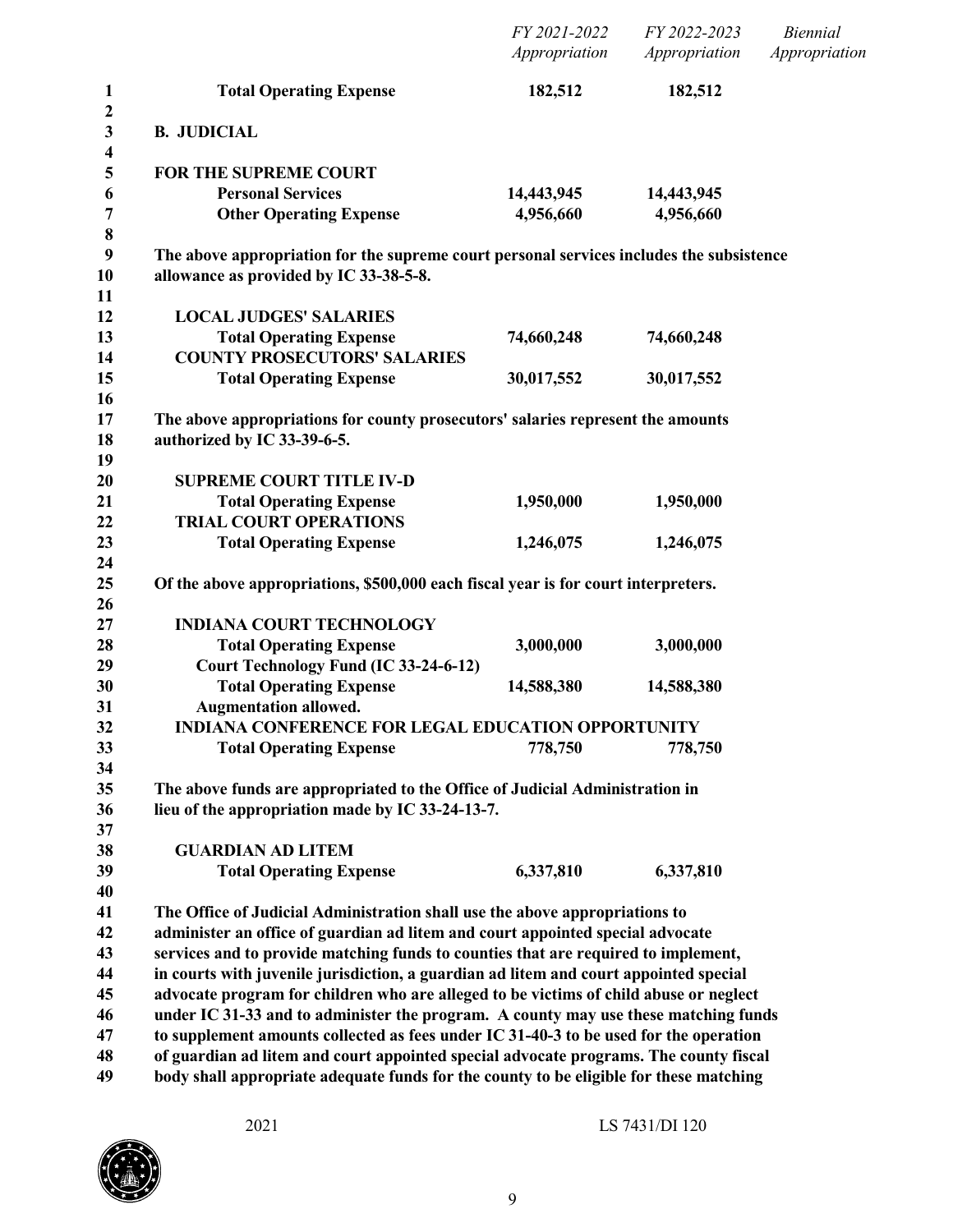| | FY 2021-2022 Appropriation | FY 2022-2023 Appropriation | Biennial Appropriation |
|---|---|---|---|
| **Total Operating Expense** | **182,512** | **182,512** | |

**B. JUDICIAL**

**FOR THE SUPREME COURT**

| | FY 2021-2022 Appropriation | FY 2022-2023 Appropriation | Biennial Appropriation |
|---|---|---|---|
| **Personal Services** | **14,443,945** | **14,443,945** | |
| **Other Operating Expense** | **4,956,660** | **4,956,660** | |

**The above appropriation for the supreme court personal services includes the subsistence allowance as provided by IC 33-38-5-8.**

| | FY 2021-2022 Appropriation | FY 2022-2023 Appropriation | Biennial Appropriation |
|---|---|---|---|
| **LOCAL JUDGES' SALARIES** | | | |
| **Total Operating Expense** | **74,660,248** | **74,660,248** | |
| **COUNTY PROSECUTORS' SALARIES** | | | |
| **Total Operating Expense** | **30,017,552** | **30,017,552** | |

**The above appropriations for county prosecutors' salaries represent the amounts authorized by IC 33-39-6-5.**

| | FY 2021-2022 Appropriation | FY 2022-2023 Appropriation | Biennial Appropriation |
|---|---|---|---|
| **SUPREME COURT TITLE IV-D** | | | |
| **Total Operating Expense** | **1,950,000** | **1,950,000** | |
| **TRIAL COURT OPERATIONS** | | | |
| **Total Operating Expense** | **1,246,075** | **1,246,075** | |

**Of the above appropriations, $500,000 each fiscal year is for court interpreters.**

| | FY 2021-2022 Appropriation | FY 2022-2023 Appropriation | Biennial Appropriation |
|---|---|---|---|
| **INDIANA COURT TECHNOLOGY** | | | |
| **Total Operating Expense** | **3,000,000** | **3,000,000** | |
| **Court Technology Fund (IC 33-24-6-12)** | | | |
| **Total Operating Expense** | **14,588,380** | **14,588,380** | |
| **Augmentation allowed.** | | | |
| **INDIANA CONFERENCE FOR LEGAL EDUCATION OPPORTUNITY** | | | |
| **Total Operating Expense** | **778,750** | **778,750** | |

**The above funds are appropriated to the Office of Judicial Administration in lieu of the appropriation made by IC 33-24-13-7.**

| | FY 2021-2022 Appropriation | FY 2022-2023 Appropriation | Biennial Appropriation |
|---|---|---|---|
| **GUARDIAN AD LITEM** | | | |
| **Total Operating Expense** | **6,337,810** | **6,337,810** | |

**The Office of Judicial Administration shall use the above appropriations to administer an office of guardian ad litem and court appointed special advocate services and to provide matching funds to counties that are required to implement, in courts with juvenile jurisdiction, a guardian ad litem and court appointed special advocate program for children who are alleged to be victims of child abuse or neglect under IC 31-33 and to administer the program. A county may use these matching funds to supplement amounts collected as fees under IC 31-40-3 to be used for the operation of guardian ad litem and court appointed special advocate programs. The county fiscal body shall appropriate adequate funds for the county to be eligible for these matching**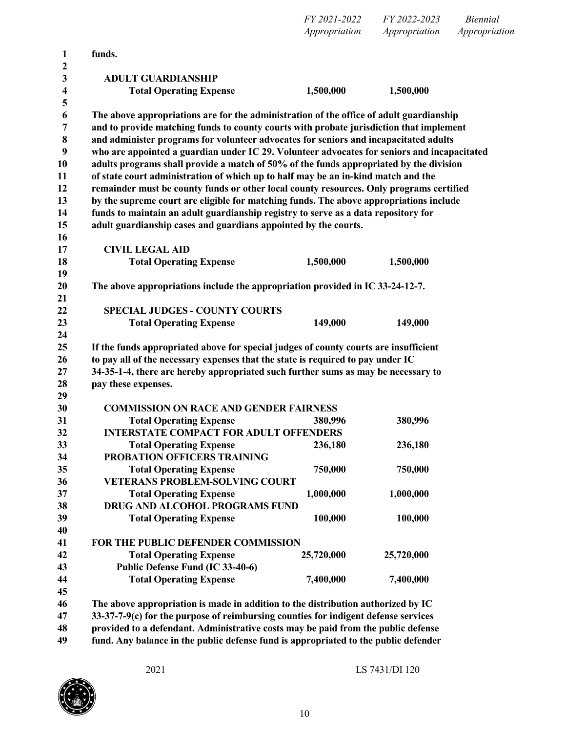| | FY 2021-2022 Appropriation | FY 2022-2023 Appropriation | Biennial Appropriation |
|---|---|---|---|

**funds.**

**ADULT GUARDIANSHIP**

| | | | |
|---|---|---|---|
| **Total Operating Expense** | **1,500,000** | **1,500,000** | |

**The above appropriations are for the administration of the office of adult guardianship and to provide matching funds to county courts with probate jurisdiction that implement and administer programs for volunteer advocates for seniors and incapacitated adults who are appointed a guardian under IC 29. Volunteer advocates for seniors and incapacitated adults programs shall provide a match of 50% of the funds appropriated by the division of state court administration of which up to half may be an in-kind match and the remainder must be county funds or other local county resources. Only programs certified by the supreme court are eligible for matching funds. The above appropriations include funds to maintain an adult guardianship registry to serve as a data repository for adult guardianship cases and guardians appointed by the courts.**

**CIVIL LEGAL AID**

| | | | |
|---|---|---|---|
| **Total Operating Expense** | **1,500,000** | **1,500,000** | |

**The above appropriations include the appropriation provided in IC 33-24-12-7.**

**SPECIAL JUDGES - COUNTY COURTS**

| | | | |
|---|---|---|---|
| **Total Operating Expense** | **149,000** | **149,000** | |

**If the funds appropriated above for special judges of county courts are insufficient to pay all of the necessary expenses that the state is required to pay under IC 34-35-1-4, there are hereby appropriated such further sums as may be necessary to pay these expenses.**

| | | | |
|---|---|---|---|
| **COMMISSION ON RACE AND GENDER FAIRNESS** | | | |
| **Total Operating Expense** | **380,996** | **380,996** | |
| **INTERSTATE COMPACT FOR ADULT OFFENDERS** | | | |
| **Total Operating Expense** | **236,180** | **236,180** | |
| **PROBATION OFFICERS TRAINING** | | | |
| **Total Operating Expense** | **750,000** | **750,000** | |
| **VETERANS PROBLEM-SOLVING COURT** | | | |
| **Total Operating Expense** | **1,000,000** | **1,000,000** | |
| **DRUG AND ALCOHOL PROGRAMS FUND** | | | |
| **Total Operating Expense** | **100,000** | **100,000** | |

**FOR THE PUBLIC DEFENDER COMMISSION**

| | | | |
|---|---|---|---|
| **Total Operating Expense** | **25,720,000** | **25,720,000** | |
| **Public Defense Fund (IC 33-40-6)** | | | |
| **Total Operating Expense** | **7,400,000** | **7,400,000** | |

**The above appropriation is made in addition to the distribution authorized by IC 33-37-7-9(c) for the purpose of reimbursing counties for indigent defense services provided to a defendant. Administrative costs may be paid from the public defense fund. Any balance in the public defense fund is appropriated to the public defender**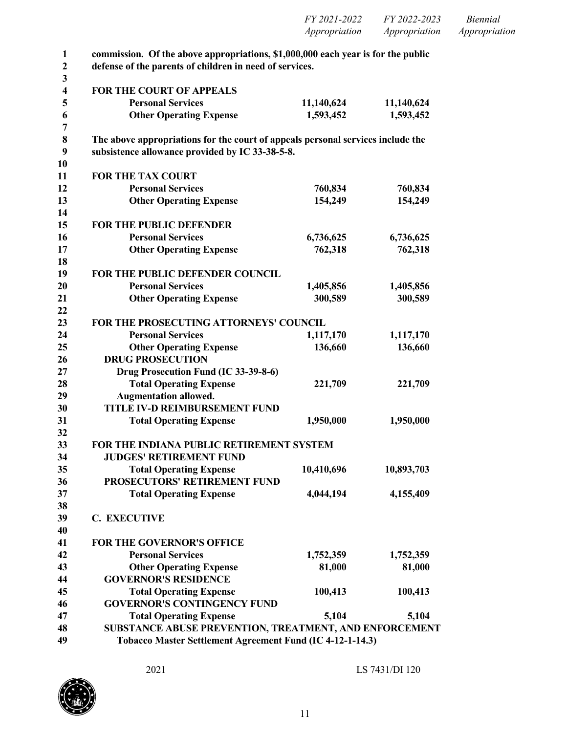| | FY 2021-2022 Appropriation | FY 2022-2023 Appropriation | Biennial Appropriation |
|---|---|---|---|
| **commission. Of the above appropriations, $1,000,000 each year is for the public defense of the parents of children in need of services.** | | | |
| | | | |
| **FOR THE COURT OF APPEALS** | | | |
| **Personal Services** | **11,140,624** | **11,140,624** | |
| **Other Operating Expense** | **1,593,452** | **1,593,452** | |
| | | | |
| **The above appropriations for the court of appeals personal services include the subsistence allowance provided by IC 33-38-5-8.** | | | |
| | | | |
| **FOR THE TAX COURT** | | | |
| **Personal Services** | **760,834** | **760,834** | |
| **Other Operating Expense** | **154,249** | **154,249** | |
| | | | |
| **FOR THE PUBLIC DEFENDER** | | | |
| **Personal Services** | **6,736,625** | **6,736,625** | |
| **Other Operating Expense** | **762,318** | **762,318** | |
| | | | |
| **FOR THE PUBLIC DEFENDER COUNCIL** | | | |
| **Personal Services** | **1,405,856** | **1,405,856** | |
| **Other Operating Expense** | **300,589** | **300,589** | |
| | | | |
| **FOR THE PROSECUTING ATTORNEYS' COUNCIL** | | | |
| **Personal Services** | **1,117,170** | **1,117,170** | |
| **Other Operating Expense** | **136,660** | **136,660** | |
| **DRUG PROSECUTION** | | | |
| **Drug Prosecution Fund (IC 33-39-8-6)** | | | |
| **Total Operating Expense** | **221,709** | **221,709** | |
| **Augmentation allowed.** | | | |
| **TITLE IV-D REIMBURSEMENT FUND** | | | |
| **Total Operating Expense** | **1,950,000** | **1,950,000** | |
| | | | |
| **FOR THE INDIANA PUBLIC RETIREMENT SYSTEM** | | | |
| **JUDGES' RETIREMENT FUND** | | | |
| **Total Operating Expense** | **10,410,696** | **10,893,703** | |
| **PROSECUTORS' RETIREMENT FUND** | | | |
| **Total Operating Expense** | **4,044,194** | **4,155,409** | |
| | | | |
| **C. EXECUTIVE** | | | |
| | | | |
| **FOR THE GOVERNOR'S OFFICE** | | | |
| **Personal Services** | **1,752,359** | **1,752,359** | |
| **Other Operating Expense** | **81,000** | **81,000** | |
| **GOVERNOR'S RESIDENCE** | | | |
| **Total Operating Expense** | **100,413** | **100,413** | |
| **GOVERNOR'S CONTINGENCY FUND** | | | |
| **Total Operating Expense** | **5,104** | **5,104** | |
| **SUBSTANCE ABUSE PREVENTION, TREATMENT, AND ENFORCEMENT** | | | |
| **Tobacco Master Settlement Agreement Fund (IC 4-12-1-14.3)** | | | |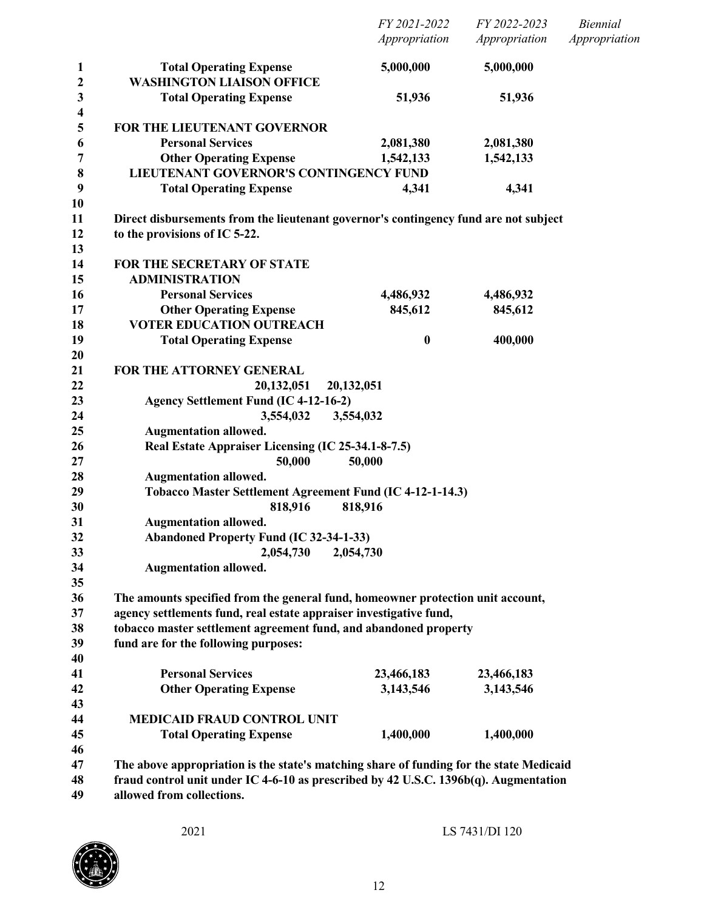| | FY 2021-2022 Appropriation | FY 2022-2023 Appropriation | Biennial Appropriation |
|---|---|---|---|
| **Total Operating Expense** | **5,000,000** | **5,000,000** | |
| **WASHINGTON LIAISON OFFICE** | | | |
| **Total Operating Expense** | **51,936** | **51,936** | |

**FOR THE LIEUTENANT GOVERNOR**

| | FY 2021-2022 Appropriation | FY 2022-2023 Appropriation | Biennial Appropriation |
|---|---|---|---|
| **Personal Services** | **2,081,380** | **2,081,380** | |
| **Other Operating Expense** | **1,542,133** | **1,542,133** | |
| **LIEUTENANT GOVERNOR'S CONTINGENCY FUND** | | | |
| **Total Operating Expense** | **4,341** | **4,341** | |

**Direct disbursements from the lieutenant governor's contingency fund are not subject to the provisions of IC 5-22.**

**FOR THE SECRETARY OF STATE**

| | FY 2021-2022 Appropriation | FY 2022-2023 Appropriation | Biennial Appropriation |
|---|---|---|---|
| **ADMINISTRATION** | | | |
| **Personal Services** | **4,486,932** | **4,486,932** | |
| **Other Operating Expense** | **845,612** | **845,612** | |
| **VOTER EDUCATION OUTREACH** | | | |
| **Total Operating Expense** | **0** | **400,000** | |

**FOR THE ATTORNEY GENERAL**

**20,132,051 20,132,051**

**Agency Settlement Fund (IC 4-12-16-2)**

**3,554,032 3,554,032**

**Augmentation allowed.**

**Real Estate Appraiser Licensing (IC 25-34.1-8-7.5)**

**50,000 50,000**

**Augmentation allowed.**

**Tobacco Master Settlement Agreement Fund (IC 4-12-1-14.3)**

**818,916 818,916**

**Augmentation allowed.**

**Abandoned Property Fund (IC 32-34-1-33)**

**2,054,730 2,054,730**

**Augmentation allowed.**

**The amounts specified from the general fund, homeowner protection unit account, agency settlements fund, real estate appraiser investigative fund, tobacco master settlement agreement fund, and abandoned property fund are for the following purposes:**

| | FY 2021-2022 Appropriation | FY 2022-2023 Appropriation | Biennial Appropriation |
|---|---|---|---|
| **Personal Services** | **23,466,183** | **23,466,183** | |
| **Other Operating Expense** | **3,143,546** | **3,143,546** | |
| **MEDICAID FRAUD CONTROL UNIT** | | | |
| **Total Operating Expense** | **1,400,000** | **1,400,000** | |

**The above appropriation is the state's matching share of funding for the state Medicaid fraud control unit under IC 4-6-10 as prescribed by 42 U.S.C. 1396b(q). Augmentation allowed from collections.**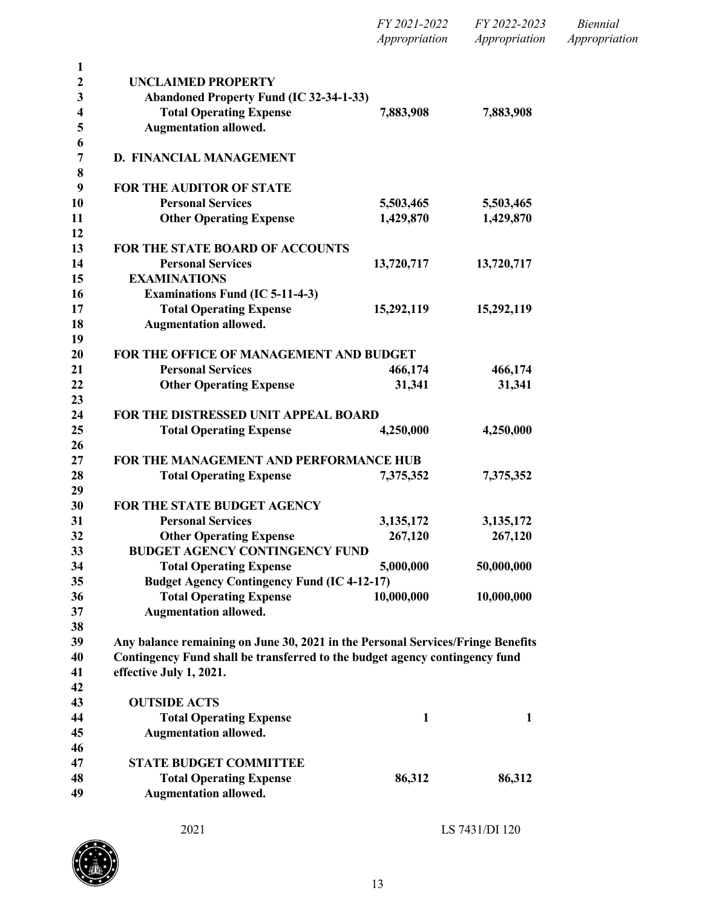| | FY 2021-2022 Appropriation | FY 2022-2023 Appropriation | Biennial Appropriation |
|---|---|---|---|
| **UNCLAIMED PROPERTY** | | | |
| **Abandoned Property Fund (IC 32-34-1-33)** | | | |
| **Total Operating Expense** | **7,883,908** | **7,883,908** | |
| **Augmentation allowed.** | | | |

**D. FINANCIAL MANAGEMENT**

| | FY 2021-2022 Appropriation | FY 2022-2023 Appropriation | Biennial Appropriation |
|---|---|---|---|
| **FOR THE AUDITOR OF STATE** | | | |
| **Personal Services** | **5,503,465** | **5,503,465** | |
| **Other Operating Expense** | **1,429,870** | **1,429,870** | |
| **FOR THE STATE BOARD OF ACCOUNTS** | | | |
| **Personal Services** | **13,720,717** | **13,720,717** | |
| **EXAMINATIONS** | | | |
| **Examinations Fund (IC 5-11-4-3)** | | | |
| **Total Operating Expense** | **15,292,119** | **15,292,119** | |
| **Augmentation allowed.** | | | |
| **FOR THE OFFICE OF MANAGEMENT AND BUDGET** | | | |
| **Personal Services** | **466,174** | **466,174** | |
| **Other Operating Expense** | **31,341** | **31,341** | |
| **FOR THE DISTRESSED UNIT APPEAL BOARD** | | | |
| **Total Operating Expense** | **4,250,000** | **4,250,000** | |
| **FOR THE MANAGEMENT AND PERFORMANCE HUB** | | | |
| **Total Operating Expense** | **7,375,352** | **7,375,352** | |
| **FOR THE STATE BUDGET AGENCY** | | | |
| **Personal Services** | **3,135,172** | **3,135,172** | |
| **Other Operating Expense** | **267,120** | **267,120** | |
| **BUDGET AGENCY CONTINGENCY FUND** | | | |
| **Total Operating Expense** | **5,000,000** | **50,000,000** | |
| **Budget Agency Contingency Fund (IC 4-12-17)** | | | |
| **Total Operating Expense** | **10,000,000** | **10,000,000** | |
| **Augmentation allowed.** | | | |

**Any balance remaining on June 30, 2021 in the Personal Services/Fringe Benefits Contingency Fund shall be transferred to the budget agency contingency fund effective July 1, 2021.**

| | FY 2021-2022 Appropriation | FY 2022-2023 Appropriation | Biennial Appropriation |
|---|---|---|---|
| **OUTSIDE ACTS** | | | |
| **Total Operating Expense** | **1** | **1** | |
| **Augmentation allowed.** | | | |
| **STATE BUDGET COMMITTEE** | | | |
| **Total Operating Expense** | **86,312** | **86,312** | |
| **Augmentation allowed.** | | | |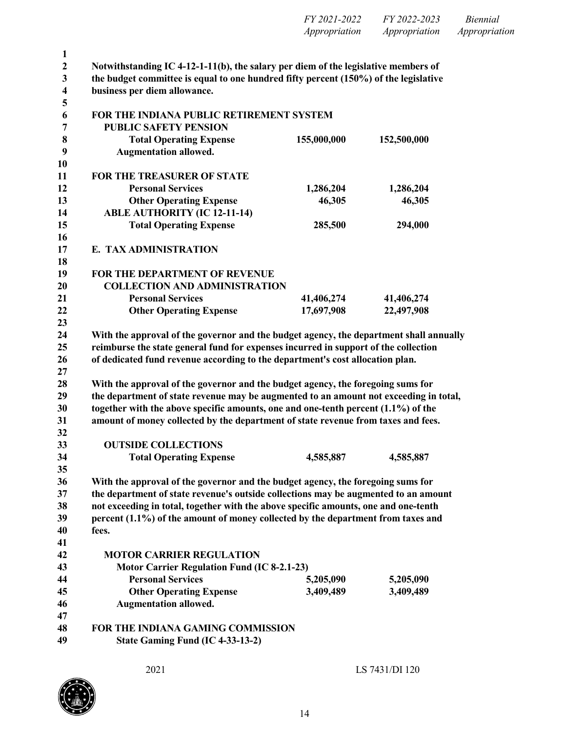| | FY 2021-2022 Appropriation | FY 2022-2023 Appropriation | Biennial Appropriation |
|---|---|---|---|

**Notwithstanding IC 4-12-1-11(b), the salary per diem of the legislative members of the budget committee is equal to one hundred fifty percent (150%) of the legislative business per diem allowance.**

**FOR THE INDIANA PUBLIC RETIREMENT SYSTEM**

| | FY 2021-2022 Appropriation | FY 2022-2023 Appropriation | Biennial Appropriation |
|---|---|---|---|
| **PUBLIC SAFETY PENSION** | | | |
| **Total Operating Expense** | **155,000,000** | **152,500,000** | |
| **Augmentation allowed.** | | | |

**FOR THE TREASURER OF STATE**

| | FY 2021-2022 Appropriation | FY 2022-2023 Appropriation | Biennial Appropriation |
|---|---|---|---|
| **Personal Services** | **1,286,204** | **1,286,204** | |
| **Other Operating Expense** | **46,305** | **46,305** | |
| **ABLE AUTHORITY (IC 12-11-14)** | | | |
| **Total Operating Expense** | **285,500** | **294,000** | |

## E. TAX ADMINISTRATION

**FOR THE DEPARTMENT OF REVENUE**

| | FY 2021-2022 Appropriation | FY 2022-2023 Appropriation | Biennial Appropriation |
|---|---|---|---|
| **COLLECTION AND ADMINISTRATION** | | | |
| **Personal Services** | **41,406,274** | **41,406,274** | |
| **Other Operating Expense** | **17,697,908** | **22,497,908** | |

**With the approval of the governor and the budget agency, the department shall annually reimburse the state general fund for expenses incurred in support of the collection of dedicated fund revenue according to the department's cost allocation plan.**

**With the approval of the governor and the budget agency, the foregoing sums for the department of state revenue may be augmented to an amount not exceeding in total, together with the above specific amounts, one and one-tenth percent (1.1%) of the amount of money collected by the department of state revenue from taxes and fees.**

| | FY 2021-2022 Appropriation | FY 2022-2023 Appropriation | Biennial Appropriation |
|---|---|---|---|
| **OUTSIDE COLLECTIONS** | | | |
| **Total Operating Expense** | **4,585,887** | **4,585,887** | |

**With the approval of the governor and the budget agency, the foregoing sums for the department of state revenue's outside collections may be augmented to an amount not exceeding in total, together with the above specific amounts, one and one-tenth percent (1.1%) of the amount of money collected by the department from taxes and fees.**

| | FY 2021-2022 Appropriation | FY 2022-2023 Appropriation | Biennial Appropriation |
|---|---|---|---|
| **MOTOR CARRIER REGULATION** | | | |
| **Motor Carrier Regulation Fund (IC 8-2.1-23)** | | | |
| **Personal Services** | **5,205,090** | **5,205,090** | |
| **Other Operating Expense** | **3,409,489** | **3,409,489** | |
| **Augmentation allowed.** | | | |

**FOR THE INDIANA GAMING COMMISSION**

**State Gaming Fund (IC 4-33-13-2)**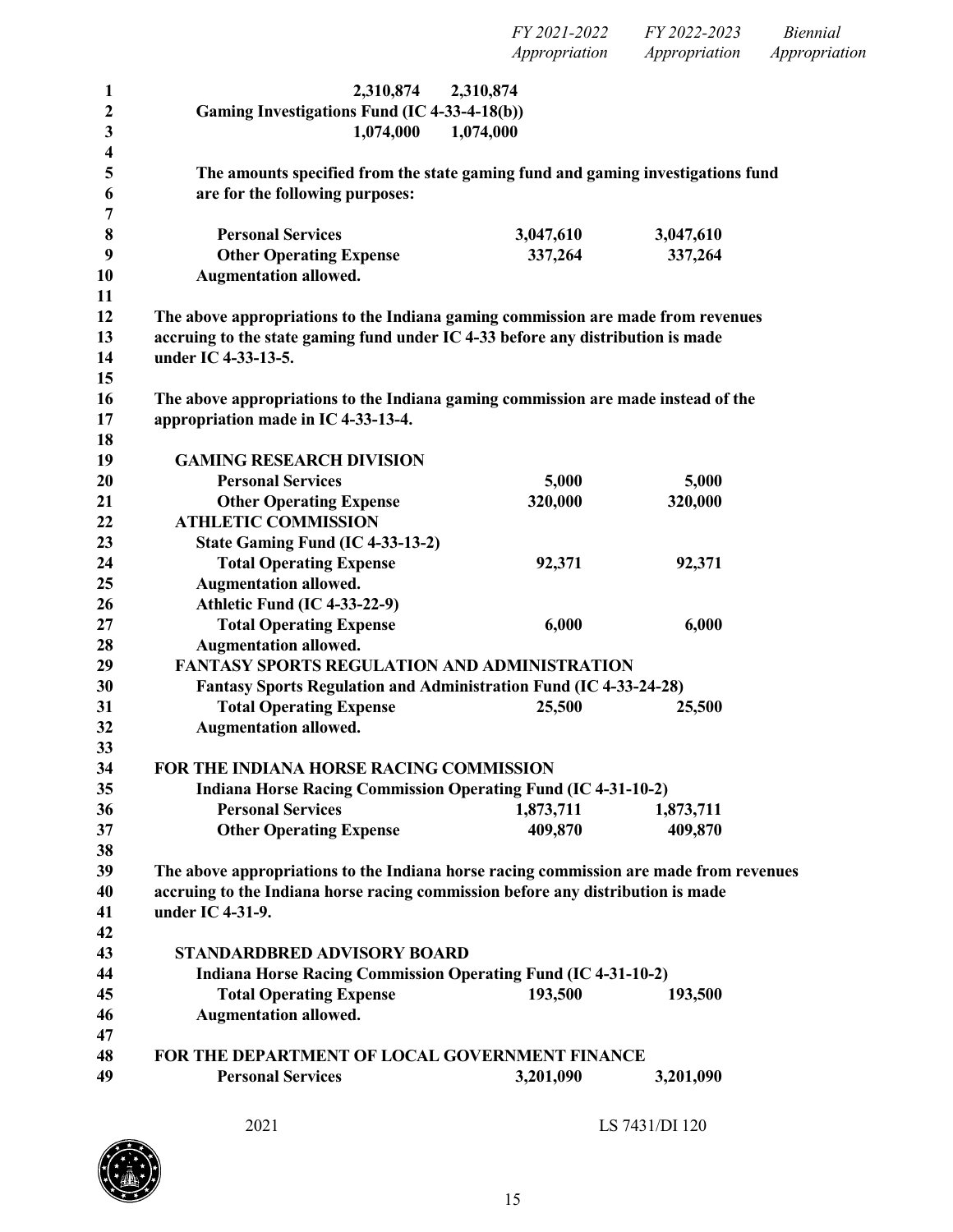| | FY 2021-2022 Appropriation | FY 2022-2023 Appropriation | Biennial Appropriation |
|---|---|---|---|
| 2,310,874 2,310,874 | | | |
| Gaming Investigations Fund (IC 4-33-4-18(b)) | | | |
| 1,074,000 1,074,000 | | | |

**The amounts specified from the state gaming fund and gaming investigations fund are for the following purposes:**

| | | | |
|---|---|---|---|
| **Personal Services** | **3,047,610** | **3,047,610** | |
| **Other Operating Expense** | **337,264** | **337,264** | |

**Augmentation allowed.**

**The above appropriations to the Indiana gaming commission are made from revenues accruing to the state gaming fund under IC 4-33 before any distribution is made under IC 4-33-13-5.**

**The above appropriations to the Indiana gaming commission are made instead of the appropriation made in IC 4-33-13-4.**

**GAMING RESEARCH DIVISION**

| | | | |
|---|---|---|---|
| **Personal Services** | **5,000** | **5,000** | |
| **Other Operating Expense** | **320,000** | **320,000** | |

**ATHLETIC COMMISSION**

**State Gaming Fund (IC 4-33-13-2)**

| | | | |
|---|---|---|---|
| **Total Operating Expense** | **92,371** | **92,371** | |

**Augmentation allowed.**

**Athletic Fund (IC 4-33-22-9)**

| | | | |
|---|---|---|---|
| **Total Operating Expense** | **6,000** | **6,000** | |

**Augmentation allowed.**

**FANTASY SPORTS REGULATION AND ADMINISTRATION**

**Fantasy Sports Regulation and Administration Fund (IC 4-33-24-28)**

| | | | |
|---|---|---|---|
| **Total Operating Expense** | **25,500** | **25,500** | |

**Augmentation allowed.**

**FOR THE INDIANA HORSE RACING COMMISSION**

**Indiana Horse Racing Commission Operating Fund (IC 4-31-10-2)**

| | | | |
|---|---|---|---|
| **Personal Services** | **1,873,711** | **1,873,711** | |
| **Other Operating Expense** | **409,870** | **409,870** | |

**The above appropriations to the Indiana horse racing commission are made from revenues accruing to the Indiana horse racing commission before any distribution is made under IC 4-31-9.**

**STANDARDBRED ADVISORY BOARD**

**Indiana Horse Racing Commission Operating Fund (IC 4-31-10-2)**

| | | | |
|---|---|---|---|
| **Total Operating Expense** | **193,500** | **193,500** | |

**Augmentation allowed.**

**FOR THE DEPARTMENT OF LOCAL GOVERNMENT FINANCE**

| | | | |
|---|---|---|---|
| **Personal Services** | **3,201,090** | **3,201,090** | |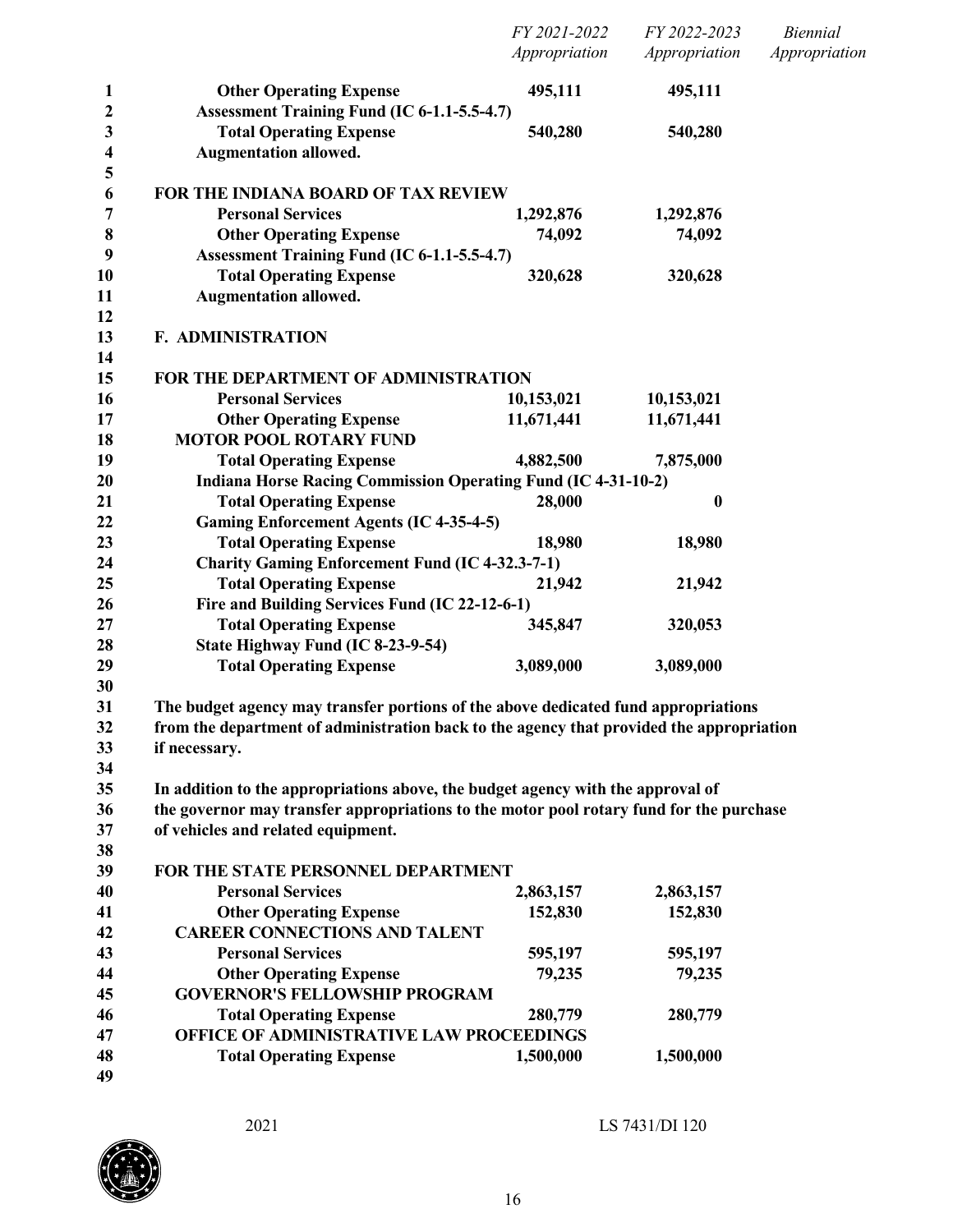| | FY 2021-2022 Appropriation | FY 2022-2023 Appropriation | Biennial Appropriation |
|---|---|---|---|
| **Other Operating Expense** | **495,111** | **495,111** | |
| **Assessment Training Fund (IC 6-1.1-5.5-4.7)** | | | |
| **Total Operating Expense** | **540,280** | **540,280** | |
| **Augmentation allowed.** | | | |
| | | | |
| **FOR THE INDIANA BOARD OF TAX REVIEW** | | | |
| **Personal Services** | **1,292,876** | **1,292,876** | |
| **Other Operating Expense** | **74,092** | **74,092** | |
| **Assessment Training Fund (IC 6-1.1-5.5-4.7)** | | | |
| **Total Operating Expense** | **320,628** | **320,628** | |
| **Augmentation allowed.** | | | |

**F. ADMINISTRATION**

| | FY 2021-2022 Appropriation | FY 2022-2023 Appropriation | Biennial Appropriation |
|---|---|---|---|
| **FOR THE DEPARTMENT OF ADMINISTRATION** | | | |
| **Personal Services** | **10,153,021** | **10,153,021** | |
| **Other Operating Expense** | **11,671,441** | **11,671,441** | |
| **MOTOR POOL ROTARY FUND** | | | |
| **Total Operating Expense** | **4,882,500** | **7,875,000** | |
| **Indiana Horse Racing Commission Operating Fund (IC 4-31-10-2)** | | | |
| **Total Operating Expense** | **28,000** | **0** | |
| **Gaming Enforcement Agents (IC 4-35-4-5)** | | | |
| **Total Operating Expense** | **18,980** | **18,980** | |
| **Charity Gaming Enforcement Fund (IC 4-32.3-7-1)** | | | |
| **Total Operating Expense** | **21,942** | **21,942** | |
| **Fire and Building Services Fund (IC 22-12-6-1)** | | | |
| **Total Operating Expense** | **345,847** | **320,053** | |
| **State Highway Fund (IC 8-23-9-54)** | | | |
| **Total Operating Expense** | **3,089,000** | **3,089,000** | |

**The budget agency may transfer portions of the above dedicated fund appropriations from the department of administration back to the agency that provided the appropriation if necessary.**

**In addition to the appropriations above, the budget agency with the approval of the governor may transfer appropriations to the motor pool rotary fund for the purchase of vehicles and related equipment.**

| | FY 2021-2022 Appropriation | FY 2022-2023 Appropriation | Biennial Appropriation |
|---|---|---|---|
| **FOR THE STATE PERSONNEL DEPARTMENT** | | | |
| **Personal Services** | **2,863,157** | **2,863,157** | |
| **Other Operating Expense** | **152,830** | **152,830** | |
| **CAREER CONNECTIONS AND TALENT** | | | |
| **Personal Services** | **595,197** | **595,197** | |
| **Other Operating Expense** | **79,235** | **79,235** | |
| **GOVERNOR'S FELLOWSHIP PROGRAM** | | | |
| **Total Operating Expense** | **280,779** | **280,779** | |
| **OFFICE OF ADMINISTRATIVE LAW PROCEEDINGS** | | | |
| **Total Operating Expense** | **1,500,000** | **1,500,000** | |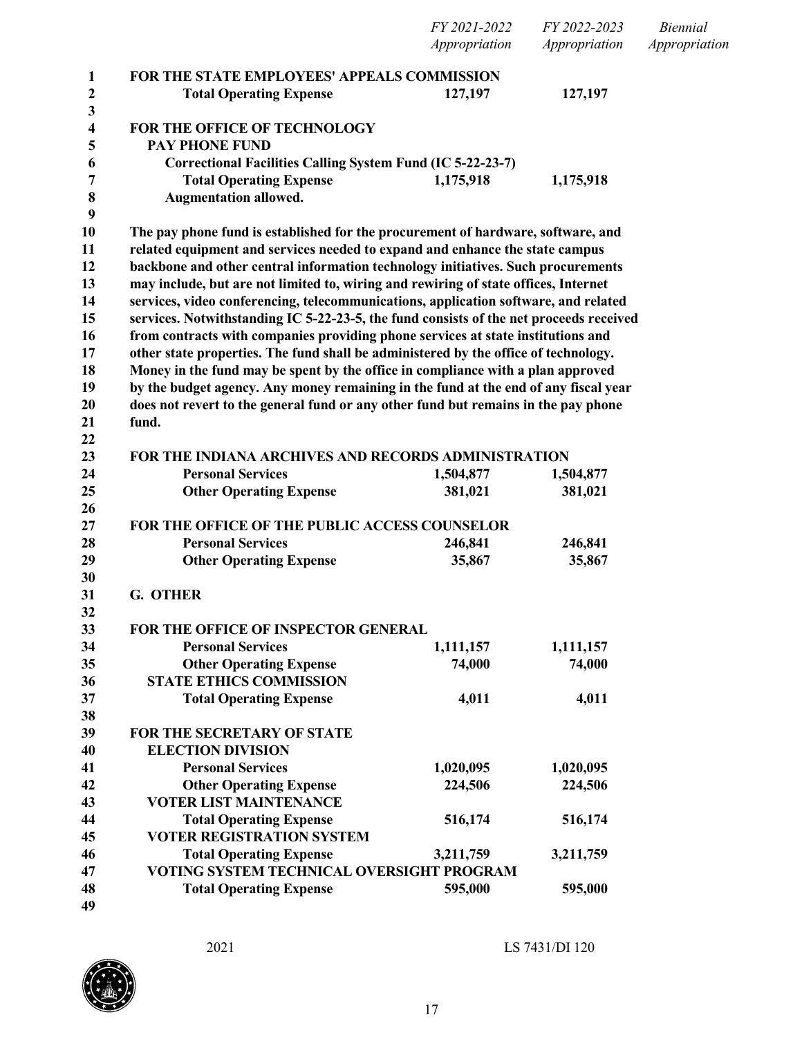| | FY 2021-2022 Appropriation | FY 2022-2023 Appropriation | Biennial Appropriation |
|---|---|---|---|
| **FOR THE STATE EMPLOYEES' APPEALS COMMISSION** | | | |
| **Total Operating Expense** | **127,197** | **127,197** | |
| | | | |
| **FOR THE OFFICE OF TECHNOLOGY** | | | |
| **PAY PHONE FUND** | | | |
| **Correctional Facilities Calling System Fund (IC 5-22-23-7)** | | | |
| **Total Operating Expense** | **1,175,918** | **1,175,918** | |
| **Augmentation allowed.** | | | |

**The pay phone fund is established for the procurement of hardware, software, and related equipment and services needed to expand and enhance the state campus backbone and other central information technology initiatives. Such procurements may include, but are not limited to, wiring and rewiring of state offices, Internet services, video conferencing, telecommunications, application software, and related services. Notwithstanding IC 5-22-23-5, the fund consists of the net proceeds received from contracts with companies providing phone services at state institutions and other state properties. The fund shall be administered by the office of technology. Money in the fund may be spent by the office in compliance with a plan approved by the budget agency. Any money remaining in the fund at the end of any fiscal year does not revert to the general fund or any other fund but remains in the pay phone fund.**

| | FY 2021-2022 Appropriation | FY 2022-2023 Appropriation | Biennial Appropriation |
|---|---|---|---|
| **FOR THE INDIANA ARCHIVES AND RECORDS ADMINISTRATION** | | | |
| **Personal Services** | **1,504,877** | **1,504,877** | |
| **Other Operating Expense** | **381,021** | **381,021** | |
| | | | |
| **FOR THE OFFICE OF THE PUBLIC ACCESS COUNSELOR** | | | |
| **Personal Services** | **246,841** | **246,841** | |
| **Other Operating Expense** | **35,867** | **35,867** | |

## G. OTHER

| | FY 2021-2022 Appropriation | FY 2022-2023 Appropriation | Biennial Appropriation |
|---|---|---|---|
| **FOR THE OFFICE OF INSPECTOR GENERAL** | | | |
| **Personal Services** | **1,111,157** | **1,111,157** | |
| **Other Operating Expense** | **74,000** | **74,000** | |
| **STATE ETHICS COMMISSION** | | | |
| **Total Operating Expense** | **4,011** | **4,011** | |
| | | | |
| **FOR THE SECRETARY OF STATE** | | | |
| **ELECTION DIVISION** | | | |
| **Personal Services** | **1,020,095** | **1,020,095** | |
| **Other Operating Expense** | **224,506** | **224,506** | |
| **VOTER LIST MAINTENANCE** | | | |
| **Total Operating Expense** | **516,174** | **516,174** | |
| **VOTER REGISTRATION SYSTEM** | | | |
| **Total Operating Expense** | **3,211,759** | **3,211,759** | |
| **VOTING SYSTEM TECHNICAL OVERSIGHT PROGRAM** | | | |
| **Total Operating Expense** | **595,000** | **595,000** | |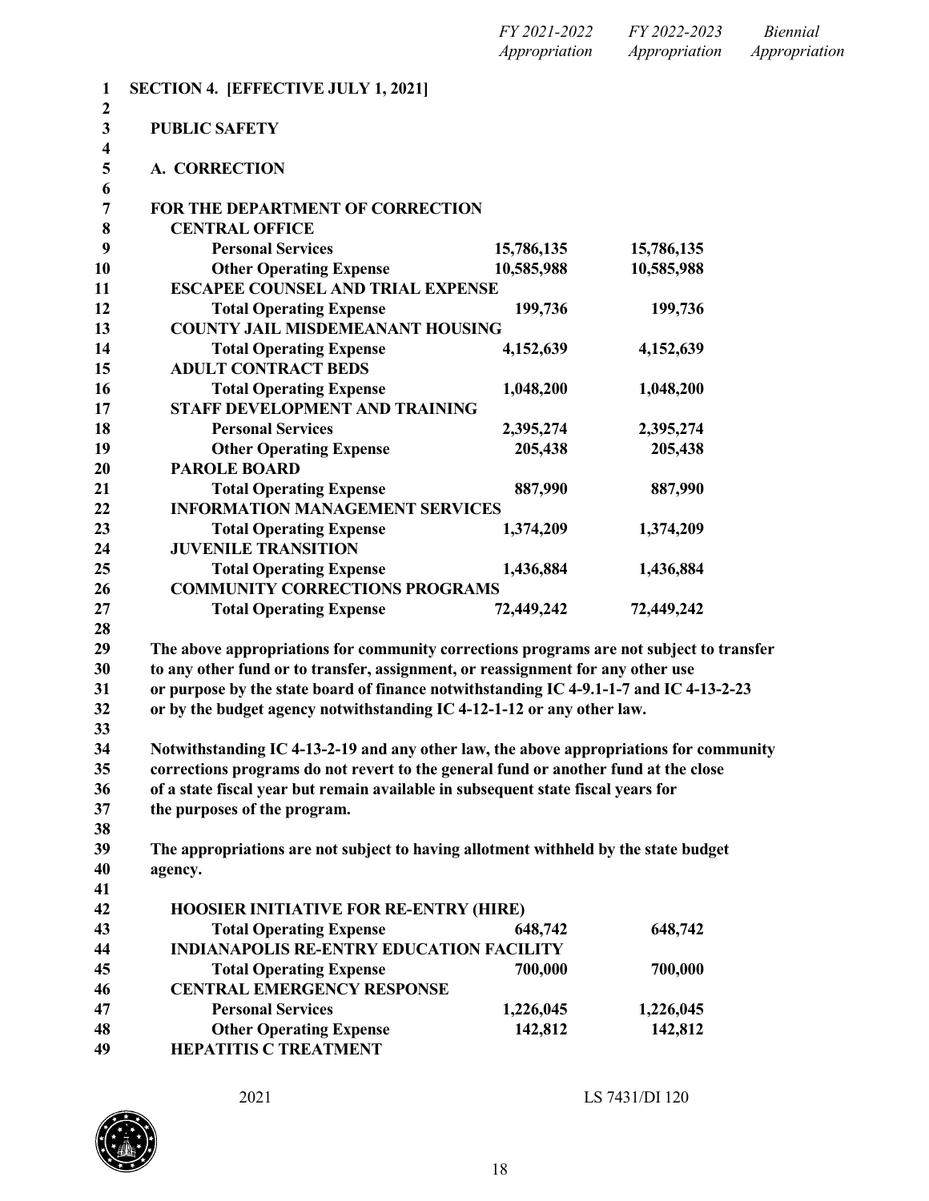**SECTION 4. [EFFECTIVE JULY 1, 2021]**

**PUBLIC SAFETY**

**A. CORRECTION**

| | *FY 2021-2022 Appropriation* | *FY 2022-2023 Appropriation* | *Biennial Appropriation* |
|---|---|---|---|
| **FOR THE DEPARTMENT OF CORRECTION** | | | |
| **CENTRAL OFFICE** | | | |
| **Personal Services** | **15,786,135** | **15,786,135** | |
| **Other Operating Expense** | **10,585,988** | **10,585,988** | |
| **ESCAPEE COUNSEL AND TRIAL EXPENSE** | | | |
| **Total Operating Expense** | **199,736** | **199,736** | |
| **COUNTY JAIL MISDEMEANANT HOUSING** | | | |
| **Total Operating Expense** | **4,152,639** | **4,152,639** | |
| **ADULT CONTRACT BEDS** | | | |
| **Total Operating Expense** | **1,048,200** | **1,048,200** | |
| **STAFF DEVELOPMENT AND TRAINING** | | | |
| **Personal Services** | **2,395,274** | **2,395,274** | |
| **Other Operating Expense** | **205,438** | **205,438** | |
| **PAROLE BOARD** | | | |
| **Total Operating Expense** | **887,990** | **887,990** | |
| **INFORMATION MANAGEMENT SERVICES** | | | |
| **Total Operating Expense** | **1,374,209** | **1,374,209** | |
| **JUVENILE TRANSITION** | | | |
| **Total Operating Expense** | **1,436,884** | **1,436,884** | |
| **COMMUNITY CORRECTIONS PROGRAMS** | | | |
| **Total Operating Expense** | **72,449,242** | **72,449,242** | |

**The above appropriations for community corrections programs are not subject to transfer to any other fund or to transfer, assignment, or reassignment for any other use or purpose by the state board of finance notwithstanding IC 4-9.1-1-7 and IC 4-13-2-23 or by the budget agency notwithstanding IC 4-12-1-12 or any other law.**

**Notwithstanding IC 4-13-2-19 and any other law, the above appropriations for community corrections programs do not revert to the general fund or another fund at the close of a state fiscal year but remain available in subsequent state fiscal years for the purposes of the program.**

**The appropriations are not subject to having allotment withheld by the state budget agency.**

| | *FY 2021-2022 Appropriation* | *FY 2022-2023 Appropriation* | *Biennial Appropriation* |
|---|---|---|---|
| **HOOSIER INITIATIVE FOR RE-ENTRY (HIRE)** | | | |
| **Total Operating Expense** | **648,742** | **648,742** | |
| **INDIANAPOLIS RE-ENTRY EDUCATION FACILITY** | | | |
| **Total Operating Expense** | **700,000** | **700,000** | |
| **CENTRAL EMERGENCY RESPONSE** | | | |
| **Personal Services** | **1,226,045** | **1,226,045** | |
| **Other Operating Expense** | **142,812** | **142,812** | |
| **HEPATITIS C TREATMENT** | | | |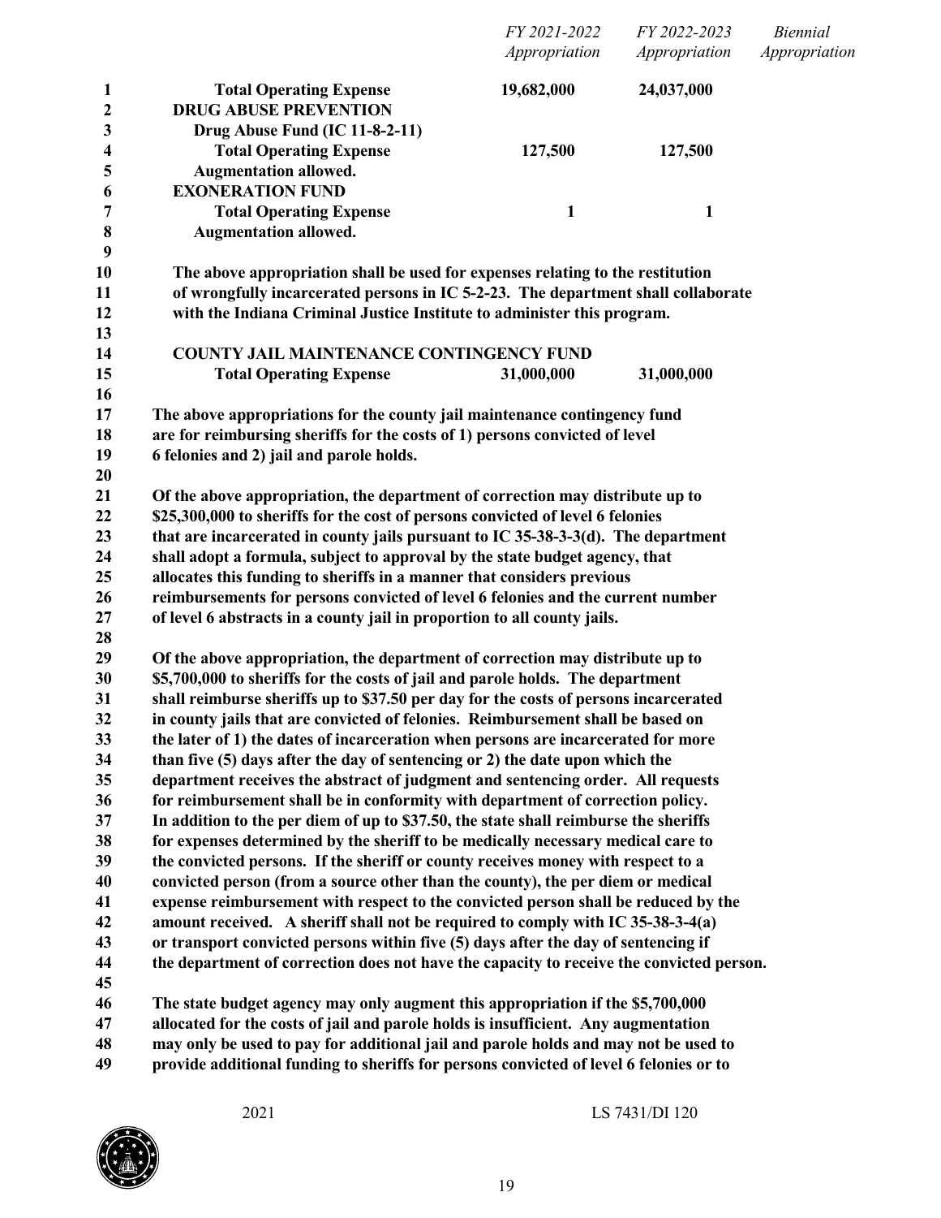| | FY 2021-2022 Appropriation | FY 2022-2023 Appropriation | Biennial Appropriation |
|---|---|---|---|
| **Total Operating Expense** | **19,682,000** | **24,037,000** | |
| **DRUG ABUSE PREVENTION** | | | |
| **Drug Abuse Fund (IC 11-8-2-11)** | | | |
| **Total Operating Expense** | **127,500** | **127,500** | |
| **Augmentation allowed.** | | | |
| **EXONERATION FUND** | | | |
| **Total Operating Expense** | **1** | **1** | |
| **Augmentation allowed.** | | | |

**The above appropriation shall be used for expenses relating to the restitution of wrongfully incarcerated persons in IC 5-2-23. The department shall collaborate with the Indiana Criminal Justice Institute to administer this program.**

| | FY 2021-2022 Appropriation | FY 2022-2023 Appropriation | Biennial Appropriation |
|---|---|---|---|
| **COUNTY JAIL MAINTENANCE CONTINGENCY FUND** | | | |
| **Total Operating Expense** | **31,000,000** | **31,000,000** | |

**The above appropriations for the county jail maintenance contingency fund are for reimbursing sheriffs for the costs of 1) persons convicted of level 6 felonies and 2) jail and parole holds.**

**Of the above appropriation, the department of correction may distribute up to $25,300,000 to sheriffs for the cost of persons convicted of level 6 felonies that are incarcerated in county jails pursuant to IC 35-38-3-3(d). The department shall adopt a formula, subject to approval by the state budget agency, that allocates this funding to sheriffs in a manner that considers previous reimbursements for persons convicted of level 6 felonies and the current number of level 6 abstracts in a county jail in proportion to all county jails.**

**Of the above appropriation, the department of correction may distribute up to $5,700,000 to sheriffs for the costs of jail and parole holds. The department shall reimburse sheriffs up to $37.50 per day for the costs of persons incarcerated in county jails that are convicted of felonies. Reimbursement shall be based on the later of 1) the dates of incarceration when persons are incarcerated for more than five (5) days after the day of sentencing or 2) the date upon which the department receives the abstract of judgment and sentencing order. All requests for reimbursement shall be in conformity with department of correction policy. In addition to the per diem of up to $37.50, the state shall reimburse the sheriffs for expenses determined by the sheriff to be medically necessary medical care to the convicted persons. If the sheriff or county receives money with respect to a convicted person (from a source other than the county), the per diem or medical expense reimbursement with respect to the convicted person shall be reduced by the amount received. A sheriff shall not be required to comply with IC 35-38-3-4(a) or transport convicted persons within five (5) days after the day of sentencing if the department of correction does not have the capacity to receive the convicted person.**

**The state budget agency may only augment this appropriation if the $5,700,000 allocated for the costs of jail and parole holds is insufficient. Any augmentation may only be used to pay for additional jail and parole holds and may not be used to provide additional funding to sheriffs for persons convicted of level 6 felonies or to**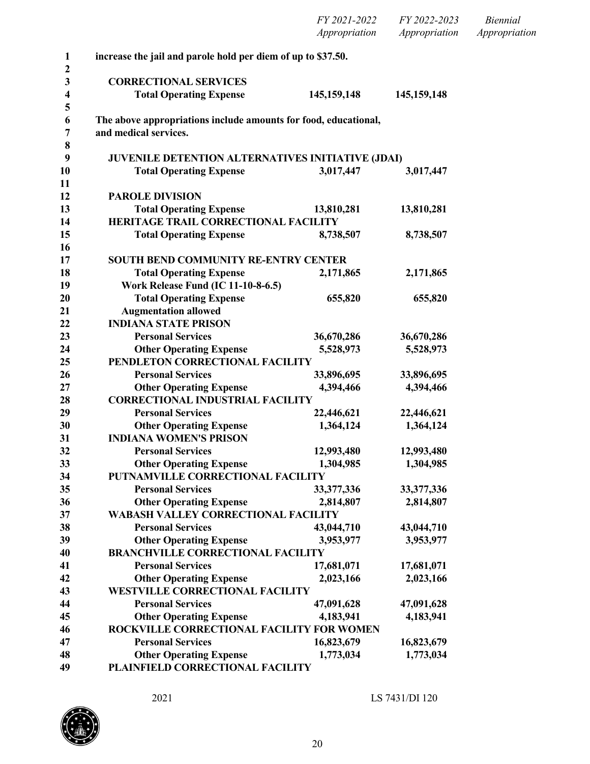| | FY 2021-2022 Appropriation | FY 2022-2023 Appropriation | Biennial Appropriation |
|---|---|---|---|
| **increase the jail and parole hold per diem of up to $37.50.** | | | |
| | | | |
| **CORRECTIONAL SERVICES** | | | |
| **Total Operating Expense** | **145,159,148** | **145,159,148** | |
| | | | |
| **The above appropriations include amounts for food, educational, and medical services.** | | | |
| | | | |
| **JUVENILE DETENTION ALTERNATIVES INITIATIVE (JDAI)** | | | |
| **Total Operating Expense** | **3,017,447** | **3,017,447** | |
| | | | |
| **PAROLE DIVISION** | | | |
| **Total Operating Expense** | **13,810,281** | **13,810,281** | |
| **HERITAGE TRAIL CORRECTIONAL FACILITY** | | | |
| **Total Operating Expense** | **8,738,507** | **8,738,507** | |
| | | | |
| **SOUTH BEND COMMUNITY RE-ENTRY CENTER** | | | |
| **Total Operating Expense** | **2,171,865** | **2,171,865** | |
| **Work Release Fund (IC 11-10-8-6.5)** | | | |
| **Total Operating Expense** | **655,820** | **655,820** | |
| **Augmentation allowed** | | | |
| **INDIANA STATE PRISON** | | | |
| **Personal Services** | **36,670,286** | **36,670,286** | |
| **Other Operating Expense** | **5,528,973** | **5,528,973** | |
| **PENDLETON CORRECTIONAL FACILITY** | | | |
| **Personal Services** | **33,896,695** | **33,896,695** | |
| **Other Operating Expense** | **4,394,466** | **4,394,466** | |
| **CORRECTIONAL INDUSTRIAL FACILITY** | | | |
| **Personal Services** | **22,446,621** | **22,446,621** | |
| **Other Operating Expense** | **1,364,124** | **1,364,124** | |
| **INDIANA WOMEN'S PRISON** | | | |
| **Personal Services** | **12,993,480** | **12,993,480** | |
| **Other Operating Expense** | **1,304,985** | **1,304,985** | |
| **PUTNAMVILLE CORRECTIONAL FACILITY** | | | |
| **Personal Services** | **33,377,336** | **33,377,336** | |
| **Other Operating Expense** | **2,814,807** | **2,814,807** | |
| **WABASH VALLEY CORRECTIONAL FACILITY** | | | |
| **Personal Services** | **43,044,710** | **43,044,710** | |
| **Other Operating Expense** | **3,953,977** | **3,953,977** | |
| **BRANCHVILLE CORRECTIONAL FACILITY** | | | |
| **Personal Services** | **17,681,071** | **17,681,071** | |
| **Other Operating Expense** | **2,023,166** | **2,023,166** | |
| **WESTVILLE CORRECTIONAL FACILITY** | | | |
| **Personal Services** | **47,091,628** | **47,091,628** | |
| **Other Operating Expense** | **4,183,941** | **4,183,941** | |
| **ROCKVILLE CORRECTIONAL FACILITY FOR WOMEN** | | | |
| **Personal Services** | **16,823,679** | **16,823,679** | |
| **Other Operating Expense** | **1,773,034** | **1,773,034** | |
| **PLAINFIELD CORRECTIONAL FACILITY** | | | |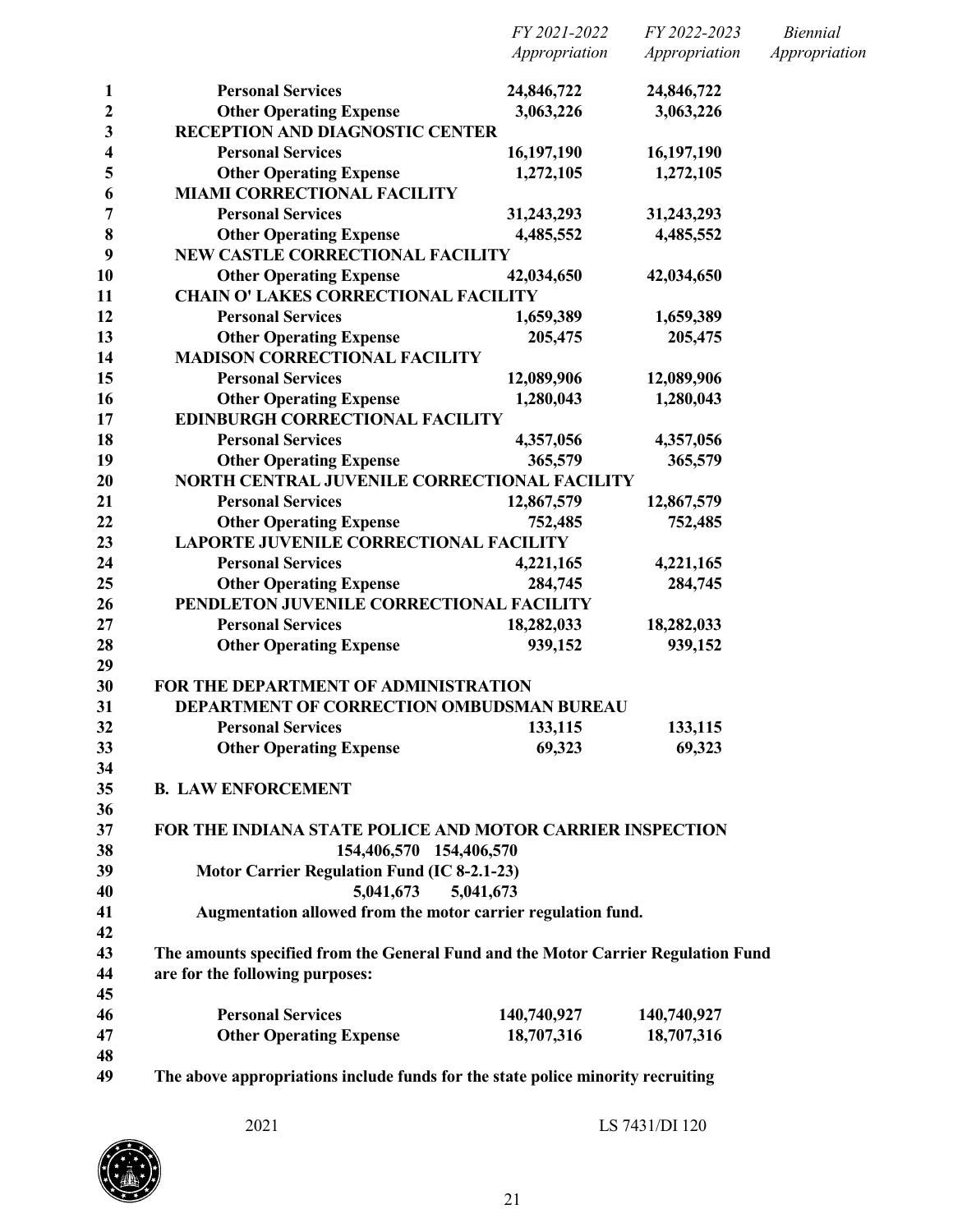| | FY 2021-2022 Appropriation | FY 2022-2023 Appropriation | Biennial Appropriation |
|---|---|---|---|
| **Personal Services** | **24,846,722** | **24,846,722** | |
| **Other Operating Expense** | **3,063,226** | **3,063,226** | |
| **RECEPTION AND DIAGNOSTIC CENTER** | | | |
| **Personal Services** | **16,197,190** | **16,197,190** | |
| **Other Operating Expense** | **1,272,105** | **1,272,105** | |
| **MIAMI CORRECTIONAL FACILITY** | | | |
| **Personal Services** | **31,243,293** | **31,243,293** | |
| **Other Operating Expense** | **4,485,552** | **4,485,552** | |
| **NEW CASTLE CORRECTIONAL FACILITY** | | | |
| **Other Operating Expense** | **42,034,650** | **42,034,650** | |
| **CHAIN O' LAKES CORRECTIONAL FACILITY** | | | |
| **Personal Services** | **1,659,389** | **1,659,389** | |
| **Other Operating Expense** | **205,475** | **205,475** | |
| **MADISON CORRECTIONAL FACILITY** | | | |
| **Personal Services** | **12,089,906** | **12,089,906** | |
| **Other Operating Expense** | **1,280,043** | **1,280,043** | |
| **EDINBURGH CORRECTIONAL FACILITY** | | | |
| **Personal Services** | **4,357,056** | **4,357,056** | |
| **Other Operating Expense** | **365,579** | **365,579** | |
| **NORTH CENTRAL JUVENILE CORRECTIONAL FACILITY** | | | |
| **Personal Services** | **12,867,579** | **12,867,579** | |
| **Other Operating Expense** | **752,485** | **752,485** | |
| **LAPORTE JUVENILE CORRECTIONAL FACILITY** | | | |
| **Personal Services** | **4,221,165** | **4,221,165** | |
| **Other Operating Expense** | **284,745** | **284,745** | |
| **PENDLETON JUVENILE CORRECTIONAL FACILITY** | | | |
| **Personal Services** | **18,282,033** | **18,282,033** | |
| **Other Operating Expense** | **939,152** | **939,152** | |

**FOR THE DEPARTMENT OF ADMINISTRATION**

| | FY 2021-2022 Appropriation | FY 2022-2023 Appropriation | Biennial Appropriation |
|---|---|---|---|
| **DEPARTMENT OF CORRECTION OMBUDSMAN BUREAU** | | | |
| **Personal Services** | **133,115** | **133,115** | |
| **Other Operating Expense** | **69,323** | **69,323** | |

**B. LAW ENFORCEMENT**

**FOR THE INDIANA STATE POLICE AND MOTOR CARRIER INSPECTION**

**154,406,570 154,406,570**

**Motor Carrier Regulation Fund (IC 8-2.1-23)**

**5,041,673 5,041,673**

**Augmentation allowed from the motor carrier regulation fund.**

**The amounts specified from the General Fund and the Motor Carrier Regulation Fund are for the following purposes:**

| | FY 2021-2022 Appropriation | FY 2022-2023 Appropriation | Biennial Appropriation |
|---|---|---|---|
| **Personal Services** | **140,740,927** | **140,740,927** | |
| **Other Operating Expense** | **18,707,316** | **18,707,316** | |

**The above appropriations include funds for the state police minority recruiting**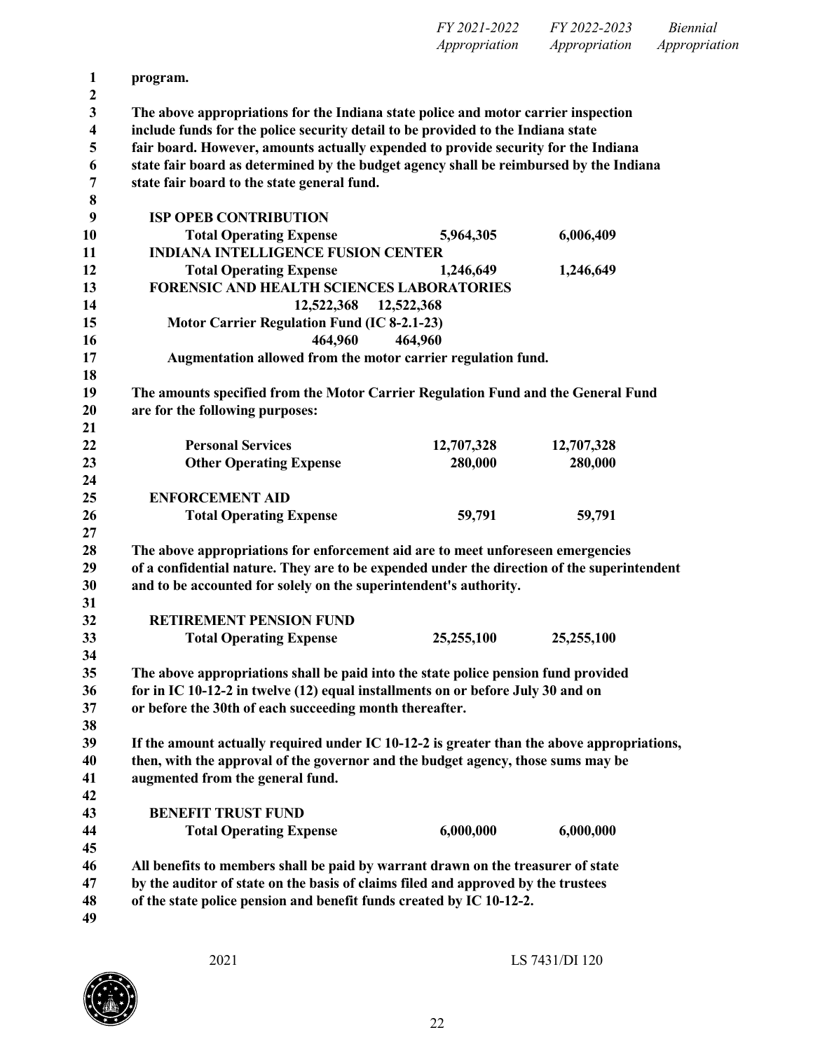| | FY 2021-2022 Appropriation | FY 2022-2023 Appropriation | Biennial Appropriation |
|---|---|---|---|

**program.**

**The above appropriations for the Indiana state police and motor carrier inspection include funds for the police security detail to be provided to the Indiana state fair board. However, amounts actually expended to provide security for the Indiana state fair board as determined by the budget agency shall be reimbursed by the Indiana state fair board to the state general fund.**

**ISP OPEB CONTRIBUTION**

| | FY 2021-2022 | FY 2022-2023 | Biennial |
|---|---|---|---|
| **Total Operating Expense** | **5,964,305** | **6,006,409** | |

**INDIANA INTELLIGENCE FUSION CENTER**

| | FY 2021-2022 | FY 2022-2023 | Biennial |
|---|---|---|---|
| **Total Operating Expense** | **1,246,649** | **1,246,649** | |

**FORENSIC AND HEALTH SCIENCES LABORATORIES**

**12,522,368 12,522,368**

**Motor Carrier Regulation Fund (IC 8-2.1-23)**

**464,960 464,960**

**Augmentation allowed from the motor carrier regulation fund.**

**The amounts specified from the Motor Carrier Regulation Fund and the General Fund are for the following purposes:**

| | FY 2021-2022 | FY 2022-2023 | Biennial |
|---|---|---|---|
| **Personal Services** | **12,707,328** | **12,707,328** | |
| **Other Operating Expense** | **280,000** | **280,000** | |

**ENFORCEMENT AID**

| | FY 2021-2022 | FY 2022-2023 | Biennial |
|---|---|---|---|
| **Total Operating Expense** | **59,791** | **59,791** | |

**The above appropriations for enforcement aid are to meet unforeseen emergencies of a confidential nature. They are to be expended under the direction of the superintendent and to be accounted for solely on the superintendent's authority.**

**RETIREMENT PENSION FUND**

| | FY 2021-2022 | FY 2022-2023 | Biennial |
|---|---|---|---|
| **Total Operating Expense** | **25,255,100** | **25,255,100** | |

**The above appropriations shall be paid into the state police pension fund provided for in IC 10-12-2 in twelve (12) equal installments on or before July 30 and on or before the 30th of each succeeding month thereafter.**

**If the amount actually required under IC 10-12-2 is greater than the above appropriations, then, with the approval of the governor and the budget agency, those sums may be augmented from the general fund.**

**BENEFIT TRUST FUND**

| | FY 2021-2022 | FY 2022-2023 | Biennial |
|---|---|---|---|
| **Total Operating Expense** | **6,000,000** | **6,000,000** | |

**All benefits to members shall be paid by warrant drawn on the treasurer of state by the auditor of state on the basis of claims filed and approved by the trustees of the state police pension and benefit funds created by IC 10-12-2.**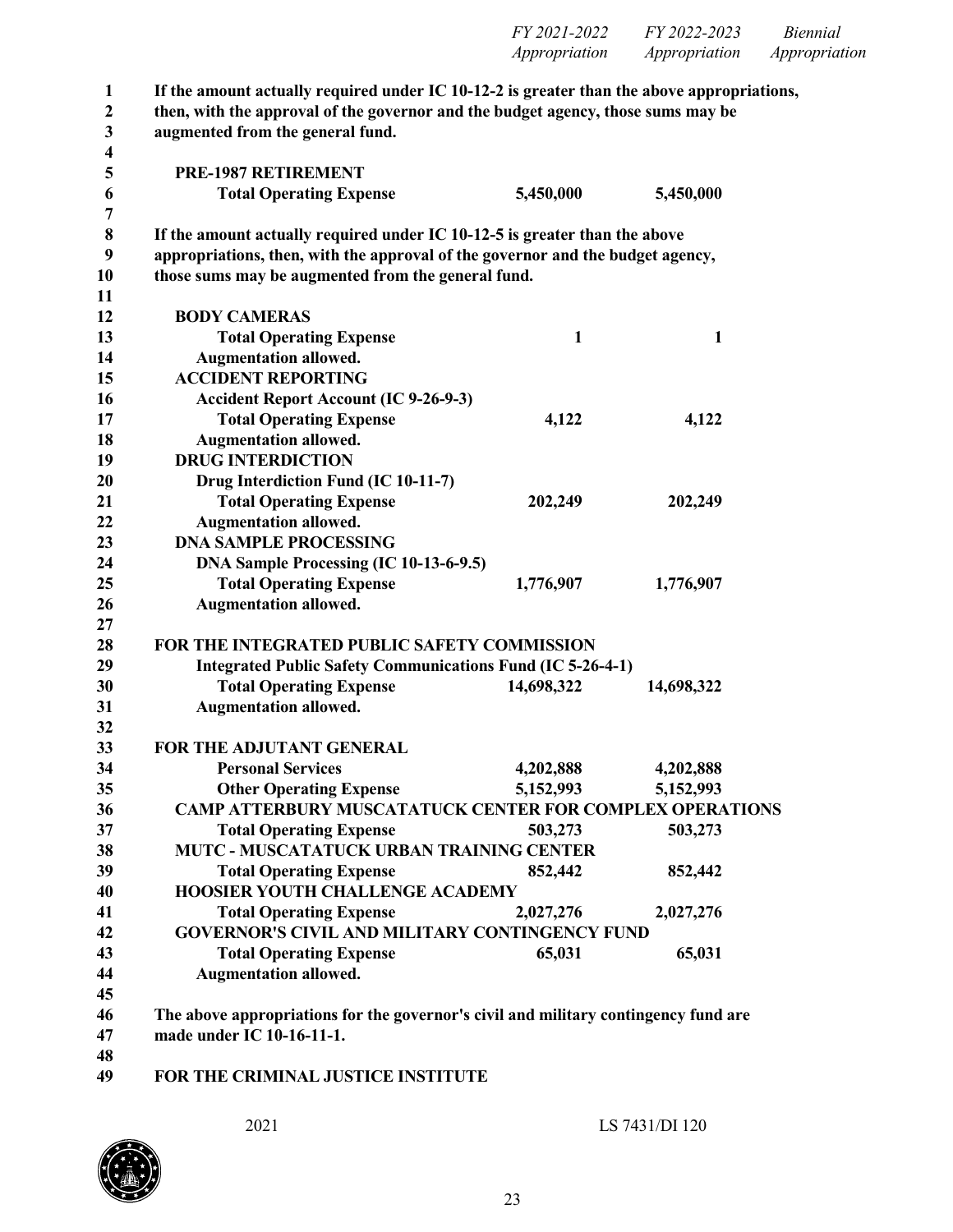| | FY 2021-2022 Appropriation | FY 2022-2023 Appropriation | Biennial Appropriation |
|---|---|---|---|

**If the amount actually required under IC 10-12-2 is greater than the above appropriations, then, with the approval of the governor and the budget agency, those sums may be augmented from the general fund.**

| | FY 2021-2022 Appropriation | FY 2022-2023 Appropriation | Biennial Appropriation |
|---|---|---|---|
| **PRE-1987 RETIREMENT** | | | |
| **Total Operating Expense** | **5,450,000** | **5,450,000** | |

**If the amount actually required under IC 10-12-5 is greater than the above appropriations, then, with the approval of the governor and the budget agency, those sums may be augmented from the general fund.**

| | FY 2021-2022 Appropriation | FY 2022-2023 Appropriation | Biennial Appropriation |
|---|---|---|---|
| **BODY CAMERAS** | | | |
| **Total Operating Expense** | **1** | **1** | |
| **Augmentation allowed.** | | | |
| **ACCIDENT REPORTING** | | | |
| **Accident Report Account (IC 9-26-9-3)** | | | |
| **Total Operating Expense** | **4,122** | **4,122** | |
| **Augmentation allowed.** | | | |
| **DRUG INTERDICTION** | | | |
| **Drug Interdiction Fund (IC 10-11-7)** | | | |
| **Total Operating Expense** | **202,249** | **202,249** | |
| **Augmentation allowed.** | | | |
| **DNA SAMPLE PROCESSING** | | | |
| **DNA Sample Processing (IC 10-13-6-9.5)** | | | |
| **Total Operating Expense** | **1,776,907** | **1,776,907** | |
| **Augmentation allowed.** | | | |

**FOR THE INTEGRATED PUBLIC SAFETY COMMISSION**

| | FY 2021-2022 Appropriation | FY 2022-2023 Appropriation | Biennial Appropriation |
|---|---|---|---|
| **Integrated Public Safety Communications Fund (IC 5-26-4-1)** | | | |
| **Total Operating Expense** | **14,698,322** | **14,698,322** | |
| **Augmentation allowed.** | | | |

**FOR THE ADJUTANT GENERAL**

| | FY 2021-2022 Appropriation | FY 2022-2023 Appropriation | Biennial Appropriation |
|---|---|---|---|
| **Personal Services** | **4,202,888** | **4,202,888** | |
| **Other Operating Expense** | **5,152,993** | **5,152,993** | |
| **CAMP ATTERBURY MUSCATATUCK CENTER FOR COMPLEX OPERATIONS** | | | |
| **Total Operating Expense** | **503,273** | **503,273** | |
| **MUTC - MUSCATATUCK URBAN TRAINING CENTER** | | | |
| **Total Operating Expense** | **852,442** | **852,442** | |
| **HOOSIER YOUTH CHALLENGE ACADEMY** | | | |
| **Total Operating Expense** | **2,027,276** | **2,027,276** | |
| **GOVERNOR'S CIVIL AND MILITARY CONTINGENCY FUND** | | | |
| **Total Operating Expense** | **65,031** | **65,031** | |
| **Augmentation allowed.** | | | |

**The above appropriations for the governor's civil and military contingency fund are made under IC 10-16-11-1.**

**FOR THE CRIMINAL JUSTICE INSTITUTE**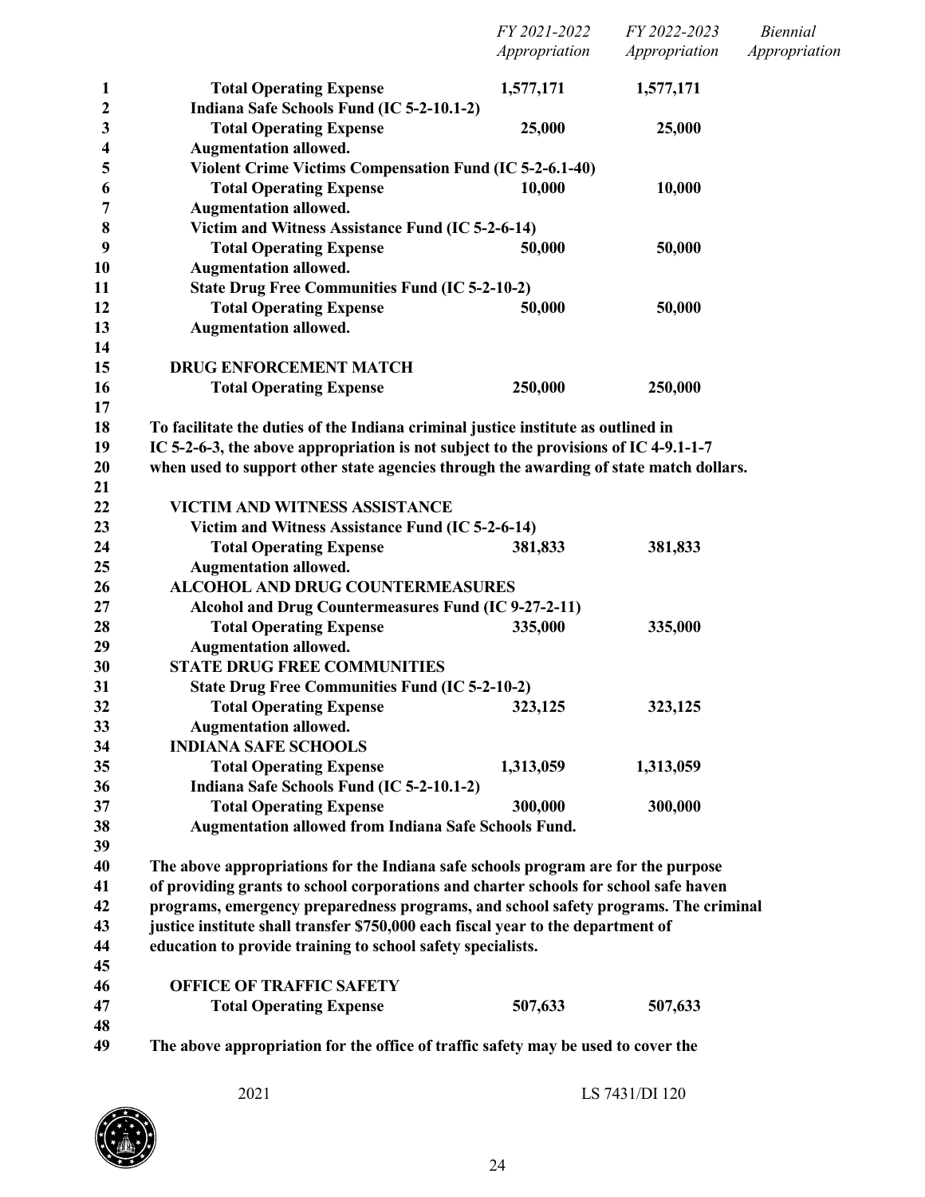| | FY 2021-2022 Appropriation | FY 2022-2023 Appropriation | Biennial Appropriation |
|---|---|---|---|
| **Total Operating Expense** | **1,577,171** | **1,577,171** | |
| **Indiana Safe Schools Fund (IC 5-2-10.1-2)** | | | |
| **Total Operating Expense** | **25,000** | **25,000** | |
| **Augmentation allowed.** | | | |
| **Violent Crime Victims Compensation Fund (IC 5-2-6.1-40)** | | | |
| **Total Operating Expense** | **10,000** | **10,000** | |
| **Augmentation allowed.** | | | |
| **Victim and Witness Assistance Fund (IC 5-2-6-14)** | | | |
| **Total Operating Expense** | **50,000** | **50,000** | |
| **Augmentation allowed.** | | | |
| **State Drug Free Communities Fund (IC 5-2-10-2)** | | | |
| **Total Operating Expense** | **50,000** | **50,000** | |
| **Augmentation allowed.** | | | |

**DRUG ENFORCEMENT MATCH**

| | | | |
|---|---|---|---|
| **Total Operating Expense** | **250,000** | **250,000** | |

**To facilitate the duties of the Indiana criminal justice institute as outlined in IC 5-2-6-3, the above appropriation is not subject to the provisions of IC 4-9.1-1-7 when used to support other state agencies through the awarding of state match dollars.**

| | | | |
|---|---|---|---|
| **VICTIM AND WITNESS ASSISTANCE** | | | |
| **Victim and Witness Assistance Fund (IC 5-2-6-14)** | | | |
| **Total Operating Expense** | **381,833** | **381,833** | |
| **Augmentation allowed.** | | | |
| **ALCOHOL AND DRUG COUNTERMEASURES** | | | |
| **Alcohol and Drug Countermeasures Fund (IC 9-27-2-11)** | | | |
| **Total Operating Expense** | **335,000** | **335,000** | |
| **Augmentation allowed.** | | | |
| **STATE DRUG FREE COMMUNITIES** | | | |
| **State Drug Free Communities Fund (IC 5-2-10-2)** | | | |
| **Total Operating Expense** | **323,125** | **323,125** | |
| **Augmentation allowed.** | | | |
| **INDIANA SAFE SCHOOLS** | | | |
| **Total Operating Expense** | **1,313,059** | **1,313,059** | |
| **Indiana Safe Schools Fund (IC 5-2-10.1-2)** | | | |
| **Total Operating Expense** | **300,000** | **300,000** | |
| **Augmentation allowed from Indiana Safe Schools Fund.** | | | |

**The above appropriations for the Indiana safe schools program are for the purpose of providing grants to school corporations and charter schools for school safe haven programs, emergency preparedness programs, and school safety programs. The criminal justice institute shall transfer $750,000 each fiscal year to the department of education to provide training to school safety specialists.**

**OFFICE OF TRAFFIC SAFETY**

| | | | |
|---|---|---|---|
| **Total Operating Expense** | **507,633** | **507,633** | |

**The above appropriation for the office of traffic safety may be used to cover the**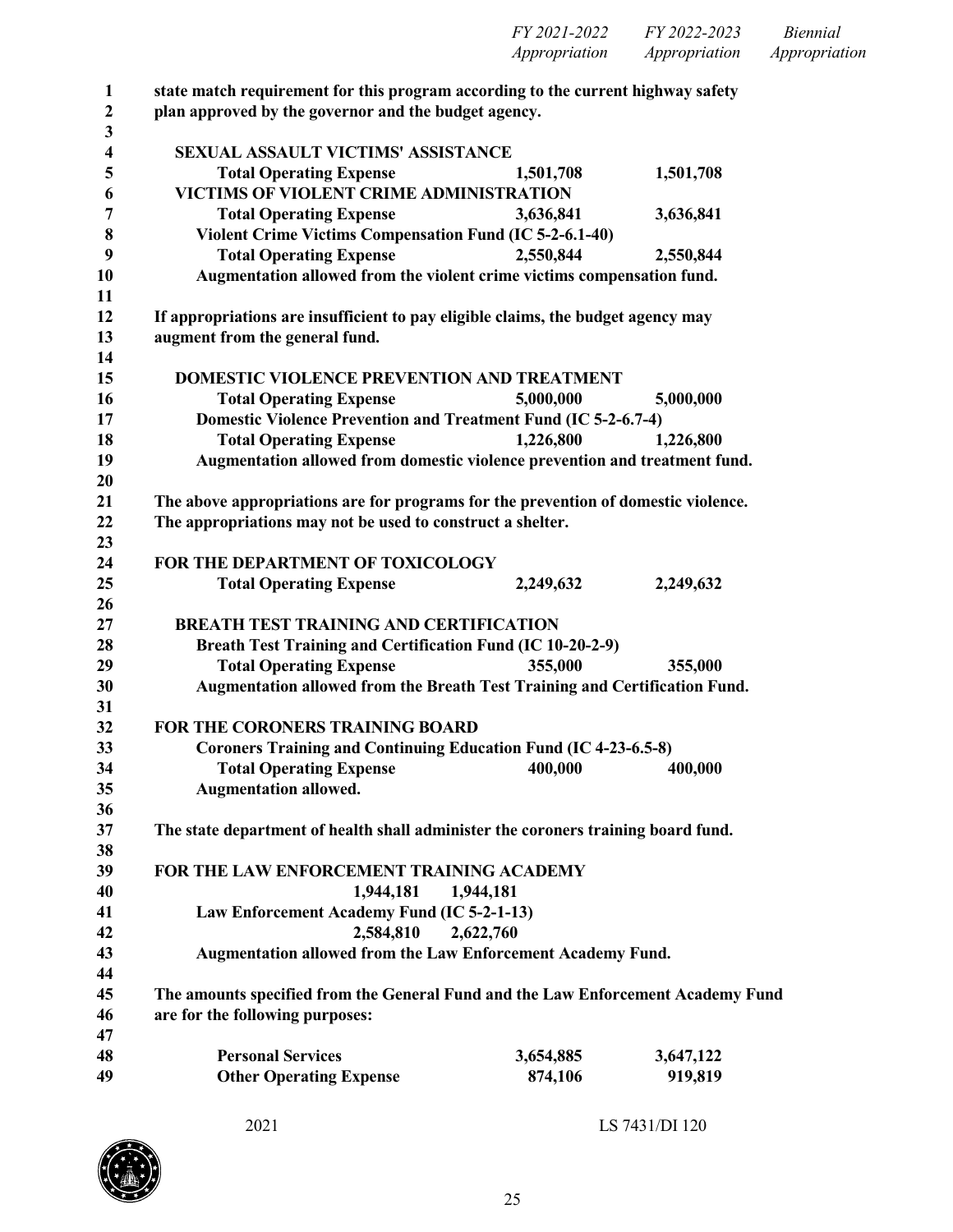| | FY 2021-2022 Appropriation | FY 2022-2023 Appropriation | Biennial Appropriation |
|---|---|---|---|

state match requirement for this program according to the current highway safety plan approved by the governor and the budget agency.

**SEXUAL ASSAULT VICTIMS' ASSISTANCE**

| | | | |
|---|---|---|---|
| Total Operating Expense | 1,501,708 | 1,501,708 | |

**VICTIMS OF VIOLENT CRIME ADMINISTRATION**

| | | | |
|---|---|---|---|
| Total Operating Expense | 3,636,841 | 3,636,841 | |

Violent Crime Victims Compensation Fund (IC 5-2-6.1-40)

| | | | |
|---|---|---|---|
| Total Operating Expense | 2,550,844 | 2,550,844 | |

Augmentation allowed from the violent crime victims compensation fund.

If appropriations are insufficient to pay eligible claims, the budget agency may augment from the general fund.

**DOMESTIC VIOLENCE PREVENTION AND TREATMENT**

| | | | |
|---|---|---|---|
| Total Operating Expense | 5,000,000 | 5,000,000 | |

Domestic Violence Prevention and Treatment Fund (IC 5-2-6.7-4)

| | | | |
|---|---|---|---|
| Total Operating Expense | 1,226,800 | 1,226,800 | |

Augmentation allowed from domestic violence prevention and treatment fund.

The above appropriations are for programs for the prevention of domestic violence. The appropriations may not be used to construct a shelter.

**FOR THE DEPARTMENT OF TOXICOLOGY**

| | | | |
|---|---|---|---|
| Total Operating Expense | 2,249,632 | 2,249,632 | |

**BREATH TEST TRAINING AND CERTIFICATION**

Breath Test Training and Certification Fund (IC 10-20-2-9)

| | | | |
|---|---|---|---|
| Total Operating Expense | 355,000 | 355,000 | |

Augmentation allowed from the Breath Test Training and Certification Fund.

**FOR THE CORONERS TRAINING BOARD**

Coroners Training and Continuing Education Fund (IC 4-23-6.5-8)

| | | | |
|---|---|---|---|
| Total Operating Expense | 400,000 | 400,000 | |

Augmentation allowed.

The state department of health shall administer the coroners training board fund.

**FOR THE LAW ENFORCEMENT TRAINING ACADEMY**

1,944,181 1,944,181

Law Enforcement Academy Fund (IC 5-2-1-13)

2,584,810 2,622,760

Augmentation allowed from the Law Enforcement Academy Fund.

The amounts specified from the General Fund and the Law Enforcement Academy Fund are for the following purposes:

| | | | |
|---|---|---|---|
| Personal Services | 3,654,885 | 3,647,122 | |
| Other Operating Expense | 874,106 | 919,819 | |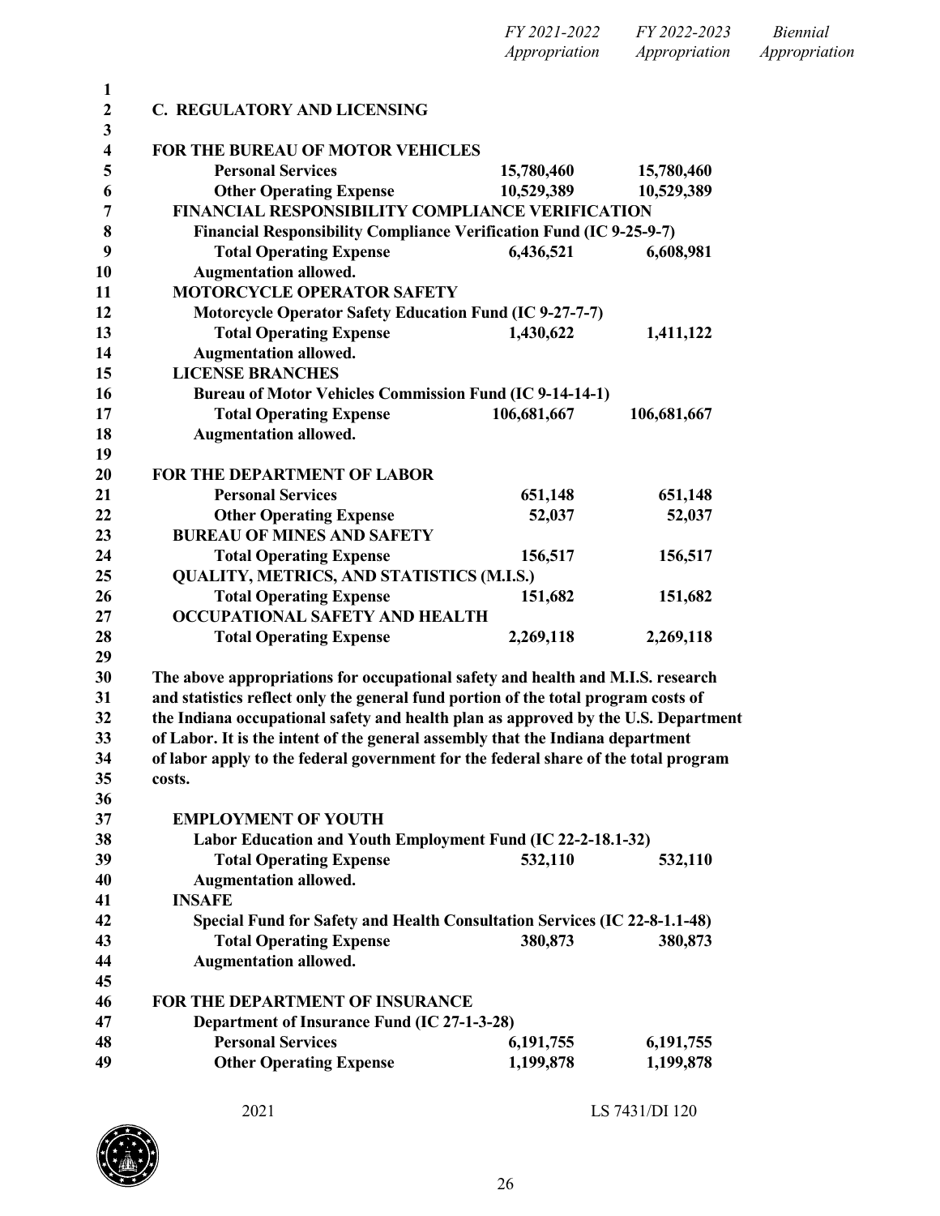| | FY 2021-2022 Appropriation | FY 2022-2023 Appropriation | Biennial Appropriation |
|---|---|---|---|
| **C. REGULATORY AND LICENSING** | | | |
| **FOR THE BUREAU OF MOTOR VEHICLES** | | | |
| **Personal Services** | **15,780,460** | **15,780,460** | |
| **Other Operating Expense** | **10,529,389** | **10,529,389** | |
| **FINANCIAL RESPONSIBILITY COMPLIANCE VERIFICATION** | | | |
| **Financial Responsibility Compliance Verification Fund (IC 9-25-9-7)** | | | |
| **Total Operating Expense** | **6,436,521** | **6,608,981** | |
| **Augmentation allowed.** | | | |
| **MOTORCYCLE OPERATOR SAFETY** | | | |
| **Motorcycle Operator Safety Education Fund (IC 9-27-7-7)** | | | |
| **Total Operating Expense** | **1,430,622** | **1,411,122** | |
| **Augmentation allowed.** | | | |
| **LICENSE BRANCHES** | | | |
| **Bureau of Motor Vehicles Commission Fund (IC 9-14-14-1)** | | | |
| **Total Operating Expense** | **106,681,667** | **106,681,667** | |
| **Augmentation allowed.** | | | |
| **FOR THE DEPARTMENT OF LABOR** | | | |
| **Personal Services** | **651,148** | **651,148** | |
| **Other Operating Expense** | **52,037** | **52,037** | |
| **BUREAU OF MINES AND SAFETY** | | | |
| **Total Operating Expense** | **156,517** | **156,517** | |
| **QUALITY, METRICS, AND STATISTICS (M.I.S.)** | | | |
| **Total Operating Expense** | **151,682** | **151,682** | |
| **OCCUPATIONAL SAFETY AND HEALTH** | | | |
| **Total Operating Expense** | **2,269,118** | **2,269,118** | |

**The above appropriations for occupational safety and health and M.I.S. research and statistics reflect only the general fund portion of the total program costs of the Indiana occupational safety and health plan as approved by the U.S. Department of Labor. It is the intent of the general assembly that the Indiana department of labor apply to the federal government for the federal share of the total program costs.**

| | FY 2021-2022 Appropriation | FY 2022-2023 Appropriation | Biennial Appropriation |
|---|---|---|---|
| **EMPLOYMENT OF YOUTH** | | | |
| **Labor Education and Youth Employment Fund (IC 22-2-18.1-32)** | | | |
| **Total Operating Expense** | **532,110** | **532,110** | |
| **Augmentation allowed.** | | | |
| **INSAFE** | | | |
| **Special Fund for Safety and Health Consultation Services (IC 22-8-1.1-48)** | | | |
| **Total Operating Expense** | **380,873** | **380,873** | |
| **Augmentation allowed.** | | | |
| **FOR THE DEPARTMENT OF INSURANCE** | | | |
| **Department of Insurance Fund (IC 27-1-3-28)** | | | |
| **Personal Services** | **6,191,755** | **6,191,755** | |
| **Other Operating Expense** | **1,199,878** | **1,199,878** | |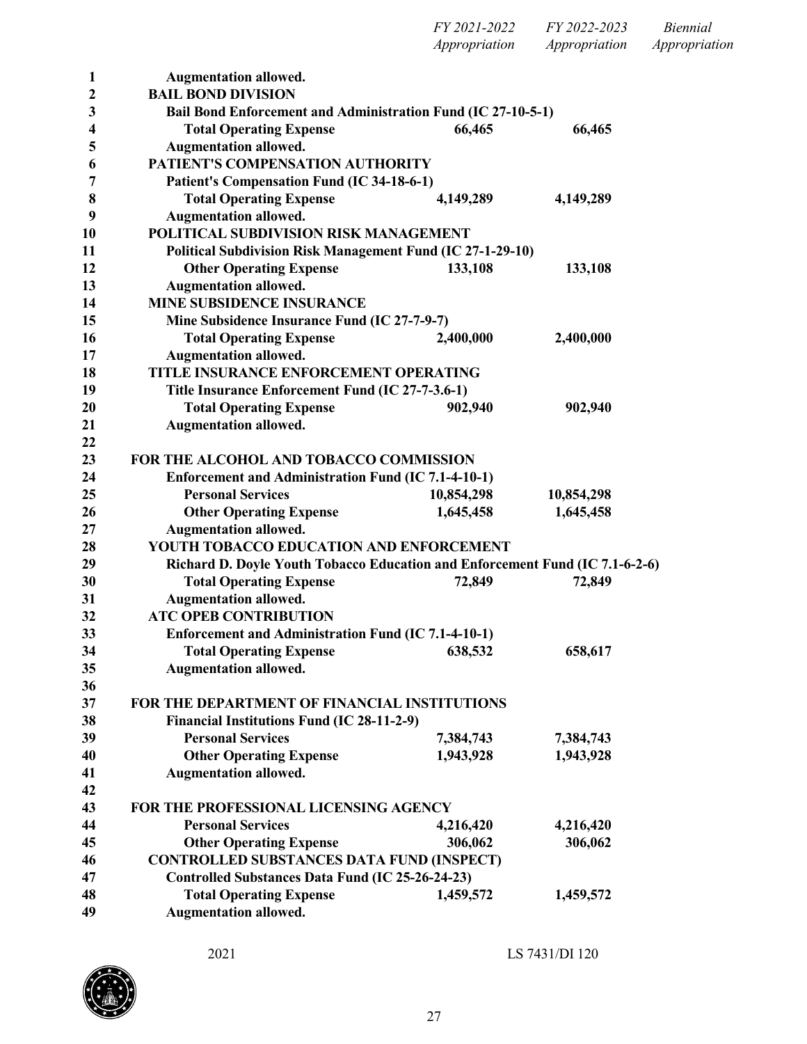| | FY 2021-2022 Appropriation | FY 2022-2023 Appropriation | Biennial Appropriation |
|---|---|---|---|
| **Augmentation allowed.** | | | |
| **BAIL BOND DIVISION** | | | |
| **Bail Bond Enforcement and Administration Fund (IC 27-10-5-1)** | | | |
| **Total Operating Expense** | **66,465** | **66,465** | |
| **Augmentation allowed.** | | | |
| **PATIENT'S COMPENSATION AUTHORITY** | | | |
| **Patient's Compensation Fund (IC 34-18-6-1)** | | | |
| **Total Operating Expense** | **4,149,289** | **4,149,289** | |
| **Augmentation allowed.** | | | |
| **POLITICAL SUBDIVISION RISK MANAGEMENT** | | | |
| **Political Subdivision Risk Management Fund (IC 27-1-29-10)** | | | |
| **Other Operating Expense** | **133,108** | **133,108** | |
| **Augmentation allowed.** | | | |
| **MINE SUBSIDENCE INSURANCE** | | | |
| **Mine Subsidence Insurance Fund (IC 27-7-9-7)** | | | |
| **Total Operating Expense** | **2,400,000** | **2,400,000** | |
| **Augmentation allowed.** | | | |
| **TITLE INSURANCE ENFORCEMENT OPERATING** | | | |
| **Title Insurance Enforcement Fund (IC 27-7-3.6-1)** | | | |
| **Total Operating Expense** | **902,940** | **902,940** | |
| **Augmentation allowed.** | | | |
| | | | |
| **FOR THE ALCOHOL AND TOBACCO COMMISSION** | | | |
| **Enforcement and Administration Fund (IC 7.1-4-10-1)** | | | |
| **Personal Services** | **10,854,298** | **10,854,298** | |
| **Other Operating Expense** | **1,645,458** | **1,645,458** | |
| **Augmentation allowed.** | | | |
| **YOUTH TOBACCO EDUCATION AND ENFORCEMENT** | | | |
| **Richard D. Doyle Youth Tobacco Education and Enforcement Fund (IC 7.1-6-2-6)** | | | |
| **Total Operating Expense** | **72,849** | **72,849** | |
| **Augmentation allowed.** | | | |
| **ATC OPEB CONTRIBUTION** | | | |
| **Enforcement and Administration Fund (IC 7.1-4-10-1)** | | | |
| **Total Operating Expense** | **638,532** | **658,617** | |
| **Augmentation allowed.** | | | |
| | | | |
| **FOR THE DEPARTMENT OF FINANCIAL INSTITUTIONS** | | | |
| **Financial Institutions Fund (IC 28-11-2-9)** | | | |
| **Personal Services** | **7,384,743** | **7,384,743** | |
| **Other Operating Expense** | **1,943,928** | **1,943,928** | |
| **Augmentation allowed.** | | | |
| | | | |
| **FOR THE PROFESSIONAL LICENSING AGENCY** | | | |
| **Personal Services** | **4,216,420** | **4,216,420** | |
| **Other Operating Expense** | **306,062** | **306,062** | |
| **CONTROLLED SUBSTANCES DATA FUND (INSPECT)** | | | |
| **Controlled Substances Data Fund (IC 25-26-24-23)** | | | |
| **Total Operating Expense** | **1,459,572** | **1,459,572** | |
| **Augmentation allowed.** | | | |

2021 LS 7431/DI 120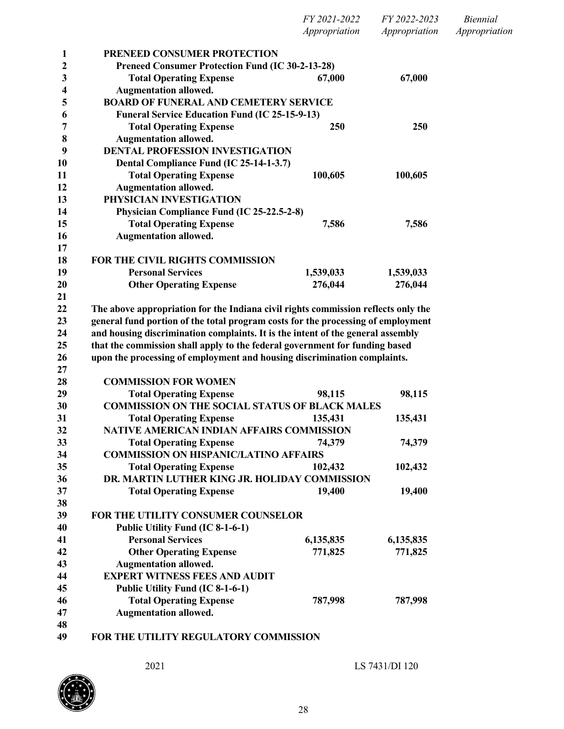| | FY 2021-2022 Appropriation | FY 2022-2023 Appropriation | Biennial Appropriation |
|---|---|---|---|
| **PRENEED CONSUMER PROTECTION** | | | |
| **Preneed Consumer Protection Fund (IC 30-2-13-28)** | | | |
| **Total Operating Expense** | **67,000** | **67,000** | |
| **Augmentation allowed.** | | | |
| **BOARD OF FUNERAL AND CEMETERY SERVICE** | | | |
| **Funeral Service Education Fund (IC 25-15-9-13)** | | | |
| **Total Operating Expense** | **250** | **250** | |
| **Augmentation allowed.** | | | |
| **DENTAL PROFESSION INVESTIGATION** | | | |
| **Dental Compliance Fund (IC 25-14-1-3.7)** | | | |
| **Total Operating Expense** | **100,605** | **100,605** | |
| **Augmentation allowed.** | | | |
| **PHYSICIAN INVESTIGATION** | | | |
| **Physician Compliance Fund (IC 25-22.5-2-8)** | | | |
| **Total Operating Expense** | **7,586** | **7,586** | |
| **Augmentation allowed.** | | | |

**FOR THE CIVIL RIGHTS COMMISSION**

| | FY 2021-2022 Appropriation | FY 2022-2023 Appropriation | Biennial Appropriation |
|---|---|---|---|
| **Personal Services** | **1,539,033** | **1,539,033** | |
| **Other Operating Expense** | **276,044** | **276,044** | |

**The above appropriation for the Indiana civil rights commission reflects only the general fund portion of the total program costs for the processing of employment and housing discrimination complaints. It is the intent of the general assembly that the commission shall apply to the federal government for funding based upon the processing of employment and housing discrimination complaints.**

| | FY 2021-2022 Appropriation | FY 2022-2023 Appropriation | Biennial Appropriation |
|---|---|---|---|
| **COMMISSION FOR WOMEN** | | | |
| **Total Operating Expense** | **98,115** | **98,115** | |
| **COMMISSION ON THE SOCIAL STATUS OF BLACK MALES** | | | |
| **Total Operating Expense** | **135,431** | **135,431** | |
| **NATIVE AMERICAN INDIAN AFFAIRS COMMISSION** | | | |
| **Total Operating Expense** | **74,379** | **74,379** | |
| **COMMISSION ON HISPANIC/LATINO AFFAIRS** | | | |
| **Total Operating Expense** | **102,432** | **102,432** | |
| **DR. MARTIN LUTHER KING JR. HOLIDAY COMMISSION** | | | |
| **Total Operating Expense** | **19,400** | **19,400** | |

**FOR THE UTILITY CONSUMER COUNSELOR**

| | FY 2021-2022 Appropriation | FY 2022-2023 Appropriation | Biennial Appropriation |
|---|---|---|---|
| **Public Utility Fund (IC 8-1-6-1)** | | | |
| **Personal Services** | **6,135,835** | **6,135,835** | |
| **Other Operating Expense** | **771,825** | **771,825** | |
| **Augmentation allowed.** | | | |
| **EXPERT WITNESS FEES AND AUDIT** | | | |
| **Public Utility Fund (IC 8-1-6-1)** | | | |
| **Total Operating Expense** | **787,998** | **787,998** | |
| **Augmentation allowed.** | | | |

**FOR THE UTILITY REGULATORY COMMISSION**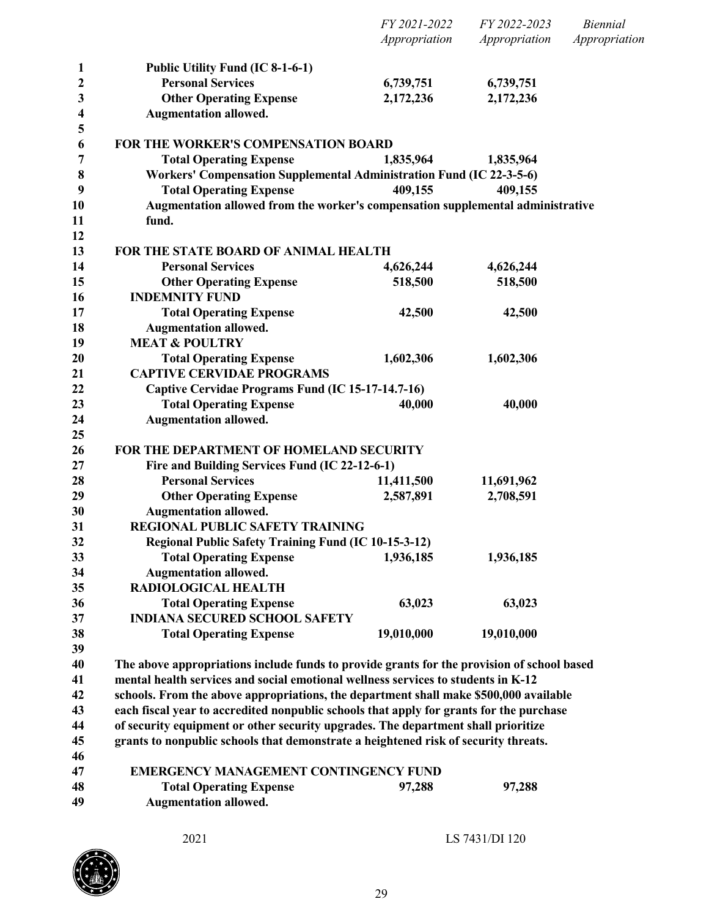| | FY 2021-2022 Appropriation | FY 2022-2023 Appropriation | Biennial Appropriation |
|---|---|---|---|
| **Public Utility Fund (IC 8-1-6-1)** | | | |
| **Personal Services** | **6,739,751** | **6,739,751** | |
| **Other Operating Expense** | **2,172,236** | **2,172,236** | |
| **Augmentation allowed.** | | | |
| | | | |
| **FOR THE WORKER'S COMPENSATION BOARD** | | | |
| **Total Operating Expense** | **1,835,964** | **1,835,964** | |
| **Workers' Compensation Supplemental Administration Fund (IC 22-3-5-6)** | | | |
| **Total Operating Expense** | **409,155** | **409,155** | |
| **Augmentation allowed from the worker's compensation supplemental administrative fund.** | | | |
| | | | |
| **FOR THE STATE BOARD OF ANIMAL HEALTH** | | | |
| **Personal Services** | **4,626,244** | **4,626,244** | |
| **Other Operating Expense** | **518,500** | **518,500** | |
| **INDEMNITY FUND** | | | |
| **Total Operating Expense** | **42,500** | **42,500** | |
| **Augmentation allowed.** | | | |
| **MEAT & POULTRY** | | | |
| **Total Operating Expense** | **1,602,306** | **1,602,306** | |
| **CAPTIVE CERVIDAE PROGRAMS** | | | |
| **Captive Cervidae Programs Fund (IC 15-17-14.7-16)** | | | |
| **Total Operating Expense** | **40,000** | **40,000** | |
| **Augmentation allowed.** | | | |
| | | | |
| **FOR THE DEPARTMENT OF HOMELAND SECURITY** | | | |
| **Fire and Building Services Fund (IC 22-12-6-1)** | | | |
| **Personal Services** | **11,411,500** | **11,691,962** | |
| **Other Operating Expense** | **2,587,891** | **2,708,591** | |
| **Augmentation allowed.** | | | |
| **REGIONAL PUBLIC SAFETY TRAINING** | | | |
| **Regional Public Safety Training Fund (IC 10-15-3-12)** | | | |
| **Total Operating Expense** | **1,936,185** | **1,936,185** | |
| **Augmentation allowed.** | | | |
| **RADIOLOGICAL HEALTH** | | | |
| **Total Operating Expense** | **63,023** | **63,023** | |
| **INDIANA SECURED SCHOOL SAFETY** | | | |
| **Total Operating Expense** | **19,010,000** | **19,010,000** | |

**The above appropriations include funds to provide grants for the provision of school based mental health services and social emotional wellness services to students in K-12 schools. From the above appropriations, the department shall make $500,000 available each fiscal year to accredited nonpublic schools that apply for grants for the purchase of security equipment or other security upgrades. The department shall prioritize grants to nonpublic schools that demonstrate a heightened risk of security threats.**

| | FY 2021-2022 Appropriation | FY 2022-2023 Appropriation | Biennial Appropriation |
|---|---|---|---|
| **EMERGENCY MANAGEMENT CONTINGENCY FUND** | | | |
| **Total Operating Expense** | **97,288** | **97,288** | |
| **Augmentation allowed.** | | | |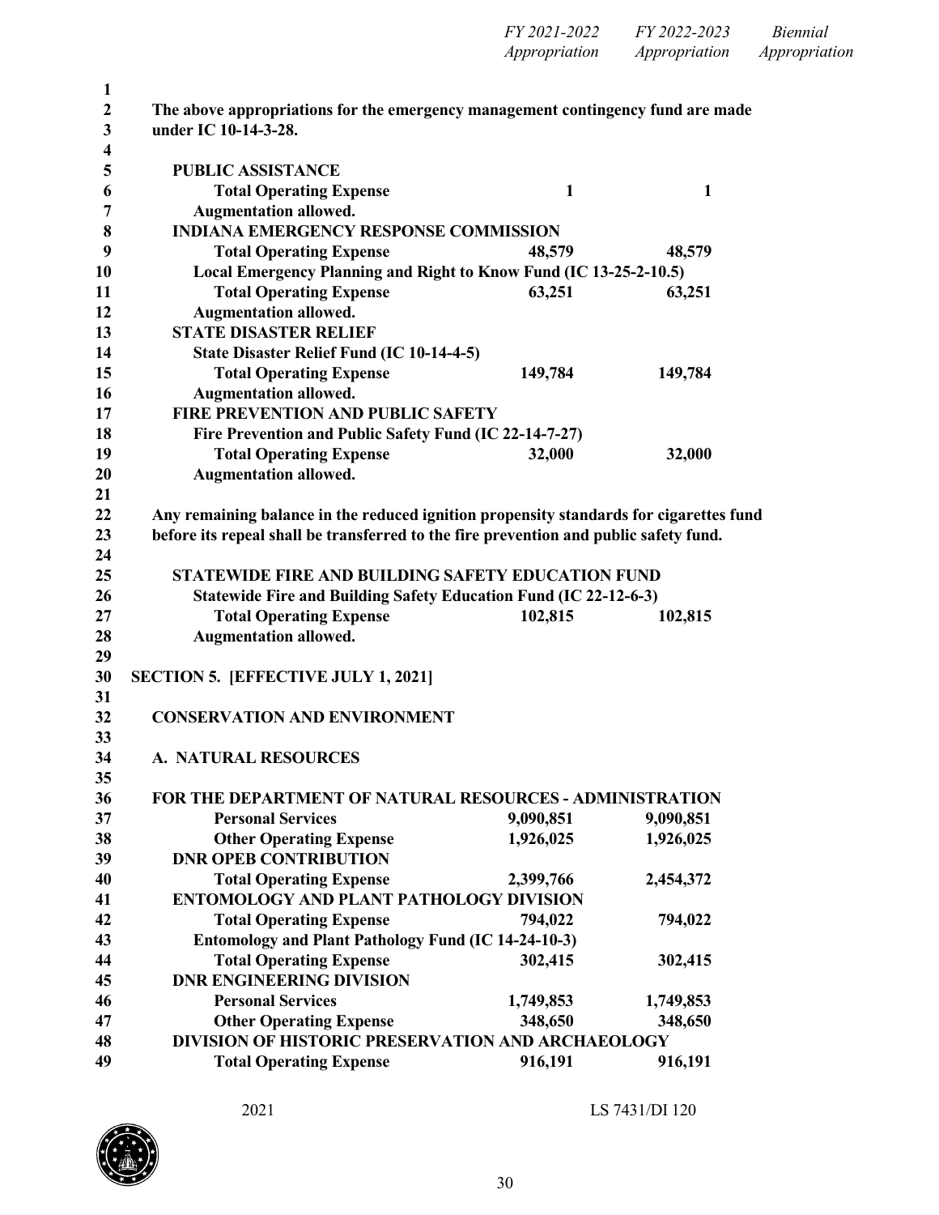| | FY 2021-2022 Appropriation | FY 2022-2023 Appropriation | Biennial Appropriation |
|---|---|---|---|

**The above appropriations for the emergency management contingency fund are made under IC 10-14-3-28.**

| | FY 2021-2022 Appropriation | FY 2022-2023 Appropriation | Biennial Appropriation |
|---|---|---|---|
| **PUBLIC ASSISTANCE** | | | |
| **Total Operating Expense** | **1** | **1** | |
| **Augmentation allowed.** | | | |
| **INDIANA EMERGENCY RESPONSE COMMISSION** | | | |
| **Total Operating Expense** | **48,579** | **48,579** | |
| **Local Emergency Planning and Right to Know Fund (IC 13-25-2-10.5)** | | | |
| **Total Operating Expense** | **63,251** | **63,251** | |
| **Augmentation allowed.** | | | |
| **STATE DISASTER RELIEF** | | | |
| **State Disaster Relief Fund (IC 10-14-4-5)** | | | |
| **Total Operating Expense** | **149,784** | **149,784** | |
| **Augmentation allowed.** | | | |
| **FIRE PREVENTION AND PUBLIC SAFETY** | | | |
| **Fire Prevention and Public Safety Fund (IC 22-14-7-27)** | | | |
| **Total Operating Expense** | **32,000** | **32,000** | |
| **Augmentation allowed.** | | | |

**Any remaining balance in the reduced ignition propensity standards for cigarettes fund before its repeal shall be transferred to the fire prevention and public safety fund.**

| | FY 2021-2022 Appropriation | FY 2022-2023 Appropriation | Biennial Appropriation |
|---|---|---|---|
| **STATEWIDE FIRE AND BUILDING SAFETY EDUCATION FUND** | | | |
| **Statewide Fire and Building Safety Education Fund (IC 22-12-6-3)** | | | |
| **Total Operating Expense** | **102,815** | **102,815** | |
| **Augmentation allowed.** | | | |

**SECTION 5. [EFFECTIVE JULY 1, 2021]**

**CONSERVATION AND ENVIRONMENT**

**A. NATURAL RESOURCES**

| | FY 2021-2022 Appropriation | FY 2022-2023 Appropriation | Biennial Appropriation |
|---|---|---|---|
| **FOR THE DEPARTMENT OF NATURAL RESOURCES - ADMINISTRATION** | | | |
| **Personal Services** | **9,090,851** | **9,090,851** | |
| **Other Operating Expense** | **1,926,025** | **1,926,025** | |
| **DNR OPEB CONTRIBUTION** | | | |
| **Total Operating Expense** | **2,399,766** | **2,454,372** | |
| **ENTOMOLOGY AND PLANT PATHOLOGY DIVISION** | | | |
| **Total Operating Expense** | **794,022** | **794,022** | |
| **Entomology and Plant Pathology Fund (IC 14-24-10-3)** | | | |
| **Total Operating Expense** | **302,415** | **302,415** | |
| **DNR ENGINEERING DIVISION** | | | |
| **Personal Services** | **1,749,853** | **1,749,853** | |
| **Other Operating Expense** | **348,650** | **348,650** | |
| **DIVISION OF HISTORIC PRESERVATION AND ARCHAEOLOGY** | | | |
| **Total Operating Expense** | **916,191** | **916,191** | |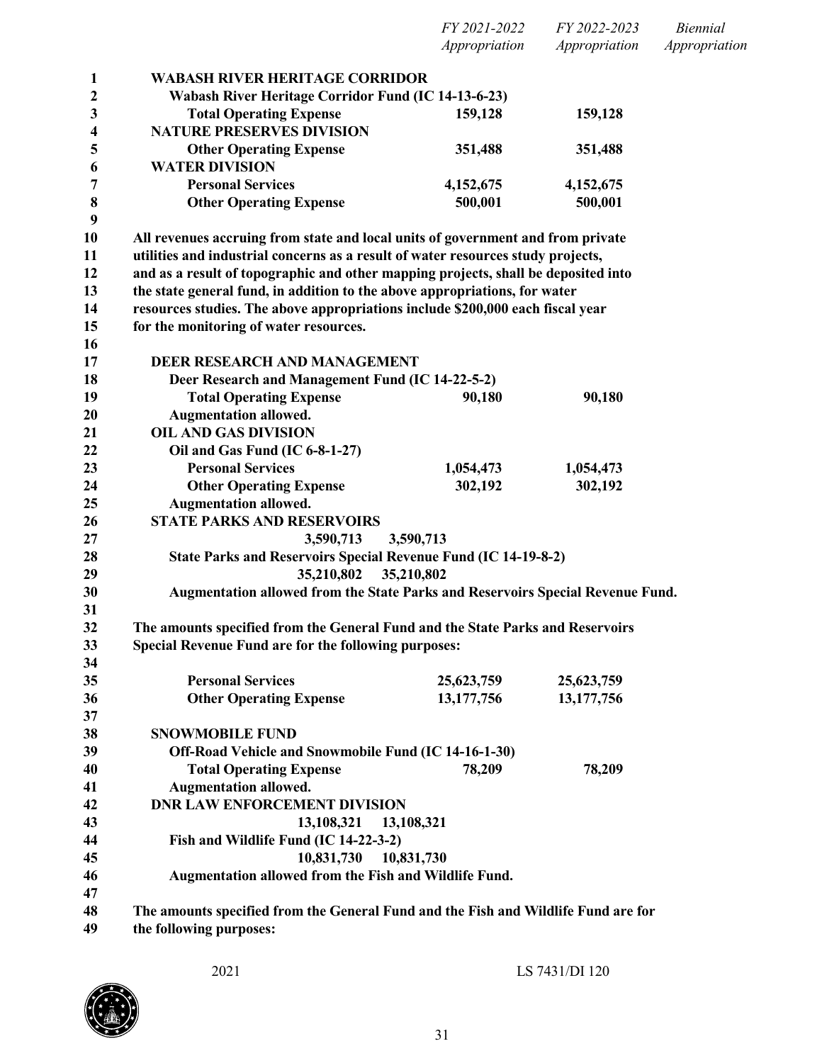| | FY 2021-2022 Appropriation | FY 2022-2023 Appropriation | Biennial Appropriation |
|---|---|---|---|
| **WABASH RIVER HERITAGE CORRIDOR** | | | |
| **Wabash River Heritage Corridor Fund (IC 14-13-6-23)** | | | |
| **Total Operating Expense** | **159,128** | **159,128** | |
| **NATURE PRESERVES DIVISION** | | | |
| **Other Operating Expense** | **351,488** | **351,488** | |
| **WATER DIVISION** | | | |
| **Personal Services** | **4,152,675** | **4,152,675** | |
| **Other Operating Expense** | **500,001** | **500,001** | |

**All revenues accruing from state and local units of government and from private utilities and industrial concerns as a result of water resources study projects, and as a result of topographic and other mapping projects, shall be deposited into the state general fund, in addition to the above appropriations, for water resources studies. The above appropriations include $200,000 each fiscal year for the monitoring of water resources.**

| | FY 2021-2022 Appropriation | FY 2022-2023 Appropriation | Biennial Appropriation |
|---|---|---|---|
| **DEER RESEARCH AND MANAGEMENT** | | | |
| **Deer Research and Management Fund (IC 14-22-5-2)** | | | |
| **Total Operating Expense** | **90,180** | **90,180** | |
| **Augmentation allowed.** | | | |
| **OIL AND GAS DIVISION** | | | |
| **Oil and Gas Fund (IC 6-8-1-27)** | | | |
| **Personal Services** | **1,054,473** | **1,054,473** | |
| **Other Operating Expense** | **302,192** | **302,192** | |
| **Augmentation allowed.** | | | |
| **STATE PARKS AND RESERVOIRS** | | | |
| **3,590,713** | **3,590,713** | | |
| **State Parks and Reservoirs Special Revenue Fund (IC 14-19-8-2)** | | | |
| **35,210,802** | **35,210,802** | | |
| **Augmentation allowed from the State Parks and Reservoirs Special Revenue Fund.** | | | |

**The amounts specified from the General Fund and the State Parks and Reservoirs Special Revenue Fund are for the following purposes:**

| | FY 2021-2022 Appropriation | FY 2022-2023 Appropriation | Biennial Appropriation |
|---|---|---|---|
| **Personal Services** | **25,623,759** | **25,623,759** | |
| **Other Operating Expense** | **13,177,756** | **13,177,756** | |
| **SNOWMOBILE FUND** | | | |
| **Off-Road Vehicle and Snowmobile Fund (IC 14-16-1-30)** | | | |
| **Total Operating Expense** | **78,209** | **78,209** | |
| **Augmentation allowed.** | | | |
| **DNR LAW ENFORCEMENT DIVISION** | | | |
| **13,108,321** | **13,108,321** | | |
| **Fish and Wildlife Fund (IC 14-22-3-2)** | | | |
| **10,831,730** | **10,831,730** | | |
| **Augmentation allowed from the Fish and Wildlife Fund.** | | | |

**The amounts specified from the General Fund and the Fish and Wildlife Fund are for the following purposes:**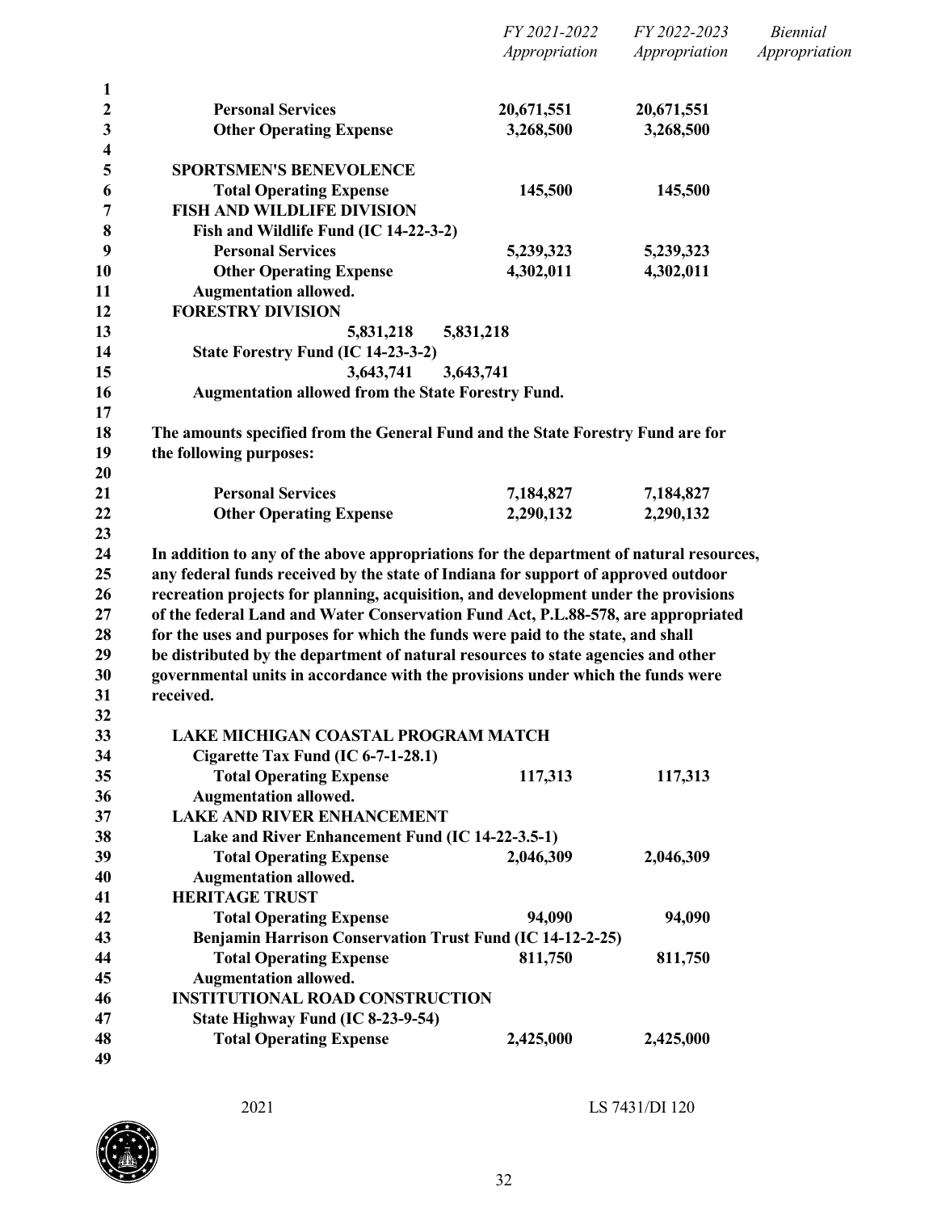| | FY 2021-2022 Appropriation | FY 2022-2023 Appropriation | Biennial Appropriation |
|---|---|---|---|
| **Personal Services** | **20,671,551** | **20,671,551** | |
| **Other Operating Expense** | **3,268,500** | **3,268,500** | |
| | | | |
| **SPORTSMEN'S BENEVOLENCE** | | | |
| **Total Operating Expense** | **145,500** | **145,500** | |
| **FISH AND WILDLIFE DIVISION** | | | |
| **Fish and Wildlife Fund (IC 14-22-3-2)** | | | |
| **Personal Services** | **5,239,323** | **5,239,323** | |
| **Other Operating Expense** | **4,302,011** | **4,302,011** | |
| **Augmentation allowed.** | | | |
| **FORESTRY DIVISION** | | | |
| | **5,831,218** | **5,831,218** | |
| **State Forestry Fund (IC 14-23-3-2)** | | | |
| | **3,643,741** | **3,643,741** | |
| **Augmentation allowed from the State Forestry Fund.** | | | |

**The amounts specified from the General Fund and the State Forestry Fund are for the following purposes:**

| | FY 2021-2022 Appropriation | FY 2022-2023 Appropriation | Biennial Appropriation |
|---|---|---|---|
| **Personal Services** | **7,184,827** | **7,184,827** | |
| **Other Operating Expense** | **2,290,132** | **2,290,132** | |

**In addition to any of the above appropriations for the department of natural resources, any federal funds received by the state of Indiana for support of approved outdoor recreation projects for planning, acquisition, and development under the provisions of the federal Land and Water Conservation Fund Act, P.L.88-578, are appropriated for the uses and purposes for which the funds were paid to the state, and shall be distributed by the department of natural resources to state agencies and other governmental units in accordance with the provisions under which the funds were received.**

| | FY 2021-2022 Appropriation | FY 2022-2023 Appropriation | Biennial Appropriation |
|---|---|---|---|
| **LAKE MICHIGAN COASTAL PROGRAM MATCH** | | | |
| **Cigarette Tax Fund (IC 6-7-1-28.1)** | | | |
| **Total Operating Expense** | **117,313** | **117,313** | |
| **Augmentation allowed.** | | | |
| **LAKE AND RIVER ENHANCEMENT** | | | |
| **Lake and River Enhancement Fund (IC 14-22-3.5-1)** | | | |
| **Total Operating Expense** | **2,046,309** | **2,046,309** | |
| **Augmentation allowed.** | | | |
| **HERITAGE TRUST** | | | |
| **Total Operating Expense** | **94,090** | **94,090** | |
| **Benjamin Harrison Conservation Trust Fund (IC 14-12-2-25)** | | | |
| **Total Operating Expense** | **811,750** | **811,750** | |
| **Augmentation allowed.** | | | |
| **INSTITUTIONAL ROAD CONSTRUCTION** | | | |
| **State Highway Fund (IC 8-23-9-54)** | | | |
| **Total Operating Expense** | **2,425,000** | **2,425,000** | |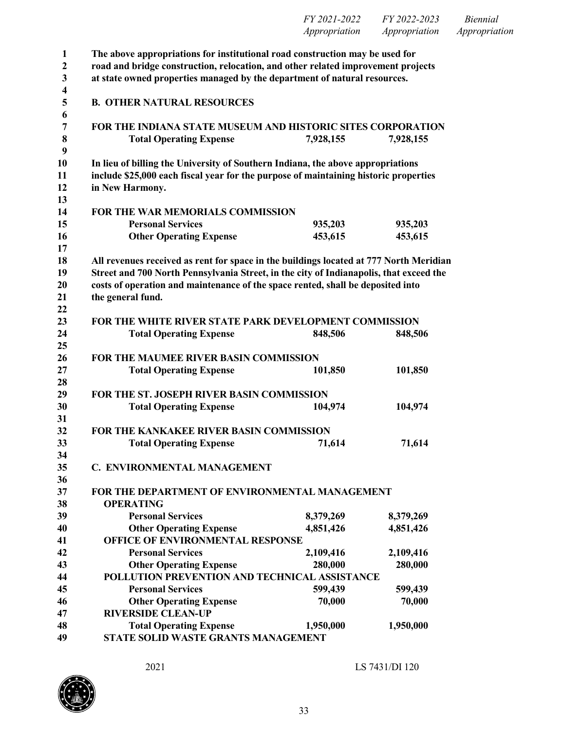| | FY 2021-2022 Appropriation | FY 2022-2023 Appropriation | Biennial Appropriation |
|---|---|---|---|

**The above appropriations for institutional road construction may be used for road and bridge construction, relocation, and other related improvement projects at state owned properties managed by the department of natural resources.**

**B. OTHER NATURAL RESOURCES**

**FOR THE INDIANA STATE MUSEUM AND HISTORIC SITES CORPORATION**

| | FY 2021-2022 Appropriation | FY 2022-2023 Appropriation | Biennial Appropriation |
|---|---|---|---|
| **Total Operating Expense** | **7,928,155** | **7,928,155** | |

**In lieu of billing the University of Southern Indiana, the above appropriations include $25,000 each fiscal year for the purpose of maintaining historic properties in New Harmony.**

**FOR THE WAR MEMORIALS COMMISSION**

| | FY 2021-2022 Appropriation | FY 2022-2023 Appropriation | Biennial Appropriation |
|---|---|---|---|
| **Personal Services** | **935,203** | **935,203** | |
| **Other Operating Expense** | **453,615** | **453,615** | |

**All revenues received as rent for space in the buildings located at 777 North Meridian Street and 700 North Pennsylvania Street, in the city of Indianapolis, that exceed the costs of operation and maintenance of the space rented, shall be deposited into the general fund.**

**FOR THE WHITE RIVER STATE PARK DEVELOPMENT COMMISSION**

| | FY 2021-2022 Appropriation | FY 2022-2023 Appropriation | Biennial Appropriation |
|---|---|---|---|
| **Total Operating Expense** | **848,506** | **848,506** | |

**FOR THE MAUMEE RIVER BASIN COMMISSION**

| | FY 2021-2022 Appropriation | FY 2022-2023 Appropriation | Biennial Appropriation |
|---|---|---|---|
| **Total Operating Expense** | **101,850** | **101,850** | |

**FOR THE ST. JOSEPH RIVER BASIN COMMISSION**

| | FY 2021-2022 Appropriation | FY 2022-2023 Appropriation | Biennial Appropriation |
|---|---|---|---|
| **Total Operating Expense** | **104,974** | **104,974** | |

**FOR THE KANKAKEE RIVER BASIN COMMISSION**

| | FY 2021-2022 Appropriation | FY 2022-2023 Appropriation | Biennial Appropriation |
|---|---|---|---|
| **Total Operating Expense** | **71,614** | **71,614** | |

**C. ENVIRONMENTAL MANAGEMENT**

**FOR THE DEPARTMENT OF ENVIRONMENTAL MANAGEMENT**

| | FY 2021-2022 Appropriation | FY 2022-2023 Appropriation | Biennial Appropriation |
|---|---|---|---|
| **OPERATING** | | | |
| **Personal Services** | **8,379,269** | **8,379,269** | |
| **Other Operating Expense** | **4,851,426** | **4,851,426** | |
| **OFFICE OF ENVIRONMENTAL RESPONSE** | | | |
| **Personal Services** | **2,109,416** | **2,109,416** | |
| **Other Operating Expense** | **280,000** | **280,000** | |
| **POLLUTION PREVENTION AND TECHNICAL ASSISTANCE** | | | |
| **Personal Services** | **599,439** | **599,439** | |
| **Other Operating Expense** | **70,000** | **70,000** | |
| **RIVERSIDE CLEAN-UP** | | | |
| **Total Operating Expense** | **1,950,000** | **1,950,000** | |
| **STATE SOLID WASTE GRANTS MANAGEMENT** | | | |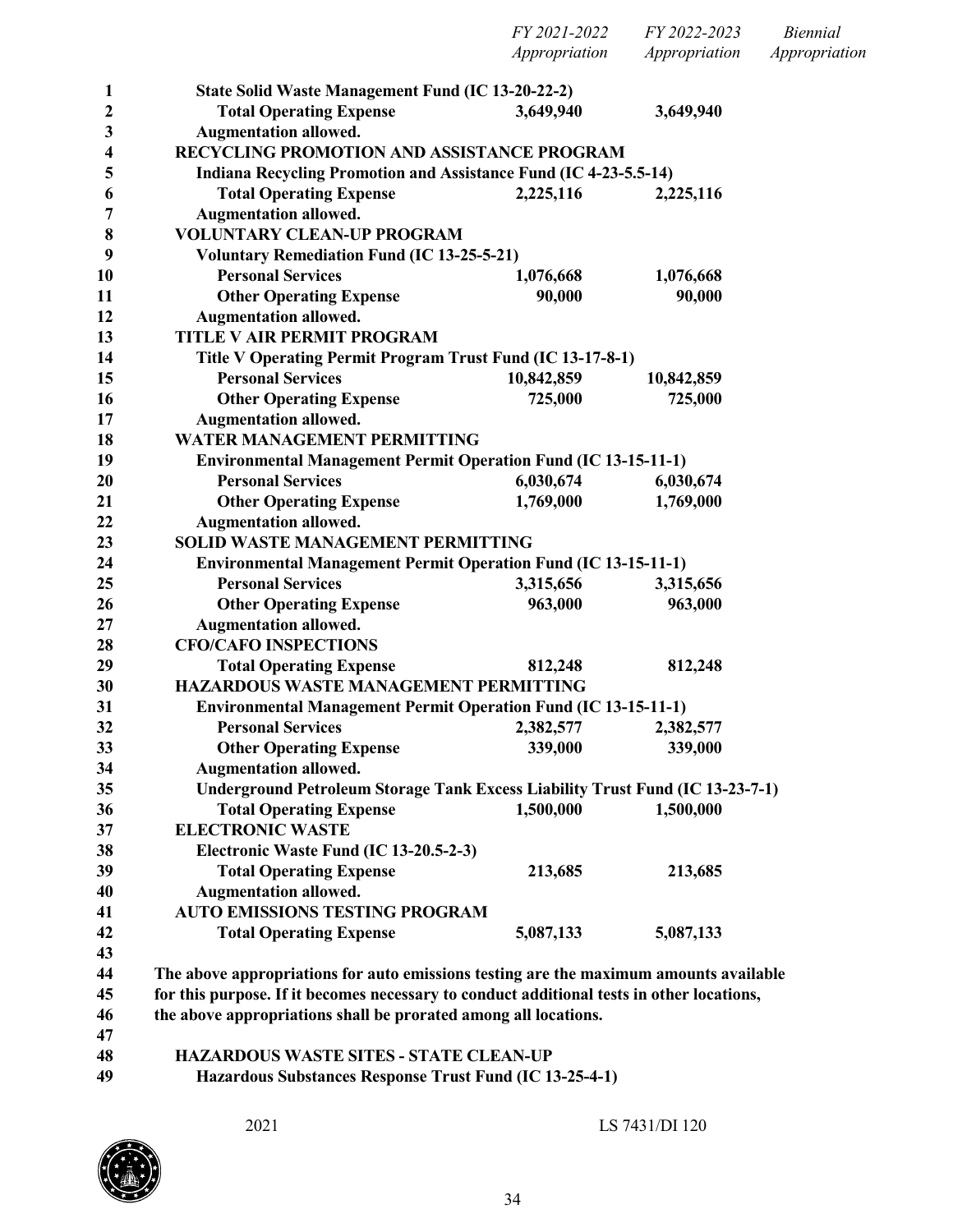| | FY 2021-2022 Appropriation | FY 2022-2023 Appropriation | Biennial Appropriation |
|---|---|---|---|
| **State Solid Waste Management Fund (IC 13-20-22-2)** | | | |
| **Total Operating Expense** | **3,649,940** | **3,649,940** | |
| **Augmentation allowed.** | | | |
| **RECYCLING PROMOTION AND ASSISTANCE PROGRAM** | | | |
| **Indiana Recycling Promotion and Assistance Fund (IC 4-23-5.5-14)** | | | |
| **Total Operating Expense** | **2,225,116** | **2,225,116** | |
| **Augmentation allowed.** | | | |
| **VOLUNTARY CLEAN-UP PROGRAM** | | | |
| **Voluntary Remediation Fund (IC 13-25-5-21)** | | | |
| **Personal Services** | **1,076,668** | **1,076,668** | |
| **Other Operating Expense** | **90,000** | **90,000** | |
| **Augmentation allowed.** | | | |
| **TITLE V AIR PERMIT PROGRAM** | | | |
| **Title V Operating Permit Program Trust Fund (IC 13-17-8-1)** | | | |
| **Personal Services** | **10,842,859** | **10,842,859** | |
| **Other Operating Expense** | **725,000** | **725,000** | |
| **Augmentation allowed.** | | | |
| **WATER MANAGEMENT PERMITTING** | | | |
| **Environmental Management Permit Operation Fund (IC 13-15-11-1)** | | | |
| **Personal Services** | **6,030,674** | **6,030,674** | |
| **Other Operating Expense** | **1,769,000** | **1,769,000** | |
| **Augmentation allowed.** | | | |
| **SOLID WASTE MANAGEMENT PERMITTING** | | | |
| **Environmental Management Permit Operation Fund (IC 13-15-11-1)** | | | |
| **Personal Services** | **3,315,656** | **3,315,656** | |
| **Other Operating Expense** | **963,000** | **963,000** | |
| **Augmentation allowed.** | | | |
| **CFO/CAFO INSPECTIONS** | | | |
| **Total Operating Expense** | **812,248** | **812,248** | |
| **HAZARDOUS WASTE MANAGEMENT PERMITTING** | | | |
| **Environmental Management Permit Operation Fund (IC 13-15-11-1)** | | | |
| **Personal Services** | **2,382,577** | **2,382,577** | |
| **Other Operating Expense** | **339,000** | **339,000** | |
| **Augmentation allowed.** | | | |
| **Underground Petroleum Storage Tank Excess Liability Trust Fund (IC 13-23-7-1)** | | | |
| **Total Operating Expense** | **1,500,000** | **1,500,000** | |
| **ELECTRONIC WASTE** | | | |
| **Electronic Waste Fund (IC 13-20.5-2-3)** | | | |
| **Total Operating Expense** | **213,685** | **213,685** | |
| **Augmentation allowed.** | | | |
| **AUTO EMISSIONS TESTING PROGRAM** | | | |
| **Total Operating Expense** | **5,087,133** | **5,087,133** | |

**The above appropriations for auto emissions testing are the maximum amounts available for this purpose. If it becomes necessary to conduct additional tests in other locations, the above appropriations shall be prorated among all locations.**

**HAZARDOUS WASTE SITES - STATE CLEAN-UP**

**Hazardous Substances Response Trust Fund (IC 13-25-4-1)**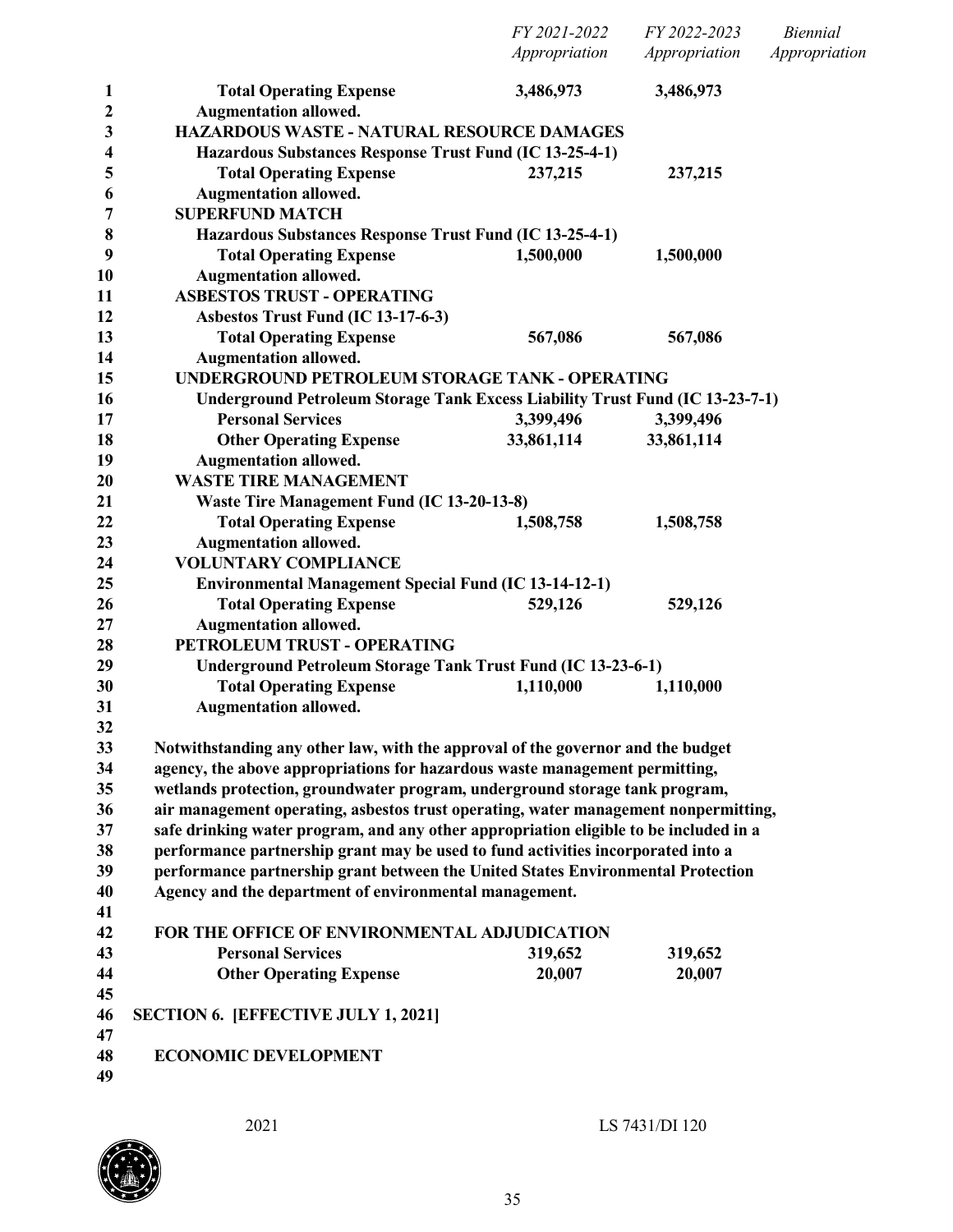| | FY 2021-2022 Appropriation | FY 2022-2023 Appropriation | Biennial Appropriation |
|---|---|---|---|
| **Total Operating Expense** | **3,486,973** | **3,486,973** | |
| **Augmentation allowed.** | | | |
| **HAZARDOUS WASTE - NATURAL RESOURCE DAMAGES** | | | |
| **Hazardous Substances Response Trust Fund (IC 13-25-4-1)** | | | |
| **Total Operating Expense** | **237,215** | **237,215** | |
| **Augmentation allowed.** | | | |
| **SUPERFUND MATCH** | | | |
| **Hazardous Substances Response Trust Fund (IC 13-25-4-1)** | | | |
| **Total Operating Expense** | **1,500,000** | **1,500,000** | |
| **Augmentation allowed.** | | | |
| **ASBESTOS TRUST - OPERATING** | | | |
| **Asbestos Trust Fund (IC 13-17-6-3)** | | | |
| **Total Operating Expense** | **567,086** | **567,086** | |
| **Augmentation allowed.** | | | |
| **UNDERGROUND PETROLEUM STORAGE TANK - OPERATING** | | | |
| **Underground Petroleum Storage Tank Excess Liability Trust Fund (IC 13-23-7-1)** | | | |
| **Personal Services** | **3,399,496** | **3,399,496** | |
| **Other Operating Expense** | **33,861,114** | **33,861,114** | |
| **Augmentation allowed.** | | | |
| **WASTE TIRE MANAGEMENT** | | | |
| **Waste Tire Management Fund (IC 13-20-13-8)** | | | |
| **Total Operating Expense** | **1,508,758** | **1,508,758** | |
| **Augmentation allowed.** | | | |
| **VOLUNTARY COMPLIANCE** | | | |
| **Environmental Management Special Fund (IC 13-14-12-1)** | | | |
| **Total Operating Expense** | **529,126** | **529,126** | |
| **Augmentation allowed.** | | | |
| **PETROLEUM TRUST - OPERATING** | | | |
| **Underground Petroleum Storage Tank Trust Fund (IC 13-23-6-1)** | | | |
| **Total Operating Expense** | **1,110,000** | **1,110,000** | |
| **Augmentation allowed.** | | | |

**Notwithstanding any other law, with the approval of the governor and the budget agency, the above appropriations for hazardous waste management permitting, wetlands protection, groundwater program, underground storage tank program, air management operating, asbestos trust operating, water management nonpermitting, safe drinking water program, and any other appropriation eligible to be included in a performance partnership grant may be used to fund activities incorporated into a performance partnership grant between the United States Environmental Protection Agency and the department of environmental management.**

| | FY 2021-2022 Appropriation | FY 2022-2023 Appropriation | Biennial Appropriation |
|---|---|---|---|
| **FOR THE OFFICE OF ENVIRONMENTAL ADJUDICATION** | | | |
| **Personal Services** | **319,652** | **319,652** | |
| **Other Operating Expense** | **20,007** | **20,007** | |

**SECTION 6. [EFFECTIVE JULY 1, 2021]**

**ECONOMIC DEVELOPMENT**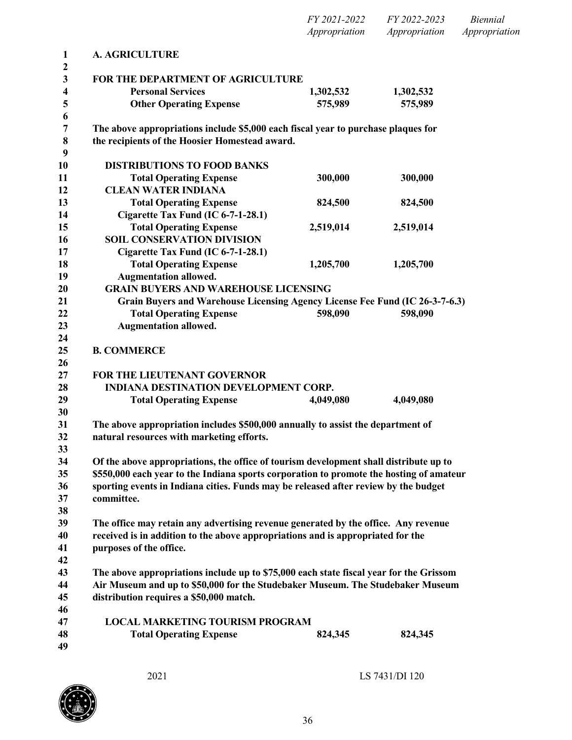| | FY 2021-2022 Appropriation | FY 2022-2023 Appropriation | Biennial Appropriation |
|---|---|---|---|
| **A. AGRICULTURE** | | | |
| **FOR THE DEPARTMENT OF AGRICULTURE** | | | |
| **Personal Services** | **1,302,532** | **1,302,532** | |
| **Other Operating Expense** | **575,989** | **575,989** | |

**The above appropriations include $5,000 each fiscal year to purchase plaques for the recipients of the Hoosier Homestead award.**

| | FY 2021-2022 Appropriation | FY 2022-2023 Appropriation | Biennial Appropriation |
|---|---|---|---|
| **DISTRIBUTIONS TO FOOD BANKS** | | | |
| **Total Operating Expense** | **300,000** | **300,000** | |
| **CLEAN WATER INDIANA** | | | |
| **Total Operating Expense** | **824,500** | **824,500** | |
| **Cigarette Tax Fund (IC 6-7-1-28.1)** | | | |
| **Total Operating Expense** | **2,519,014** | **2,519,014** | |
| **SOIL CONSERVATION DIVISION** | | | |
| **Cigarette Tax Fund (IC 6-7-1-28.1)** | | | |
| **Total Operating Expense** | **1,205,700** | **1,205,700** | |
| **Augmentation allowed.** | | | |
| **GRAIN BUYERS AND WAREHOUSE LICENSING** | | | |
| **Grain Buyers and Warehouse Licensing Agency License Fee Fund (IC 26-3-7-6.3)** | | | |
| **Total Operating Expense** | **598,090** | **598,090** | |
| **Augmentation allowed.** | | | |

**B. COMMERCE**

| | FY 2021-2022 Appropriation | FY 2022-2023 Appropriation | Biennial Appropriation |
|---|---|---|---|
| **FOR THE LIEUTENANT GOVERNOR** | | | |
| **INDIANA DESTINATION DEVELOPMENT CORP.** | | | |
| **Total Operating Expense** | **4,049,080** | **4,049,080** | |

**The above appropriation includes $500,000 annually to assist the department of natural resources with marketing efforts.**

**Of the above appropriations, the office of tourism development shall distribute up to $550,000 each year to the Indiana sports corporation to promote the hosting of amateur sporting events in Indiana cities. Funds may be released after review by the budget committee.**

**The office may retain any advertising revenue generated by the office. Any revenue received is in addition to the above appropriations and is appropriated for the purposes of the office.**

**The above appropriations include up to $75,000 each state fiscal year for the Grissom Air Museum and up to $50,000 for the Studebaker Museum. The Studebaker Museum distribution requires a $50,000 match.**

| | FY 2021-2022 Appropriation | FY 2022-2023 Appropriation | Biennial Appropriation |
|---|---|---|---|
| **LOCAL MARKETING TOURISM PROGRAM** | | | |
| **Total Operating Expense** | **824,345** | **824,345** | |

2021 LS 7431/DI 120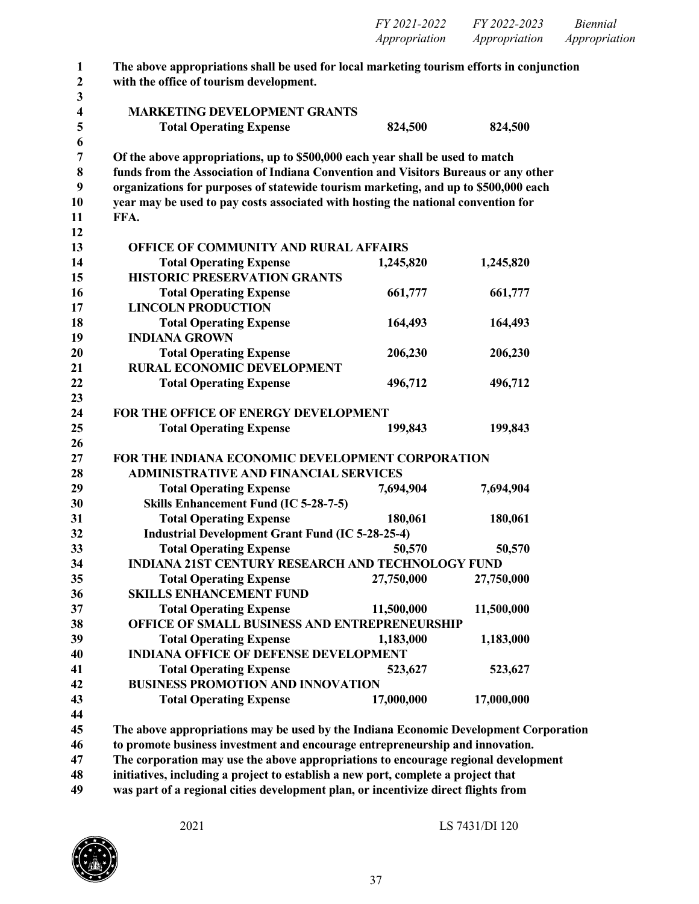| | FY 2021-2022 Appropriation | FY 2022-2023 Appropriation | Biennial Appropriation |
|---|---|---|---|

**The above appropriations shall be used for local marketing tourism efforts in conjunction with the office of tourism development.**

| | | | |
|---|---|---|---|
| **MARKETING DEVELOPMENT GRANTS** | | | |
| **Total Operating Expense** | **824,500** | **824,500** | |

**Of the above appropriations, up to $500,000 each year shall be used to match funds from the Association of Indiana Convention and Visitors Bureaus or any other organizations for purposes of statewide tourism marketing, and up to $500,000 each year may be used to pay costs associated with hosting the national convention for FFA.**

| | | | |
|---|---|---|---|
| **OFFICE OF COMMUNITY AND RURAL AFFAIRS** | | | |
| **Total Operating Expense** | **1,245,820** | **1,245,820** | |
| **HISTORIC PRESERVATION GRANTS** | | | |
| **Total Operating Expense** | **661,777** | **661,777** | |
| **LINCOLN PRODUCTION** | | | |
| **Total Operating Expense** | **164,493** | **164,493** | |
| **INDIANA GROWN** | | | |
| **Total Operating Expense** | **206,230** | **206,230** | |
| **RURAL ECONOMIC DEVELOPMENT** | | | |
| **Total Operating Expense** | **496,712** | **496,712** | |

**FOR THE OFFICE OF ENERGY DEVELOPMENT**

| | | | |
|---|---|---|---|
| **Total Operating Expense** | **199,843** | **199,843** | |

**FOR THE INDIANA ECONOMIC DEVELOPMENT CORPORATION**

| | | | |
|---|---|---|---|
| **ADMINISTRATIVE AND FINANCIAL SERVICES** | | | |
| **Total Operating Expense** | **7,694,904** | **7,694,904** | |
| **Skills Enhancement Fund (IC 5-28-7-5)** | | | |
| **Total Operating Expense** | **180,061** | **180,061** | |
| **Industrial Development Grant Fund (IC 5-28-25-4)** | | | |
| **Total Operating Expense** | **50,570** | **50,570** | |
| **INDIANA 21ST CENTURY RESEARCH AND TECHNOLOGY FUND** | | | |
| **Total Operating Expense** | **27,750,000** | **27,750,000** | |
| **SKILLS ENHANCEMENT FUND** | | | |
| **Total Operating Expense** | **11,500,000** | **11,500,000** | |
| **OFFICE OF SMALL BUSINESS AND ENTREPRENEURSHIP** | | | |
| **Total Operating Expense** | **1,183,000** | **1,183,000** | |
| **INDIANA OFFICE OF DEFENSE DEVELOPMENT** | | | |
| **Total Operating Expense** | **523,627** | **523,627** | |
| **BUSINESS PROMOTION AND INNOVATION** | | | |
| **Total Operating Expense** | **17,000,000** | **17,000,000** | |

**The above appropriations may be used by the Indiana Economic Development Corporation to promote business investment and encourage entrepreneurship and innovation. The corporation may use the above appropriations to encourage regional development initiatives, including a project to establish a new port, complete a project that was part of a regional cities development plan, or incentivize direct flights from**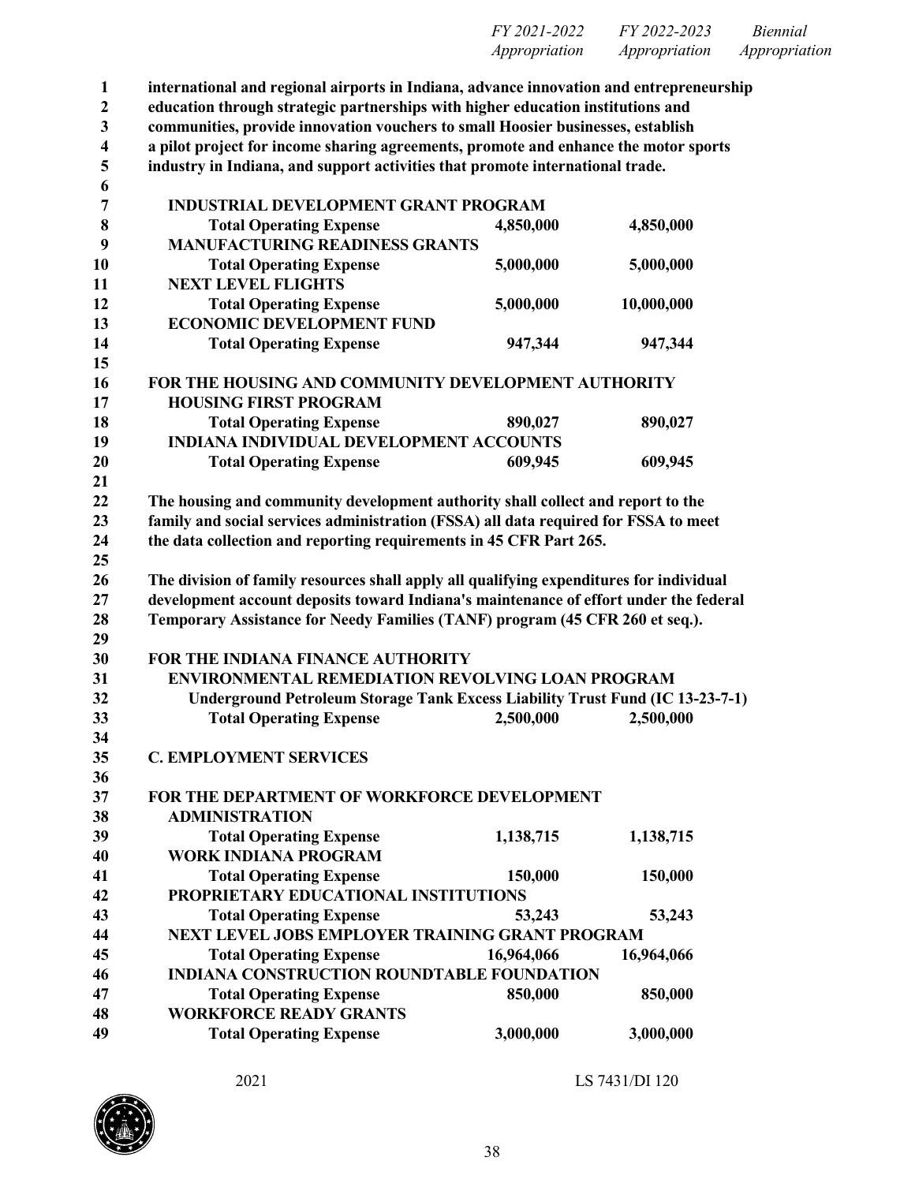| | FY 2021-2022 Appropriation | FY 2022-2023 Appropriation | Biennial Appropriation |
|---|---|---|---|

**international and regional airports in Indiana, advance innovation and entrepreneurship education through strategic partnerships with higher education institutions and communities, provide innovation vouchers to small Hoosier businesses, establish a pilot project for income sharing agreements, promote and enhance the motor sports industry in Indiana, and support activities that promote international trade.**

| | FY 2021-2022 | FY 2022-2023 | Biennial |
|---|---|---|---|
| **INDUSTRIAL DEVELOPMENT GRANT PROGRAM** | | | |
| **Total Operating Expense** | **4,850,000** | **4,850,000** | |
| **MANUFACTURING READINESS GRANTS** | | | |
| **Total Operating Expense** | **5,000,000** | **5,000,000** | |
| **NEXT LEVEL FLIGHTS** | | | |
| **Total Operating Expense** | **5,000,000** | **10,000,000** | |
| **ECONOMIC DEVELOPMENT FUND** | | | |
| **Total Operating Expense** | **947,344** | **947,344** | |

**FOR THE HOUSING AND COMMUNITY DEVELOPMENT AUTHORITY**

| | FY 2021-2022 | FY 2022-2023 | Biennial |
|---|---|---|---|
| **HOUSING FIRST PROGRAM** | | | |
| **Total Operating Expense** | **890,027** | **890,027** | |
| **INDIANA INDIVIDUAL DEVELOPMENT ACCOUNTS** | | | |
| **Total Operating Expense** | **609,945** | **609,945** | |

**The housing and community development authority shall collect and report to the family and social services administration (FSSA) all data required for FSSA to meet the data collection and reporting requirements in 45 CFR Part 265.**

**The division of family resources shall apply all qualifying expenditures for individual development account deposits toward Indiana's maintenance of effort under the federal Temporary Assistance for Needy Families (TANF) program (45 CFR 260 et seq.).**

**FOR THE INDIANA FINANCE AUTHORITY**

| | FY 2021-2022 | FY 2022-2023 | Biennial |
|---|---|---|---|
| **ENVIRONMENTAL REMEDIATION REVOLVING LOAN PROGRAM** | | | |
| **Underground Petroleum Storage Tank Excess Liability Trust Fund (IC 13-23-7-1)** | | | |
| **Total Operating Expense** | **2,500,000** | **2,500,000** | |

**C. EMPLOYMENT SERVICES**

**FOR THE DEPARTMENT OF WORKFORCE DEVELOPMENT**

| | FY 2021-2022 | FY 2022-2023 | Biennial |
|---|---|---|---|
| **ADMINISTRATION** | | | |
| **Total Operating Expense** | **1,138,715** | **1,138,715** | |
| **WORK INDIANA PROGRAM** | | | |
| **Total Operating Expense** | **150,000** | **150,000** | |
| **PROPRIETARY EDUCATIONAL INSTITUTIONS** | | | |
| **Total Operating Expense** | **53,243** | **53,243** | |
| **NEXT LEVEL JOBS EMPLOYER TRAINING GRANT PROGRAM** | | | |
| **Total Operating Expense** | **16,964,066** | **16,964,066** | |
| **INDIANA CONSTRUCTION ROUNDTABLE FOUNDATION** | | | |
| **Total Operating Expense** | **850,000** | **850,000** | |
| **WORKFORCE READY GRANTS** | | | |
| **Total Operating Expense** | **3,000,000** | **3,000,000** | |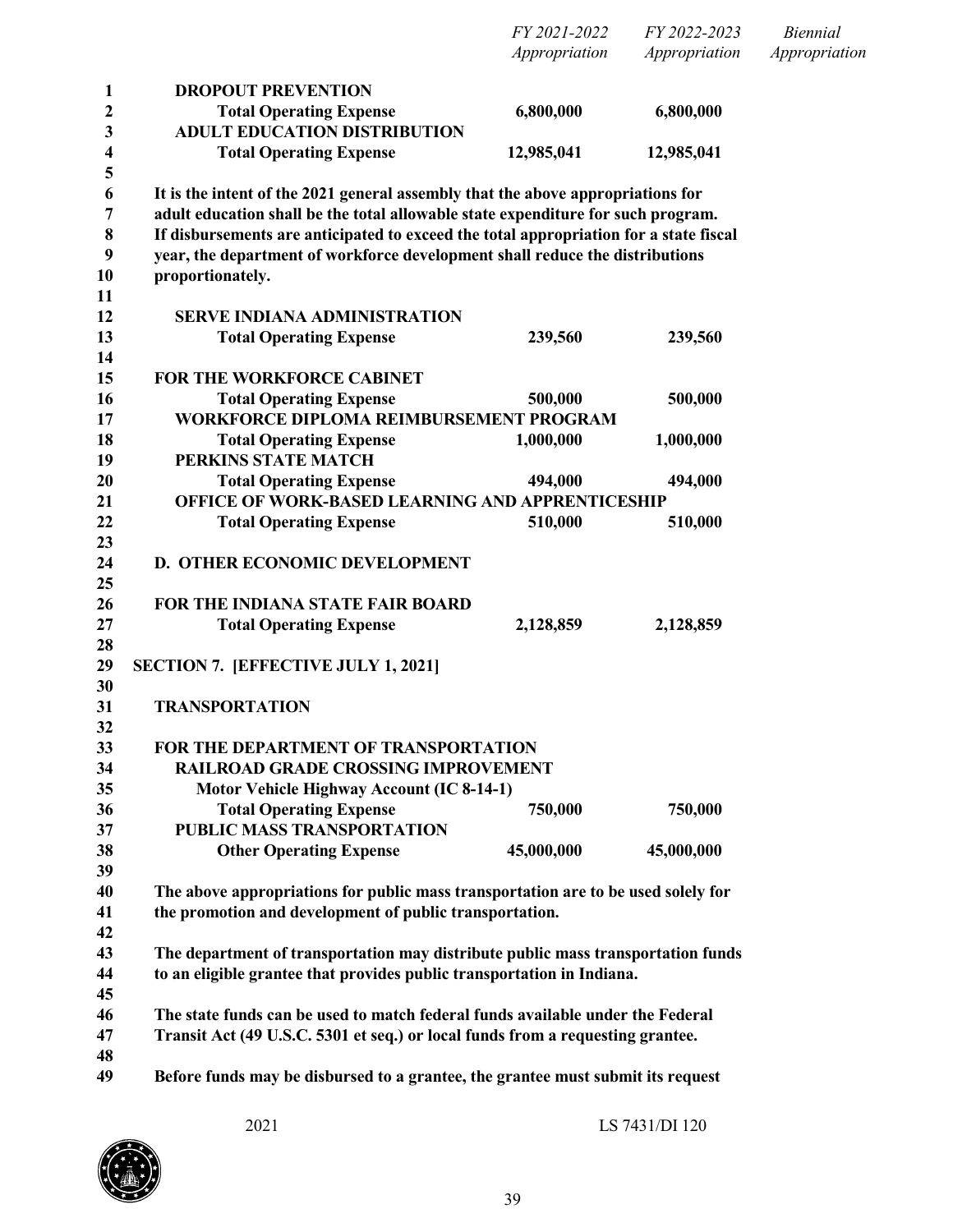| | FY 2021-2022 Appropriation | FY 2022-2023 Appropriation | Biennial Appropriation |
|---|---|---|---|
| **DROPOUT PREVENTION** | | | |
| **Total Operating Expense** | **6,800,000** | **6,800,000** | |
| **ADULT EDUCATION DISTRIBUTION** | | | |
| **Total Operating Expense** | **12,985,041** | **12,985,041** | |

**It is the intent of the 2021 general assembly that the above appropriations for adult education shall be the total allowable state expenditure for such program. If disbursements are anticipated to exceed the total appropriation for a state fiscal year, the department of workforce development shall reduce the distributions proportionately.**

| | FY 2021-2022 Appropriation | FY 2022-2023 Appropriation | Biennial Appropriation |
|---|---|---|---|
| **SERVE INDIANA ADMINISTRATION** | | | |
| **Total Operating Expense** | **239,560** | **239,560** | |
| **FOR THE WORKFORCE CABINET** | | | |
| **Total Operating Expense** | **500,000** | **500,000** | |
| **WORKFORCE DIPLOMA REIMBURSEMENT PROGRAM** | | | |
| **Total Operating Expense** | **1,000,000** | **1,000,000** | |
| **PERKINS STATE MATCH** | | | |
| **Total Operating Expense** | **494,000** | **494,000** | |
| **OFFICE OF WORK-BASED LEARNING AND APPRENTICESHIP** | | | |
| **Total Operating Expense** | **510,000** | **510,000** | |

**D. OTHER ECONOMIC DEVELOPMENT**

| | FY 2021-2022 Appropriation | FY 2022-2023 Appropriation | Biennial Appropriation |
|---|---|---|---|
| **FOR THE INDIANA STATE FAIR BOARD** | | | |
| **Total Operating Expense** | **2,128,859** | **2,128,859** | |

**SECTION 7. [EFFECTIVE JULY 1, 2021]**

**TRANSPORTATION**

| | FY 2021-2022 Appropriation | FY 2022-2023 Appropriation | Biennial Appropriation |
|---|---|---|---|
| **FOR THE DEPARTMENT OF TRANSPORTATION** | | | |
| **RAILROAD GRADE CROSSING IMPROVEMENT** | | | |
| **Motor Vehicle Highway Account (IC 8-14-1)** | | | |
| **Total Operating Expense** | **750,000** | **750,000** | |
| **PUBLIC MASS TRANSPORTATION** | | | |
| **Other Operating Expense** | **45,000,000** | **45,000,000** | |

**The above appropriations for public mass transportation are to be used solely for the promotion and development of public transportation.**

**The department of transportation may distribute public mass transportation funds to an eligible grantee that provides public transportation in Indiana.**

**The state funds can be used to match federal funds available under the Federal Transit Act (49 U.S.C. 5301 et seq.) or local funds from a requesting grantee.**

**Before funds may be disbursed to a grantee, the grantee must submit its request**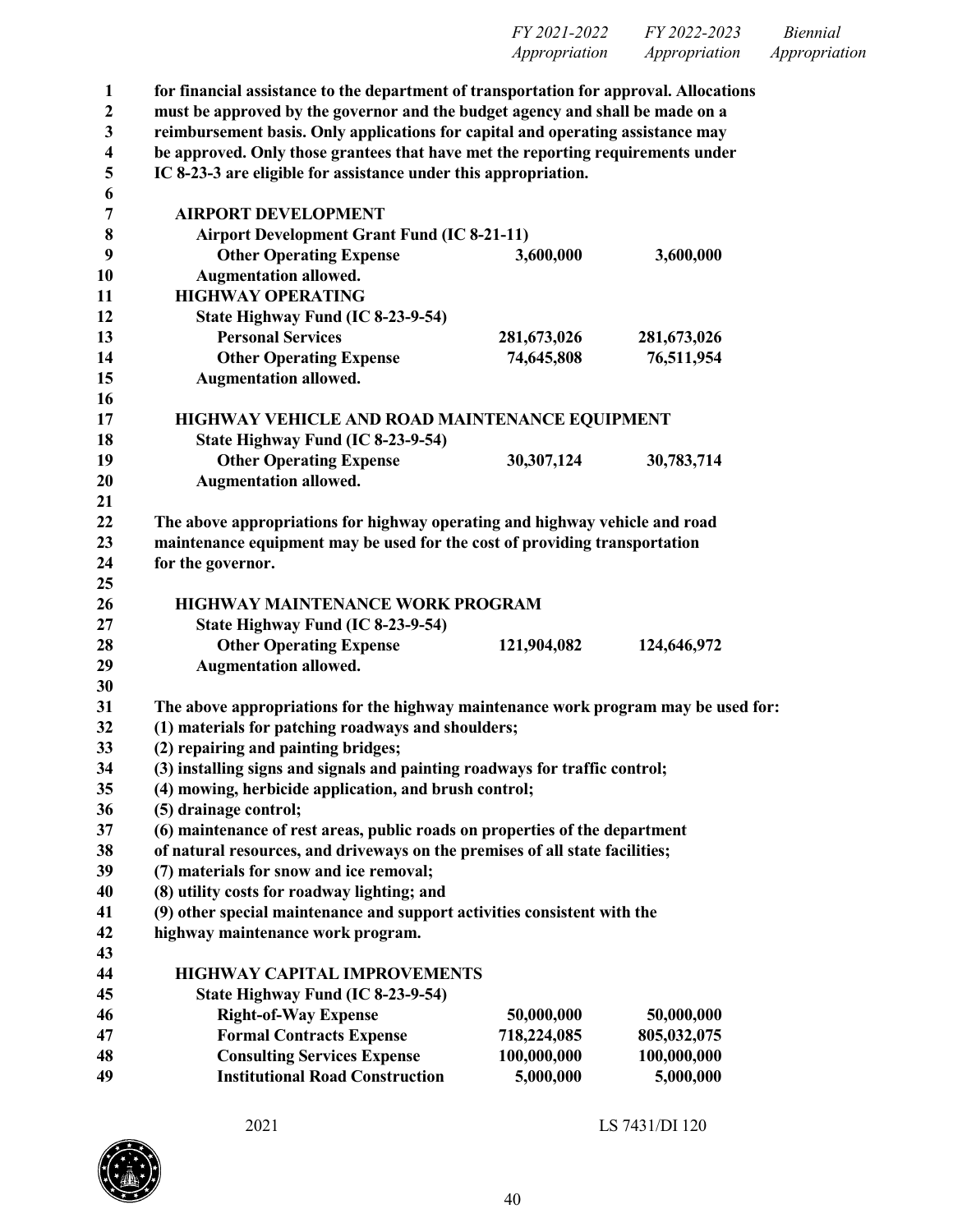| | FY 2021-2022 Appropriation | FY 2022-2023 Appropriation | Biennial Appropriation |
|---|---|---|---|

**for financial assistance to the department of transportation for approval. Allocations must be approved by the governor and the budget agency and shall be made on a reimbursement basis. Only applications for capital and operating assistance may be approved. Only those grantees that have met the reporting requirements under IC 8-23-3 are eligible for assistance under this appropriation.**

| | FY 2021-2022 Appropriation | FY 2022-2023 Appropriation | Biennial Appropriation |
|---|---|---|---|
| **AIRPORT DEVELOPMENT** | | | |
| **Airport Development Grant Fund (IC 8-21-11)** | | | |
| **Other Operating Expense** | **3,600,000** | **3,600,000** | |
| **Augmentation allowed.** | | | |
| **HIGHWAY OPERATING** | | | |
| **State Highway Fund (IC 8-23-9-54)** | | | |
| **Personal Services** | **281,673,026** | **281,673,026** | |
| **Other Operating Expense** | **74,645,808** | **76,511,954** | |
| **Augmentation allowed.** | | | |
| **HIGHWAY VEHICLE AND ROAD MAINTENANCE EQUIPMENT** | | | |
| **State Highway Fund (IC 8-23-9-54)** | | | |
| **Other Operating Expense** | **30,307,124** | **30,783,714** | |
| **Augmentation allowed.** | | | |

**The above appropriations for highway operating and highway vehicle and road maintenance equipment may be used for the cost of providing transportation for the governor.**

| | FY 2021-2022 Appropriation | FY 2022-2023 Appropriation | Biennial Appropriation |
|---|---|---|---|
| **HIGHWAY MAINTENANCE WORK PROGRAM** | | | |
| **State Highway Fund (IC 8-23-9-54)** | | | |
| **Other Operating Expense** | **121,904,082** | **124,646,972** | |
| **Augmentation allowed.** | | | |

**The above appropriations for the highway maintenance work program may be used for:**
**(1) materials for patching roadways and shoulders;**
**(2) repairing and painting bridges;**
**(3) installing signs and signals and painting roadways for traffic control;**
**(4) mowing, herbicide application, and brush control;**
**(5) drainage control;**
**(6) maintenance of rest areas, public roads on properties of the department of natural resources, and driveways on the premises of all state facilities;**
**(7) materials for snow and ice removal;**
**(8) utility costs for roadway lighting; and**
**(9) other special maintenance and support activities consistent with the highway maintenance work program.**

| | FY 2021-2022 Appropriation | FY 2022-2023 Appropriation | Biennial Appropriation |
|---|---|---|---|
| **HIGHWAY CAPITAL IMPROVEMENTS** | | | |
| **State Highway Fund (IC 8-23-9-54)** | | | |
| **Right-of-Way Expense** | **50,000,000** | **50,000,000** | |
| **Formal Contracts Expense** | **718,224,085** | **805,032,075** | |
| **Consulting Services Expense** | **100,000,000** | **100,000,000** | |
| **Institutional Road Construction** | **5,000,000** | **5,000,000** | |

2021 LS 7431/DI 120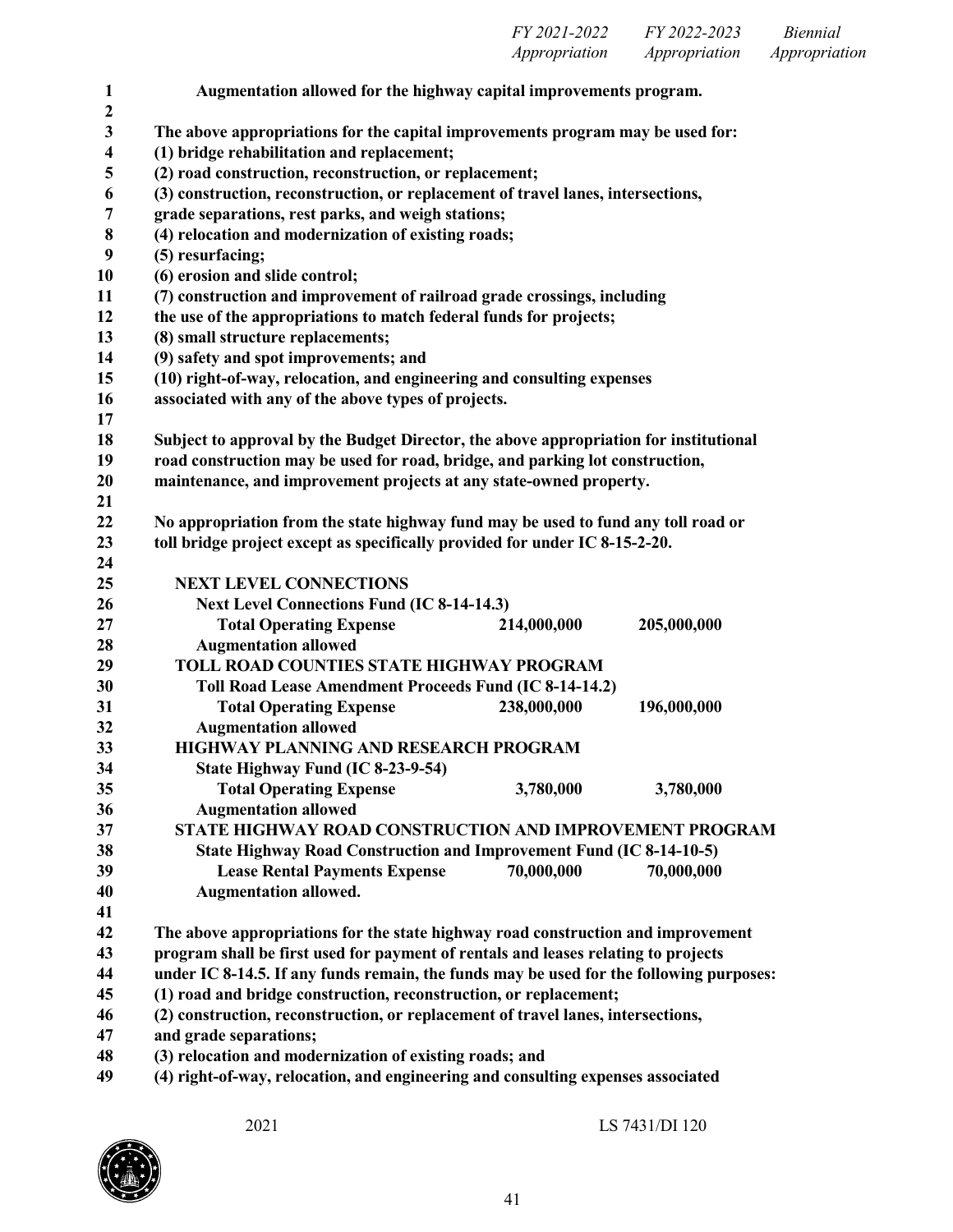| | FY 2021-2022 Appropriation | FY 2022-2023 Appropriation | Biennial Appropriation |
|---|---|---|---|

**Augmentation allowed for the highway capital improvements program.**

**The above appropriations for the capital improvements program may be used for:**
**(1) bridge rehabilitation and replacement;**
**(2) road construction, reconstruction, or replacement;**
**(3) construction, reconstruction, or replacement of travel lanes, intersections, grade separations, rest parks, and weigh stations;**
**(4) relocation and modernization of existing roads;**
**(5) resurfacing;**
**(6) erosion and slide control;**
**(7) construction and improvement of railroad grade crossings, including the use of the appropriations to match federal funds for projects;**
**(8) small structure replacements;**
**(9) safety and spot improvements; and**
**(10) right-of-way, relocation, and engineering and consulting expenses associated with any of the above types of projects.**

**Subject to approval by the Budget Director, the above appropriation for institutional road construction may be used for road, bridge, and parking lot construction, maintenance, and improvement projects at any state-owned property.**

**No appropriation from the state highway fund may be used to fund any toll road or toll bridge project except as specifically provided for under IC 8-15-2-20.**

| | FY 2021-2022 Appropriation | FY 2022-2023 Appropriation | Biennial Appropriation |
|---|---|---|---|
| **NEXT LEVEL CONNECTIONS** | | | |
| **Next Level Connections Fund (IC 8-14-14.3)** | | | |
| **Total Operating Expense** | **214,000,000** | **205,000,000** | |
| **Augmentation allowed** | | | |
| **TOLL ROAD COUNTIES STATE HIGHWAY PROGRAM** | | | |
| **Toll Road Lease Amendment Proceeds Fund (IC 8-14-14.2)** | | | |
| **Total Operating Expense** | **238,000,000** | **196,000,000** | |
| **Augmentation allowed** | | | |
| **HIGHWAY PLANNING AND RESEARCH PROGRAM** | | | |
| **State Highway Fund (IC 8-23-9-54)** | | | |
| **Total Operating Expense** | **3,780,000** | **3,780,000** | |
| **Augmentation allowed** | | | |
| **STATE HIGHWAY ROAD CONSTRUCTION AND IMPROVEMENT PROGRAM** | | | |
| **State Highway Road Construction and Improvement Fund (IC 8-14-10-5)** | | | |
| **Lease Rental Payments Expense** | **70,000,000** | **70,000,000** | |
| **Augmentation allowed.** | | | |

**The above appropriations for the state highway road construction and improvement program shall be first used for payment of rentals and leases relating to projects under IC 8-14.5. If any funds remain, the funds may be used for the following purposes:**
**(1) road and bridge construction, reconstruction, or replacement;**
**(2) construction, reconstruction, or replacement of travel lanes, intersections, and grade separations;**
**(3) relocation and modernization of existing roads; and**
**(4) right-of-way, relocation, and engineering and consulting expenses associated**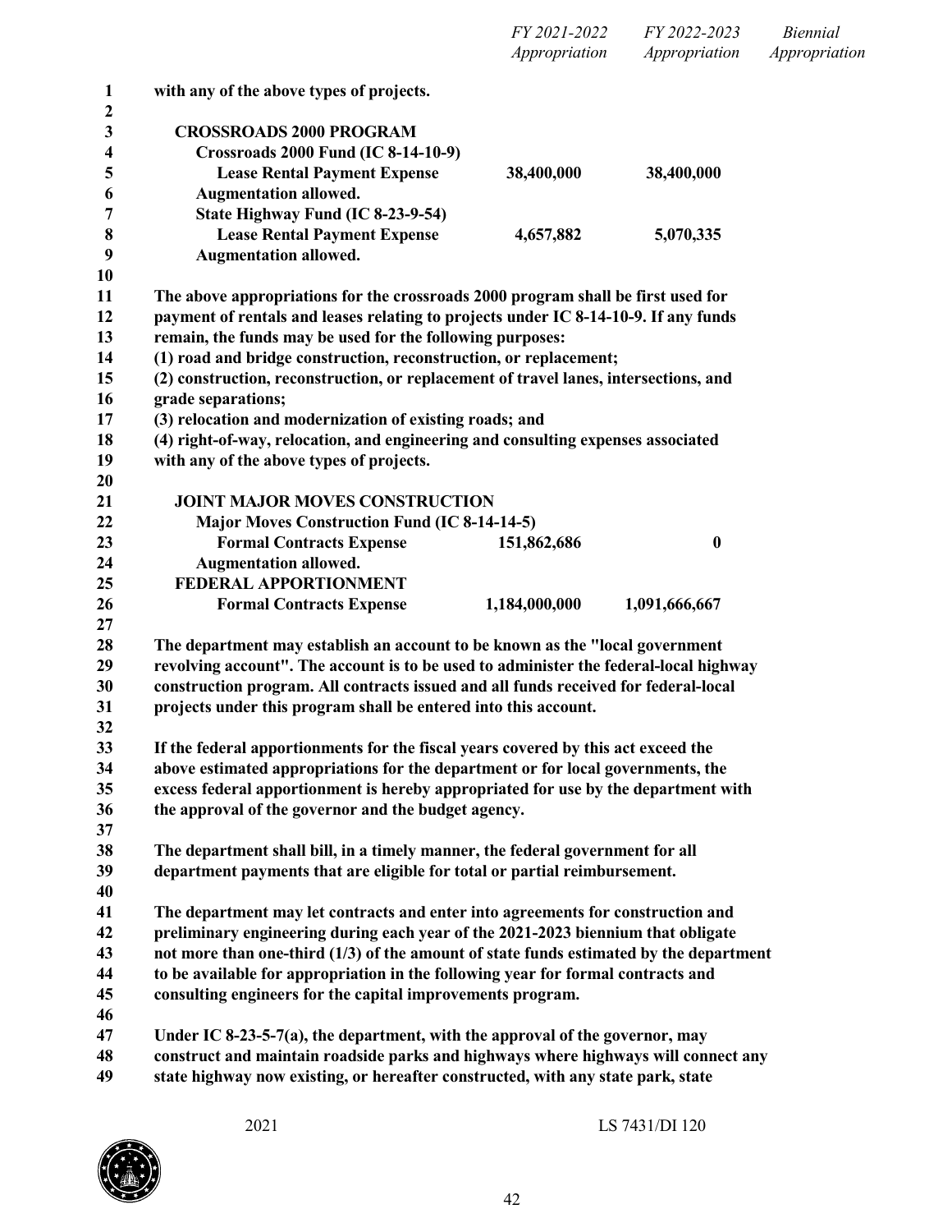| | FY 2021-2022 Appropriation | FY 2022-2023 Appropriation | Biennial Appropriation |
|---|---|---|---|

**with any of the above types of projects.**

**CROSSROADS 2000 PROGRAM**

| | FY 2021-2022 Appropriation | FY 2022-2023 Appropriation | Biennial Appropriation |
|---|---|---|---|
| **Crossroads 2000 Fund (IC 8-14-10-9)** | | | |
| **Lease Rental Payment Expense** | **38,400,000** | **38,400,000** | |
| **Augmentation allowed.** | | | |
| **State Highway Fund (IC 8-23-9-54)** | | | |
| **Lease Rental Payment Expense** | **4,657,882** | **5,070,335** | |
| **Augmentation allowed.** | | | |

**The above appropriations for the crossroads 2000 program shall be first used for payment of rentals and leases relating to projects under IC 8-14-10-9. If any funds remain, the funds may be used for the following purposes:**
**(1) road and bridge construction, reconstruction, or replacement;**
**(2) construction, reconstruction, or replacement of travel lanes, intersections, and grade separations;**
**(3) relocation and modernization of existing roads; and**
**(4) right-of-way, relocation, and engineering and consulting expenses associated with any of the above types of projects.**

**JOINT MAJOR MOVES CONSTRUCTION**

| | FY 2021-2022 Appropriation | FY 2022-2023 Appropriation | Biennial Appropriation |
|---|---|---|---|
| **Major Moves Construction Fund (IC 8-14-14-5)** | | | |
| **Formal Contracts Expense** | **151,862,686** | **0** | |
| **Augmentation allowed.** | | | |
| **FEDERAL APPORTIONMENT** | | | |
| **Formal Contracts Expense** | **1,184,000,000** | **1,091,666,667** | |

**The department may establish an account to be known as the "local government revolving account". The account is to be used to administer the federal-local highway construction program. All contracts issued and all funds received for federal-local projects under this program shall be entered into this account.**

**If the federal apportionments for the fiscal years covered by this act exceed the above estimated appropriations for the department or for local governments, the excess federal apportionment is hereby appropriated for use by the department with the approval of the governor and the budget agency.**

**The department shall bill, in a timely manner, the federal government for all department payments that are eligible for total or partial reimbursement.**

**The department may let contracts and enter into agreements for construction and preliminary engineering during each year of the 2021-2023 biennium that obligate not more than one-third (1/3) of the amount of state funds estimated by the department to be available for appropriation in the following year for formal contracts and consulting engineers for the capital improvements program.**

**Under IC 8-23-5-7(a), the department, with the approval of the governor, may construct and maintain roadside parks and highways where highways will connect any state highway now existing, or hereafter constructed, with any state park, state**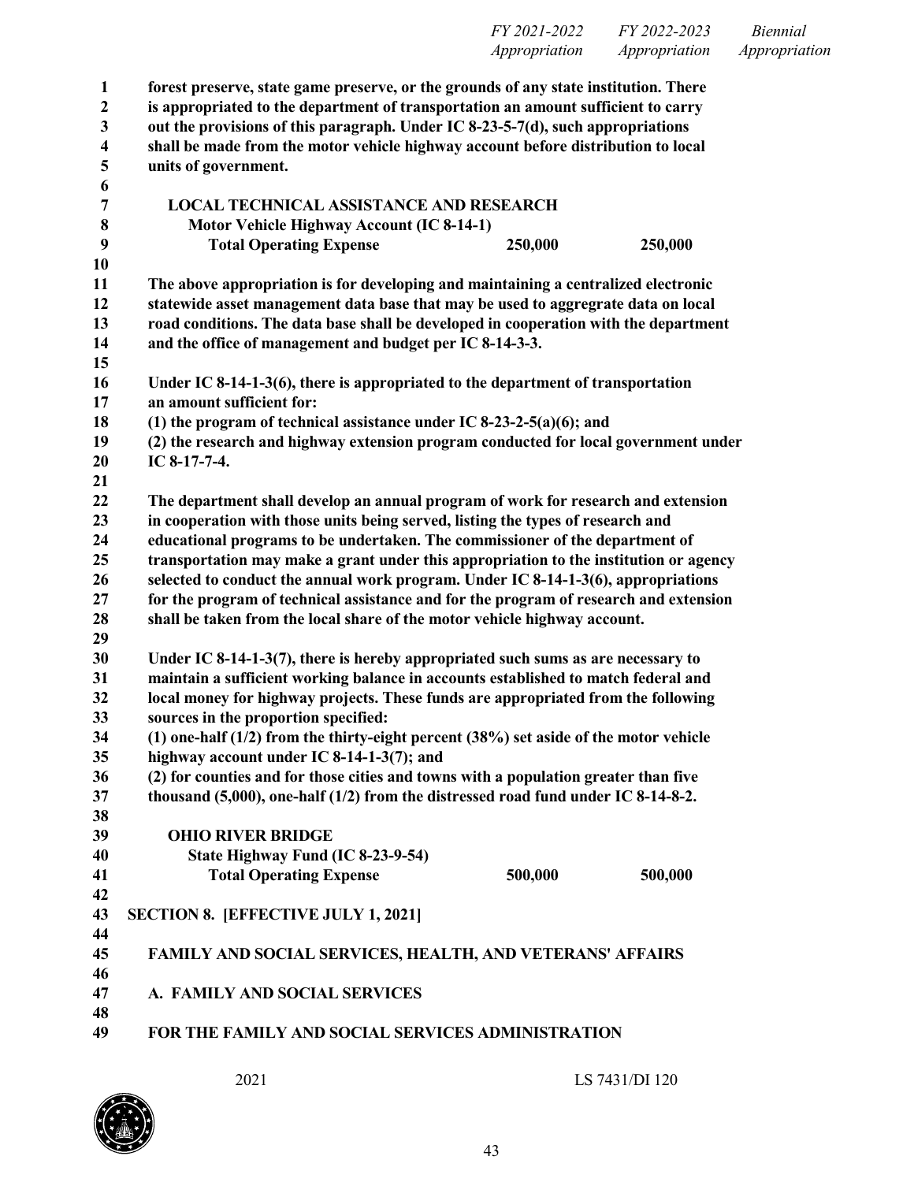| | FY 2021-2022 Appropriation | FY 2022-2023 Appropriation | Biennial Appropriation |
|---|---|---|---|

**forest preserve, state game preserve, or the grounds of any state institution. There is appropriated to the department of transportation an amount sufficient to carry out the provisions of this paragraph. Under IC 8-23-5-7(d), such appropriations shall be made from the motor vehicle highway account before distribution to local units of government.**

**LOCAL TECHNICAL ASSISTANCE AND RESEARCH**

| | FY 2021-2022 Appropriation | FY 2022-2023 Appropriation | Biennial Appropriation |
|---|---|---|---|
| **Motor Vehicle Highway Account (IC 8-14-1)** | | | |
| **Total Operating Expense** | **250,000** | **250,000** | |

**The above appropriation is for developing and maintaining a centralized electronic statewide asset management data base that may be used to aggregate data on local road conditions. The data base shall be developed in cooperation with the department and the office of management and budget per IC 8-14-3-3.**

**Under IC 8-14-1-3(6), there is appropriated to the department of transportation an amount sufficient for:**
**(1) the program of technical assistance under IC 8-23-2-5(a)(6); and**
**(2) the research and highway extension program conducted for local government under IC 8-17-7-4.**

**The department shall develop an annual program of work for research and extension in cooperation with those units being served, listing the types of research and educational programs to be undertaken. The commissioner of the department of transportation may make a grant under this appropriation to the institution or agency selected to conduct the annual work program. Under IC 8-14-1-3(6), appropriations for the program of technical assistance and for the program of research and extension shall be taken from the local share of the motor vehicle highway account.**

**Under IC 8-14-1-3(7), there is hereby appropriated such sums as are necessary to maintain a sufficient working balance in accounts established to match federal and local money for highway projects. These funds are appropriated from the following sources in the proportion specified:**
**(1) one-half (1/2) from the thirty-eight percent (38%) set aside of the motor vehicle highway account under IC 8-14-1-3(7); and**
**(2) for counties and for those cities and towns with a population greater than five thousand (5,000), one-half (1/2) from the distressed road fund under IC 8-14-8-2.**

**OHIO RIVER BRIDGE**

| | FY 2021-2022 Appropriation | FY 2022-2023 Appropriation | Biennial Appropriation |
|---|---|---|---|
| **State Highway Fund (IC 8-23-9-54)** | | | |
| **Total Operating Expense** | **500,000** | **500,000** | |

**SECTION 8. [EFFECTIVE JULY 1, 2021]**

**FAMILY AND SOCIAL SERVICES, HEALTH, AND VETERANS' AFFAIRS**

**A. FAMILY AND SOCIAL SERVICES**

**FOR THE FAMILY AND SOCIAL SERVICES ADMINISTRATION**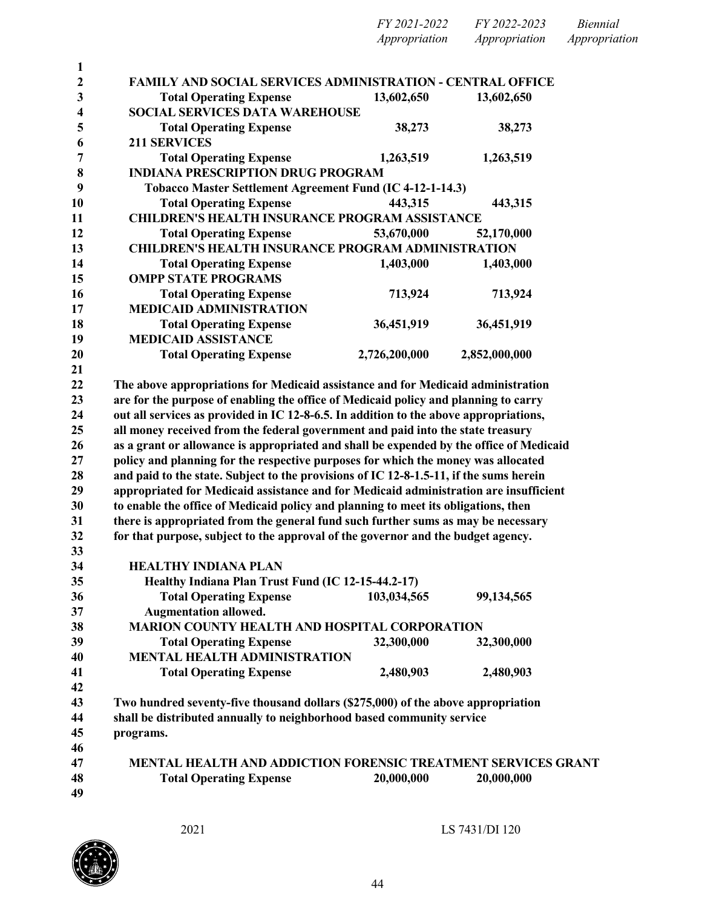| | FY 2021-2022 Appropriation | FY 2022-2023 Appropriation | Biennial Appropriation |
|---|---|---|---|
| **FAMILY AND SOCIAL SERVICES ADMINISTRATION - CENTRAL OFFICE** | | | |
| **Total Operating Expense** | **13,602,650** | **13,602,650** | |
| **SOCIAL SERVICES DATA WAREHOUSE** | | | |
| **Total Operating Expense** | **38,273** | **38,273** | |
| **211 SERVICES** | | | |
| **Total Operating Expense** | **1,263,519** | **1,263,519** | |
| **INDIANA PRESCRIPTION DRUG PROGRAM** | | | |
| **Tobacco Master Settlement Agreement Fund (IC 4-12-1-14.3)** | | | |
| **Total Operating Expense** | **443,315** | **443,315** | |
| **CHILDREN'S HEALTH INSURANCE PROGRAM ASSISTANCE** | | | |
| **Total Operating Expense** | **53,670,000** | **52,170,000** | |
| **CHILDREN'S HEALTH INSURANCE PROGRAM ADMINISTRATION** | | | |
| **Total Operating Expense** | **1,403,000** | **1,403,000** | |
| **OMPP STATE PROGRAMS** | | | |
| **Total Operating Expense** | **713,924** | **713,924** | |
| **MEDICAID ADMINISTRATION** | | | |
| **Total Operating Expense** | **36,451,919** | **36,451,919** | |
| **MEDICAID ASSISTANCE** | | | |
| **Total Operating Expense** | **2,726,200,000** | **2,852,000,000** | |

**The above appropriations for Medicaid assistance and for Medicaid administration are for the purpose of enabling the office of Medicaid policy and planning to carry out all services as provided in IC 12-8-6.5. In addition to the above appropriations, all money received from the federal government and paid into the state treasury as a grant or allowance is appropriated and shall be expended by the office of Medicaid policy and planning for the respective purposes for which the money was allocated and paid to the state. Subject to the provisions of IC 12-8-1.5-11, if the sums herein appropriated for Medicaid assistance and for Medicaid administration are insufficient to enable the office of Medicaid policy and planning to meet its obligations, then there is appropriated from the general fund such further sums as may be necessary for that purpose, subject to the approval of the governor and the budget agency.**

| | FY 2021-2022 Appropriation | FY 2022-2023 Appropriation | Biennial Appropriation |
|---|---|---|---|
| **HEALTHY INDIANA PLAN** | | | |
| **Healthy Indiana Plan Trust Fund (IC 12-15-44.2-17)** | | | |
| **Total Operating Expense** | **103,034,565** | **99,134,565** | |
| **Augmentation allowed.** | | | |
| **MARION COUNTY HEALTH AND HOSPITAL CORPORATION** | | | |
| **Total Operating Expense** | **32,300,000** | **32,300,000** | |
| **MENTAL HEALTH ADMINISTRATION** | | | |
| **Total Operating Expense** | **2,480,903** | **2,480,903** | |

**Two hundred seventy-five thousand dollars ($275,000) of the above appropriation shall be distributed annually to neighborhood based community service programs.**

| | FY 2021-2022 Appropriation | FY 2022-2023 Appropriation | Biennial Appropriation |
|---|---|---|---|
| **MENTAL HEALTH AND ADDICTION FORENSIC TREATMENT SERVICES GRANT** | | | |
| **Total Operating Expense** | **20,000,000** | **20,000,000** | |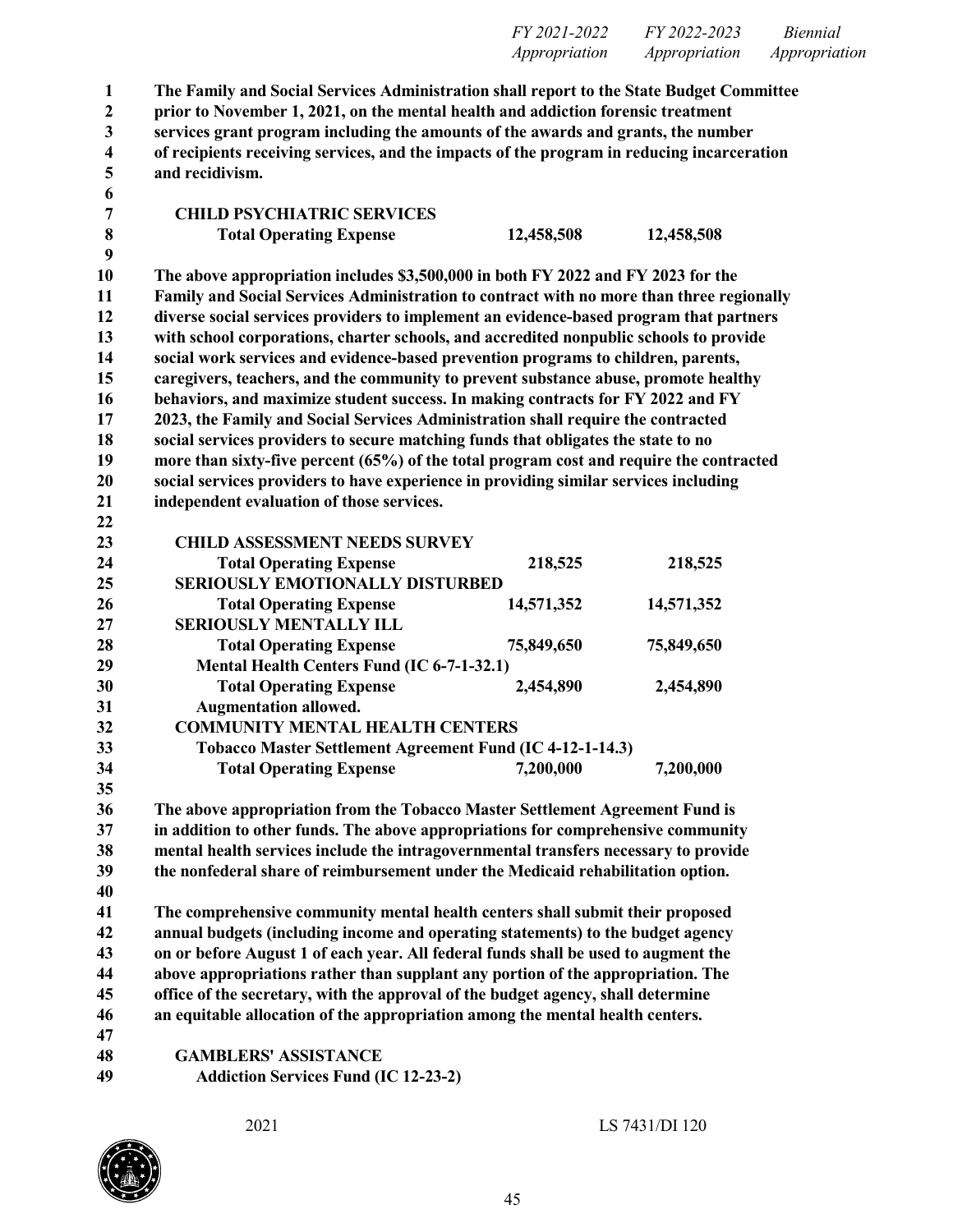| | FY 2021-2022 Appropriation | FY 2022-2023 Appropriation | Biennial Appropriation |
|---|---|---|---|

**The Family and Social Services Administration shall report to the State Budget Committee prior to November 1, 2021, on the mental health and addiction forensic treatment services grant program including the amounts of the awards and grants, the number of recipients receiving services, and the impacts of the program in reducing incarceration and recidivism.**

| | FY 2021-2022 Appropriation | FY 2022-2023 Appropriation | Biennial Appropriation |
|---|---|---|---|
| **CHILD PSYCHIATRIC SERVICES** | | | |
| **Total Operating Expense** | **12,458,508** | **12,458,508** | |

**The above appropriation includes $3,500,000 in both FY 2022 and FY 2023 for the Family and Social Services Administration to contract with no more than three regionally diverse social services providers to implement an evidence-based program that partners with school corporations, charter schools, and accredited nonpublic schools to provide social work services and evidence-based prevention programs to children, parents, caregivers, teachers, and the community to prevent substance abuse, promote healthy behaviors, and maximize student success. In making contracts for FY 2022 and FY 2023, the Family and Social Services Administration shall require the contracted social services providers to secure matching funds that obligates the state to no more than sixty-five percent (65%) of the total program cost and require the contracted social services providers to have experience in providing similar services including independent evaluation of those services.**

| | FY 2021-2022 Appropriation | FY 2022-2023 Appropriation | Biennial Appropriation |
|---|---|---|---|
| **CHILD ASSESSMENT NEEDS SURVEY** | | | |
| **Total Operating Expense** | **218,525** | **218,525** | |
| **SERIOUSLY EMOTIONALLY DISTURBED** | | | |
| **Total Operating Expense** | **14,571,352** | **14,571,352** | |
| **SERIOUSLY MENTALLY ILL** | | | |
| **Total Operating Expense** | **75,849,650** | **75,849,650** | |
| **Mental Health Centers Fund (IC 6-7-1-32.1)** | | | |
| **Total Operating Expense** | **2,454,890** | **2,454,890** | |
| **Augmentation allowed.** | | | |
| **COMMUNITY MENTAL HEALTH CENTERS** | | | |
| **Tobacco Master Settlement Agreement Fund (IC 4-12-1-14.3)** | | | |
| **Total Operating Expense** | **7,200,000** | **7,200,000** | |

**The above appropriation from the Tobacco Master Settlement Agreement Fund is in addition to other funds. The above appropriations for comprehensive community mental health services include the intragovernmental transfers necessary to provide the nonfederal share of reimbursement under the Medicaid rehabilitation option.**

**The comprehensive community mental health centers shall submit their proposed annual budgets (including income and operating statements) to the budget agency on or before August 1 of each year. All federal funds shall be used to augment the above appropriations rather than supplant any portion of the appropriation. The office of the secretary, with the approval of the budget agency, shall determine an equitable allocation of the appropriation among the mental health centers.**

**GAMBLERS' ASSISTANCE**

**Addiction Services Fund (IC 12-23-2)**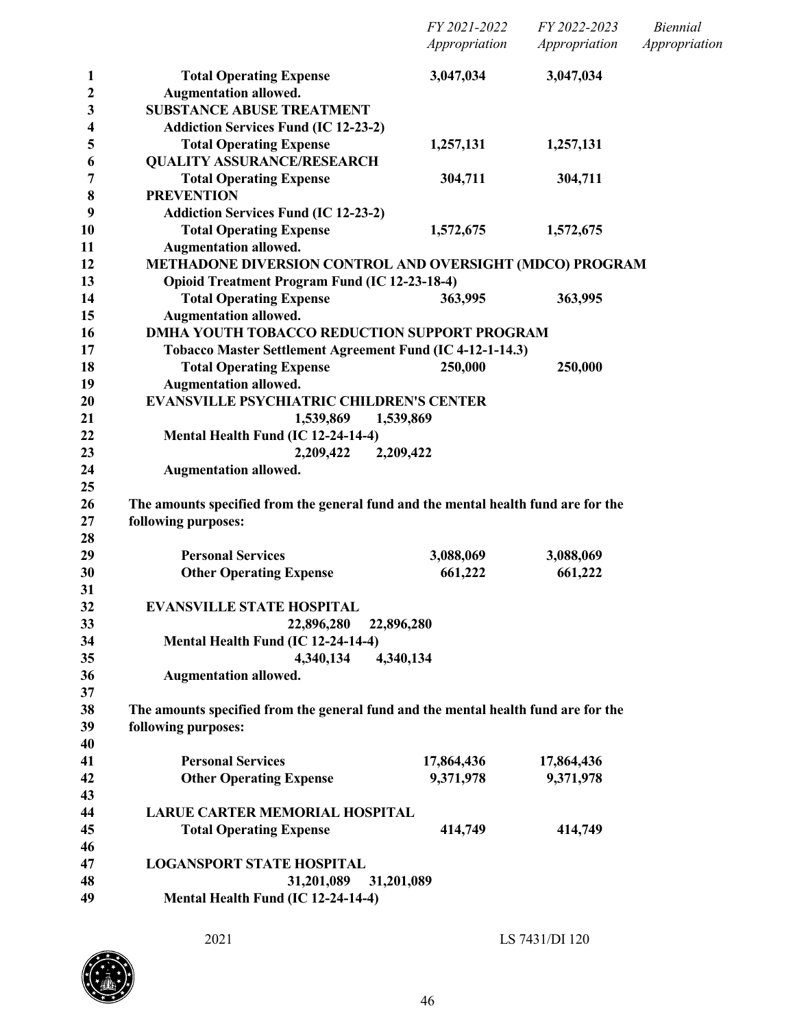| | FY 2021-2022 Appropriation | FY 2022-2023 Appropriation | Biennial Appropriation |
|---|---|---|---|
| **Total Operating Expense** | **3,047,034** | **3,047,034** | |
| **Augmentation allowed.** | | | |
| **SUBSTANCE ABUSE TREATMENT** | | | |
| **Addiction Services Fund (IC 12-23-2)** | | | |
| **Total Operating Expense** | **1,257,131** | **1,257,131** | |
| **QUALITY ASSURANCE/RESEARCH** | | | |
| **Total Operating Expense** | **304,711** | **304,711** | |
| **PREVENTION** | | | |
| **Addiction Services Fund (IC 12-23-2)** | | | |
| **Total Operating Expense** | **1,572,675** | **1,572,675** | |
| **Augmentation allowed.** | | | |
| **METHADONE DIVERSION CONTROL AND OVERSIGHT (MDCO) PROGRAM** | | | |
| **Opioid Treatment Program Fund (IC 12-23-18-4)** | | | |
| **Total Operating Expense** | **363,995** | **363,995** | |
| **Augmentation allowed.** | | | |
| **DMHA YOUTH TOBACCO REDUCTION SUPPORT PROGRAM** | | | |
| **Tobacco Master Settlement Agreement Fund (IC 4-12-1-14.3)** | | | |
| **Total Operating Expense** | **250,000** | **250,000** | |
| **Augmentation allowed.** | | | |
| **EVANSVILLE PSYCHIATRIC CHILDREN'S CENTER** | | | |
| **1,539,869** | **1,539,869** | | |
| **Mental Health Fund (IC 12-24-14-4)** | | | |
| **2,209,422** | **2,209,422** | | |
| **Augmentation allowed.** | | | |

**The amounts specified from the general fund and the mental health fund are for the following purposes:**

| | | |
|---|---|---|
| **Personal Services** | **3,088,069** | **3,088,069** |
| **Other Operating Expense** | **661,222** | **661,222** |

| | | | |
|---|---|---|---|
| **EVANSVILLE STATE HOSPITAL** | | | |
| **22,896,280** | **22,896,280** | | |
| **Mental Health Fund (IC 12-24-14-4)** | | | |
| **4,340,134** | **4,340,134** | | |
| **Augmentation allowed.** | | | |

**The amounts specified from the general fund and the mental health fund are for the following purposes:**

| | | |
|---|---|---|
| **Personal Services** | **17,864,436** | **17,864,436** |
| **Other Operating Expense** | **9,371,978** | **9,371,978** |

| | | | |
|---|---|---|---|
| **LARUE CARTER MEMORIAL HOSPITAL** | | | |
| **Total Operating Expense** | **414,749** | **414,749** | |
| **LOGANSPORT STATE HOSPITAL** | | | |
| **31,201,089** | **31,201,089** | | |
| **Mental Health Fund (IC 12-24-14-4)** | | | |

2021 LS 7431/DI 120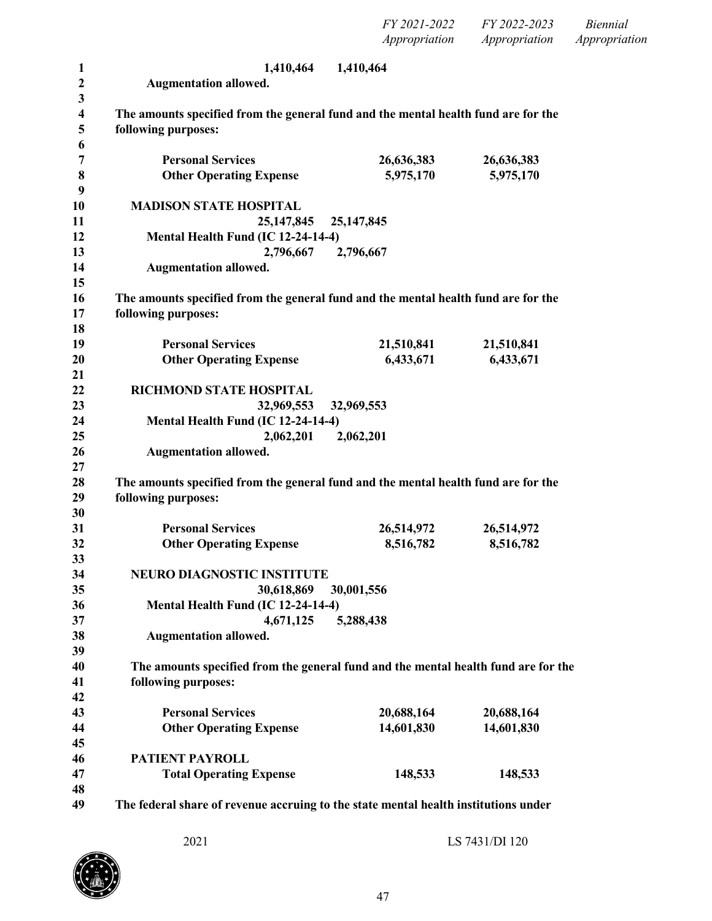| | FY 2021-2022 Appropriation | FY 2022-2023 Appropriation | Biennial Appropriation |
|---|---|---|---|
| 1,410,464 1,410,464 | | | |
| Augmentation allowed. | | | |

**The amounts specified from the general fund and the mental health fund are for the following purposes:**

| | | | |
|---|---|---|---|
| **Personal Services** | **26,636,383** | **26,636,383** | |
| **Other Operating Expense** | **5,975,170** | **5,975,170** | |

**MADISON STATE HOSPITAL**

**25,147,845 25,147,845**

**Mental Health Fund (IC 12-24-14-4)**

**2,796,667 2,796,667**

**Augmentation allowed.**

**The amounts specified from the general fund and the mental health fund are for the following purposes:**

| | | | |
|---|---|---|---|
| **Personal Services** | **21,510,841** | **21,510,841** | |
| **Other Operating Expense** | **6,433,671** | **6,433,671** | |

**RICHMOND STATE HOSPITAL**

**32,969,553 32,969,553**

**Mental Health Fund (IC 12-24-14-4)**

**2,062,201 2,062,201**

**Augmentation allowed.**

**The amounts specified from the general fund and the mental health fund are for the following purposes:**

| | | | |
|---|---|---|---|
| **Personal Services** | **26,514,972** | **26,514,972** | |
| **Other Operating Expense** | **8,516,782** | **8,516,782** | |

**NEURO DIAGNOSTIC INSTITUTE**

**30,618,869 30,001,556**

**Mental Health Fund (IC 12-24-14-4)**

**4,671,125 5,288,438**

**Augmentation allowed.**

**The amounts specified from the general fund and the mental health fund are for the following purposes:**

| | | | |
|---|---|---|---|
| **Personal Services** | **20,688,164** | **20,688,164** | |
| **Other Operating Expense** | **14,601,830** | **14,601,830** | |

**PATIENT PAYROLL**

| | | | |
|---|---|---|---|
| **Total Operating Expense** | **148,533** | **148,533** | |

**The federal share of revenue accruing to the state mental health institutions under**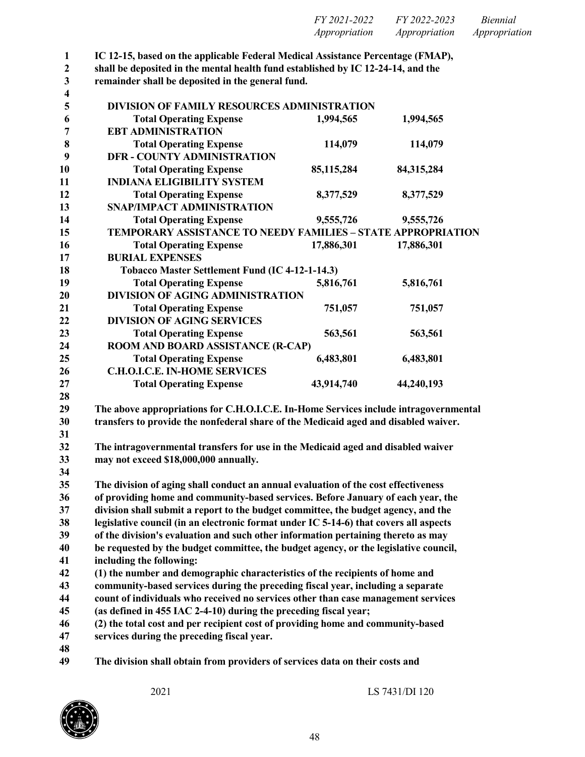| | FY 2021-2022 Appropriation | FY 2022-2023 Appropriation | Biennial Appropriation |
|---|---|---|---|

**IC 12-15, based on the applicable Federal Medical Assistance Percentage (FMAP), shall be deposited in the mental health fund established by IC 12-24-14, and the remainder shall be deposited in the general fund.**

| | FY 2021-2022 Appropriation | FY 2022-2023 Appropriation | Biennial Appropriation |
|---|---|---|---|
| **DIVISION OF FAMILY RESOURCES ADMINISTRATION** | | | |
| **Total Operating Expense** | **1,994,565** | **1,994,565** | |
| **EBT ADMINISTRATION** | | | |
| **Total Operating Expense** | **114,079** | **114,079** | |
| **DFR - COUNTY ADMINISTRATION** | | | |
| **Total Operating Expense** | **85,115,284** | **84,315,284** | |
| **INDIANA ELIGIBILITY SYSTEM** | | | |
| **Total Operating Expense** | **8,377,529** | **8,377,529** | |
| **SNAP/IMPACT ADMINISTRATION** | | | |
| **Total Operating Expense** | **9,555,726** | **9,555,726** | |
| **TEMPORARY ASSISTANCE TO NEEDY FAMILIES – STATE APPROPRIATION** | | | |
| **Total Operating Expense** | **17,886,301** | **17,886,301** | |
| **BURIAL EXPENSES** | | | |
| **Tobacco Master Settlement Fund (IC 4-12-1-14.3)** | | | |
| **Total Operating Expense** | **5,816,761** | **5,816,761** | |
| **DIVISION OF AGING ADMINISTRATION** | | | |
| **Total Operating Expense** | **751,057** | **751,057** | |
| **DIVISION OF AGING SERVICES** | | | |
| **Total Operating Expense** | **563,561** | **563,561** | |
| **ROOM AND BOARD ASSISTANCE (R-CAP)** | | | |
| **Total Operating Expense** | **6,483,801** | **6,483,801** | |
| **C.H.O.I.C.E. IN-HOME SERVICES** | | | |
| **Total Operating Expense** | **43,914,740** | **44,240,193** | |

**The above appropriations for C.H.O.I.C.E. In-Home Services include intragovernmental transfers to provide the nonfederal share of the Medicaid aged and disabled waiver.**

**The intragovernmental transfers for use in the Medicaid aged and disabled waiver may not exceed $18,000,000 annually.**

**The division of aging shall conduct an annual evaluation of the cost effectiveness of providing home and community-based services. Before January of each year, the division shall submit a report to the budget committee, the budget agency, and the legislative council (in an electronic format under IC 5-14-6) that covers all aspects of the division's evaluation and such other information pertaining thereto as may be requested by the budget committee, the budget agency, or the legislative council, including the following:**
**(1) the number and demographic characteristics of the recipients of home and community-based services during the preceding fiscal year, including a separate count of individuals who received no services other than case management services (as defined in 455 IAC 2-4-10) during the preceding fiscal year;**
**(2) the total cost and per recipient cost of providing home and community-based services during the preceding fiscal year.**

**The division shall obtain from providers of services data on their costs and**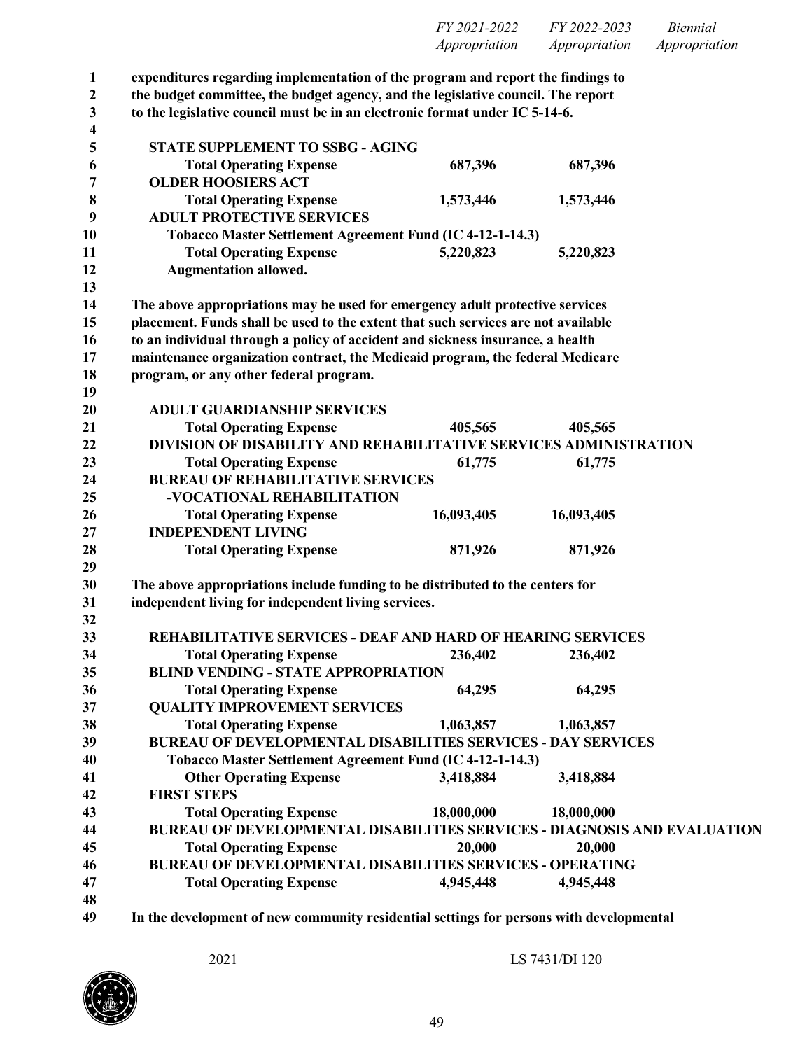| | FY 2021-2022 Appropriation | FY 2022-2023 Appropriation | Biennial Appropriation |
|---|---|---|---|

**expenditures regarding implementation of the program and report the findings to the budget committee, the budget agency, and the legislative council. The report to the legislative council must be in an electronic format under IC 5-14-6.**

| | FY 2021-2022 Appropriation | FY 2022-2023 Appropriation | Biennial Appropriation |
|---|---|---|---|
| **STATE SUPPLEMENT TO SSBG - AGING** | | | |
| **Total Operating Expense** | **687,396** | **687,396** | |
| **OLDER HOOSIERS ACT** | | | |
| **Total Operating Expense** | **1,573,446** | **1,573,446** | |
| **ADULT PROTECTIVE SERVICES** | | | |
| **Tobacco Master Settlement Agreement Fund (IC 4-12-1-14.3)** | | | |
| **Total Operating Expense** | **5,220,823** | **5,220,823** | |
| **Augmentation allowed.** | | | |

**The above appropriations may be used for emergency adult protective services placement. Funds shall be used to the extent that such services are not available to an individual through a policy of accident and sickness insurance, a health maintenance organization contract, the Medicaid program, the federal Medicare program, or any other federal program.**

| | FY 2021-2022 Appropriation | FY 2022-2023 Appropriation | Biennial Appropriation |
|---|---|---|---|
| **ADULT GUARDIANSHIP SERVICES** | | | |
| **Total Operating Expense** | **405,565** | **405,565** | |
| **DIVISION OF DISABILITY AND REHABILITATIVE SERVICES ADMINISTRATION** | | | |
| **Total Operating Expense** | **61,775** | **61,775** | |
| **BUREAU OF REHABILITATIVE SERVICES -VOCATIONAL REHABILITATION** | | | |
| **Total Operating Expense** | **16,093,405** | **16,093,405** | |
| **INDEPENDENT LIVING** | | | |
| **Total Operating Expense** | **871,926** | **871,926** | |

**The above appropriations include funding to be distributed to the centers for independent living for independent living services.**

| | FY 2021-2022 Appropriation | FY 2022-2023 Appropriation | Biennial Appropriation |
|---|---|---|---|
| **REHABILITATIVE SERVICES - DEAF AND HARD OF HEARING SERVICES** | | | |
| **Total Operating Expense** | **236,402** | **236,402** | |
| **BLIND VENDING - STATE APPROPRIATION** | | | |
| **Total Operating Expense** | **64,295** | **64,295** | |
| **QUALITY IMPROVEMENT SERVICES** | | | |
| **Total Operating Expense** | **1,063,857** | **1,063,857** | |
| **BUREAU OF DEVELOPMENTAL DISABILITIES SERVICES - DAY SERVICES** | | | |
| **Tobacco Master Settlement Agreement Fund (IC 4-12-1-14.3)** | | | |
| **Other Operating Expense** | **3,418,884** | **3,418,884** | |
| **FIRST STEPS** | | | |
| **Total Operating Expense** | **18,000,000** | **18,000,000** | |
| **BUREAU OF DEVELOPMENTAL DISABILITIES SERVICES - DIAGNOSIS AND EVALUATION** | | | |
| **Total Operating Expense** | **20,000** | **20,000** | |
| **BUREAU OF DEVELOPMENTAL DISABILITIES SERVICES - OPERATING** | | | |
| **Total Operating Expense** | **4,945,448** | **4,945,448** | |

**In the development of new community residential settings for persons with developmental**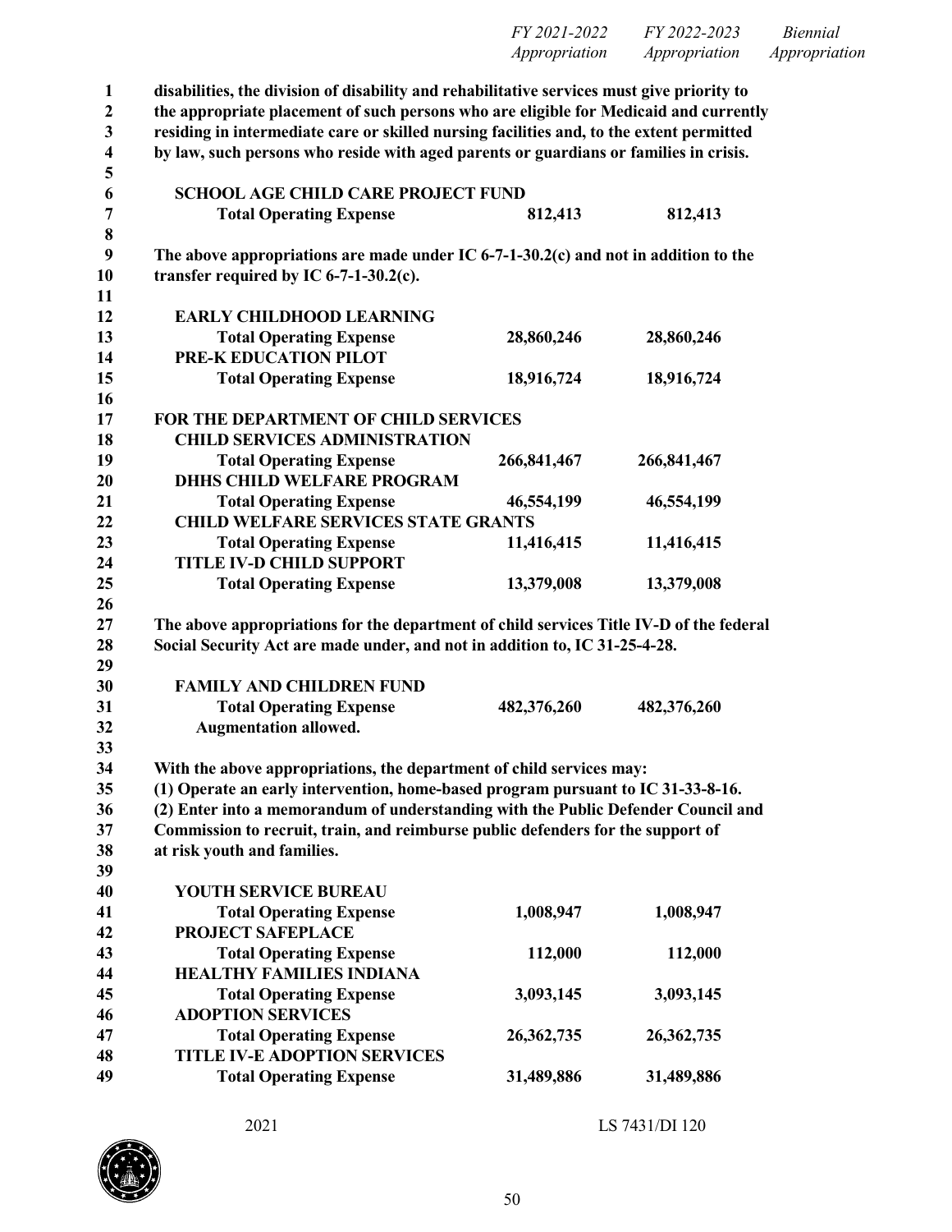| | FY 2021-2022 Appropriation | FY 2022-2023 Appropriation | Biennial Appropriation |
|---|---|---|---|

**disabilities, the division of disability and rehabilitative services must give priority to the appropriate placement of such persons who are eligible for Medicaid and currently residing in intermediate care or skilled nursing facilities and, to the extent permitted by law, such persons who reside with aged parents or guardians or families in crisis.**

| | FY 2021-2022 Appropriation | FY 2022-2023 Appropriation | Biennial Appropriation |
|---|---|---|---|
| **SCHOOL AGE CHILD CARE PROJECT FUND** | | | |
| **Total Operating Expense** | **812,413** | **812,413** | |

**The above appropriations are made under IC 6-7-1-30.2(c) and not in addition to the transfer required by IC 6-7-1-30.2(c).**

| | FY 2021-2022 Appropriation | FY 2022-2023 Appropriation | Biennial Appropriation |
|---|---|---|---|
| **EARLY CHILDHOOD LEARNING** | | | |
| **Total Operating Expense** | **28,860,246** | **28,860,246** | |
| **PRE-K EDUCATION PILOT** | | | |
| **Total Operating Expense** | **18,916,724** | **18,916,724** | |

**FOR THE DEPARTMENT OF CHILD SERVICES**

| | FY 2021-2022 Appropriation | FY 2022-2023 Appropriation | Biennial Appropriation |
|---|---|---|---|
| **CHILD SERVICES ADMINISTRATION** | | | |
| **Total Operating Expense** | **266,841,467** | **266,841,467** | |
| **DHHS CHILD WELFARE PROGRAM** | | | |
| **Total Operating Expense** | **46,554,199** | **46,554,199** | |
| **CHILD WELFARE SERVICES STATE GRANTS** | | | |
| **Total Operating Expense** | **11,416,415** | **11,416,415** | |
| **TITLE IV-D CHILD SUPPORT** | | | |
| **Total Operating Expense** | **13,379,008** | **13,379,008** | |

**The above appropriations for the department of child services Title IV-D of the federal Social Security Act are made under, and not in addition to, IC 31-25-4-28.**

| | FY 2021-2022 Appropriation | FY 2022-2023 Appropriation | Biennial Appropriation |
|---|---|---|---|
| **FAMILY AND CHILDREN FUND** | | | |
| **Total Operating Expense** | **482,376,260** | **482,376,260** | |
| **Augmentation allowed.** | | | |

**With the above appropriations, the department of child services may:**
**(1) Operate an early intervention, home-based program pursuant to IC 31-33-8-16.**
**(2) Enter into a memorandum of understanding with the Public Defender Council and Commission to recruit, train, and reimburse public defenders for the support of at risk youth and families.**

| | FY 2021-2022 Appropriation | FY 2022-2023 Appropriation | Biennial Appropriation |
|---|---|---|---|
| **YOUTH SERVICE BUREAU** | | | |
| **Total Operating Expense** | **1,008,947** | **1,008,947** | |
| **PROJECT SAFEPLACE** | | | |
| **Total Operating Expense** | **112,000** | **112,000** | |
| **HEALTHY FAMILIES INDIANA** | | | |
| **Total Operating Expense** | **3,093,145** | **3,093,145** | |
| **ADOPTION SERVICES** | | | |
| **Total Operating Expense** | **26,362,735** | **26,362,735** | |
| **TITLE IV-E ADOPTION SERVICES** | | | |
| **Total Operating Expense** | **31,489,886** | **31,489,886** | |

2021 LS 7431/DI 120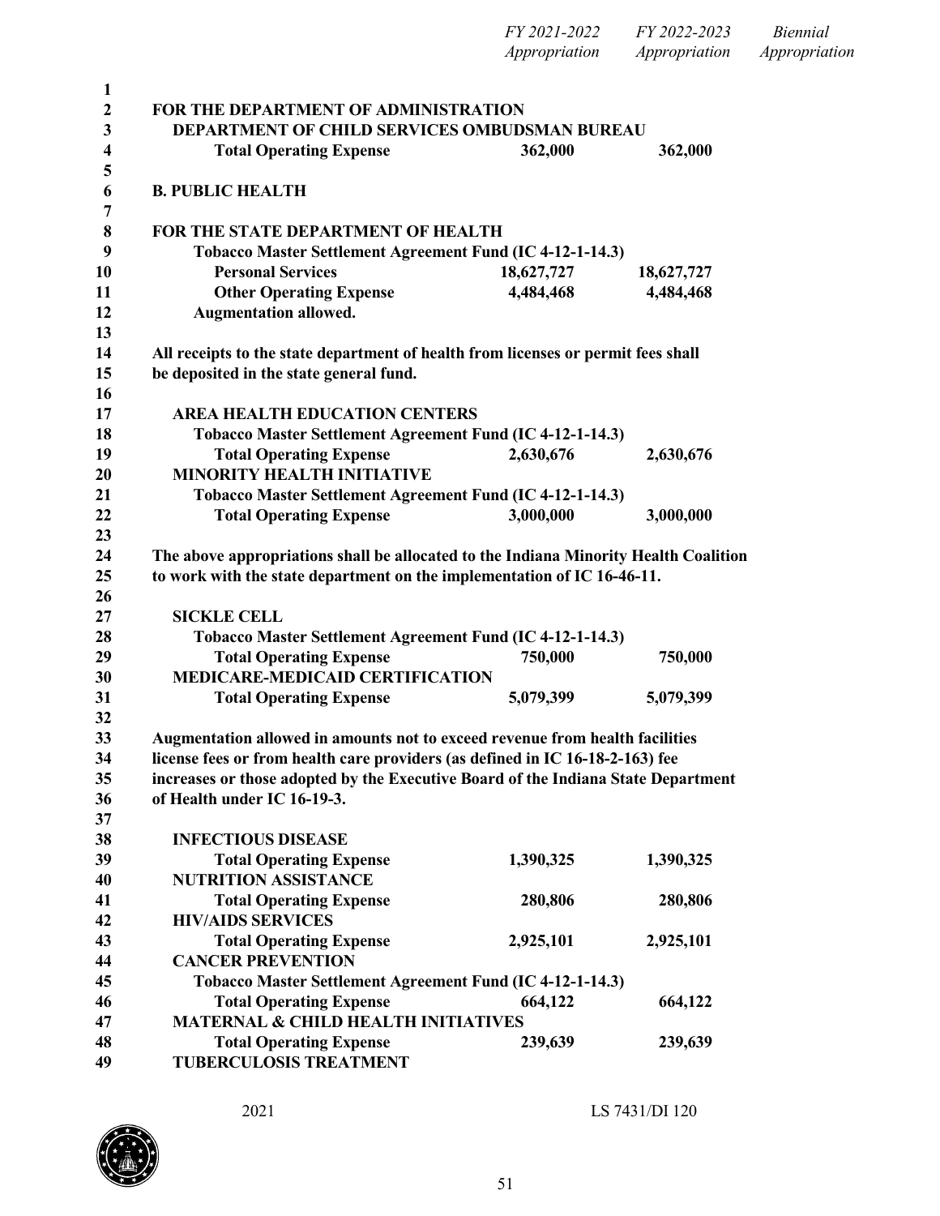| | FY 2021-2022 Appropriation | FY 2022-2023 Appropriation | Biennial Appropriation |
|---|---|---|---|
| **FOR THE DEPARTMENT OF ADMINISTRATION** | | | |
| **DEPARTMENT OF CHILD SERVICES OMBUDSMAN BUREAU** | | | |
| **Total Operating Expense** | **362,000** | **362,000** | |

**B. PUBLIC HEALTH**

| | FY 2021-2022 Appropriation | FY 2022-2023 Appropriation | Biennial Appropriation |
|---|---|---|---|
| **FOR THE STATE DEPARTMENT OF HEALTH** | | | |
| **Tobacco Master Settlement Agreement Fund (IC 4-12-1-14.3)** | | | |
| **Personal Services** | **18,627,727** | **18,627,727** | |
| **Other Operating Expense** | **4,484,468** | **4,484,468** | |
| **Augmentation allowed.** | | | |

**All receipts to the state department of health from licenses or permit fees shall be deposited in the state general fund.**

| | FY 2021-2022 Appropriation | FY 2022-2023 Appropriation | Biennial Appropriation |
|---|---|---|---|
| **AREA HEALTH EDUCATION CENTERS** | | | |
| **Tobacco Master Settlement Agreement Fund (IC 4-12-1-14.3)** | | | |
| **Total Operating Expense** | **2,630,676** | **2,630,676** | |
| **MINORITY HEALTH INITIATIVE** | | | |
| **Tobacco Master Settlement Agreement Fund (IC 4-12-1-14.3)** | | | |
| **Total Operating Expense** | **3,000,000** | **3,000,000** | |

**The above appropriations shall be allocated to the Indiana Minority Health Coalition to work with the state department on the implementation of IC 16-46-11.**

| | FY 2021-2022 Appropriation | FY 2022-2023 Appropriation | Biennial Appropriation |
|---|---|---|---|
| **SICKLE CELL** | | | |
| **Tobacco Master Settlement Agreement Fund (IC 4-12-1-14.3)** | | | |
| **Total Operating Expense** | **750,000** | **750,000** | |
| **MEDICARE-MEDICAID CERTIFICATION** | | | |
| **Total Operating Expense** | **5,079,399** | **5,079,399** | |

**Augmentation allowed in amounts not to exceed revenue from health facilities license fees or from health care providers (as defined in IC 16-18-2-163) fee increases or those adopted by the Executive Board of the Indiana State Department of Health under IC 16-19-3.**

| | FY 2021-2022 Appropriation | FY 2022-2023 Appropriation | Biennial Appropriation |
|---|---|---|---|
| **INFECTIOUS DISEASE** | | | |
| **Total Operating Expense** | **1,390,325** | **1,390,325** | |
| **NUTRITION ASSISTANCE** | | | |
| **Total Operating Expense** | **280,806** | **280,806** | |
| **HIV/AIDS SERVICES** | | | |
| **Total Operating Expense** | **2,925,101** | **2,925,101** | |
| **CANCER PREVENTION** | | | |
| **Tobacco Master Settlement Agreement Fund (IC 4-12-1-14.3)** | | | |
| **Total Operating Expense** | **664,122** | **664,122** | |
| **MATERNAL & CHILD HEALTH INITIATIVES** | | | |
| **Total Operating Expense** | **239,639** | **239,639** | |
| **TUBERCULOSIS TREATMENT** | | | |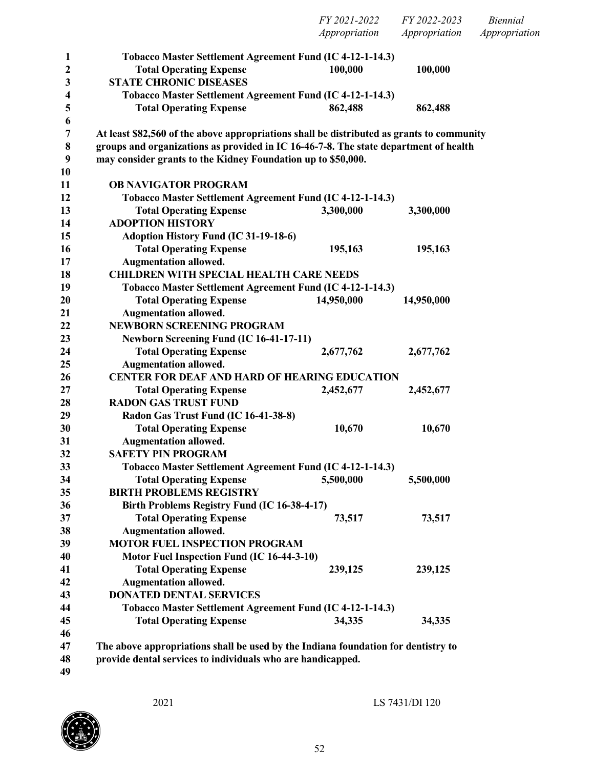| | FY 2021-2022 Appropriation | FY 2022-2023 Appropriation | Biennial Appropriation |
|---|---|---|---|
| **Tobacco Master Settlement Agreement Fund (IC 4-12-1-14.3)** | | | |
| **Total Operating Expense** | **100,000** | **100,000** | |
| **STATE CHRONIC DISEASES** | | | |
| **Tobacco Master Settlement Agreement Fund (IC 4-12-1-14.3)** | | | |
| **Total Operating Expense** | **862,488** | **862,488** | |

**At least $82,560 of the above appropriations shall be distributed as grants to community groups and organizations as provided in IC 16-46-7-8. The state department of health may consider grants to the Kidney Foundation up to $50,000.**

| | FY 2021-2022 Appropriation | FY 2022-2023 Appropriation | Biennial Appropriation |
|---|---|---|---|
| **OB NAVIGATOR PROGRAM** | | | |
| **Tobacco Master Settlement Agreement Fund (IC 4-12-1-14.3)** | | | |
| **Total Operating Expense** | **3,300,000** | **3,300,000** | |
| **ADOPTION HISTORY** | | | |
| **Adoption History Fund (IC 31-19-18-6)** | | | |
| **Total Operating Expense** | **195,163** | **195,163** | |
| **Augmentation allowed.** | | | |
| **CHILDREN WITH SPECIAL HEALTH CARE NEEDS** | | | |
| **Tobacco Master Settlement Agreement Fund (IC 4-12-1-14.3)** | | | |
| **Total Operating Expense** | **14,950,000** | **14,950,000** | |
| **Augmentation allowed.** | | | |
| **NEWBORN SCREENING PROGRAM** | | | |
| **Newborn Screening Fund (IC 16-41-17-11)** | | | |
| **Total Operating Expense** | **2,677,762** | **2,677,762** | |
| **Augmentation allowed.** | | | |
| **CENTER FOR DEAF AND HARD OF HEARING EDUCATION** | | | |
| **Total Operating Expense** | **2,452,677** | **2,452,677** | |
| **RADON GAS TRUST FUND** | | | |
| **Radon Gas Trust Fund (IC 16-41-38-8)** | | | |
| **Total Operating Expense** | **10,670** | **10,670** | |
| **Augmentation allowed.** | | | |
| **SAFETY PIN PROGRAM** | | | |
| **Tobacco Master Settlement Agreement Fund (IC 4-12-1-14.3)** | | | |
| **Total Operating Expense** | **5,500,000** | **5,500,000** | |
| **BIRTH PROBLEMS REGISTRY** | | | |
| **Birth Problems Registry Fund (IC 16-38-4-17)** | | | |
| **Total Operating Expense** | **73,517** | **73,517** | |
| **Augmentation allowed.** | | | |
| **MOTOR FUEL INSPECTION PROGRAM** | | | |
| **Motor Fuel Inspection Fund (IC 16-44-3-10)** | | | |
| **Total Operating Expense** | **239,125** | **239,125** | |
| **Augmentation allowed.** | | | |
| **DONATED DENTAL SERVICES** | | | |
| **Tobacco Master Settlement Agreement Fund (IC 4-12-1-14.3)** | | | |
| **Total Operating Expense** | **34,335** | **34,335** | |

**The above appropriations shall be used by the Indiana foundation for dentistry to provide dental services to individuals who are handicapped.**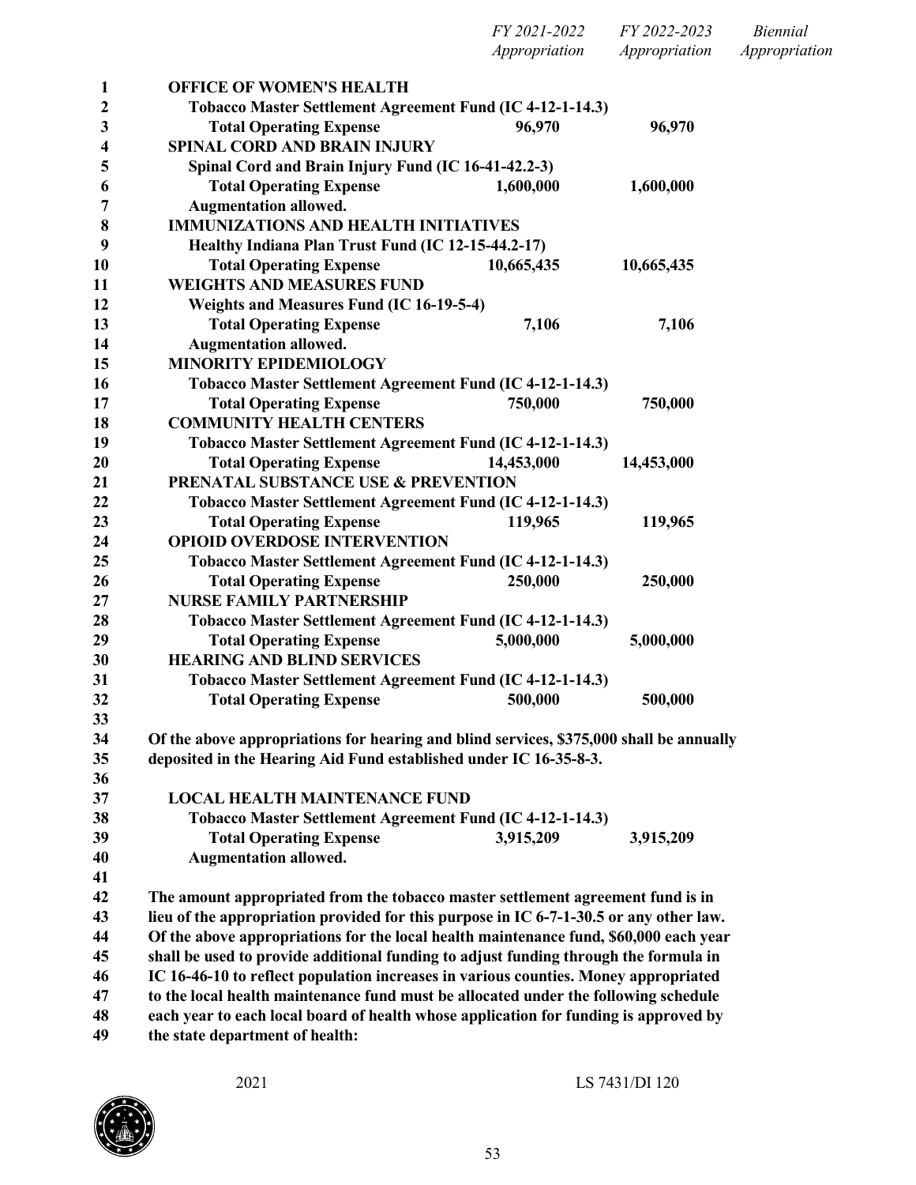| | FY 2021-2022 Appropriation | FY 2022-2023 Appropriation | Biennial Appropriation |
|---|---|---|---|
| **OFFICE OF WOMEN'S HEALTH** | | | |
| **Tobacco Master Settlement Agreement Fund (IC 4-12-1-14.3)** | | | |
| **Total Operating Expense** | **96,970** | **96,970** | |
| **SPINAL CORD AND BRAIN INJURY** | | | |
| **Spinal Cord and Brain Injury Fund (IC 16-41-42.2-3)** | | | |
| **Total Operating Expense** | **1,600,000** | **1,600,000** | |
| **Augmentation allowed.** | | | |
| **IMMUNIZATIONS AND HEALTH INITIATIVES** | | | |
| **Healthy Indiana Plan Trust Fund (IC 12-15-44.2-17)** | | | |
| **Total Operating Expense** | **10,665,435** | **10,665,435** | |
| **WEIGHTS AND MEASURES FUND** | | | |
| **Weights and Measures Fund (IC 16-19-5-4)** | | | |
| **Total Operating Expense** | **7,106** | **7,106** | |
| **Augmentation allowed.** | | | |
| **MINORITY EPIDEMIOLOGY** | | | |
| **Tobacco Master Settlement Agreement Fund (IC 4-12-1-14.3)** | | | |
| **Total Operating Expense** | **750,000** | **750,000** | |
| **COMMUNITY HEALTH CENTERS** | | | |
| **Tobacco Master Settlement Agreement Fund (IC 4-12-1-14.3)** | | | |
| **Total Operating Expense** | **14,453,000** | **14,453,000** | |
| **PRENATAL SUBSTANCE USE & PREVENTION** | | | |
| **Tobacco Master Settlement Agreement Fund (IC 4-12-1-14.3)** | | | |
| **Total Operating Expense** | **119,965** | **119,965** | |
| **OPIOID OVERDOSE INTERVENTION** | | | |
| **Tobacco Master Settlement Agreement Fund (IC 4-12-1-14.3)** | | | |
| **Total Operating Expense** | **250,000** | **250,000** | |
| **NURSE FAMILY PARTNERSHIP** | | | |
| **Tobacco Master Settlement Agreement Fund (IC 4-12-1-14.3)** | | | |
| **Total Operating Expense** | **5,000,000** | **5,000,000** | |
| **HEARING AND BLIND SERVICES** | | | |
| **Tobacco Master Settlement Agreement Fund (IC 4-12-1-14.3)** | | | |
| **Total Operating Expense** | **500,000** | **500,000** | |

**Of the above appropriations for hearing and blind services, $375,000 shall be annually deposited in the Hearing Aid Fund established under IC 16-35-8-3.**

| | | | |
|---|---|---|---|
| **LOCAL HEALTH MAINTENANCE FUND** | | | |
| **Tobacco Master Settlement Agreement Fund (IC 4-12-1-14.3)** | | | |
| **Total Operating Expense** | **3,915,209** | **3,915,209** | |
| **Augmentation allowed.** | | | |

**The amount appropriated from the tobacco master settlement agreement fund is in lieu of the appropriation provided for this purpose in IC 6-7-1-30.5 or any other law. Of the above appropriations for the local health maintenance fund, $60,000 each year shall be used to provide additional funding to adjust funding through the formula in IC 16-46-10 to reflect population increases in various counties. Money appropriated to the local health maintenance fund must be allocated under the following schedule each year to each local board of health whose application for funding is approved by the state department of health:**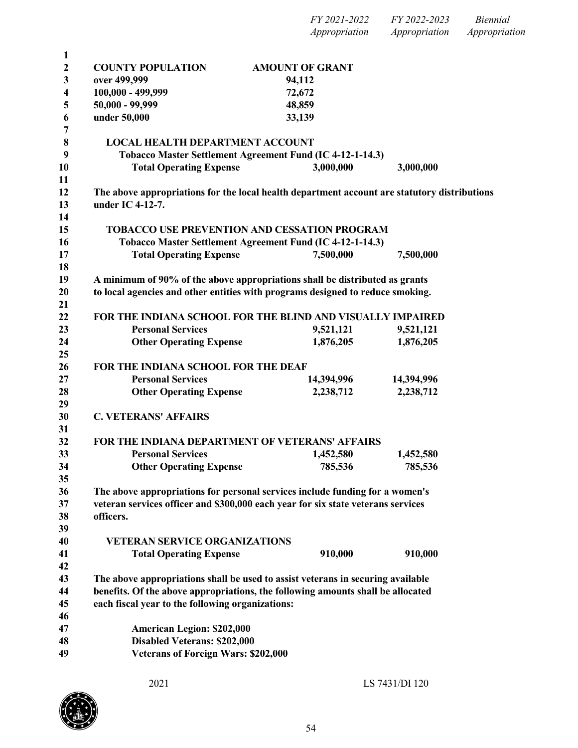| | FY 2021-2022 Appropriation | FY 2022-2023 Appropriation | Biennial Appropriation |
|---|---|---|---|

| COUNTY POPULATION | AMOUNT OF GRANT |
|---|---|
| over 499,999 | 94,112 |
| 100,000 - 499,999 | 72,672 |
| 50,000 - 99,999 | 48,859 |
| under 50,000 | 33,139 |

**LOCAL HEALTH DEPARTMENT ACCOUNT**

**Tobacco Master Settlement Agreement Fund (IC 4-12-1-14.3)**

| | FY 2021-2022 | FY 2022-2023 |
|---|---|---|
| **Total Operating Expense** | **3,000,000** | **3,000,000** |

**The above appropriations for the local health department account are statutory distributions under IC 4-12-7.**

**TOBACCO USE PREVENTION AND CESSATION PROGRAM**

**Tobacco Master Settlement Agreement Fund (IC 4-12-1-14.3)**

| | FY 2021-2022 | FY 2022-2023 |
|---|---|---|
| **Total Operating Expense** | **7,500,000** | **7,500,000** |

**A minimum of 90% of the above appropriations shall be distributed as grants to local agencies and other entities with programs designed to reduce smoking.**

**FOR THE INDIANA SCHOOL FOR THE BLIND AND VISUALLY IMPAIRED**

| | FY 2021-2022 | FY 2022-2023 |
|---|---|---|
| **Personal Services** | **9,521,121** | **9,521,121** |
| **Other Operating Expense** | **1,876,205** | **1,876,205** |

**FOR THE INDIANA SCHOOL FOR THE DEAF**

| | FY 2021-2022 | FY 2022-2023 |
|---|---|---|
| **Personal Services** | **14,394,996** | **14,394,996** |
| **Other Operating Expense** | **2,238,712** | **2,238,712** |

## C. VETERANS' AFFAIRS

**FOR THE INDIANA DEPARTMENT OF VETERANS' AFFAIRS**

| | FY 2021-2022 | FY 2022-2023 |
|---|---|---|
| **Personal Services** | **1,452,580** | **1,452,580** |
| **Other Operating Expense** | **785,536** | **785,536** |

**The above appropriations for personal services include funding for a women's veteran services officer and $300,000 each year for six state veterans services officers.**

**VETERAN SERVICE ORGANIZATIONS**

| | FY 2021-2022 | FY 2022-2023 |
|---|---|---|
| **Total Operating Expense** | **910,000** | **910,000** |

**The above appropriations shall be used to assist veterans in securing available benefits. Of the above appropriations, the following amounts shall be allocated each fiscal year to the following organizations:**

**American Legion: $202,000**
**Disabled Veterans: $202,000**
**Veterans of Foreign Wars: $202,000**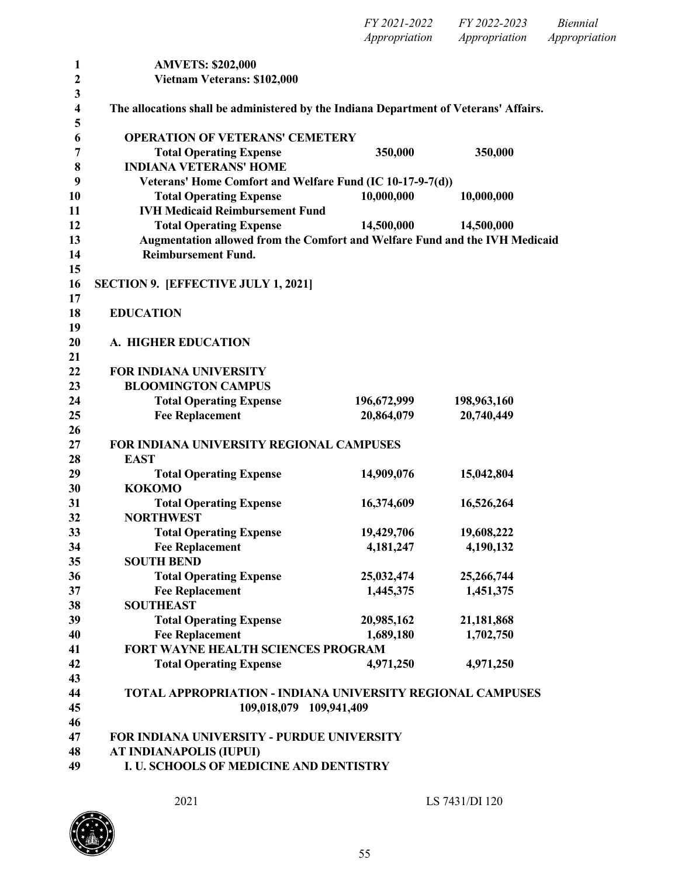| | FY 2021-2022 Appropriation | FY 2022-2023 Appropriation | Biennial Appropriation |
|---|---|---|---|
| **AMVETS: $202,000** | | | |
| **Vietnam Veterans: $102,000** | | | |

**The allocations shall be administered by the Indiana Department of Veterans' Affairs.**

| | FY 2021-2022 Appropriation | FY 2022-2023 Appropriation | Biennial Appropriation |
|---|---|---|---|
| **OPERATION OF VETERANS' CEMETERY** | | | |
| **Total Operating Expense** | **350,000** | **350,000** | |
| **INDIANA VETERANS' HOME** | | | |
| **Veterans' Home Comfort and Welfare Fund (IC 10-17-9-7(d))** | | | |
| **Total Operating Expense** | **10,000,000** | **10,000,000** | |
| **IVH Medicaid Reimbursement Fund** | | | |
| **Total Operating Expense** | **14,500,000** | **14,500,000** | |

**Augmentation allowed from the Comfort and Welfare Fund and the IVH Medicaid Reimbursement Fund.**

**SECTION 9. [EFFECTIVE JULY 1, 2021]**

## EDUCATION

### A. HIGHER EDUCATION

| | FY 2021-2022 Appropriation | FY 2022-2023 Appropriation | Biennial Appropriation |
|---|---|---|---|
| **FOR INDIANA UNIVERSITY** | | | |
| **BLOOMINGTON CAMPUS** | | | |
| **Total Operating Expense** | **196,672,999** | **198,963,160** | |
| **Fee Replacement** | **20,864,079** | **20,740,449** | |
| | | | |
| **FOR INDIANA UNIVERSITY REGIONAL CAMPUSES** | | | |
| **EAST** | | | |
| **Total Operating Expense** | **14,909,076** | **15,042,804** | |
| **KOKOMO** | | | |
| **Total Operating Expense** | **16,374,609** | **16,526,264** | |
| **NORTHWEST** | | | |
| **Total Operating Expense** | **19,429,706** | **19,608,222** | |
| **Fee Replacement** | **4,181,247** | **4,190,132** | |
| **SOUTH BEND** | | | |
| **Total Operating Expense** | **25,032,474** | **25,266,744** | |
| **Fee Replacement** | **1,445,375** | **1,451,375** | |
| **SOUTHEAST** | | | |
| **Total Operating Expense** | **20,985,162** | **21,181,868** | |
| **Fee Replacement** | **1,689,180** | **1,702,750** | |
| **FORT WAYNE HEALTH SCIENCES PROGRAM** | | | |
| **Total Operating Expense** | **4,971,250** | **4,971,250** | |

**TOTAL APPROPRIATION - INDIANA UNIVERSITY REGIONAL CAMPUSES**
**109,018,079 109,941,409**

**FOR INDIANA UNIVERSITY - PURDUE UNIVERSITY AT INDIANAPOLIS (IUPUI)**

**I. U. SCHOOLS OF MEDICINE AND DENTISTRY**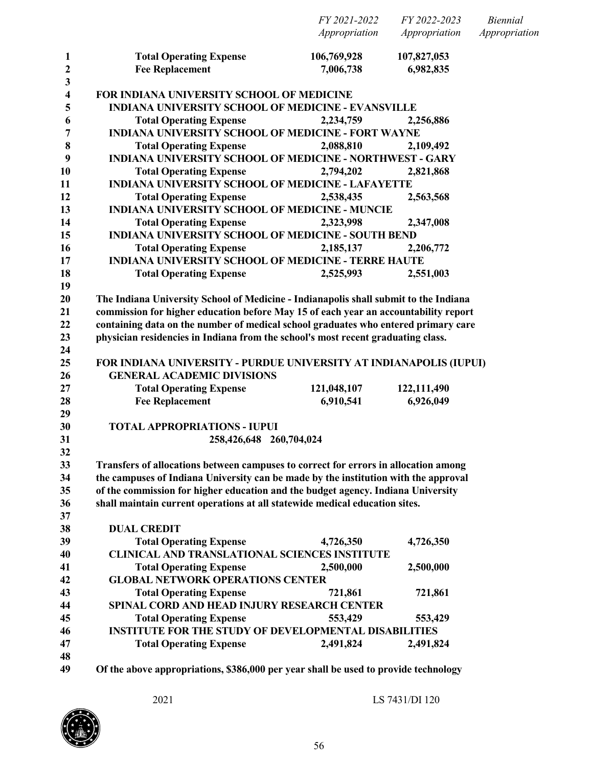| | FY 2021-2022 Appropriation | FY 2022-2023 Appropriation | Biennial Appropriation |
|---|---|---|---|
| **Total Operating Expense** | **106,769,928** | **107,827,053** | |
| **Fee Replacement** | **7,006,738** | **6,982,835** | |

**FOR INDIANA UNIVERSITY SCHOOL OF MEDICINE**

| | FY 2021-2022 Appropriation | FY 2022-2023 Appropriation | Biennial Appropriation |
|---|---|---|---|
| **INDIANA UNIVERSITY SCHOOL OF MEDICINE - EVANSVILLE** | | | |
| **Total Operating Expense** | **2,234,759** | **2,256,886** | |
| **INDIANA UNIVERSITY SCHOOL OF MEDICINE - FORT WAYNE** | | | |
| **Total Operating Expense** | **2,088,810** | **2,109,492** | |
| **INDIANA UNIVERSITY SCHOOL OF MEDICINE - NORTHWEST - GARY** | | | |
| **Total Operating Expense** | **2,794,202** | **2,821,868** | |
| **INDIANA UNIVERSITY SCHOOL OF MEDICINE - LAFAYETTE** | | | |
| **Total Operating Expense** | **2,538,435** | **2,563,568** | |
| **INDIANA UNIVERSITY SCHOOL OF MEDICINE - MUNCIE** | | | |
| **Total Operating Expense** | **2,323,998** | **2,347,008** | |
| **INDIANA UNIVERSITY SCHOOL OF MEDICINE - SOUTH BEND** | | | |
| **Total Operating Expense** | **2,185,137** | **2,206,772** | |
| **INDIANA UNIVERSITY SCHOOL OF MEDICINE - TERRE HAUTE** | | | |
| **Total Operating Expense** | **2,525,993** | **2,551,003** | |

**The Indiana University School of Medicine - Indianapolis shall submit to the Indiana commission for higher education before May 15 of each year an accountability report containing data on the number of medical school graduates who entered primary care physician residencies in Indiana from the school's most recent graduating class.**

**FOR INDIANA UNIVERSITY - PURDUE UNIVERSITY AT INDIANAPOLIS (IUPUI)**

| | FY 2021-2022 Appropriation | FY 2022-2023 Appropriation | Biennial Appropriation |
|---|---|---|---|
| **GENERAL ACADEMIC DIVISIONS** | | | |
| **Total Operating Expense** | **121,048,107** | **122,111,490** | |
| **Fee Replacement** | **6,910,541** | **6,926,049** | |
| **TOTAL APPROPRIATIONS - IUPUI** | **258,426,648** | **260,704,024** | |

**Transfers of allocations between campuses to correct for errors in allocation among the campuses of Indiana University can be made by the institution with the approval of the commission for higher education and the budget agency. Indiana University shall maintain current operations at all statewide medical education sites.**

| | FY 2021-2022 Appropriation | FY 2022-2023 Appropriation | Biennial Appropriation |
|---|---|---|---|
| **DUAL CREDIT** | | | |
| **Total Operating Expense** | **4,726,350** | **4,726,350** | |
| **CLINICAL AND TRANSLATIONAL SCIENCES INSTITUTE** | | | |
| **Total Operating Expense** | **2,500,000** | **2,500,000** | |
| **GLOBAL NETWORK OPERATIONS CENTER** | | | |
| **Total Operating Expense** | **721,861** | **721,861** | |
| **SPINAL CORD AND HEAD INJURY RESEARCH CENTER** | | | |
| **Total Operating Expense** | **553,429** | **553,429** | |
| **INSTITUTE FOR THE STUDY OF DEVELOPMENTAL DISABILITIES** | | | |
| **Total Operating Expense** | **2,491,824** | **2,491,824** | |

**Of the above appropriations, $386,000 per year shall be used to provide technology**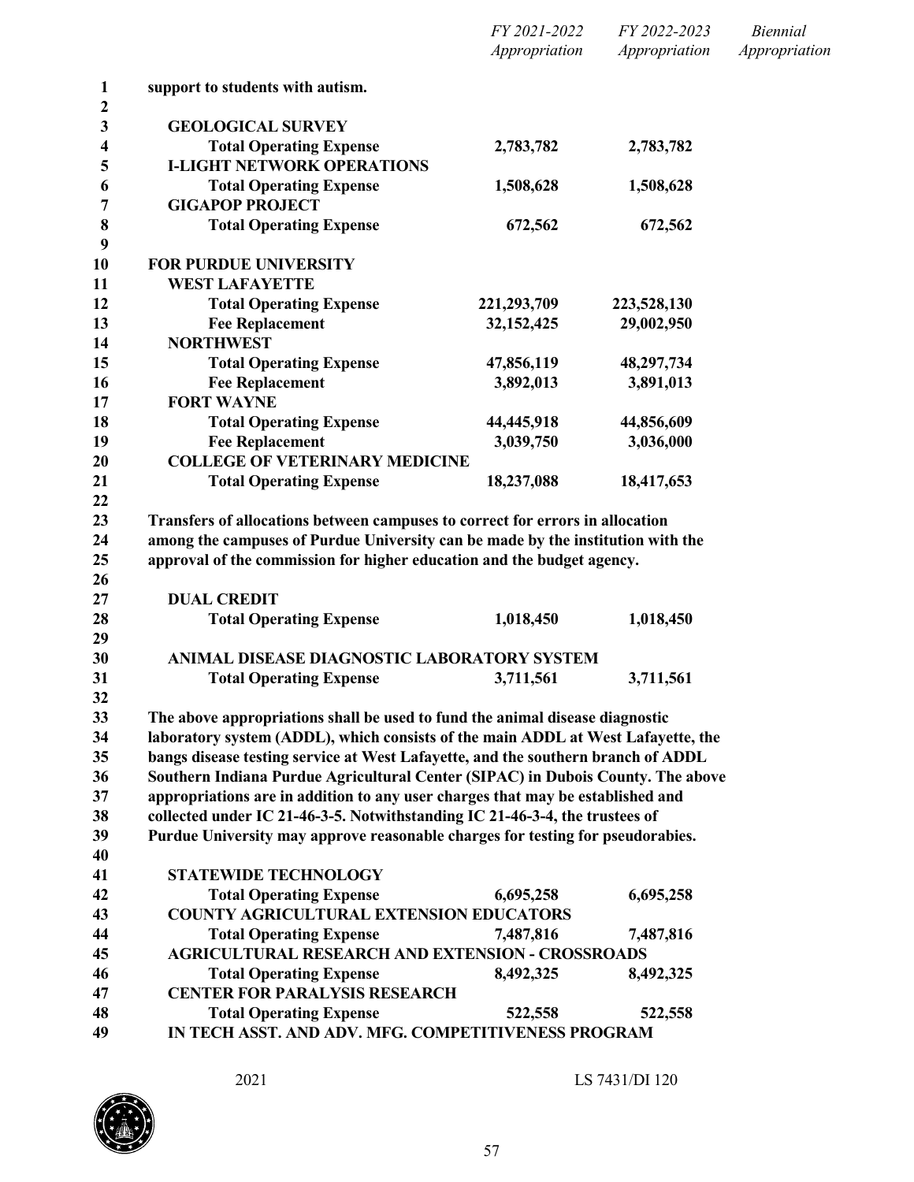| | FY 2021-2022 Appropriation | FY 2022-2023 Appropriation | Biennial Appropriation |
|---|---|---|---|
| support to students with autism. | | | |
| | | | |
| **GEOLOGICAL SURVEY** | | | |
| **Total Operating Expense** | **2,783,782** | **2,783,782** | |
| **I-LIGHT NETWORK OPERATIONS** | | | |
| **Total Operating Expense** | **1,508,628** | **1,508,628** | |
| **GIGAPOP PROJECT** | | | |
| **Total Operating Expense** | **672,562** | **672,562** | |
| | | | |
| **FOR PURDUE UNIVERSITY** | | | |
| **WEST LAFAYETTE** | | | |
| **Total Operating Expense** | **221,293,709** | **223,528,130** | |
| **Fee Replacement** | **32,152,425** | **29,002,950** | |
| **NORTHWEST** | | | |
| **Total Operating Expense** | **47,856,119** | **48,297,734** | |
| **Fee Replacement** | **3,892,013** | **3,891,013** | |
| **FORT WAYNE** | | | |
| **Total Operating Expense** | **44,445,918** | **44,856,609** | |
| **Fee Replacement** | **3,039,750** | **3,036,000** | |
| **COLLEGE OF VETERINARY MEDICINE** | | | |
| **Total Operating Expense** | **18,237,088** | **18,417,653** | |

**Transfers of allocations between campuses to correct for errors in allocation among the campuses of Purdue University can be made by the institution with the approval of the commission for higher education and the budget agency.**

| | | | |
|---|---|---|---|
| **DUAL CREDIT** | | | |
| **Total Operating Expense** | **1,018,450** | **1,018,450** | |
| | | | |
| **ANIMAL DISEASE DIAGNOSTIC LABORATORY SYSTEM** | | | |
| **Total Operating Expense** | **3,711,561** | **3,711,561** | |

**The above appropriations shall be used to fund the animal disease diagnostic laboratory system (ADDL), which consists of the main ADDL at West Lafayette, the bangs disease testing service at West Lafayette, and the southern branch of ADDL Southern Indiana Purdue Agricultural Center (SIPAC) in Dubois County. The above appropriations are in addition to any user charges that may be established and collected under IC 21-46-3-5. Notwithstanding IC 21-46-3-4, the trustees of Purdue University may approve reasonable charges for testing for pseudorabies.**

| | | | |
|---|---|---|---|
| **STATEWIDE TECHNOLOGY** | | | |
| **Total Operating Expense** | **6,695,258** | **6,695,258** | |
| **COUNTY AGRICULTURAL EXTENSION EDUCATORS** | | | |
| **Total Operating Expense** | **7,487,816** | **7,487,816** | |
| **AGRICULTURAL RESEARCH AND EXTENSION - CROSSROADS** | | | |
| **Total Operating Expense** | **8,492,325** | **8,492,325** | |
| **CENTER FOR PARALYSIS RESEARCH** | | | |
| **Total Operating Expense** | **522,558** | **522,558** | |
| **IN TECH ASST. AND ADV. MFG. COMPETITIVENESS PROGRAM** | | | |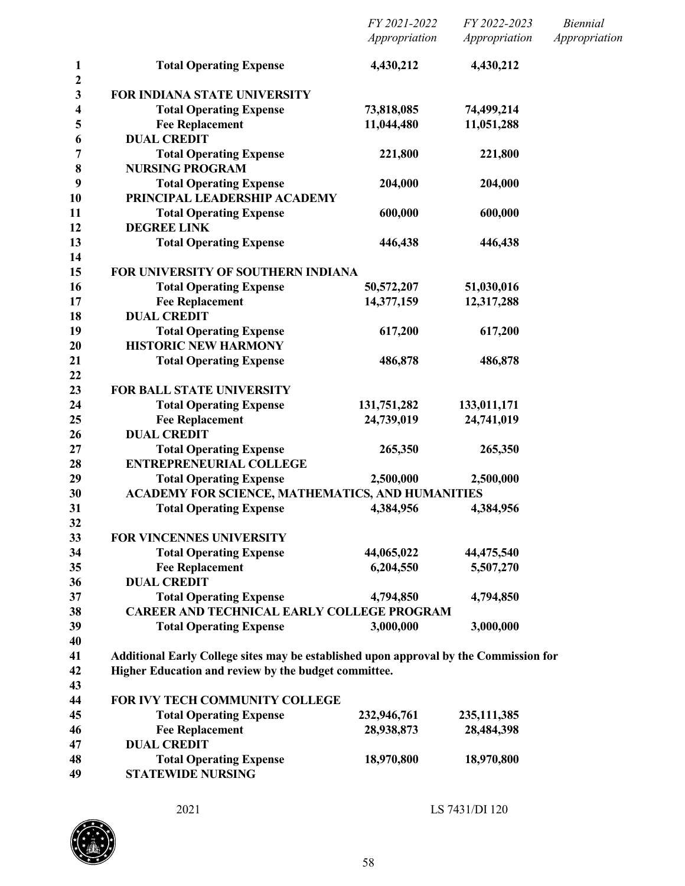| | FY 2021-2022 Appropriation | FY 2022-2023 Appropriation | Biennial Appropriation |
|---|---|---|---|
| **Total Operating Expense** | **4,430,212** | **4,430,212** | |
| | | | |
| **FOR INDIANA STATE UNIVERSITY** | | | |
| **Total Operating Expense** | **73,818,085** | **74,499,214** | |
| **Fee Replacement** | **11,044,480** | **11,051,288** | |
| **DUAL CREDIT** | | | |
| **Total Operating Expense** | **221,800** | **221,800** | |
| **NURSING PROGRAM** | | | |
| **Total Operating Expense** | **204,000** | **204,000** | |
| **PRINCIPAL LEADERSHIP ACADEMY** | | | |
| **Total Operating Expense** | **600,000** | **600,000** | |
| **DEGREE LINK** | | | |
| **Total Operating Expense** | **446,438** | **446,438** | |
| | | | |
| **FOR UNIVERSITY OF SOUTHERN INDIANA** | | | |
| **Total Operating Expense** | **50,572,207** | **51,030,016** | |
| **Fee Replacement** | **14,377,159** | **12,317,288** | |
| **DUAL CREDIT** | | | |
| **Total Operating Expense** | **617,200** | **617,200** | |
| **HISTORIC NEW HARMONY** | | | |
| **Total Operating Expense** | **486,878** | **486,878** | |
| | | | |
| **FOR BALL STATE UNIVERSITY** | | | |
| **Total Operating Expense** | **131,751,282** | **133,011,171** | |
| **Fee Replacement** | **24,739,019** | **24,741,019** | |
| **DUAL CREDIT** | | | |
| **Total Operating Expense** | **265,350** | **265,350** | |
| **ENTREPRENEURIAL COLLEGE** | | | |
| **Total Operating Expense** | **2,500,000** | **2,500,000** | |
| **ACADEMY FOR SCIENCE, MATHEMATICS, AND HUMANITIES** | | | |
| **Total Operating Expense** | **4,384,956** | **4,384,956** | |
| | | | |
| **FOR VINCENNES UNIVERSITY** | | | |
| **Total Operating Expense** | **44,065,022** | **44,475,540** | |
| **Fee Replacement** | **6,204,550** | **5,507,270** | |
| **DUAL CREDIT** | | | |
| **Total Operating Expense** | **4,794,850** | **4,794,850** | |
| **CAREER AND TECHNICAL EARLY COLLEGE PROGRAM** | | | |
| **Total Operating Expense** | **3,000,000** | **3,000,000** | |

**Additional Early College sites may be established upon approval by the Commission for Higher Education and review by the budget committee.**

| | FY 2021-2022 Appropriation | FY 2022-2023 Appropriation | Biennial Appropriation |
|---|---|---|---|
| **FOR IVY TECH COMMUNITY COLLEGE** | | | |
| **Total Operating Expense** | **232,946,761** | **235,111,385** | |
| **Fee Replacement** | **28,938,873** | **28,484,398** | |
| **DUAL CREDIT** | | | |
| **Total Operating Expense** | **18,970,800** | **18,970,800** | |
| **STATEWIDE NURSING** | | | |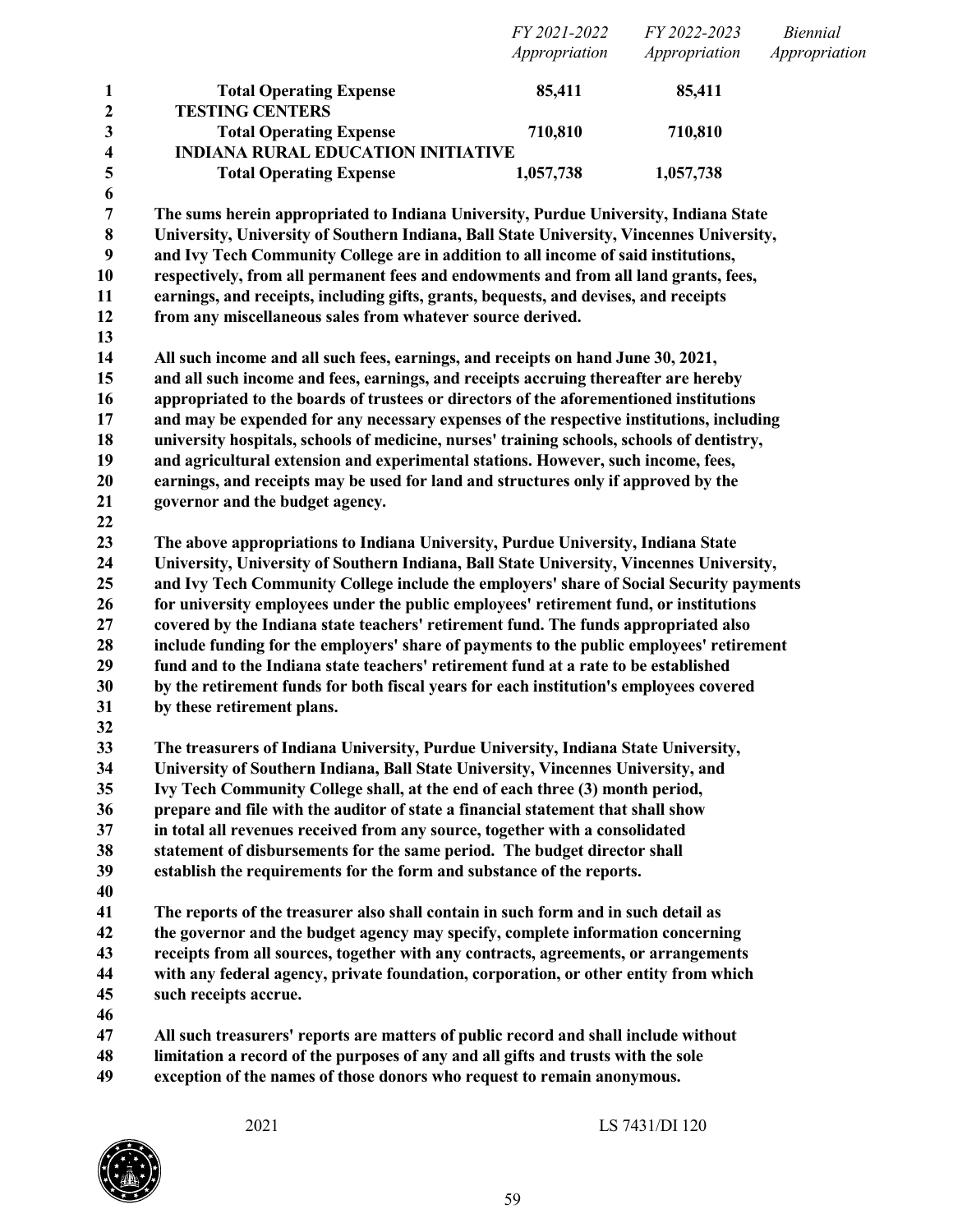| | FY 2021-2022 Appropriation | FY 2022-2023 Appropriation | Biennial Appropriation |
|---|---|---|---|
| **Total Operating Expense** | **85,411** | **85,411** | |
| **TESTING CENTERS** | | | |
| **Total Operating Expense** | **710,810** | **710,810** | |
| **INDIANA RURAL EDUCATION INITIATIVE** | | | |
| **Total Operating Expense** | **1,057,738** | **1,057,738** | |

**The sums herein appropriated to Indiana University, Purdue University, Indiana State University, University of Southern Indiana, Ball State University, Vincennes University, and Ivy Tech Community College are in addition to all income of said institutions, respectively, from all permanent fees and endowments and from all land grants, fees, earnings, and receipts, including gifts, grants, bequests, and devises, and receipts from any miscellaneous sales from whatever source derived.**

**All such income and all such fees, earnings, and receipts on hand June 30, 2021, and all such income and fees, earnings, and receipts accruing thereafter are hereby appropriated to the boards of trustees or directors of the aforementioned institutions and may be expended for any necessary expenses of the respective institutions, including university hospitals, schools of medicine, nurses' training schools, schools of dentistry, and agricultural extension and experimental stations. However, such income, fees, earnings, and receipts may be used for land and structures only if approved by the governor and the budget agency.**

**The above appropriations to Indiana University, Purdue University, Indiana State University, University of Southern Indiana, Ball State University, Vincennes University, and Ivy Tech Community College include the employers' share of Social Security payments for university employees under the public employees' retirement fund, or institutions covered by the Indiana state teachers' retirement fund. The funds appropriated also include funding for the employers' share of payments to the public employees' retirement fund and to the Indiana state teachers' retirement fund at a rate to be established by the retirement funds for both fiscal years for each institution's employees covered by these retirement plans.**

**The treasurers of Indiana University, Purdue University, Indiana State University, University of Southern Indiana, Ball State University, Vincennes University, and Ivy Tech Community College shall, at the end of each three (3) month period, prepare and file with the auditor of state a financial statement that shall show in total all revenues received from any source, together with a consolidated statement of disbursements for the same period. The budget director shall establish the requirements for the form and substance of the reports.**

**The reports of the treasurer also shall contain in such form and in such detail as the governor and the budget agency may specify, complete information concerning receipts from all sources, together with any contracts, agreements, or arrangements with any federal agency, private foundation, corporation, or other entity from which such receipts accrue.**

**All such treasurers' reports are matters of public record and shall include without limitation a record of the purposes of any and all gifts and trusts with the sole exception of the names of those donors who request to remain anonymous.**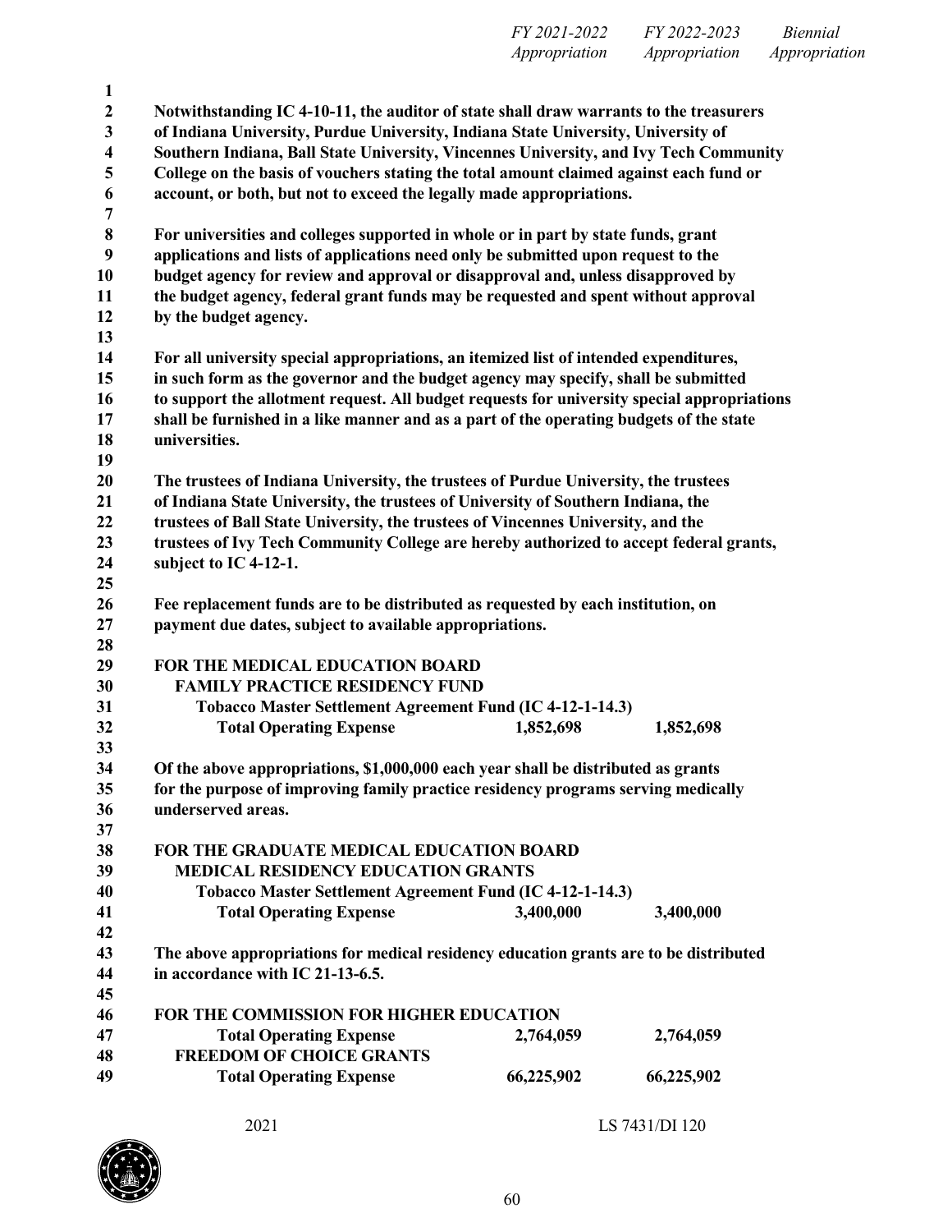| | FY 2021-2022 Appropriation | FY 2022-2023 Appropriation | Biennial Appropriation |
|---|---|---|---|

**Notwithstanding IC 4-10-11, the auditor of state shall draw warrants to the treasurers of Indiana University, Purdue University, Indiana State University, University of Southern Indiana, Ball State University, Vincennes University, and Ivy Tech Community College on the basis of vouchers stating the total amount claimed against each fund or account, or both, but not to exceed the legally made appropriations.**

**For universities and colleges supported in whole or in part by state funds, grant applications and lists of applications need only be submitted upon request to the budget agency for review and approval or disapproval and, unless disapproved by the budget agency, federal grant funds may be requested and spent without approval by the budget agency.**

**For all university special appropriations, an itemized list of intended expenditures, in such form as the governor and the budget agency may specify, shall be submitted to support the allotment request. All budget requests for university special appropriations shall be furnished in a like manner and as a part of the operating budgets of the state universities.**

**The trustees of Indiana University, the trustees of Purdue University, the trustees of Indiana State University, the trustees of University of Southern Indiana, the trustees of Ball State University, the trustees of Vincennes University, and the trustees of Ivy Tech Community College are hereby authorized to accept federal grants, subject to IC 4-12-1.**

**Fee replacement funds are to be distributed as requested by each institution, on payment due dates, subject to available appropriations.**

**FOR THE MEDICAL EDUCATION BOARD**
**FAMILY PRACTICE RESIDENCY FUND**
**Tobacco Master Settlement Agreement Fund (IC 4-12-1-14.3)**

| | FY 2021-2022 | FY 2022-2023 | Biennial |
|---|---|---|---|
| **Total Operating Expense** | **1,852,698** | **1,852,698** | |

**Of the above appropriations, $1,000,000 each year shall be distributed as grants for the purpose of improving family practice residency programs serving medically underserved areas.**

**FOR THE GRADUATE MEDICAL EDUCATION BOARD**
**MEDICAL RESIDENCY EDUCATION GRANTS**
**Tobacco Master Settlement Agreement Fund (IC 4-12-1-14.3)**

| | FY 2021-2022 | FY 2022-2023 | Biennial |
|---|---|---|---|
| **Total Operating Expense** | **3,400,000** | **3,400,000** | |

**The above appropriations for medical residency education grants are to be distributed in accordance with IC 21-13-6.5.**

**FOR THE COMMISSION FOR HIGHER EDUCATION**

| | FY 2021-2022 | FY 2022-2023 | Biennial |
|---|---|---|---|
| **Total Operating Expense** | **2,764,059** | **2,764,059** | |
| **FREEDOM OF CHOICE GRANTS** | | | |
| **Total Operating Expense** | **66,225,902** | **66,225,902** | |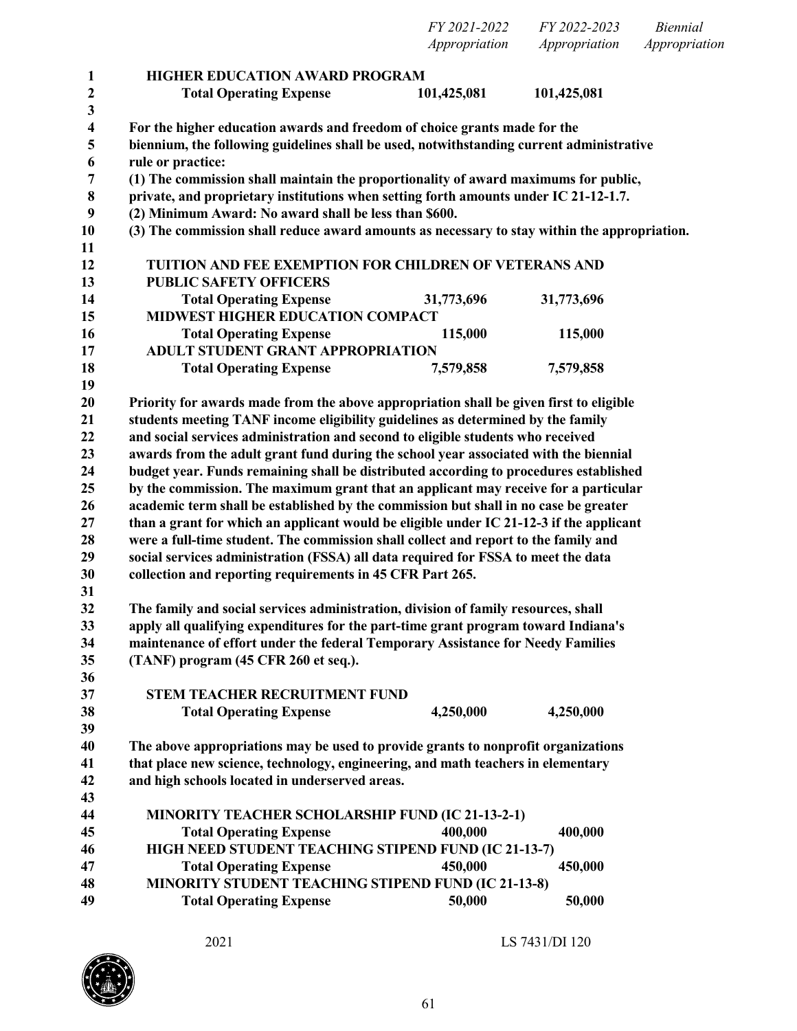| | FY 2021-2022 Appropriation | FY 2022-2023 Appropriation | Biennial Appropriation |
|---|---|---|---|
| **HIGHER EDUCATION AWARD PROGRAM** | | | |
| **Total Operating Expense** | **101,425,081** | **101,425,081** | |

**For the higher education awards and freedom of choice grants made for the biennium, the following guidelines shall be used, notwithstanding current administrative rule or practice:**
**(1) The commission shall maintain the proportionality of award maximums for public, private, and proprietary institutions when setting forth amounts under IC 21-12-1.7.**
**(2) Minimum Award: No award shall be less than $600.**
**(3) The commission shall reduce award amounts as necessary to stay within the appropriation.**

| | FY 2021-2022 Appropriation | FY 2022-2023 Appropriation | Biennial Appropriation |
|---|---|---|---|
| **TUITION AND FEE EXEMPTION FOR CHILDREN OF VETERANS AND PUBLIC SAFETY OFFICERS** | | | |
| **Total Operating Expense** | **31,773,696** | **31,773,696** | |
| **MIDWEST HIGHER EDUCATION COMPACT** | | | |
| **Total Operating Expense** | **115,000** | **115,000** | |
| **ADULT STUDENT GRANT APPROPRIATION** | | | |
| **Total Operating Expense** | **7,579,858** | **7,579,858** | |

**Priority for awards made from the above appropriation shall be given first to eligible students meeting TANF income eligibility guidelines as determined by the family and social services administration and second to eligible students who received awards from the adult grant fund during the school year associated with the biennial budget year. Funds remaining shall be distributed according to procedures established by the commission. The maximum grant that an applicant may receive for a particular academic term shall be established by the commission but shall in no case be greater than a grant for which an applicant would be eligible under IC 21-12-3 if the applicant were a full-time student. The commission shall collect and report to the family and social services administration (FSSA) all data required for FSSA to meet the data collection and reporting requirements in 45 CFR Part 265.**

**The family and social services administration, division of family resources, shall apply all qualifying expenditures for the part-time grant program toward Indiana's maintenance of effort under the federal Temporary Assistance for Needy Families (TANF) program (45 CFR 260 et seq.).**

| | FY 2021-2022 Appropriation | FY 2022-2023 Appropriation | Biennial Appropriation |
|---|---|---|---|
| **STEM TEACHER RECRUITMENT FUND** | | | |
| **Total Operating Expense** | **4,250,000** | **4,250,000** | |

**The above appropriations may be used to provide grants to nonprofit organizations that place new science, technology, engineering, and math teachers in elementary and high schools located in underserved areas.**

| | FY 2021-2022 Appropriation | FY 2022-2023 Appropriation | Biennial Appropriation |
|---|---|---|---|
| **MINORITY TEACHER SCHOLARSHIP FUND (IC 21-13-2-1)** | | | |
| **Total Operating Expense** | **400,000** | **400,000** | |
| **HIGH NEED STUDENT TEACHING STIPEND FUND (IC 21-13-7)** | | | |
| **Total Operating Expense** | **450,000** | **450,000** | |
| **MINORITY STUDENT TEACHING STIPEND FUND (IC 21-13-8)** | | | |
| **Total Operating Expense** | **50,000** | **50,000** | |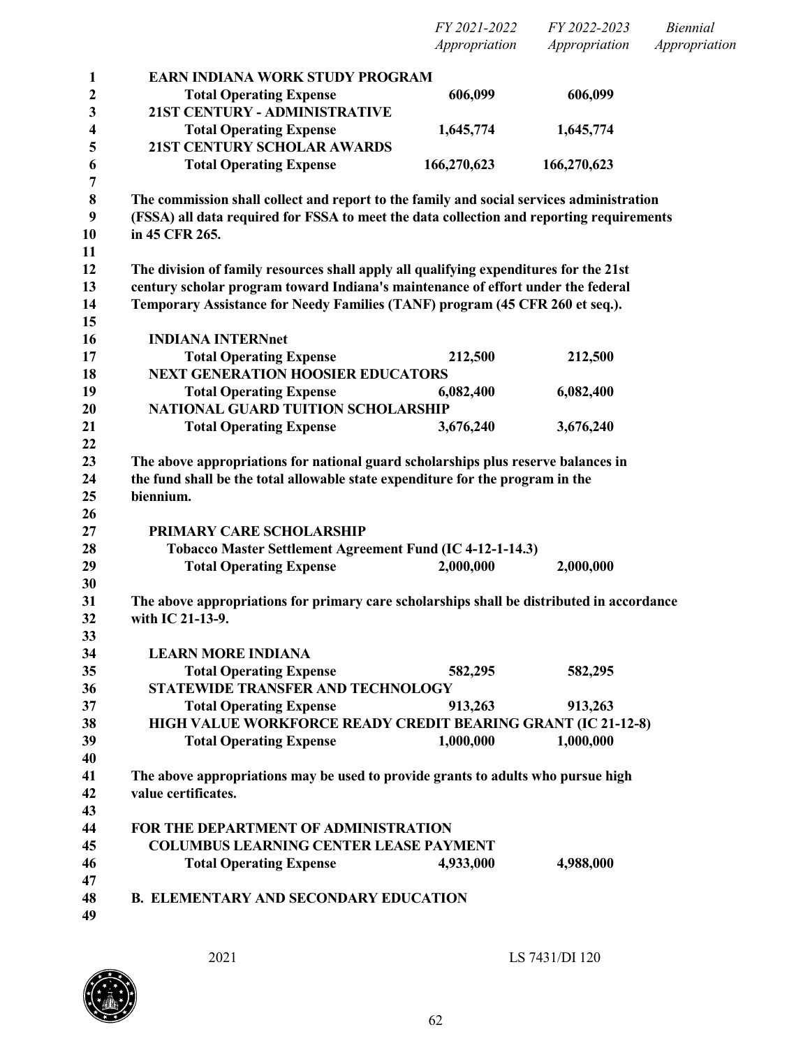| | FY 2021-2022 Appropriation | FY 2022-2023 Appropriation | Biennial Appropriation |
|---|---|---|---|
| **EARN INDIANA WORK STUDY PROGRAM** | | | |
| **Total Operating Expense** | **606,099** | **606,099** | |
| **21ST CENTURY - ADMINISTRATIVE** | | | |
| **Total Operating Expense** | **1,645,774** | **1,645,774** | |
| **21ST CENTURY SCHOLAR AWARDS** | | | |
| **Total Operating Expense** | **166,270,623** | **166,270,623** | |

**The commission shall collect and report to the family and social services administration (FSSA) all data required for FSSA to meet the data collection and reporting requirements in 45 CFR 265.**

**The division of family resources shall apply all qualifying expenditures for the 21st century scholar program toward Indiana's maintenance of effort under the federal Temporary Assistance for Needy Families (TANF) program (45 CFR 260 et seq.).**

| | FY 2021-2022 Appropriation | FY 2022-2023 Appropriation | Biennial Appropriation |
|---|---|---|---|
| **INDIANA INTERNnet** | | | |
| **Total Operating Expense** | **212,500** | **212,500** | |
| **NEXT GENERATION HOOSIER EDUCATORS** | | | |
| **Total Operating Expense** | **6,082,400** | **6,082,400** | |
| **NATIONAL GUARD TUITION SCHOLARSHIP** | | | |
| **Total Operating Expense** | **3,676,240** | **3,676,240** | |

**The above appropriations for national guard scholarships plus reserve balances in the fund shall be the total allowable state expenditure for the program in the biennium.**

| | FY 2021-2022 Appropriation | FY 2022-2023 Appropriation | Biennial Appropriation |
|---|---|---|---|
| **PRIMARY CARE SCHOLARSHIP** | | | |
| **Tobacco Master Settlement Agreement Fund (IC 4-12-1-14.3)** | | | |
| **Total Operating Expense** | **2,000,000** | **2,000,000** | |

**The above appropriations for primary care scholarships shall be distributed in accordance with IC 21-13-9.**

| | FY 2021-2022 Appropriation | FY 2022-2023 Appropriation | Biennial Appropriation |
|---|---|---|---|
| **LEARN MORE INDIANA** | | | |
| **Total Operating Expense** | **582,295** | **582,295** | |
| **STATEWIDE TRANSFER AND TECHNOLOGY** | | | |
| **Total Operating Expense** | **913,263** | **913,263** | |
| **HIGH VALUE WORKFORCE READY CREDIT BEARING GRANT (IC 21-12-8)** | | | |
| **Total Operating Expense** | **1,000,000** | **1,000,000** | |

**The above appropriations may be used to provide grants to adults who pursue high value certificates.**

**FOR THE DEPARTMENT OF ADMINISTRATION**

| | FY 2021-2022 Appropriation | FY 2022-2023 Appropriation | Biennial Appropriation |
|---|---|---|---|
| **COLUMBUS LEARNING CENTER LEASE PAYMENT** | | | |
| **Total Operating Expense** | **4,933,000** | **4,988,000** | |

## B. ELEMENTARY AND SECONDARY EDUCATION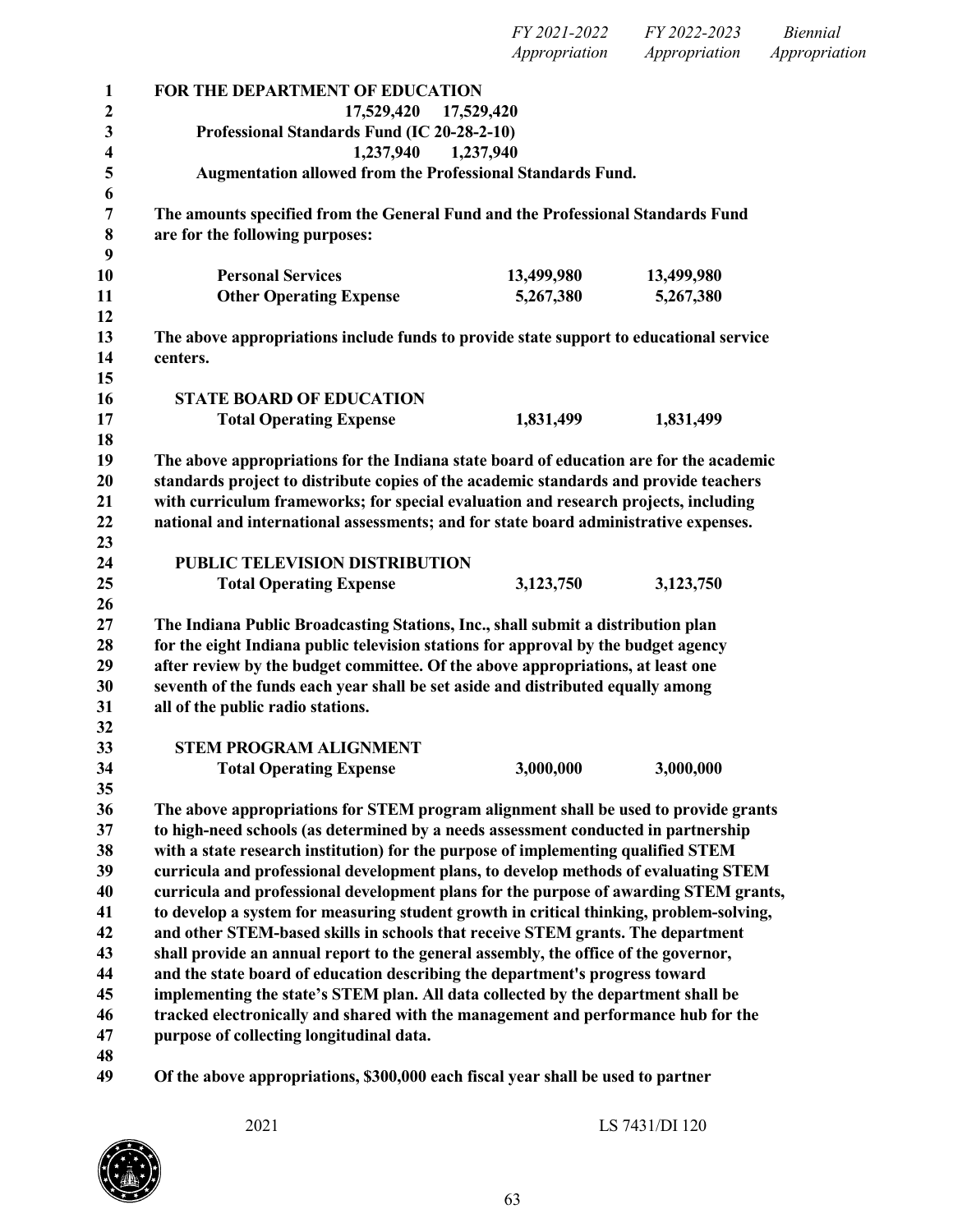| | FY 2021-2022 Appropriation | FY 2022-2023 Appropriation | Biennial Appropriation |
|---|---|---|---|

**FOR THE DEPARTMENT OF EDUCATION**

**17,529,420 17,529,420**

**Professional Standards Fund (IC 20-28-2-10)**

**1,237,940 1,237,940**

**Augmentation allowed from the Professional Standards Fund.**

**The amounts specified from the General Fund and the Professional Standards Fund are for the following purposes:**

| | | |
|---|---|---|
| **Personal Services** | **13,499,980** | **13,499,980** |
| **Other Operating Expense** | **5,267,380** | **5,267,380** |

**The above appropriations include funds to provide state support to educational service centers.**

**STATE BOARD OF EDUCATION**

| | | |
|---|---|---|
| **Total Operating Expense** | **1,831,499** | **1,831,499** |

**The above appropriations for the Indiana state board of education are for the academic standards project to distribute copies of the academic standards and provide teachers with curriculum frameworks; for special evaluation and research projects, including national and international assessments; and for state board administrative expenses.**

**PUBLIC TELEVISION DISTRIBUTION**

| | | |
|---|---|---|
| **Total Operating Expense** | **3,123,750** | **3,123,750** |

**The Indiana Public Broadcasting Stations, Inc., shall submit a distribution plan for the eight Indiana public television stations for approval by the budget agency after review by the budget committee. Of the above appropriations, at least one seventh of the funds each year shall be set aside and distributed equally among all of the public radio stations.**

**STEM PROGRAM ALIGNMENT**

| | | |
|---|---|---|
| **Total Operating Expense** | **3,000,000** | **3,000,000** |

**The above appropriations for STEM program alignment shall be used to provide grants to high-need schools (as determined by a needs assessment conducted in partnership with a state research institution) for the purpose of implementing qualified STEM curricula and professional development plans, to develop methods of evaluating STEM curricula and professional development plans for the purpose of awarding STEM grants, to develop a system for measuring student growth in critical thinking, problem-solving, and other STEM-based skills in schools that receive STEM grants. The department shall provide an annual report to the general assembly, the office of the governor, and the state board of education describing the department's progress toward implementing the state's STEM plan. All data collected by the department shall be tracked electronically and shared with the management and performance hub for the purpose of collecting longitudinal data.**

**Of the above appropriations, $300,000 each fiscal year shall be used to partner**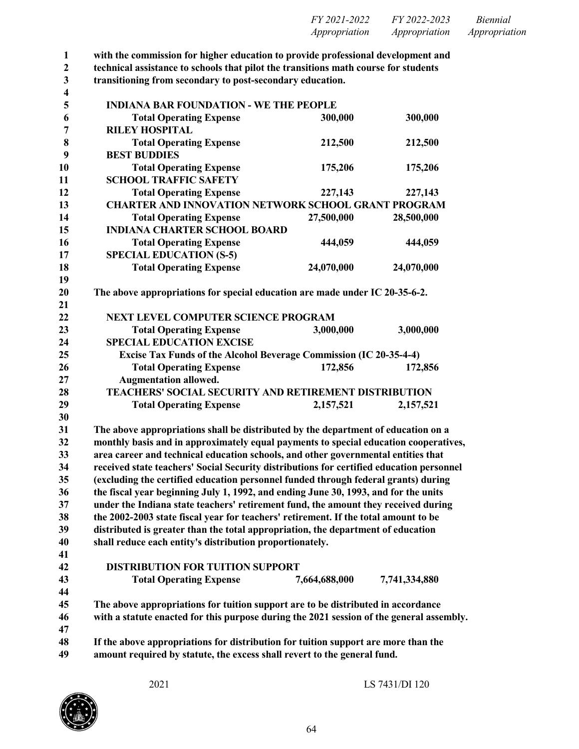| | FY 2021-2022 Appropriation | FY 2022-2023 Appropriation | Biennial Appropriation |
|---|---|---|---|

**with the commission for higher education to provide professional development and technical assistance to schools that pilot the transitions math course for students transitioning from secondary to post-secondary education.**

| | FY 2021-2022 Appropriation | FY 2022-2023 Appropriation | Biennial Appropriation |
|---|---|---|---|
| **INDIANA BAR FOUNDATION - WE THE PEOPLE** | | | |
| **Total Operating Expense** | **300,000** | **300,000** | |
| **RILEY HOSPITAL** | | | |
| **Total Operating Expense** | **212,500** | **212,500** | |
| **BEST BUDDIES** | | | |
| **Total Operating Expense** | **175,206** | **175,206** | |
| **SCHOOL TRAFFIC SAFETY** | | | |
| **Total Operating Expense** | **227,143** | **227,143** | |
| **CHARTER AND INNOVATION NETWORK SCHOOL GRANT PROGRAM** | | | |
| **Total Operating Expense** | **27,500,000** | **28,500,000** | |
| **INDIANA CHARTER SCHOOL BOARD** | | | |
| **Total Operating Expense** | **444,059** | **444,059** | |
| **SPECIAL EDUCATION (S-5)** | | | |
| **Total Operating Expense** | **24,070,000** | **24,070,000** | |

**The above appropriations for special education are made under IC 20-35-6-2.**

| | FY 2021-2022 Appropriation | FY 2022-2023 Appropriation | Biennial Appropriation |
|---|---|---|---|
| **NEXT LEVEL COMPUTER SCIENCE PROGRAM** | | | |
| **Total Operating Expense** | **3,000,000** | **3,000,000** | |
| **SPECIAL EDUCATION EXCISE** | | | |
| **Excise Tax Funds of the Alcohol Beverage Commission (IC 20-35-4-4)** | | | |
| **Total Operating Expense** | **172,856** | **172,856** | |
| **Augmentation allowed.** | | | |
| **TEACHERS' SOCIAL SECURITY AND RETIREMENT DISTRIBUTION** | | | |
| **Total Operating Expense** | **2,157,521** | **2,157,521** | |

**The above appropriations shall be distributed by the department of education on a monthly basis and in approximately equal payments to special education cooperatives, area career and technical education schools, and other governmental entities that received state teachers' Social Security distributions for certified education personnel (excluding the certified education personnel funded through federal grants) during the fiscal year beginning July 1, 1992, and ending June 30, 1993, and for the units under the Indiana state teachers' retirement fund, the amount they received during the 2002-2003 state fiscal year for teachers' retirement. If the total amount to be distributed is greater than the total appropriation, the department of education shall reduce each entity's distribution proportionately.**

| | FY 2021-2022 Appropriation | FY 2022-2023 Appropriation | Biennial Appropriation |
|---|---|---|---|
| **DISTRIBUTION FOR TUITION SUPPORT** | | | |
| **Total Operating Expense** | **7,664,688,000** | **7,741,334,880** | |

**The above appropriations for tuition support are to be distributed in accordance with a statute enacted for this purpose during the 2021 session of the general assembly.**

**If the above appropriations for distribution for tuition support are more than the amount required by statute, the excess shall revert to the general fund.**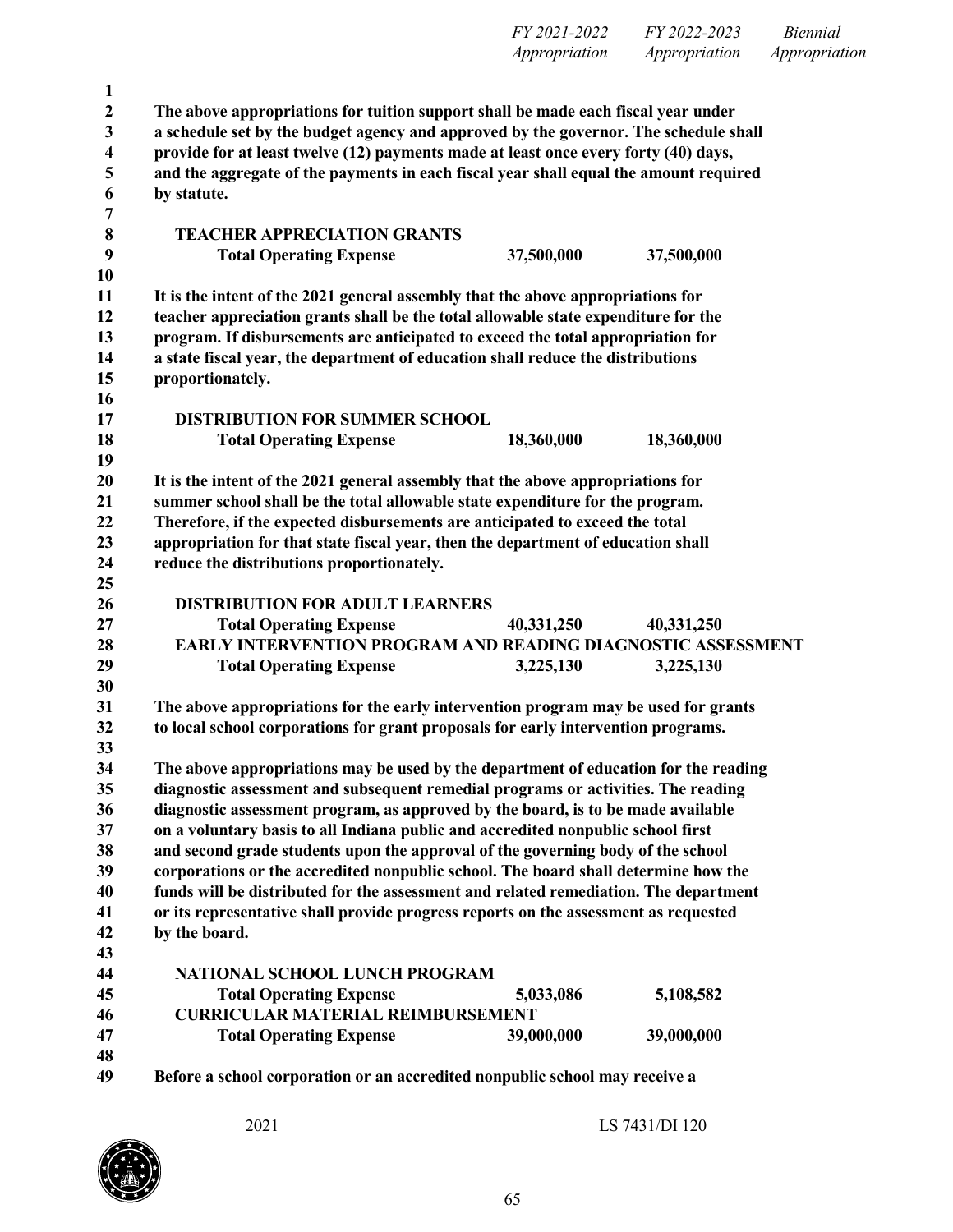| | FY 2021-2022 Appropriation | FY 2022-2023 Appropriation | Biennial Appropriation |
|---|---|---|---|

**The above appropriations for tuition support shall be made each fiscal year under a schedule set by the budget agency and approved by the governor. The schedule shall provide for at least twelve (12) payments made at least once every forty (40) days, and the aggregate of the payments in each fiscal year shall equal the amount required by statute.**

| | FY 2021-2022 Appropriation | FY 2022-2023 Appropriation | Biennial Appropriation |
|---|---|---|---|
| **TEACHER APPRECIATION GRANTS** | | | |
| **Total Operating Expense** | **37,500,000** | **37,500,000** | |

**It is the intent of the 2021 general assembly that the above appropriations for teacher appreciation grants shall be the total allowable state expenditure for the program. If disbursements are anticipated to exceed the total appropriation for a state fiscal year, the department of education shall reduce the distributions proportionately.**

| | FY 2021-2022 Appropriation | FY 2022-2023 Appropriation | Biennial Appropriation |
|---|---|---|---|
| **DISTRIBUTION FOR SUMMER SCHOOL** | | | |
| **Total Operating Expense** | **18,360,000** | **18,360,000** | |

**It is the intent of the 2021 general assembly that the above appropriations for summer school shall be the total allowable state expenditure for the program. Therefore, if the expected disbursements are anticipated to exceed the total appropriation for that state fiscal year, then the department of education shall reduce the distributions proportionately.**

| | FY 2021-2022 Appropriation | FY 2022-2023 Appropriation | Biennial Appropriation |
|---|---|---|---|
| **DISTRIBUTION FOR ADULT LEARNERS** | | | |
| **Total Operating Expense** | **40,331,250** | **40,331,250** | |
| **EARLY INTERVENTION PROGRAM AND READING DIAGNOSTIC ASSESSMENT** | | | |
| **Total Operating Expense** | **3,225,130** | **3,225,130** | |

**The above appropriations for the early intervention program may be used for grants to local school corporations for grant proposals for early intervention programs.**

**The above appropriations may be used by the department of education for the reading diagnostic assessment and subsequent remedial programs or activities. The reading diagnostic assessment program, as approved by the board, is to be made available on a voluntary basis to all Indiana public and accredited nonpublic school first and second grade students upon the approval of the governing body of the school corporations or the accredited nonpublic school. The board shall determine how the funds will be distributed for the assessment and related remediation. The department or its representative shall provide progress reports on the assessment as requested by the board.**

| | FY 2021-2022 Appropriation | FY 2022-2023 Appropriation | Biennial Appropriation |
|---|---|---|---|
| **NATIONAL SCHOOL LUNCH PROGRAM** | | | |
| **Total Operating Expense** | **5,033,086** | **5,108,582** | |
| **CURRICULAR MATERIAL REIMBURSEMENT** | | | |
| **Total Operating Expense** | **39,000,000** | **39,000,000** | |

**Before a school corporation or an accredited nonpublic school may receive a**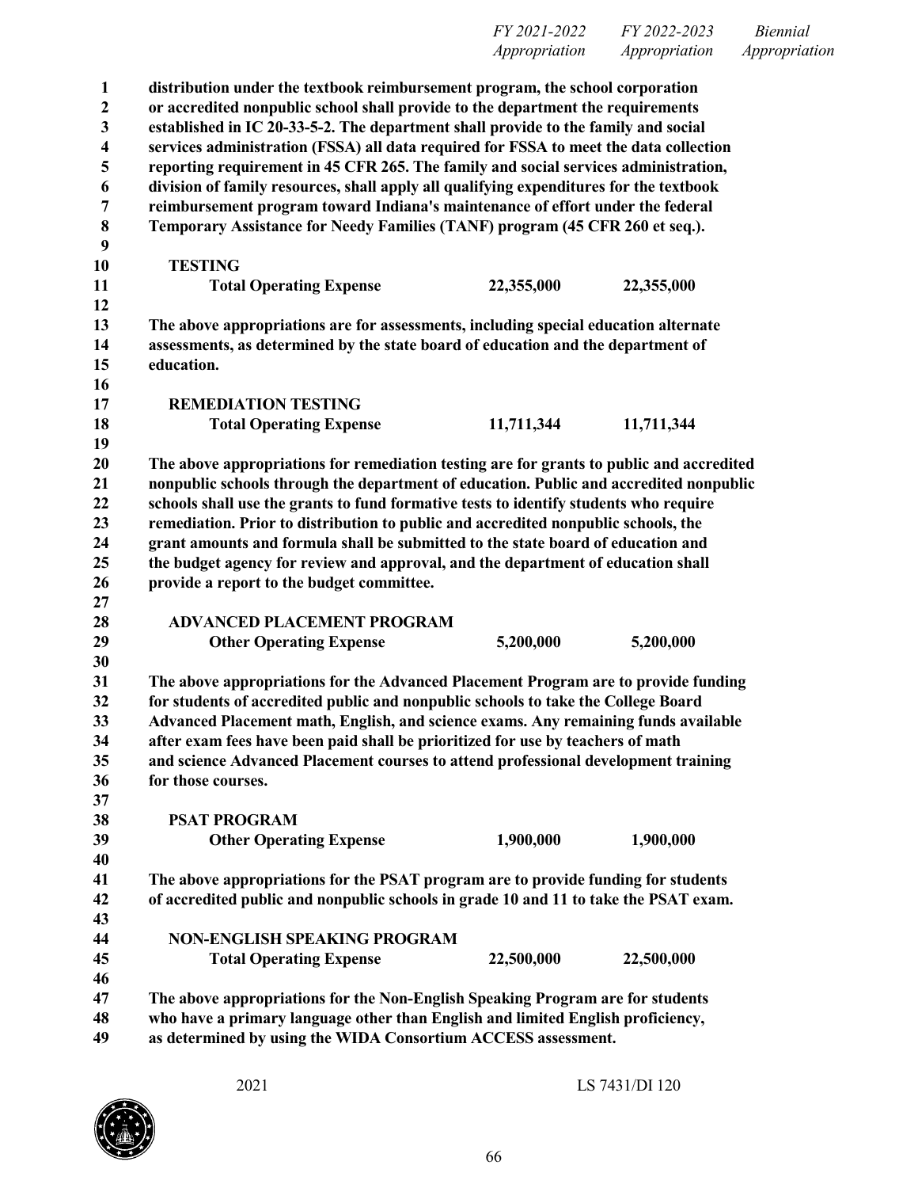| | FY 2021-2022 Appropriation | FY 2022-2023 Appropriation | Biennial Appropriation |
|---|---|---|---|

**distribution under the textbook reimbursement program, the school corporation or accredited nonpublic school shall provide to the department the requirements established in IC 20-33-5-2. The department shall provide to the family and social services administration (FSSA) all data required for FSSA to meet the data collection reporting requirement in 45 CFR 265. The family and social services administration, division of family resources, shall apply all qualifying expenditures for the textbook reimbursement program toward Indiana's maintenance of effort under the federal Temporary Assistance for Needy Families (TANF) program (45 CFR 260 et seq.).**

**TESTING**

| | FY 2021-2022 | FY 2022-2023 | Biennial |
|---|---|---|---|
| **Total Operating Expense** | **22,355,000** | **22,355,000** | |

**The above appropriations are for assessments, including special education alternate assessments, as determined by the state board of education and the department of education.**

**REMEDIATION TESTING**

| | FY 2021-2022 | FY 2022-2023 | Biennial |
|---|---|---|---|
| **Total Operating Expense** | **11,711,344** | **11,711,344** | |

**The above appropriations for remediation testing are for grants to public and accredited nonpublic schools through the department of education. Public and accredited nonpublic schools shall use the grants to fund formative tests to identify students who require remediation. Prior to distribution to public and accredited nonpublic schools, the grant amounts and formula shall be submitted to the state board of education and the budget agency for review and approval, and the department of education shall provide a report to the budget committee.**

**ADVANCED PLACEMENT PROGRAM**

| | FY 2021-2022 | FY 2022-2023 | Biennial |
|---|---|---|---|
| **Other Operating Expense** | **5,200,000** | **5,200,000** | |

**The above appropriations for the Advanced Placement Program are to provide funding for students of accredited public and nonpublic schools to take the College Board Advanced Placement math, English, and science exams. Any remaining funds available after exam fees have been paid shall be prioritized for use by teachers of math and science Advanced Placement courses to attend professional development training for those courses.**

**PSAT PROGRAM**

| | FY 2021-2022 | FY 2022-2023 | Biennial |
|---|---|---|---|
| **Other Operating Expense** | **1,900,000** | **1,900,000** | |

**The above appropriations for the PSAT program are to provide funding for students of accredited public and nonpublic schools in grade 10 and 11 to take the PSAT exam.**

**NON-ENGLISH SPEAKING PROGRAM**

| | FY 2021-2022 | FY 2022-2023 | Biennial |
|---|---|---|---|
| **Total Operating Expense** | **22,500,000** | **22,500,000** | |

**The above appropriations for the Non-English Speaking Program are for students who have a primary language other than English and limited English proficiency, as determined by using the WIDA Consortium ACCESS assessment.**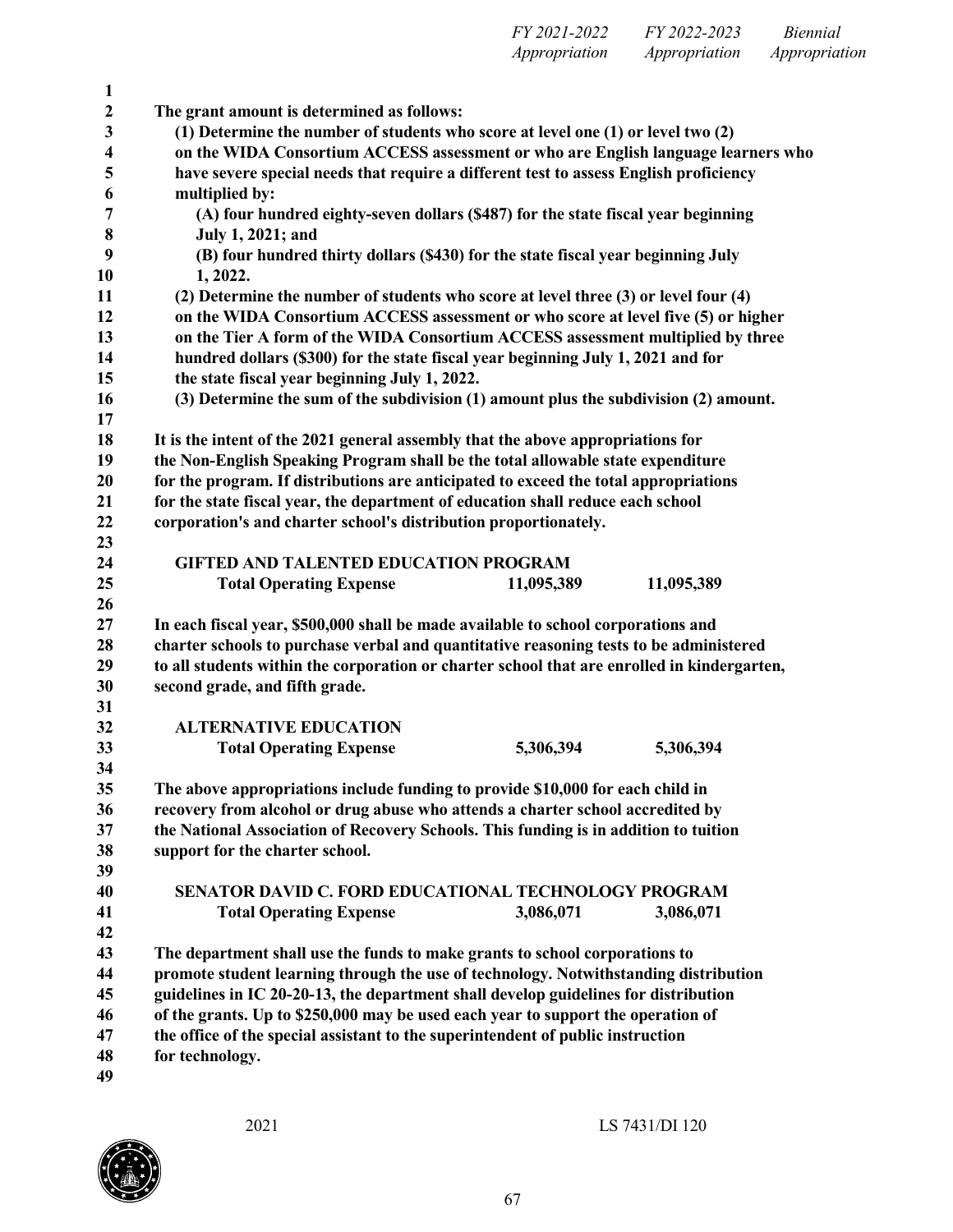| | FY 2021-2022 Appropriation | FY 2022-2023 Appropriation | Biennial Appropriation |
|---|---|---|---|

**The grant amount is determined as follows:**

**(1) Determine the number of students who score at level one (1) or level two (2) on the WIDA Consortium ACCESS assessment or who are English language learners who have severe special needs that require a different test to assess English proficiency multiplied by:**

**(A) four hundred eighty-seven dollars ($487) for the state fiscal year beginning July 1, 2021; and**

**(B) four hundred thirty dollars ($430) for the state fiscal year beginning July 1, 2022.**

**(2) Determine the number of students who score at level three (3) or level four (4) on the WIDA Consortium ACCESS assessment or who score at level five (5) or higher on the Tier A form of the WIDA Consortium ACCESS assessment multiplied by three hundred dollars ($300) for the state fiscal year beginning July 1, 2021 and for the state fiscal year beginning July 1, 2022.**

**(3) Determine the sum of the subdivision (1) amount plus the subdivision (2) amount.**

**It is the intent of the 2021 general assembly that the above appropriations for the Non-English Speaking Program shall be the total allowable state expenditure for the program. If distributions are anticipated to exceed the total appropriations for the state fiscal year, the department of education shall reduce each school corporation's and charter school's distribution proportionately.**

**GIFTED AND TALENTED EDUCATION PROGRAM**

| | FY 2021-2022 | FY 2022-2023 | Biennial |
|---|---|---|---|
| **Total Operating Expense** | **11,095,389** | **11,095,389** | |

**In each fiscal year, $500,000 shall be made available to school corporations and charter schools to purchase verbal and quantitative reasoning tests to be administered to all students within the corporation or charter school that are enrolled in kindergarten, second grade, and fifth grade.**

**ALTERNATIVE EDUCATION**

| | FY 2021-2022 | FY 2022-2023 | Biennial |
|---|---|---|---|
| **Total Operating Expense** | **5,306,394** | **5,306,394** | |

**The above appropriations include funding to provide $10,000 for each child in recovery from alcohol or drug abuse who attends a charter school accredited by the National Association of Recovery Schools. This funding is in addition to tuition support for the charter school.**

**SENATOR DAVID C. FORD EDUCATIONAL TECHNOLOGY PROGRAM**

| | FY 2021-2022 | FY 2022-2023 | Biennial |
|---|---|---|---|
| **Total Operating Expense** | **3,086,071** | **3,086,071** | |

**The department shall use the funds to make grants to school corporations to promote student learning through the use of technology. Notwithstanding distribution guidelines in IC 20-20-13, the department shall develop guidelines for distribution of the grants. Up to $250,000 may be used each year to support the operation of the office of the special assistant to the superintendent of public instruction for technology.**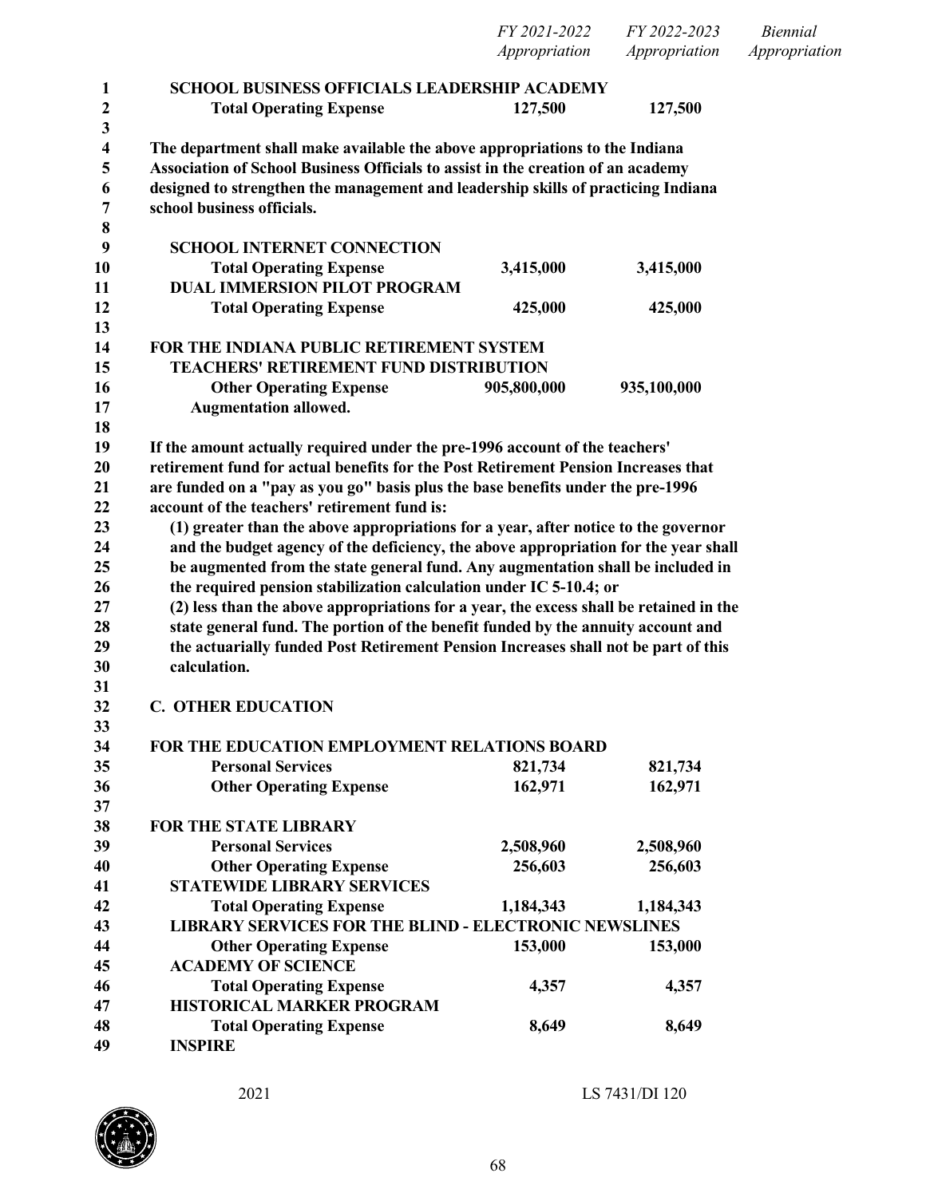| | FY 2021-2022 Appropriation | FY 2022-2023 Appropriation | Biennial Appropriation |
|---|---|---|---|
| **SCHOOL BUSINESS OFFICIALS LEADERSHIP ACADEMY** | | | |
| **Total Operating Expense** | **127,500** | **127,500** | |

**The department shall make available the above appropriations to the Indiana Association of School Business Officials to assist in the creation of an academy designed to strengthen the management and leadership skills of practicing Indiana school business officials.**

| | FY 2021-2022 Appropriation | FY 2022-2023 Appropriation | Biennial Appropriation |
|---|---|---|---|
| **SCHOOL INTERNET CONNECTION** | | | |
| **Total Operating Expense** | **3,415,000** | **3,415,000** | |
| **DUAL IMMERSION PILOT PROGRAM** | | | |
| **Total Operating Expense** | **425,000** | **425,000** | |
| **FOR THE INDIANA PUBLIC RETIREMENT SYSTEM** | | | |
| **TEACHERS' RETIREMENT FUND DISTRIBUTION** | | | |
| **Other Operating Expense** | **905,800,000** | **935,100,000** | |
| **Augmentation allowed.** | | | |

**If the amount actually required under the pre-1996 account of the teachers' retirement fund for actual benefits for the Post Retirement Pension Increases that are funded on a "pay as you go" basis plus the base benefits under the pre-1996 account of the teachers' retirement fund is:**

**(1) greater than the above appropriations for a year, after notice to the governor and the budget agency of the deficiency, the above appropriation for the year shall be augmented from the state general fund. Any augmentation shall be included in the required pension stabilization calculation under IC 5-10.4; or**

**(2) less than the above appropriations for a year, the excess shall be retained in the state general fund. The portion of the benefit funded by the annuity account and the actuarially funded Post Retirement Pension Increases shall not be part of this calculation.**

**C. OTHER EDUCATION**

| | FY 2021-2022 Appropriation | FY 2022-2023 Appropriation | Biennial Appropriation |
|---|---|---|---|
| **FOR THE EDUCATION EMPLOYMENT RELATIONS BOARD** | | | |
| **Personal Services** | **821,734** | **821,734** | |
| **Other Operating Expense** | **162,971** | **162,971** | |
| **FOR THE STATE LIBRARY** | | | |
| **Personal Services** | **2,508,960** | **2,508,960** | |
| **Other Operating Expense** | **256,603** | **256,603** | |
| **STATEWIDE LIBRARY SERVICES** | | | |
| **Total Operating Expense** | **1,184,343** | **1,184,343** | |
| **LIBRARY SERVICES FOR THE BLIND - ELECTRONIC NEWSLINES** | | | |
| **Other Operating Expense** | **153,000** | **153,000** | |
| **ACADEMY OF SCIENCE** | | | |
| **Total Operating Expense** | **4,357** | **4,357** | |
| **HISTORICAL MARKER PROGRAM** | | | |
| **Total Operating Expense** | **8,649** | **8,649** | |
| **INSPIRE** | | | |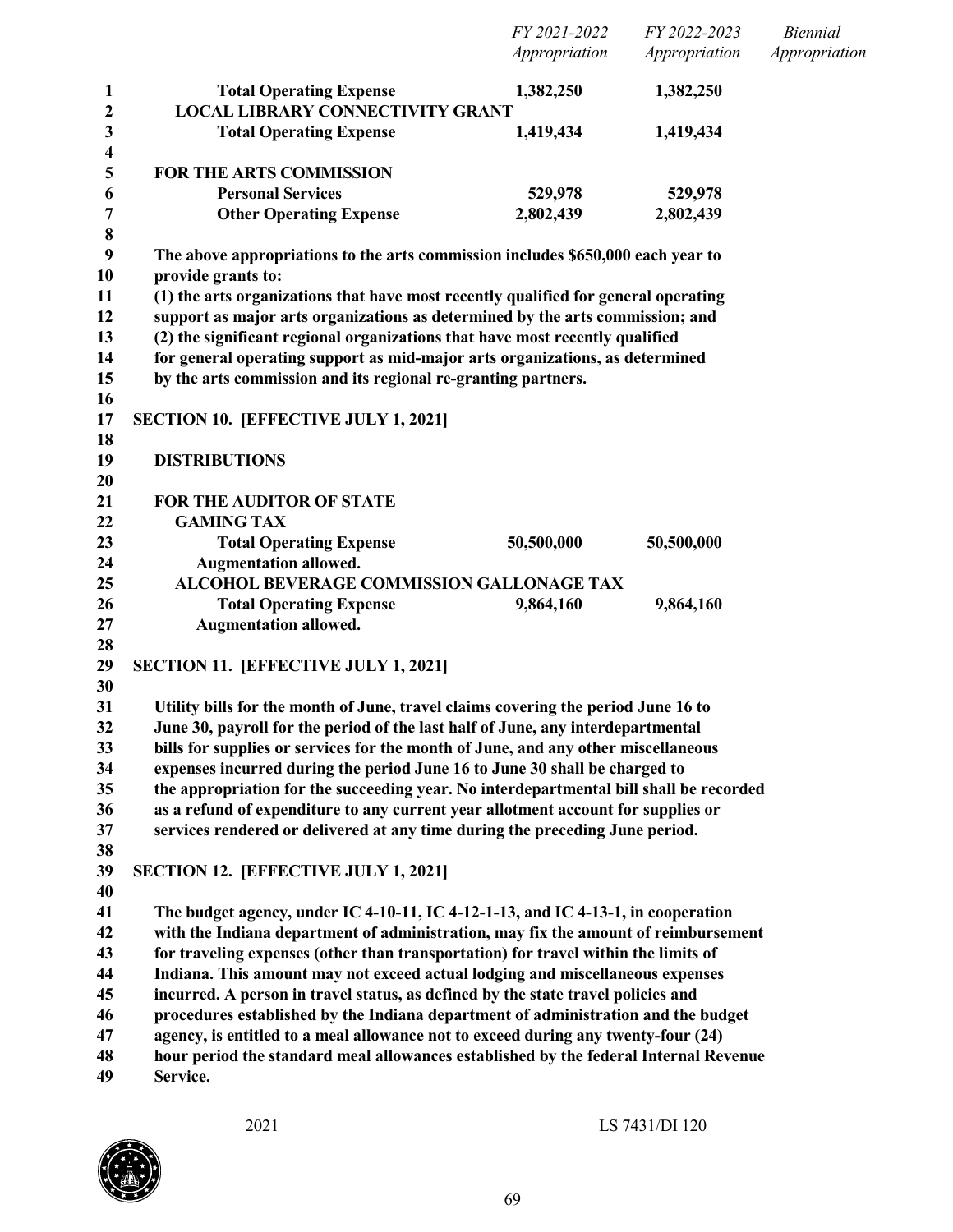| | FY 2021-2022 Appropriation | FY 2022-2023 Appropriation | Biennial Appropriation |
|---|---|---|---|
| **Total Operating Expense** | **1,382,250** | **1,382,250** | |
| **LOCAL LIBRARY CONNECTIVITY GRANT** | | | |
| **Total Operating Expense** | **1,419,434** | **1,419,434** | |
| | | | |
| **FOR THE ARTS COMMISSION** | | | |
| **Personal Services** | **529,978** | **529,978** | |
| **Other Operating Expense** | **2,802,439** | **2,802,439** | |

**The above appropriations to the arts commission includes $650,000 each year to provide grants to:**
**(1) the arts organizations that have most recently qualified for general operating support as major arts organizations as determined by the arts commission; and**
**(2) the significant regional organizations that have most recently qualified for general operating support as mid-major arts organizations, as determined by the arts commission and its regional re-granting partners.**

**SECTION 10. [EFFECTIVE JULY 1, 2021]**

**DISTRIBUTIONS**

| | FY 2021-2022 Appropriation | FY 2022-2023 Appropriation | Biennial Appropriation |
|---|---|---|---|
| **FOR THE AUDITOR OF STATE** | | | |
| **GAMING TAX** | | | |
| **Total Operating Expense** | **50,500,000** | **50,500,000** | |
| **Augmentation allowed.** | | | |
| **ALCOHOL BEVERAGE COMMISSION GALLONAGE TAX** | | | |
| **Total Operating Expense** | **9,864,160** | **9,864,160** | |
| **Augmentation allowed.** | | | |

**SECTION 11. [EFFECTIVE JULY 1, 2021]**

**Utility bills for the month of June, travel claims covering the period June 16 to June 30, payroll for the period of the last half of June, any interdepartmental bills for supplies or services for the month of June, and any other miscellaneous expenses incurred during the period June 16 to June 30 shall be charged to the appropriation for the succeeding year. No interdepartmental bill shall be recorded as a refund of expenditure to any current year allotment account for supplies or services rendered or delivered at any time during the preceding June period.**

**SECTION 12. [EFFECTIVE JULY 1, 2021]**

**The budget agency, under IC 4-10-11, IC 4-12-1-13, and IC 4-13-1, in cooperation with the Indiana department of administration, may fix the amount of reimbursement for traveling expenses (other than transportation) for travel within the limits of Indiana. This amount may not exceed actual lodging and miscellaneous expenses incurred. A person in travel status, as defined by the state travel policies and procedures established by the Indiana department of administration and the budget agency, is entitled to a meal allowance not to exceed during any twenty-four (24) hour period the standard meal allowances established by the federal Internal Revenue Service.**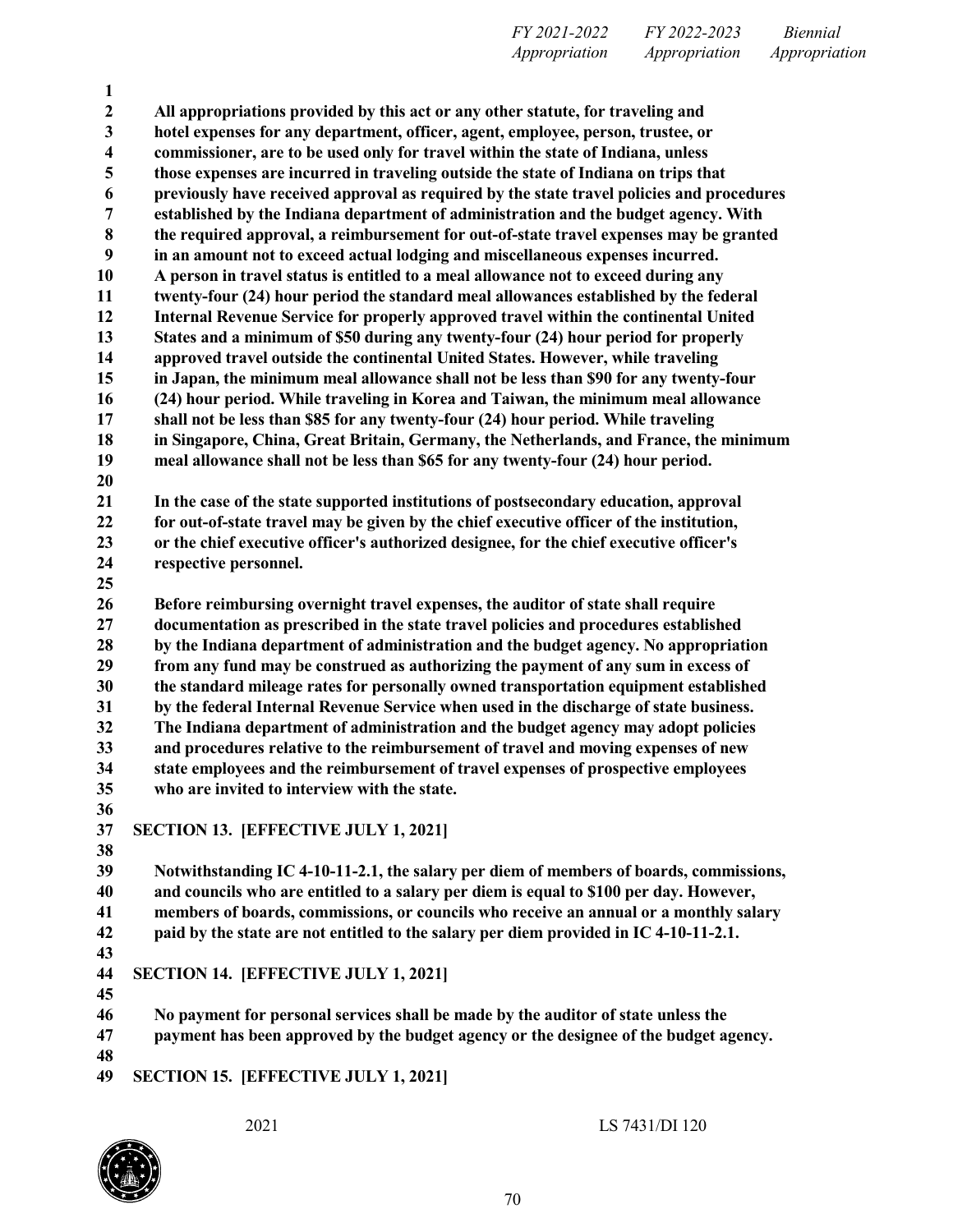**All appropriations provided by this act or any other statute, for traveling and hotel expenses for any department, officer, agent, employee, person, trustee, or commissioner, are to be used only for travel within the state of Indiana, unless those expenses are incurred in traveling outside the state of Indiana on trips that previously have received approval as required by the state travel policies and procedures established by the Indiana department of administration and the budget agency. With the required approval, a reimbursement for out-of-state travel expenses may be granted in an amount not to exceed actual lodging and miscellaneous expenses incurred. A person in travel status is entitled to a meal allowance not to exceed during any twenty-four (24) hour period the standard meal allowances established by the federal Internal Revenue Service for properly approved travel within the continental United States and a minimum of $50 during any twenty-four (24) hour period for properly approved travel outside the continental United States. However, while traveling in Japan, the minimum meal allowance shall not be less than $90 for any twenty-four (24) hour period. While traveling in Korea and Taiwan, the minimum meal allowance shall not be less than $85 for any twenty-four (24) hour period. While traveling in Singapore, China, Great Britain, Germany, the Netherlands, and France, the minimum meal allowance shall not be less than $65 for any twenty-four (24) hour period.**

**In the case of the state supported institutions of postsecondary education, approval for out-of-state travel may be given by the chief executive officer of the institution, or the chief executive officer's authorized designee, for the chief executive officer's respective personnel.**

**Before reimbursing overnight travel expenses, the auditor of state shall require documentation as prescribed in the state travel policies and procedures established by the Indiana department of administration and the budget agency. No appropriation from any fund may be construed as authorizing the payment of any sum in excess of the standard mileage rates for personally owned transportation equipment established by the federal Internal Revenue Service when used in the discharge of state business. The Indiana department of administration and the budget agency may adopt policies and procedures relative to the reimbursement of travel and moving expenses of new state employees and the reimbursement of travel expenses of prospective employees who are invited to interview with the state.**

**SECTION 13. [EFFECTIVE JULY 1, 2021]**

**Notwithstanding IC 4-10-11-2.1, the salary per diem of members of boards, commissions, and councils who are entitled to a salary per diem is equal to $100 per day. However, members of boards, commissions, or councils who receive an annual or a monthly salary paid by the state are not entitled to the salary per diem provided in IC 4-10-11-2.1.**

**SECTION 14. [EFFECTIVE JULY 1, 2021]**

**No payment for personal services shall be made by the auditor of state unless the payment has been approved by the budget agency or the designee of the budget agency.**

**SECTION 15. [EFFECTIVE JULY 1, 2021]**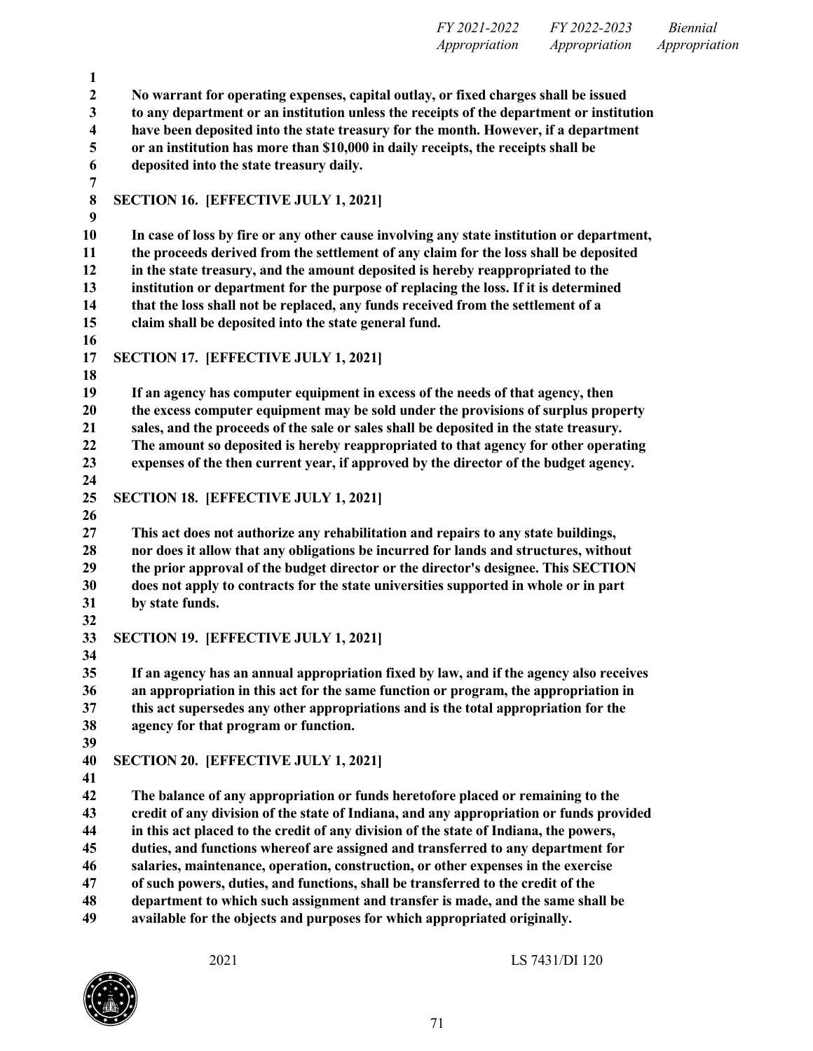**No warrant for operating expenses, capital outlay, or fixed charges shall be issued to any department or an institution unless the receipts of the department or institution have been deposited into the state treasury for the month. However, if a department or an institution has more than $10,000 in daily receipts, the receipts shall be deposited into the state treasury daily.**

**SECTION 16. [EFFECTIVE JULY 1, 2021]**

**In case of loss by fire or any other cause involving any state institution or department, the proceeds derived from the settlement of any claim for the loss shall be deposited in the state treasury, and the amount deposited is hereby reappropriated to the institution or department for the purpose of replacing the loss. If it is determined that the loss shall not be replaced, any funds received from the settlement of a claim shall be deposited into the state general fund.**

**SECTION 17. [EFFECTIVE JULY 1, 2021]**

**If an agency has computer equipment in excess of the needs of that agency, then the excess computer equipment may be sold under the provisions of surplus property sales, and the proceeds of the sale or sales shall be deposited in the state treasury. The amount so deposited is hereby reappropriated to that agency for other operating expenses of the then current year, if approved by the director of the budget agency.**

**SECTION 18. [EFFECTIVE JULY 1, 2021]**

**This act does not authorize any rehabilitation and repairs to any state buildings, nor does it allow that any obligations be incurred for lands and structures, without the prior approval of the budget director or the director's designee. This SECTION does not apply to contracts for the state universities supported in whole or in part by state funds.**

**SECTION 19. [EFFECTIVE JULY 1, 2021]**

**If an agency has an annual appropriation fixed by law, and if the agency also receives an appropriation in this act for the same function or program, the appropriation in this act supersedes any other appropriations and is the total appropriation for the agency for that program or function.**

**SECTION 20. [EFFECTIVE JULY 1, 2021]**

**The balance of any appropriation or funds heretofore placed or remaining to the credit of any division of the state of Indiana, and any appropriation or funds provided in this act placed to the credit of any division of the state of Indiana, the powers, duties, and functions whereof are assigned and transferred to any department for salaries, maintenance, operation, construction, or other expenses in the exercise of such powers, duties, and functions, shall be transferred to the credit of the department to which such assignment and transfer is made, and the same shall be available for the objects and purposes for which appropriated originally.**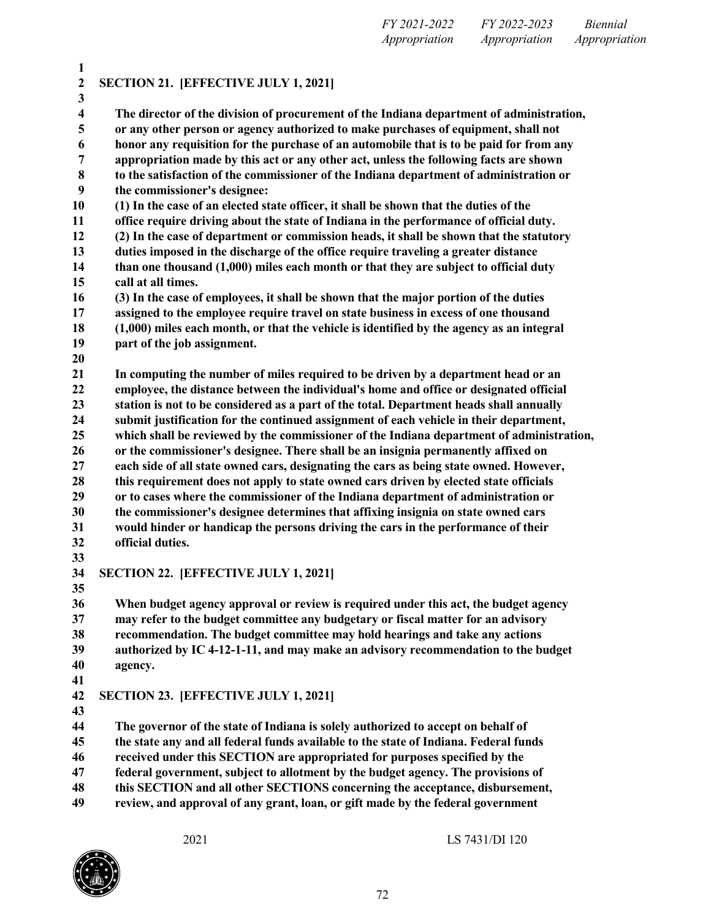**SECTION 21. [EFFECTIVE JULY 1, 2021]**

**The director of the division of procurement of the Indiana department of administration, or any other person or agency authorized to make purchases of equipment, shall not honor any requisition for the purchase of an automobile that is to be paid for from any appropriation made by this act or any other act, unless the following facts are shown to the satisfaction of the commissioner of the Indiana department of administration or the commissioner's designee:**

**(1) In the case of an elected state officer, it shall be shown that the duties of the office require driving about the state of Indiana in the performance of official duty.**

**(2) In the case of department or commission heads, it shall be shown that the statutory duties imposed in the discharge of the office require traveling a greater distance than one thousand (1,000) miles each month or that they are subject to official duty call at all times.**

**(3) In the case of employees, it shall be shown that the major portion of the duties assigned to the employee require travel on state business in excess of one thousand (1,000) miles each month, or that the vehicle is identified by the agency as an integral part of the job assignment.**

**In computing the number of miles required to be driven by a department head or an employee, the distance between the individual's home and office or designated official station is not to be considered as a part of the total. Department heads shall annually submit justification for the continued assignment of each vehicle in their department, which shall be reviewed by the commissioner of the Indiana department of administration, or the commissioner's designee. There shall be an insignia permanently affixed on each side of all state owned cars, designating the cars as being state owned. However, this requirement does not apply to state owned cars driven by elected state officials or to cases where the commissioner of the Indiana department of administration or the commissioner's designee determines that affixing insignia on state owned cars would hinder or handicap the persons driving the cars in the performance of their official duties.**

**SECTION 22. [EFFECTIVE JULY 1, 2021]**

**When budget agency approval or review is required under this act, the budget agency may refer to the budget committee any budgetary or fiscal matter for an advisory recommendation. The budget committee may hold hearings and take any actions authorized by IC 4-12-1-11, and may make an advisory recommendation to the budget agency.**

**SECTION 23. [EFFECTIVE JULY 1, 2021]**

**The governor of the state of Indiana is solely authorized to accept on behalf of the state any and all federal funds available to the state of Indiana. Federal funds received under this SECTION are appropriated for purposes specified by the federal government, subject to allotment by the budget agency. The provisions of this SECTION and all other SECTIONS concerning the acceptance, disbursement, review, and approval of any grant, loan, or gift made by the federal government**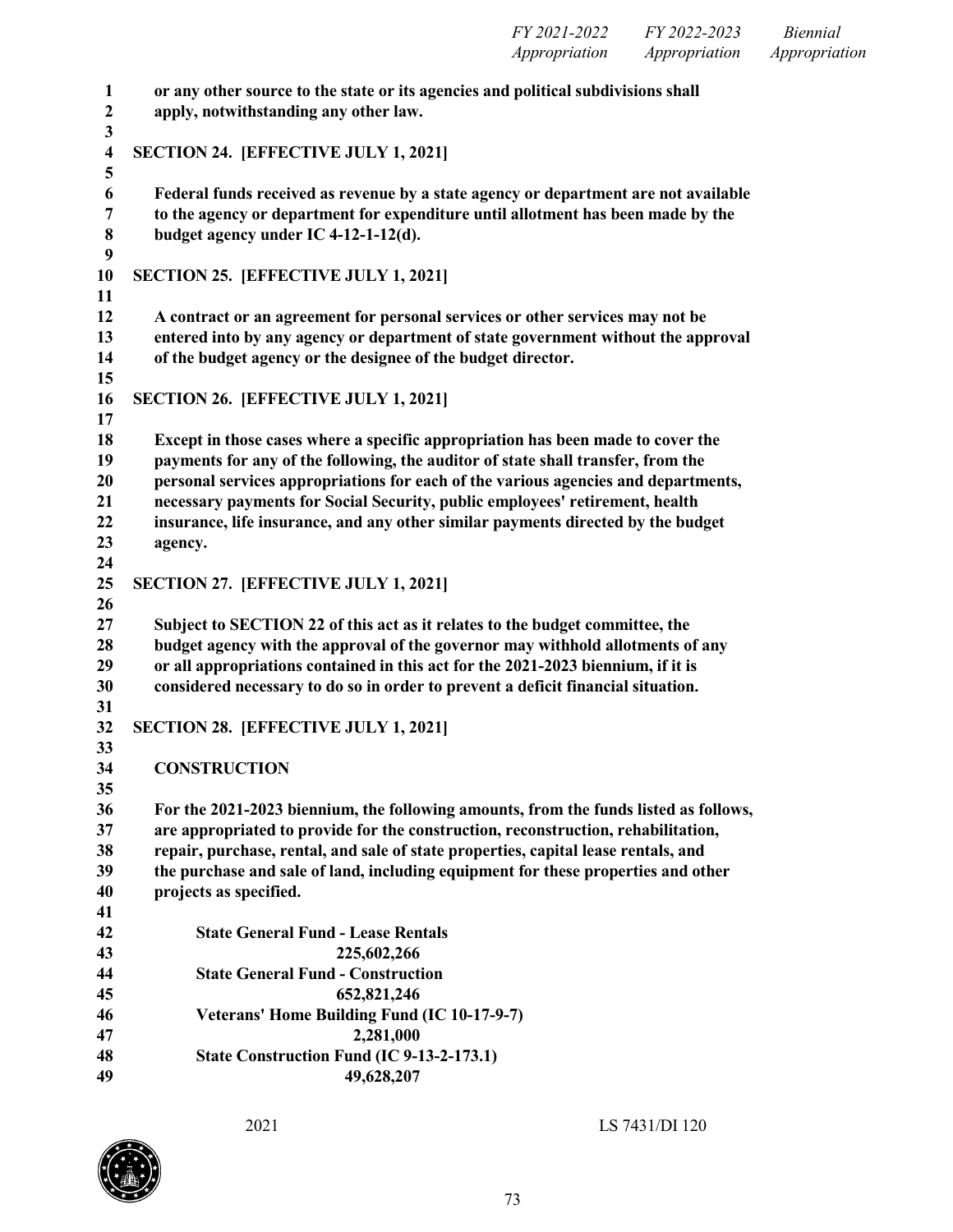**or any other source to the state or its agencies and political subdivisions shall apply, notwithstanding any other law.**

**SECTION 24. [EFFECTIVE JULY 1, 2021]**

**Federal funds received as revenue by a state agency or department are not available to the agency or department for expenditure until allotment has been made by the budget agency under IC 4-12-1-12(d).**

**SECTION 25. [EFFECTIVE JULY 1, 2021]**

**A contract or an agreement for personal services or other services may not be entered into by any agency or department of state government without the approval of the budget agency or the designee of the budget director.**

**SECTION 26. [EFFECTIVE JULY 1, 2021]**

**Except in those cases where a specific appropriation has been made to cover the payments for any of the following, the auditor of state shall transfer, from the personal services appropriations for each of the various agencies and departments, necessary payments for Social Security, public employees' retirement, health insurance, life insurance, and any other similar payments directed by the budget agency.**

**SECTION 27. [EFFECTIVE JULY 1, 2021]**

**Subject to SECTION 22 of this act as it relates to the budget committee, the budget agency with the approval of the governor may withhold allotments of any or all appropriations contained in this act for the 2021-2023 biennium, if it is considered necessary to do so in order to prevent a deficit financial situation.**

**SECTION 28. [EFFECTIVE JULY 1, 2021]**

**CONSTRUCTION**

**For the 2021-2023 biennium, the following amounts, from the funds listed as follows, are appropriated to provide for the construction, reconstruction, rehabilitation, repair, purchase, rental, and sale of state properties, capital lease rentals, and the purchase and sale of land, including equipment for these properties and other projects as specified.**

| | *FY 2021-2022 Appropriation* | *FY 2022-2023 Appropriation* | *Biennial Appropriation* |
|---|---|---|---|
| **State General Fund - Lease Rentals** | | | |
| **225,602,266** | | | |
| **State General Fund - Construction** | | | |
| **652,821,246** | | | |
| **Veterans' Home Building Fund (IC 10-17-9-7)** | | | |
| **2,281,000** | | | |
| **State Construction Fund (IC 9-13-2-173.1)** | | | |
| **49,628,207** | | | |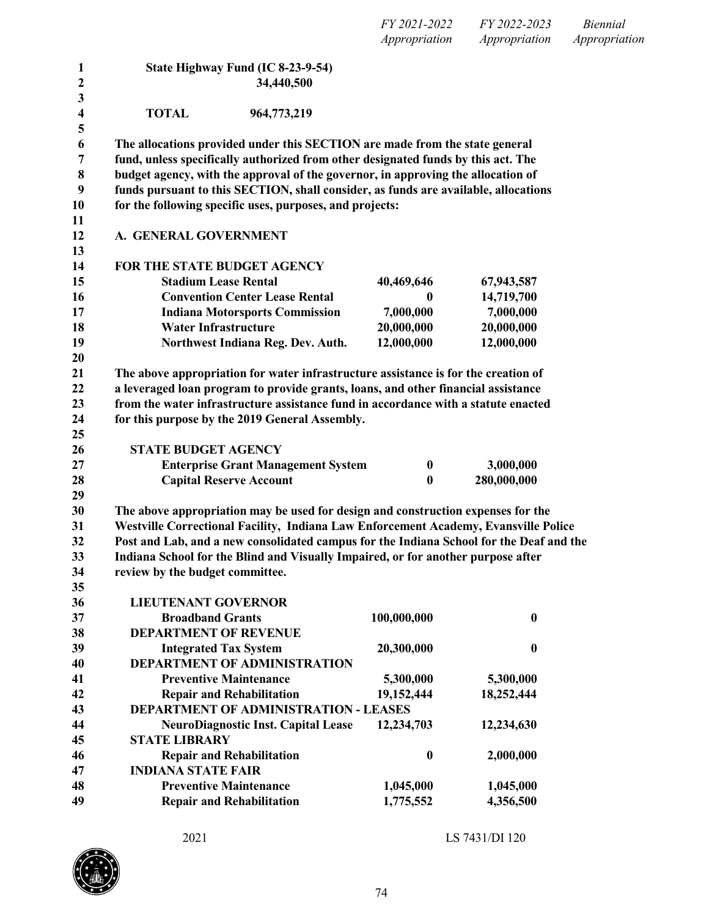| | FY 2021-2022 Appropriation | FY 2022-2023 Appropriation | Biennial Appropriation |
|---|---|---|---|

**State Highway Fund (IC 8-23-9-54)**
**34,440,500**

**TOTAL 964,773,219**

**The allocations provided under this SECTION are made from the state general fund, unless specifically authorized from other designated funds by this act. The budget agency, with the approval of the governor, in approving the allocation of funds pursuant to this SECTION, shall consider, as funds are available, allocations for the following specific uses, purposes, and projects:**

**A. GENERAL GOVERNMENT**

**FOR THE STATE BUDGET AGENCY**

| | FY 2021-2022 | FY 2022-2023 |
|---|---|---|
| **Stadium Lease Rental** | **40,469,646** | **67,943,587** |
| **Convention Center Lease Rental** | **0** | **14,719,700** |
| **Indiana Motorsports Commission** | **7,000,000** | **7,000,000** |
| **Water Infrastructure** | **20,000,000** | **20,000,000** |
| **Northwest Indiana Reg. Dev. Auth.** | **12,000,000** | **12,000,000** |

**The above appropriation for water infrastructure assistance is for the creation of a leveraged loan program to provide grants, loans, and other financial assistance from the water infrastructure assistance fund in accordance with a statute enacted for this purpose by the 2019 General Assembly.**

**STATE BUDGET AGENCY**

| | FY 2021-2022 | FY 2022-2023 |
|---|---|---|
| **Enterprise Grant Management System** | **0** | **3,000,000** |
| **Capital Reserve Account** | **0** | **280,000,000** |

**The above appropriation may be used for design and construction expenses for the Westville Correctional Facility, Indiana Law Enforcement Academy, Evansville Police Post and Lab, and a new consolidated campus for the Indiana School for the Deaf and the Indiana School for the Blind and Visually Impaired, or for another purpose after review by the budget committee.**

| | FY 2021-2022 | FY 2022-2023 |
|---|---|---|
| **LIEUTENANT GOVERNOR** | | |
| **Broadband Grants** | **100,000,000** | **0** |
| **DEPARTMENT OF REVENUE** | | |
| **Integrated Tax System** | **20,300,000** | **0** |
| **DEPARTMENT OF ADMINISTRATION** | | |
| **Preventive Maintenance** | **5,300,000** | **5,300,000** |
| **Repair and Rehabilitation** | **19,152,444** | **18,252,444** |
| **DEPARTMENT OF ADMINISTRATION - LEASES** | | |
| **NeuroDiagnostic Inst. Capital Lease** | **12,234,703** | **12,234,630** |
| **STATE LIBRARY** | | |
| **Repair and Rehabilitation** | **0** | **2,000,000** |
| **INDIANA STATE FAIR** | | |
| **Preventive Maintenance** | **1,045,000** | **1,045,000** |
| **Repair and Rehabilitation** | **1,775,552** | **4,356,500** |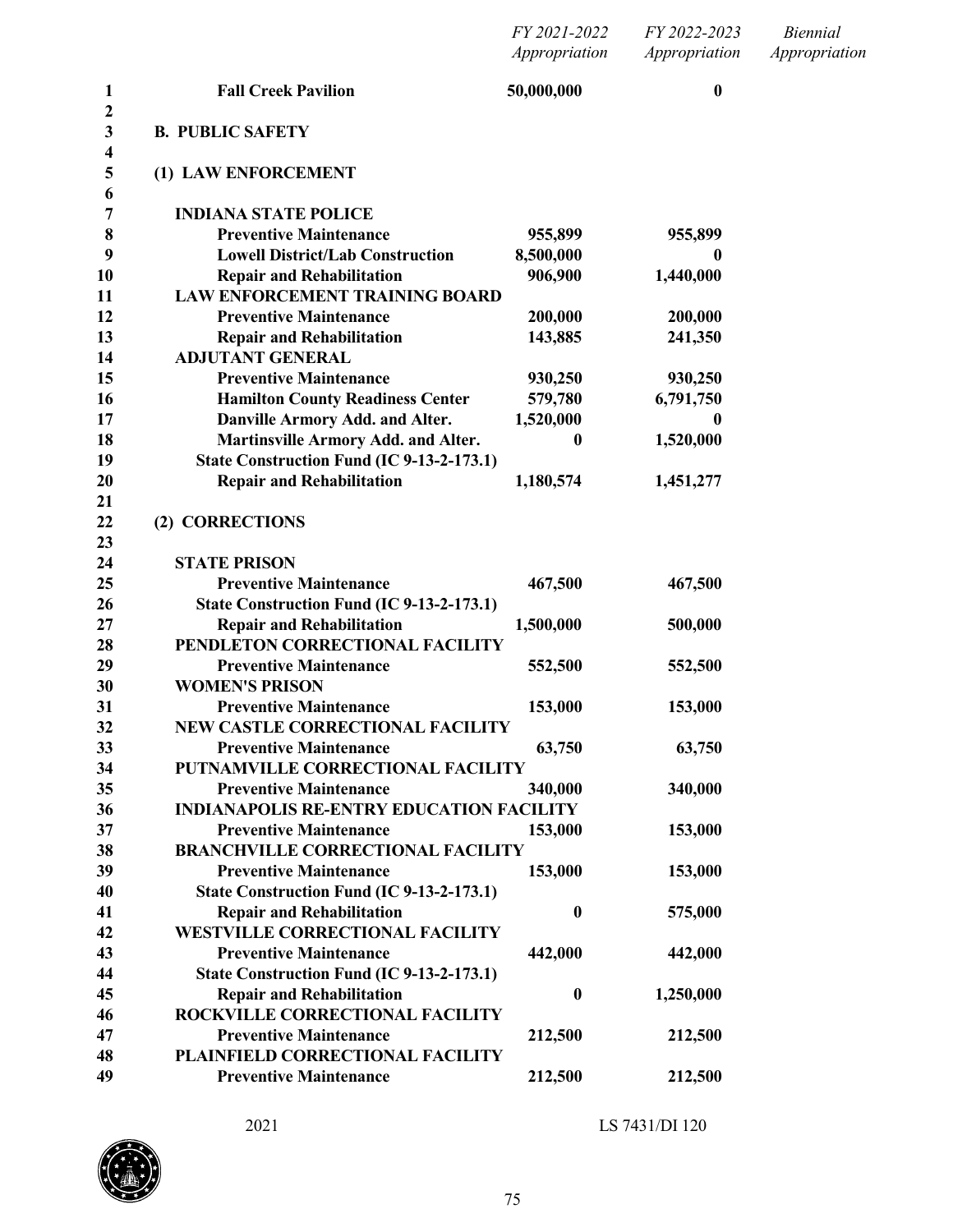| | FY 2021-2022 Appropriation | FY 2022-2023 Appropriation | Biennial Appropriation |
|---|---|---|---|
| **Fall Creek Pavilion** | **50,000,000** | **0** | |
| | | | |
| **B. PUBLIC SAFETY** | | | |
| | | | |
| **(1) LAW ENFORCEMENT** | | | |
| | | | |
| **INDIANA STATE POLICE** | | | |
| **Preventive Maintenance** | **955,899** | **955,899** | |
| **Lowell District/Lab Construction** | **8,500,000** | **0** | |
| **Repair and Rehabilitation** | **906,900** | **1,440,000** | |
| **LAW ENFORCEMENT TRAINING BOARD** | | | |
| **Preventive Maintenance** | **200,000** | **200,000** | |
| **Repair and Rehabilitation** | **143,885** | **241,350** | |
| **ADJUTANT GENERAL** | | | |
| **Preventive Maintenance** | **930,250** | **930,250** | |
| **Hamilton County Readiness Center** | **579,780** | **6,791,750** | |
| **Danville Armory Add. and Alter.** | **1,520,000** | **0** | |
| **Martinsville Armory Add. and Alter.** | **0** | **1,520,000** | |
| **State Construction Fund (IC 9-13-2-173.1)** | | | |
| **Repair and Rehabilitation** | **1,180,574** | **1,451,277** | |
| | | | |
| **(2) CORRECTIONS** | | | |
| | | | |
| **STATE PRISON** | | | |
| **Preventive Maintenance** | **467,500** | **467,500** | |
| **State Construction Fund (IC 9-13-2-173.1)** | | | |
| **Repair and Rehabilitation** | **1,500,000** | **500,000** | |
| **PENDLETON CORRECTIONAL FACILITY** | | | |
| **Preventive Maintenance** | **552,500** | **552,500** | |
| **WOMEN'S PRISON** | | | |
| **Preventive Maintenance** | **153,000** | **153,000** | |
| **NEW CASTLE CORRECTIONAL FACILITY** | | | |
| **Preventive Maintenance** | **63,750** | **63,750** | |
| **PUTNAMVILLE CORRECTIONAL FACILITY** | | | |
| **Preventive Maintenance** | **340,000** | **340,000** | |
| **INDIANAPOLIS RE-ENTRY EDUCATION FACILITY** | | | |
| **Preventive Maintenance** | **153,000** | **153,000** | |
| **BRANCHVILLE CORRECTIONAL FACILITY** | | | |
| **Preventive Maintenance** | **153,000** | **153,000** | |
| **State Construction Fund (IC 9-13-2-173.1)** | | | |
| **Repair and Rehabilitation** | **0** | **575,000** | |
| **WESTVILLE CORRECTIONAL FACILITY** | | | |
| **Preventive Maintenance** | **442,000** | **442,000** | |
| **State Construction Fund (IC 9-13-2-173.1)** | | | |
| **Repair and Rehabilitation** | **0** | **1,250,000** | |
| **ROCKVILLE CORRECTIONAL FACILITY** | | | |
| **Preventive Maintenance** | **212,500** | **212,500** | |
| **PLAINFIELD CORRECTIONAL FACILITY** | | | |
| **Preventive Maintenance** | **212,500** | **212,500** | |

2021 LS 7431/DI 120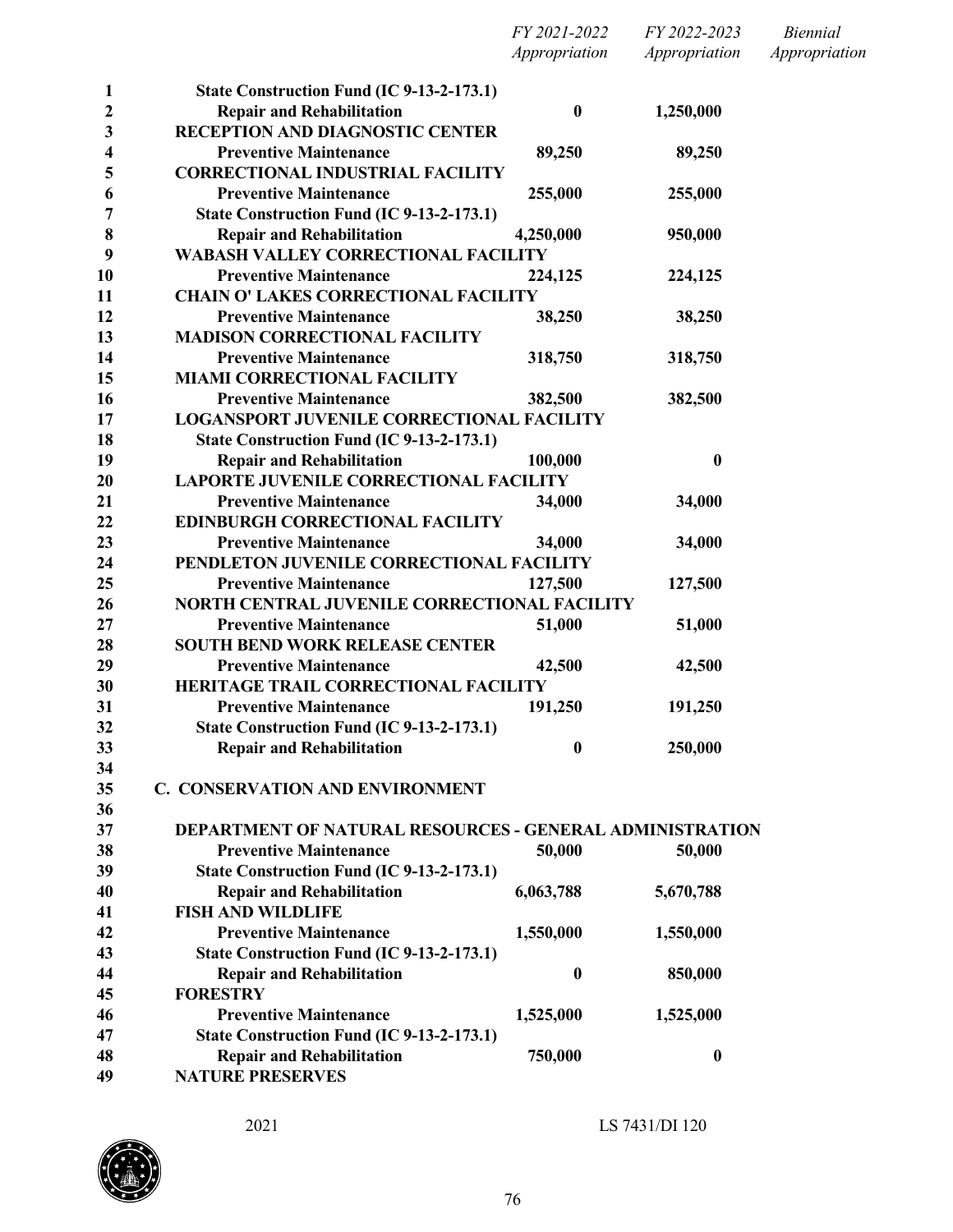| | FY 2021-2022 Appropriation | FY 2022-2023 Appropriation | Biennial Appropriation |
|---|---|---|---|
| **State Construction Fund (IC 9-13-2-173.1)** | | | |
| **Repair and Rehabilitation** | **0** | **1,250,000** | |
| **RECEPTION AND DIAGNOSTIC CENTER** | | | |
| **Preventive Maintenance** | **89,250** | **89,250** | |
| **CORRECTIONAL INDUSTRIAL FACILITY** | | | |
| **Preventive Maintenance** | **255,000** | **255,000** | |
| **State Construction Fund (IC 9-13-2-173.1)** | | | |
| **Repair and Rehabilitation** | **4,250,000** | **950,000** | |
| **WABASH VALLEY CORRECTIONAL FACILITY** | | | |
| **Preventive Maintenance** | **224,125** | **224,125** | |
| **CHAIN O' LAKES CORRECTIONAL FACILITY** | | | |
| **Preventive Maintenance** | **38,250** | **38,250** | |
| **MADISON CORRECTIONAL FACILITY** | | | |
| **Preventive Maintenance** | **318,750** | **318,750** | |
| **MIAMI CORRECTIONAL FACILITY** | | | |
| **Preventive Maintenance** | **382,500** | **382,500** | |
| **LOGANSPORT JUVENILE CORRECTIONAL FACILITY** | | | |
| **State Construction Fund (IC 9-13-2-173.1)** | | | |
| **Repair and Rehabilitation** | **100,000** | **0** | |
| **LAPORTE JUVENILE CORRECTIONAL FACILITY** | | | |
| **Preventive Maintenance** | **34,000** | **34,000** | |
| **EDINBURGH CORRECTIONAL FACILITY** | | | |
| **Preventive Maintenance** | **34,000** | **34,000** | |
| **PENDLETON JUVENILE CORRECTIONAL FACILITY** | | | |
| **Preventive Maintenance** | **127,500** | **127,500** | |
| **NORTH CENTRAL JUVENILE CORRECTIONAL FACILITY** | | | |
| **Preventive Maintenance** | **51,000** | **51,000** | |
| **SOUTH BEND WORK RELEASE CENTER** | | | |
| **Preventive Maintenance** | **42,500** | **42,500** | |
| **HERITAGE TRAIL CORRECTIONAL FACILITY** | | | |
| **Preventive Maintenance** | **191,250** | **191,250** | |
| **State Construction Fund (IC 9-13-2-173.1)** | | | |
| **Repair and Rehabilitation** | **0** | **250,000** | |

## C. CONSERVATION AND ENVIRONMENT

| | FY 2021-2022 Appropriation | FY 2022-2023 Appropriation | Biennial Appropriation |
|---|---|---|---|
| **DEPARTMENT OF NATURAL RESOURCES - GENERAL ADMINISTRATION** | | | |
| **Preventive Maintenance** | **50,000** | **50,000** | |
| **State Construction Fund (IC 9-13-2-173.1)** | | | |
| **Repair and Rehabilitation** | **6,063,788** | **5,670,788** | |
| **FISH AND WILDLIFE** | | | |
| **Preventive Maintenance** | **1,550,000** | **1,550,000** | |
| **State Construction Fund (IC 9-13-2-173.1)** | | | |
| **Repair and Rehabilitation** | **0** | **850,000** | |
| **FORESTRY** | | | |
| **Preventive Maintenance** | **1,525,000** | **1,525,000** | |
| **State Construction Fund (IC 9-13-2-173.1)** | | | |
| **Repair and Rehabilitation** | **750,000** | **0** | |
| **NATURE PRESERVES** | | | |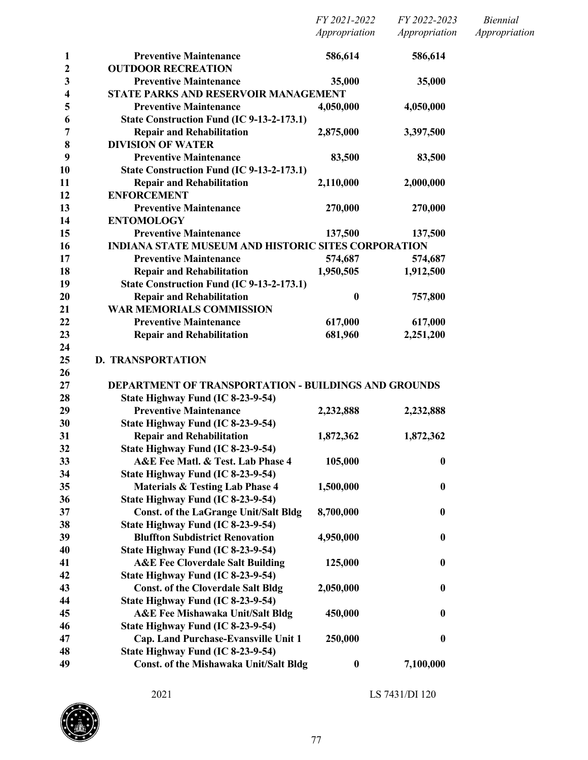| | FY 2021-2022 Appropriation | FY 2022-2023 Appropriation | Biennial Appropriation |
|---|---|---|---|
| **Preventive Maintenance** | **586,614** | **586,614** | |
| **OUTDOOR RECREATION** | | | |
| **Preventive Maintenance** | **35,000** | **35,000** | |
| **STATE PARKS AND RESERVOIR MANAGEMENT** | | | |
| **Preventive Maintenance** | **4,050,000** | **4,050,000** | |
| **State Construction Fund (IC 9-13-2-173.1)** | | | |
| **Repair and Rehabilitation** | **2,875,000** | **3,397,500** | |
| **DIVISION OF WATER** | | | |
| **Preventive Maintenance** | **83,500** | **83,500** | |
| **State Construction Fund (IC 9-13-2-173.1)** | | | |
| **Repair and Rehabilitation** | **2,110,000** | **2,000,000** | |
| **ENFORCEMENT** | | | |
| **Preventive Maintenance** | **270,000** | **270,000** | |
| **ENTOMOLOGY** | | | |
| **Preventive Maintenance** | **137,500** | **137,500** | |
| **INDIANA STATE MUSEUM AND HISTORIC SITES CORPORATION** | | | |
| **Preventive Maintenance** | **574,687** | **574,687** | |
| **Repair and Rehabilitation** | **1,950,505** | **1,912,500** | |
| **State Construction Fund (IC 9-13-2-173.1)** | | | |
| **Repair and Rehabilitation** | **0** | **757,800** | |
| **WAR MEMORIALS COMMISSION** | | | |
| **Preventive Maintenance** | **617,000** | **617,000** | |
| **Repair and Rehabilitation** | **681,960** | **2,251,200** | |

## D. TRANSPORTATION

| | FY 2021-2022 Appropriation | FY 2022-2023 Appropriation | Biennial Appropriation |
|---|---|---|---|
| **DEPARTMENT OF TRANSPORTATION - BUILDINGS AND GROUNDS** | | | |
| **State Highway Fund (IC 8-23-9-54)** | | | |
| **Preventive Maintenance** | **2,232,888** | **2,232,888** | |
| **State Highway Fund (IC 8-23-9-54)** | | | |
| **Repair and Rehabilitation** | **1,872,362** | **1,872,362** | |
| **State Highway Fund (IC 8-23-9-54)** | | | |
| **A&E Fee Matl. & Test. Lab Phase 4** | **105,000** | **0** | |
| **State Highway Fund (IC 8-23-9-54)** | | | |
| **Materials & Testing Lab Phase 4** | **1,500,000** | **0** | |
| **State Highway Fund (IC 8-23-9-54)** | | | |
| **Const. of the LaGrange Unit/Salt Bldg** | **8,700,000** | **0** | |
| **State Highway Fund (IC 8-23-9-54)** | | | |
| **Bluffton Subdistrict Renovation** | **4,950,000** | **0** | |
| **State Highway Fund (IC 8-23-9-54)** | | | |
| **A&E Fee Cloverdale Salt Building** | **125,000** | **0** | |
| **State Highway Fund (IC 8-23-9-54)** | | | |
| **Const. of the Cloverdale Salt Bldg** | **2,050,000** | **0** | |
| **State Highway Fund (IC 8-23-9-54)** | | | |
| **A&E Fee Mishawaka Unit/Salt Bldg** | **450,000** | **0** | |
| **State Highway Fund (IC 8-23-9-54)** | | | |
| **Cap. Land Purchase-Evansville Unit 1** | **250,000** | **0** | |
| **State Highway Fund (IC 8-23-9-54)** | | | |
| **Const. of the Mishawaka Unit/Salt Bldg** | **0** | **7,100,000** | |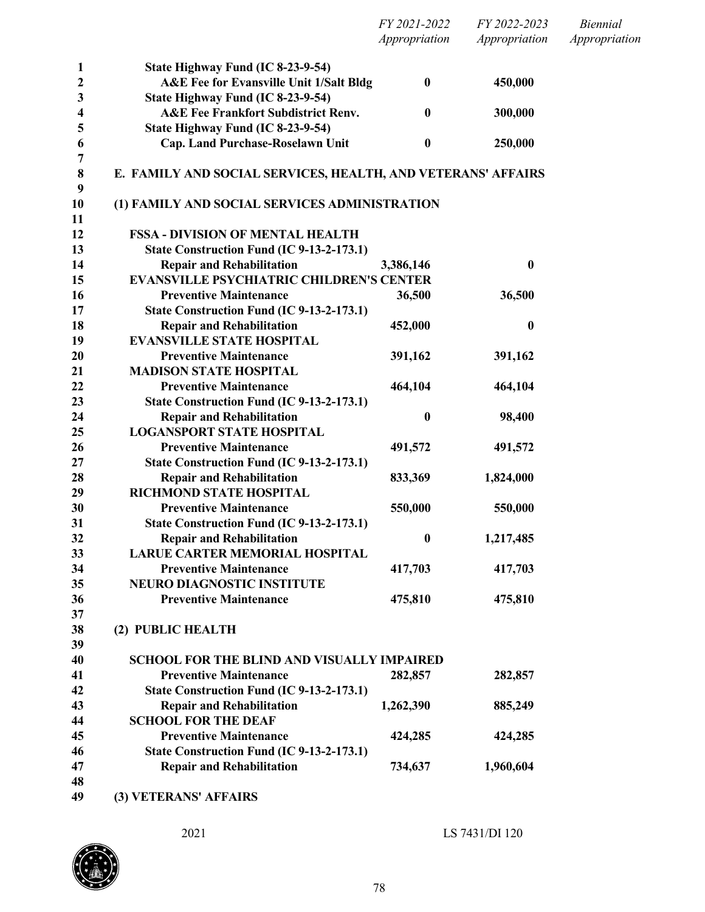| | FY 2021-2022 Appropriation | FY 2022-2023 Appropriation | Biennial Appropriation |
|---|---|---|---|
| **State Highway Fund (IC 8-23-9-54)** | | | |
| **A&E Fee for Evansville Unit 1/Salt Bldg** | **0** | **450,000** | |
| **State Highway Fund (IC 8-23-9-54)** | | | |
| **A&E Fee Frankfort Subdistrict Renv.** | **0** | **300,000** | |
| **State Highway Fund (IC 8-23-9-54)** | | | |
| **Cap. Land Purchase-Roselawn Unit** | **0** | **250,000** | |

**E. FAMILY AND SOCIAL SERVICES, HEALTH, AND VETERANS' AFFAIRS**

**(1) FAMILY AND SOCIAL SERVICES ADMINISTRATION**

| | FY 2021-2022 Appropriation | FY 2022-2023 Appropriation | Biennial Appropriation |
|---|---|---|---|
| **FSSA - DIVISION OF MENTAL HEALTH** | | | |
| **State Construction Fund (IC 9-13-2-173.1)** | | | |
| **Repair and Rehabilitation** | **3,386,146** | **0** | |
| **EVANSVILLE PSYCHIATRIC CHILDREN'S CENTER** | | | |
| **Preventive Maintenance** | **36,500** | **36,500** | |
| **State Construction Fund (IC 9-13-2-173.1)** | | | |
| **Repair and Rehabilitation** | **452,000** | **0** | |
| **EVANSVILLE STATE HOSPITAL** | | | |
| **Preventive Maintenance** | **391,162** | **391,162** | |
| **MADISON STATE HOSPITAL** | | | |
| **Preventive Maintenance** | **464,104** | **464,104** | |
| **State Construction Fund (IC 9-13-2-173.1)** | | | |
| **Repair and Rehabilitation** | **0** | **98,400** | |
| **LOGANSPORT STATE HOSPITAL** | | | |
| **Preventive Maintenance** | **491,572** | **491,572** | |
| **State Construction Fund (IC 9-13-2-173.1)** | | | |
| **Repair and Rehabilitation** | **833,369** | **1,824,000** | |
| **RICHMOND STATE HOSPITAL** | | | |
| **Preventive Maintenance** | **550,000** | **550,000** | |
| **State Construction Fund (IC 9-13-2-173.1)** | | | |
| **Repair and Rehabilitation** | **0** | **1,217,485** | |
| **LARUE CARTER MEMORIAL HOSPITAL** | | | |
| **Preventive Maintenance** | **417,703** | **417,703** | |
| **NEURO DIAGNOSTIC INSTITUTE** | | | |
| **Preventive Maintenance** | **475,810** | **475,810** | |

**(2) PUBLIC HEALTH**

| | FY 2021-2022 Appropriation | FY 2022-2023 Appropriation | Biennial Appropriation |
|---|---|---|---|
| **SCHOOL FOR THE BLIND AND VISUALLY IMPAIRED** | | | |
| **Preventive Maintenance** | **282,857** | **282,857** | |
| **State Construction Fund (IC 9-13-2-173.1)** | | | |
| **Repair and Rehabilitation** | **1,262,390** | **885,249** | |
| **SCHOOL FOR THE DEAF** | | | |
| **Preventive Maintenance** | **424,285** | **424,285** | |
| **State Construction Fund (IC 9-13-2-173.1)** | | | |
| **Repair and Rehabilitation** | **734,637** | **1,960,604** | |

**(3) VETERANS' AFFAIRS**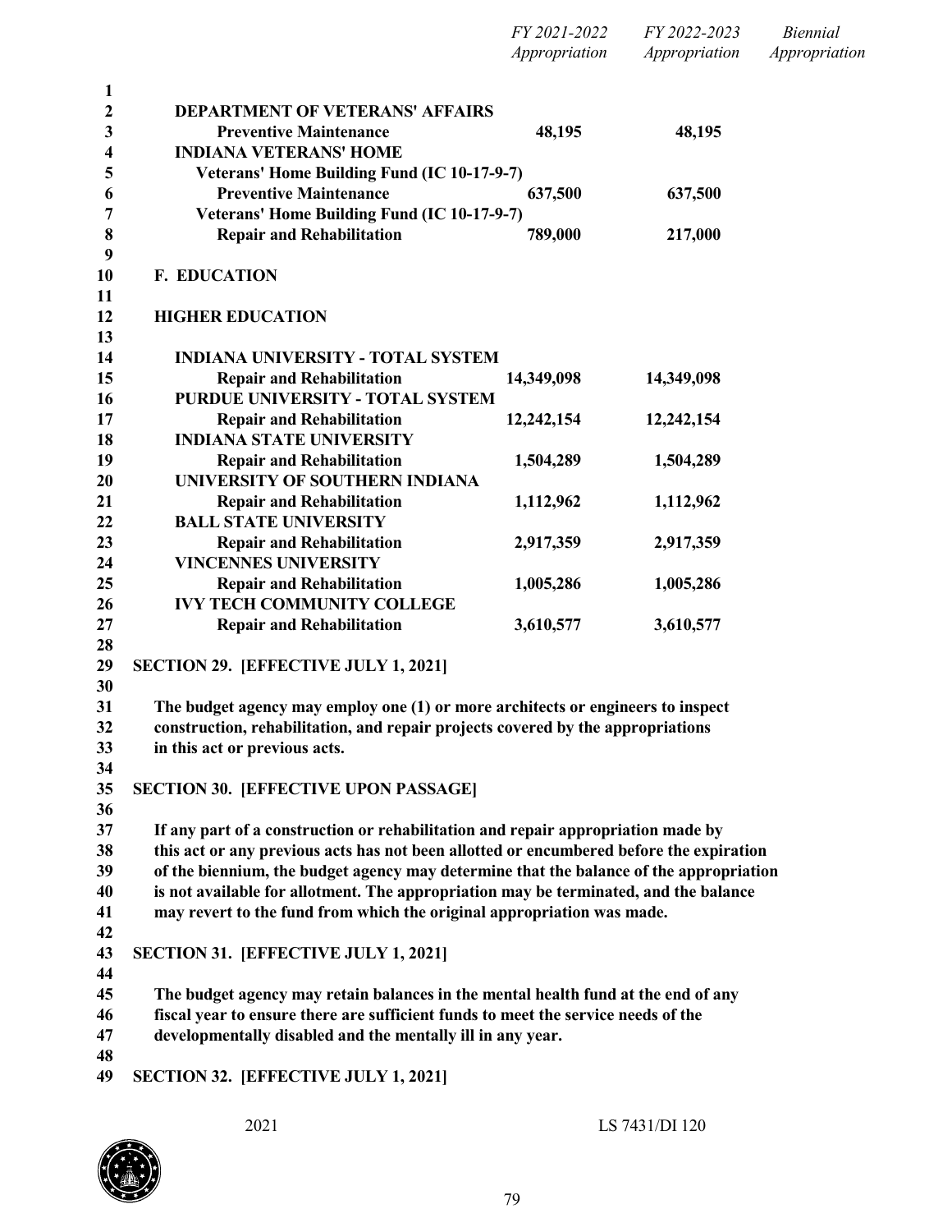| | FY 2021-2022 Appropriation | FY 2022-2023 Appropriation | Biennial Appropriation |
|---|---|---|---|
| **DEPARTMENT OF VETERANS' AFFAIRS** | | | |
| **Preventive Maintenance** | **48,195** | **48,195** | |
| **INDIANA VETERANS' HOME** | | | |
| **Veterans' Home Building Fund (IC 10-17-9-7)** | | | |
| **Preventive Maintenance** | **637,500** | **637,500** | |
| **Veterans' Home Building Fund (IC 10-17-9-7)** | | | |
| **Repair and Rehabilitation** | **789,000** | **217,000** | |

**F. EDUCATION**

**HIGHER EDUCATION**

| | FY 2021-2022 Appropriation | FY 2022-2023 Appropriation | Biennial Appropriation |
|---|---|---|---|
| **INDIANA UNIVERSITY - TOTAL SYSTEM** | | | |
| **Repair and Rehabilitation** | **14,349,098** | **14,349,098** | |
| **PURDUE UNIVERSITY - TOTAL SYSTEM** | | | |
| **Repair and Rehabilitation** | **12,242,154** | **12,242,154** | |
| **INDIANA STATE UNIVERSITY** | | | |
| **Repair and Rehabilitation** | **1,504,289** | **1,504,289** | |
| **UNIVERSITY OF SOUTHERN INDIANA** | | | |
| **Repair and Rehabilitation** | **1,112,962** | **1,112,962** | |
| **BALL STATE UNIVERSITY** | | | |
| **Repair and Rehabilitation** | **2,917,359** | **2,917,359** | |
| **VINCENNES UNIVERSITY** | | | |
| **Repair and Rehabilitation** | **1,005,286** | **1,005,286** | |
| **IVY TECH COMMUNITY COLLEGE** | | | |
| **Repair and Rehabilitation** | **3,610,577** | **3,610,577** | |

**SECTION 29. [EFFECTIVE JULY 1, 2021]**

**The budget agency may employ one (1) or more architects or engineers to inspect construction, rehabilitation, and repair projects covered by the appropriations in this act or previous acts.**

**SECTION 30. [EFFECTIVE UPON PASSAGE]**

**If any part of a construction or rehabilitation and repair appropriation made by this act or any previous acts has not been allotted or encumbered before the expiration of the biennium, the budget agency may determine that the balance of the appropriation is not available for allotment. The appropriation may be terminated, and the balance may revert to the fund from which the original appropriation was made.**

**SECTION 31. [EFFECTIVE JULY 1, 2021]**

**The budget agency may retain balances in the mental health fund at the end of any fiscal year to ensure there are sufficient funds to meet the service needs of the developmentally disabled and the mentally ill in any year.**

**SECTION 32. [EFFECTIVE JULY 1, 2021]**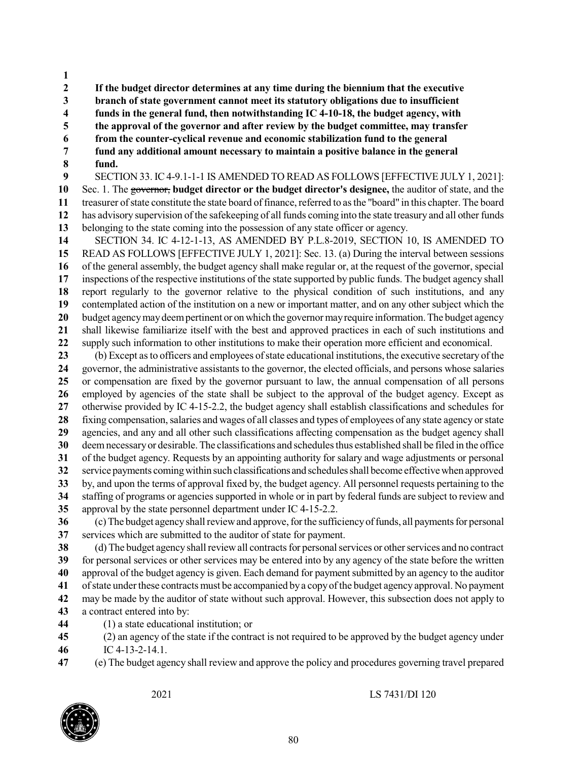**If the budget director determines at any time during the biennium that the executive branch of state government cannot meet its statutory obligations due to insufficient funds in the general fund, then notwithstanding IC 4-10-18, the budget agency, with the approval of the governor and after review by the budget committee, may transfer from the counter-cyclical revenue and economic stabilization fund to the general fund any additional amount necessary to maintain a positive balance in the general fund.**

SECTION 33. IC 4-9.1-1-1 IS AMENDED TO READ AS FOLLOWS [EFFECTIVE JULY 1, 2021]: Sec. 1. The ~~governor,~~ **budget director or the budget director's designee,** the auditor of state, and the treasurer of state constitute the state board of finance, referred to as the "board" in this chapter. The board has advisory supervision of the safekeeping of all funds coming into the state treasury and all other funds belonging to the state coming into the possession of any state officer or agency.

SECTION 34. IC 4-12-1-13, AS AMENDED BY P.L.8-2019, SECTION 10, IS AMENDED TO READ AS FOLLOWS [EFFECTIVE JULY 1, 2021]: Sec. 13. (a) During the interval between sessions of the general assembly, the budget agency shall make regular or, at the request of the governor, special inspections of the respective institutions of the state supported by public funds. The budget agency shall report regularly to the governor relative to the physical condition of such institutions, and any contemplated action of the institution on a new or important matter, and on any other subject which the budget agency may deem pertinent or on which the governor may require information. The budget agency shall likewise familiarize itself with the best and approved practices in each of such institutions and supply such information to other institutions to make their operation more efficient and economical.

(b) Except as to officers and employees of state educational institutions, the executive secretary of the governor, the administrative assistants to the governor, the elected officials, and persons whose salaries or compensation are fixed by the governor pursuant to law, the annual compensation of all persons employed by agencies of the state shall be subject to the approval of the budget agency. Except as otherwise provided by IC 4-15-2.2, the budget agency shall establish classifications and schedules for fixing compensation, salaries and wages of all classes and types of employees of any state agency or state agencies, and any and all other such classifications affecting compensation as the budget agency shall deem necessary or desirable. The classifications and schedules thus established shall be filed in the office of the budget agency. Requests by an appointing authority for salary and wage adjustments or personal service payments coming within such classifications and schedules shall become effective when approved by, and upon the terms of approval fixed by, the budget agency. All personnel requests pertaining to the staffing of programs or agencies supported in whole or in part by federal funds are subject to review and approval by the state personnel department under IC 4-15-2.2.

(c) The budget agency shall review and approve, for the sufficiency of funds, all payments for personal services which are submitted to the auditor of state for payment.

(d) The budget agency shall review all contracts for personal services or other services and no contract for personal services or other services may be entered into by any agency of the state before the written approval of the budget agency is given. Each demand for payment submitted by an agency to the auditor of state under these contracts must be accompanied by a copy of the budget agency approval. No payment may be made by the auditor of state without such approval. However, this subsection does not apply to a contract entered into by:

(1) a state educational institution; or

(2) an agency of the state if the contract is not required to be approved by the budget agency under IC 4-13-2-14.1.

(e) The budget agency shall review and approve the policy and procedures governing travel prepared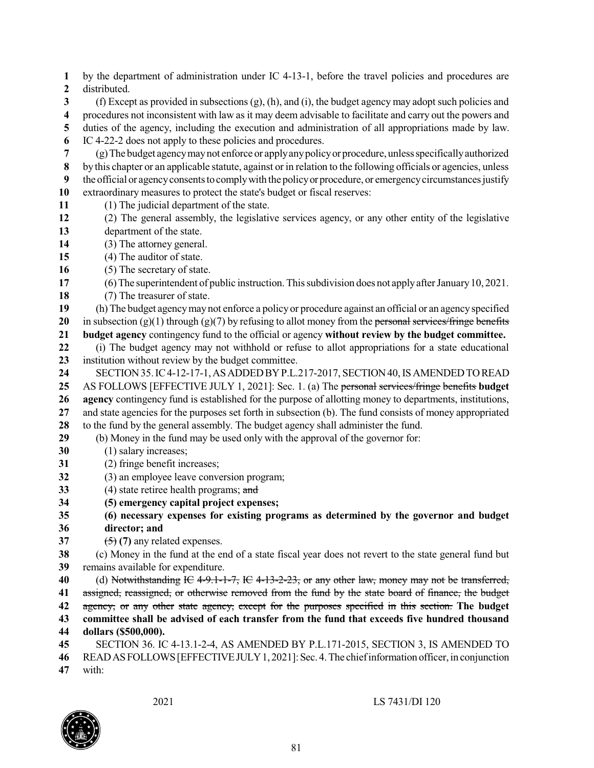by the department of administration under IC 4-13-1, before the travel policies and procedures are distributed.

(f) Except as provided in subsections (g), (h), and (i), the budget agency may adopt such policies and procedures not inconsistent with law as it may deem advisable to facilitate and carry out the powers and duties of the agency, including the execution and administration of all appropriations made by law. IC 4-22-2 does not apply to these policies and procedures.

(g) The budget agency may not enforce or apply any policy or procedure, unless specifically authorized by this chapter or an applicable statute, against or in relation to the following officials or agencies, unless the official or agency consents to comply with the policy or procedure, or emergency circumstances justify extraordinary measures to protect the state's budget or fiscal reserves:

(1) The judicial department of the state.

(2) The general assembly, the legislative services agency, or any other entity of the legislative department of the state.

(3) The attorney general.

(4) The auditor of state.

(5) The secretary of state.

(6) The superintendent of public instruction. This subdivision does not apply after January 10, 2021.

(7) The treasurer of state.

(h) The budget agency may not enforce a policy or procedure against an official or an agency specified in subsection (g)(1) through (g)(7) by refusing to allot money from the ~~personal services/fringe benefits~~ **budget agency** contingency fund to the official or agency **without review by the budget committee.**

(i) The budget agency may not withhold or refuse to allot appropriations for a state educational institution without review by the budget committee.

SECTION 35. IC 4-12-17-1, AS ADDED BY P.L.217-2017, SECTION 40, IS AMENDED TO READ AS FOLLOWS [EFFECTIVE JULY 1, 2021]: Sec. 1. (a) The ~~personal services/fringe benefits~~ **budget agency** contingency fund is established for the purpose of allotting money to departments, institutions, and state agencies for the purposes set forth in subsection (b). The fund consists of money appropriated to the fund by the general assembly. The budget agency shall administer the fund.

(b) Money in the fund may be used only with the approval of the governor for:

(1) salary increases;

(2) fringe benefit increases;

(3) an employee leave conversion program;

(4) state retiree health programs; ~~and~~

**(5) emergency capital project expenses;**

**(6) necessary expenses for existing programs as determined by the governor and budget director; and**

~~(5)~~ **(7)** any related expenses.

(c) Money in the fund at the end of a state fiscal year does not revert to the state general fund but remains available for expenditure.

(d) ~~Notwithstanding IC 4-9.1-1-7, IC 4-13-2-23, or any other law, money may not be transferred, assigned, reassigned, or otherwise removed from the fund by the state board of finance, the budget agency, or any other state agency, except for the purposes specified in this section.~~ **The budget committee shall be advised of each transfer from the fund that exceeds five hundred thousand dollars ($500,000).**

SECTION 36. IC 4-13.1-2-4, AS AMENDED BY P.L.171-2015, SECTION 3, IS AMENDED TO READ AS FOLLOWS [EFFECTIVE JULY 1, 2021]: Sec. 4. The chief information officer, in conjunction with: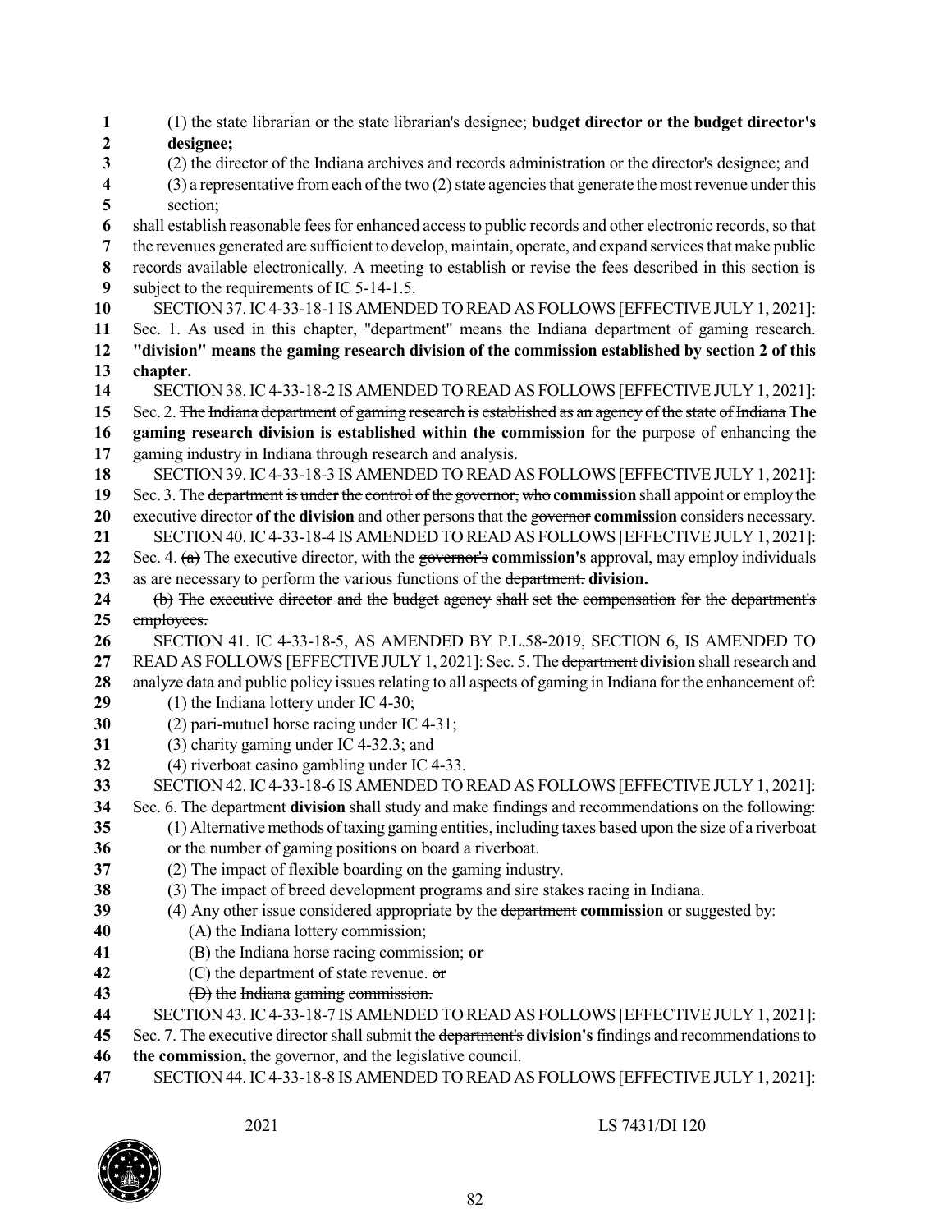(1) the ~~state librarian or the state librarian's designee;~~ **budget director or the budget director's designee;**

(2) the director of the Indiana archives and records administration or the director's designee; and

(3) a representative from each of the two (2) state agencies that generate the most revenue under this section;

shall establish reasonable fees for enhanced access to public records and other electronic records, so that the revenues generated are sufficient to develop, maintain, operate, and expand services that make public records available electronically. A meeting to establish or revise the fees described in this section is subject to the requirements of IC 5-14-1.5.

SECTION 37. IC 4-33-18-1 IS AMENDED TO READ AS FOLLOWS [EFFECTIVE JULY 1, 2021]: Sec. 1. As used in this chapter, ~~"department" means the Indiana department of gaming research.~~ **"division" means the gaming research division of the commission established by section 2 of this chapter.**

SECTION 38. IC 4-33-18-2 IS AMENDED TO READ AS FOLLOWS [EFFECTIVE JULY 1, 2021]: Sec. 2. ~~The Indiana department of gaming research is established as an agency of the state of Indiana~~ **The gaming research division is established within the commission** for the purpose of enhancing the gaming industry in Indiana through research and analysis.

SECTION 39. IC 4-33-18-3 IS AMENDED TO READ AS FOLLOWS [EFFECTIVE JULY 1, 2021]: Sec. 3. The ~~department is under the control of the governor, who~~ **commission** shall appoint or employ the executive director **of the division** and other persons that the ~~governor~~ **commission** considers necessary.

SECTION 40. IC 4-33-18-4 IS AMENDED TO READ AS FOLLOWS [EFFECTIVE JULY 1, 2021]: Sec. 4. ~~(a)~~ The executive director, with the ~~governor's~~ **commission's** approval, may employ individuals as are necessary to perform the various functions of the ~~department.~~ **division.**

~~(b) The executive director and the budget agency shall set the compensation for the department's employees.~~

SECTION 41. IC 4-33-18-5, AS AMENDED BY P.L.58-2019, SECTION 6, IS AMENDED TO READ AS FOLLOWS [EFFECTIVE JULY 1, 2021]: Sec. 5. The ~~department~~ **division** shall research and analyze data and public policy issues relating to all aspects of gaming in Indiana for the enhancement of:

(1) the Indiana lottery under IC 4-30;

(2) pari-mutuel horse racing under IC 4-31;

(3) charity gaming under IC 4-32.3; and

(4) riverboat casino gambling under IC 4-33.

SECTION 42. IC 4-33-18-6 IS AMENDED TO READ AS FOLLOWS [EFFECTIVE JULY 1, 2021]: Sec. 6. The ~~department~~ **division** shall study and make findings and recommendations on the following:

(1) Alternative methods of taxing gaming entities, including taxes based upon the size of a riverboat or the number of gaming positions on board a riverboat.

(2) The impact of flexible boarding on the gaming industry.

(3) The impact of breed development programs and sire stakes racing in Indiana.

(4) Any other issue considered appropriate by the ~~department~~ **commission** or suggested by:

(A) the Indiana lottery commission;

(B) the Indiana horse racing commission; **or**

(C) the department of state revenue. ~~or~~

~~(D) the Indiana gaming commission.~~

SECTION 43. IC 4-33-18-7 IS AMENDED TO READ AS FOLLOWS [EFFECTIVE JULY 1, 2021]: Sec. 7. The executive director shall submit the ~~department's~~ **division's** findings and recommendations to **the commission,** the governor, and the legislative council.

SECTION 44. IC 4-33-18-8 IS AMENDED TO READ AS FOLLOWS [EFFECTIVE JULY 1, 2021]: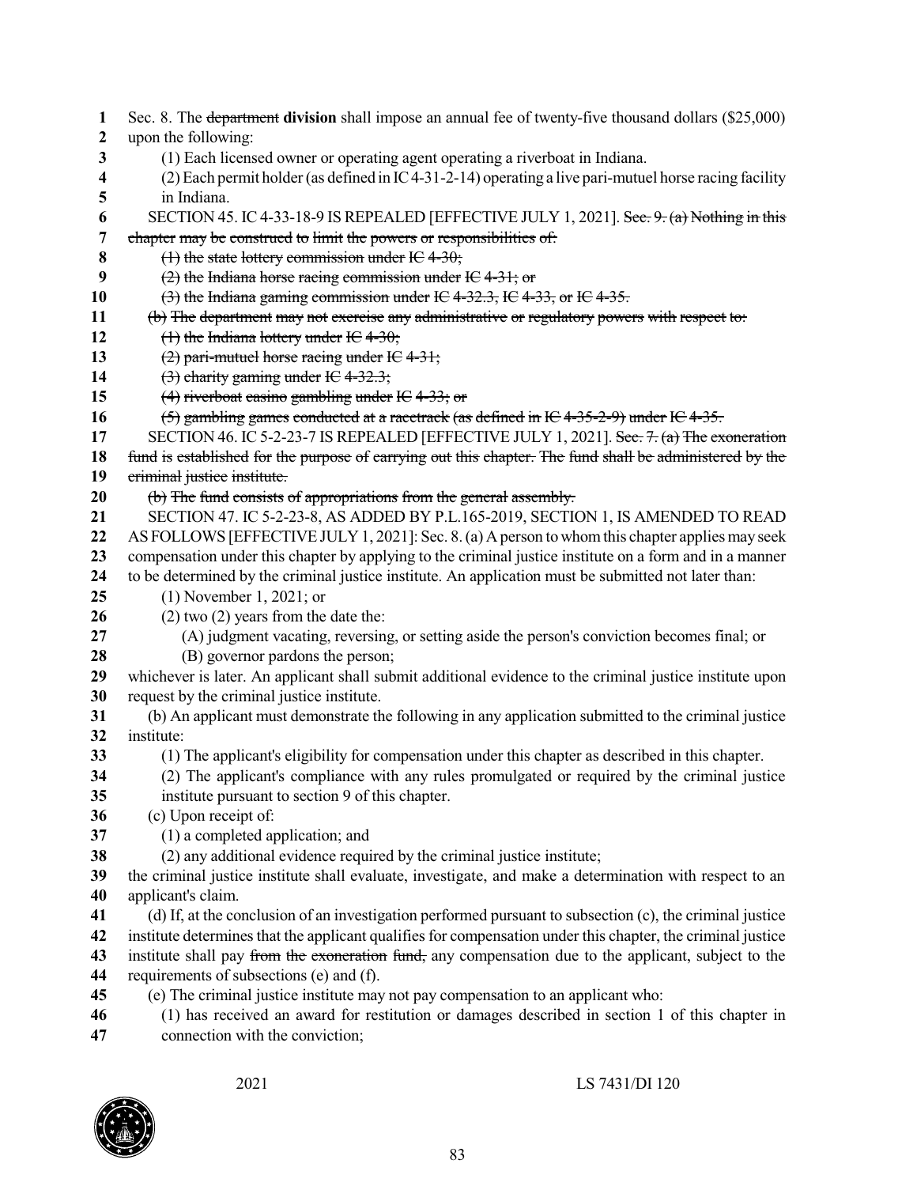Sec. 8. The ~~department~~ **division** shall impose an annual fee of twenty-five thousand dollars ($25,000) upon the following:

(1) Each licensed owner or operating agent operating a riverboat in Indiana.

(2) Each permit holder (as defined in IC 4-31-2-14) operating a live pari-mutuel horse racing facility in Indiana.

SECTION 45. IC 4-33-18-9 IS REPEALED [EFFECTIVE JULY 1, 2021]. ~~Sec. 9. (a) Nothing in this chapter may be construed to limit the powers or responsibilities of:~~

~~(1) the state lottery commission under IC 4-30;~~

~~(2) the Indiana horse racing commission under IC 4-31; or~~

~~(3) the Indiana gaming commission under IC 4-32.3, IC 4-33, or IC 4-35.~~

~~(b) The department may not exercise any administrative or regulatory powers with respect to:~~

~~(1) the Indiana lottery under IC 4-30;~~

~~(2) pari-mutuel horse racing under IC 4-31;~~

~~(3) charity gaming under IC 4-32.3;~~

~~(4) riverboat casino gambling under IC 4-33; or~~

~~(5) gambling games conducted at a racetrack (as defined in IC 4-35-2-9) under IC 4-35.~~

SECTION 46. IC 5-2-23-7 IS REPEALED [EFFECTIVE JULY 1, 2021]. ~~Sec. 7. (a) The exoneration fund is established for the purpose of carrying out this chapter. The fund shall be administered by the criminal justice institute.~~

~~(b) The fund consists of appropriations from the general assembly.~~

SECTION 47. IC 5-2-23-8, AS ADDED BY P.L.165-2019, SECTION 1, IS AMENDED TO READ AS FOLLOWS [EFFECTIVE JULY 1, 2021]: Sec. 8. (a) A person to whom this chapter applies may seek compensation under this chapter by applying to the criminal justice institute on a form and in a manner to be determined by the criminal justice institute. An application must be submitted not later than:

(1) November 1, 2021; or

(2) two (2) years from the date the:

(A) judgment vacating, reversing, or setting aside the person's conviction becomes final; or

(B) governor pardons the person;

whichever is later. An applicant shall submit additional evidence to the criminal justice institute upon request by the criminal justice institute.

(b) An applicant must demonstrate the following in any application submitted to the criminal justice institute:

(1) The applicant's eligibility for compensation under this chapter as described in this chapter.

(2) The applicant's compliance with any rules promulgated or required by the criminal justice institute pursuant to section 9 of this chapter.

(c) Upon receipt of:

(1) a completed application; and

(2) any additional evidence required by the criminal justice institute;

the criminal justice institute shall evaluate, investigate, and make a determination with respect to an applicant's claim.

(d) If, at the conclusion of an investigation performed pursuant to subsection (c), the criminal justice institute determines that the applicant qualifies for compensation under this chapter, the criminal justice institute shall pay ~~from the exoneration fund,~~ any compensation due to the applicant, subject to the requirements of subsections (e) and (f).

(e) The criminal justice institute may not pay compensation to an applicant who:

(1) has received an award for restitution or damages described in section 1 of this chapter in connection with the conviction;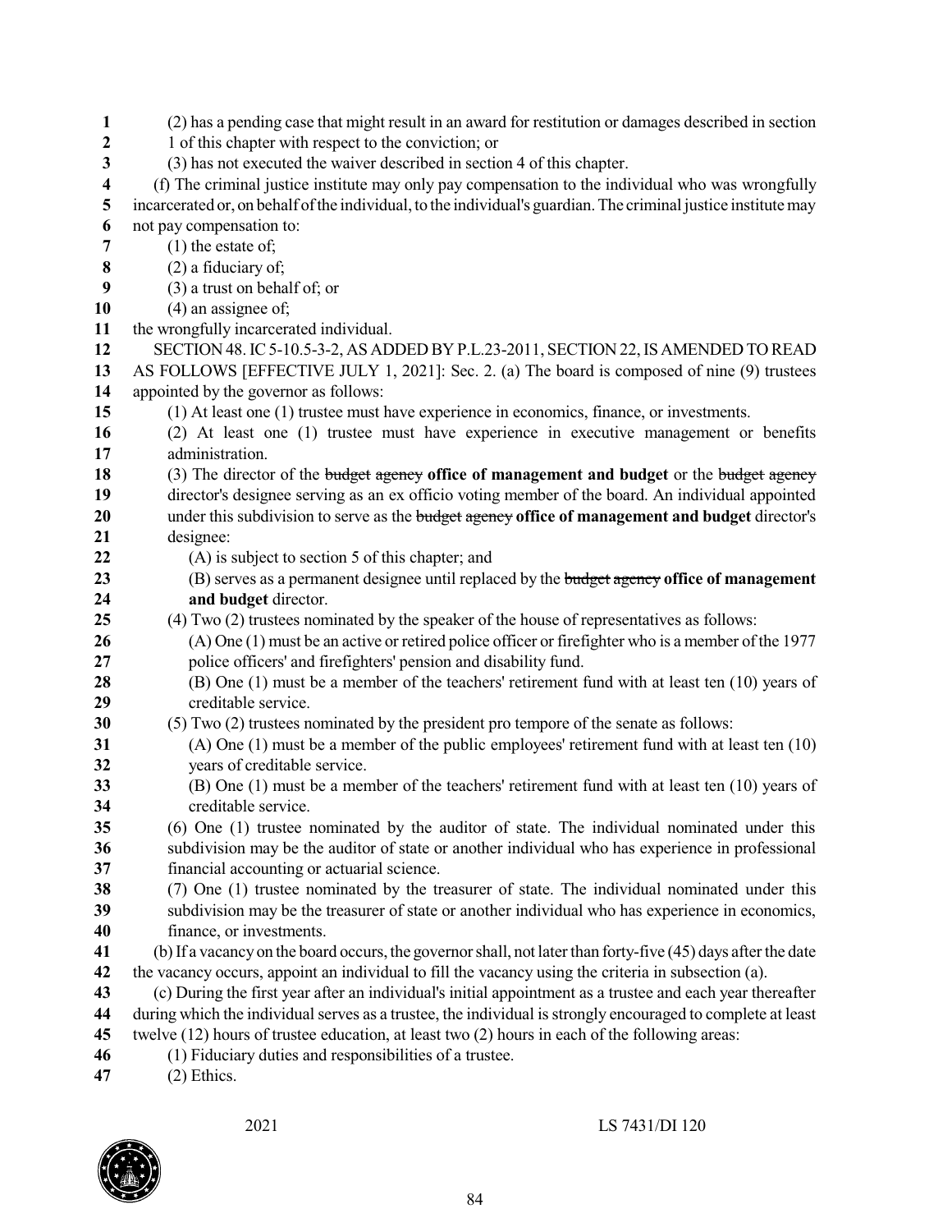(2) has a pending case that might result in an award for restitution or damages described in section 1 of this chapter with respect to the conviction; or

(3) has not executed the waiver described in section 4 of this chapter.

(f) The criminal justice institute may only pay compensation to the individual who was wrongfully incarcerated or, on behalf of the individual, to the individual's guardian. The criminal justice institute may not pay compensation to:

(1) the estate of;

(2) a fiduciary of;

(3) a trust on behalf of; or

(4) an assignee of;

the wrongfully incarcerated individual.

SECTION 48. IC 5-10.5-3-2, AS ADDED BY P.L.23-2011, SECTION 22, IS AMENDED TO READ AS FOLLOWS [EFFECTIVE JULY 1, 2021]: Sec. 2. (a) The board is composed of nine (9) trustees appointed by the governor as follows:

(1) At least one (1) trustee must have experience in economics, finance, or investments.

(2) At least one (1) trustee must have experience in executive management or benefits administration.

(3) The director of the ~~budget agency~~ **office of management and budget** or the ~~budget agency~~ director's designee serving as an ex officio voting member of the board. An individual appointed under this subdivision to serve as the ~~budget agency~~ **office of management and budget** director's designee:

(A) is subject to section 5 of this chapter; and

(B) serves as a permanent designee until replaced by the ~~budget agency~~ **office of management and budget** director.

(4) Two (2) trustees nominated by the speaker of the house of representatives as follows:

(A) One (1) must be an active or retired police officer or firefighter who is a member of the 1977 police officers' and firefighters' pension and disability fund.

(B) One (1) must be a member of the teachers' retirement fund with at least ten (10) years of creditable service.

(5) Two (2) trustees nominated by the president pro tempore of the senate as follows:

(A) One (1) must be a member of the public employees' retirement fund with at least ten (10) years of creditable service.

(B) One (1) must be a member of the teachers' retirement fund with at least ten (10) years of creditable service.

(6) One (1) trustee nominated by the auditor of state. The individual nominated under this subdivision may be the auditor of state or another individual who has experience in professional financial accounting or actuarial science.

(7) One (1) trustee nominated by the treasurer of state. The individual nominated under this subdivision may be the treasurer of state or another individual who has experience in economics, finance, or investments.

(b) If a vacancy on the board occurs, the governor shall, not later than forty-five (45) days after the date the vacancy occurs, appoint an individual to fill the vacancy using the criteria in subsection (a).

(c) During the first year after an individual's initial appointment as a trustee and each year thereafter during which the individual serves as a trustee, the individual is strongly encouraged to complete at least twelve (12) hours of trustee education, at least two (2) hours in each of the following areas:

(1) Fiduciary duties and responsibilities of a trustee.

(2) Ethics.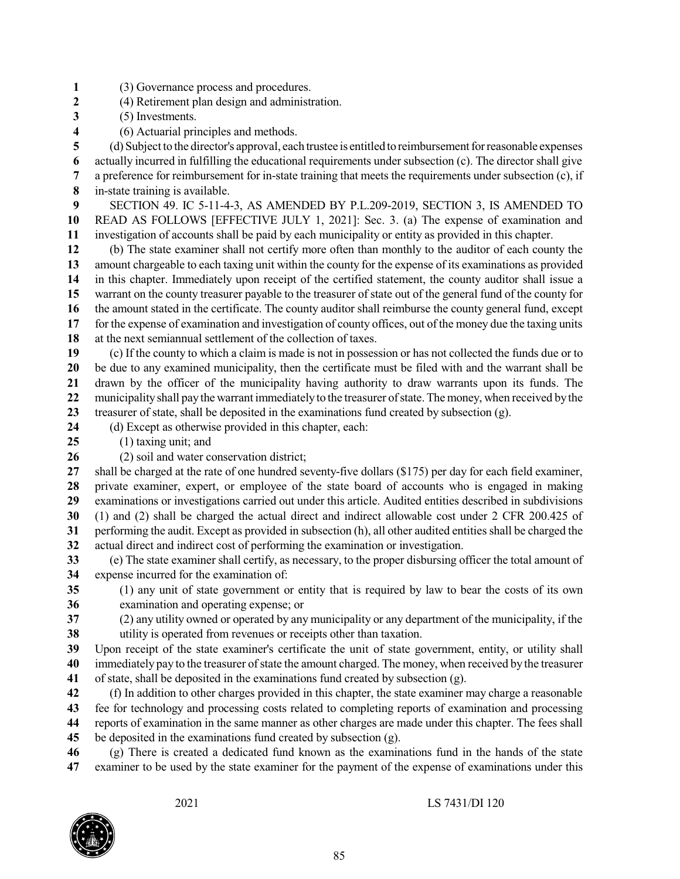(3) Governance process and procedures.
(4) Retirement plan design and administration.
(5) Investments.
(6) Actuarial principles and methods.

(d) Subject to the director's approval, each trustee is entitled to reimbursement for reasonable expenses actually incurred in fulfilling the educational requirements under subsection (c). The director shall give a preference for reimbursement for in-state training that meets the requirements under subsection (c), if in-state training is available.

SECTION 49. IC 5-11-4-3, AS AMENDED BY P.L.209-2019, SECTION 3, IS AMENDED TO READ AS FOLLOWS [EFFECTIVE JULY 1, 2021]: Sec. 3. (a) The expense of examination and investigation of accounts shall be paid by each municipality or entity as provided in this chapter.

(b) The state examiner shall not certify more often than monthly to the auditor of each county the amount chargeable to each taxing unit within the county for the expense of its examinations as provided in this chapter. Immediately upon receipt of the certified statement, the county auditor shall issue a warrant on the county treasurer payable to the treasurer of state out of the general fund of the county for the amount stated in the certificate. The county auditor shall reimburse the county general fund, except for the expense of examination and investigation of county offices, out of the money due the taxing units at the next semiannual settlement of the collection of taxes.

(c) If the county to which a claim is made is not in possession or has not collected the funds due or to be due to any examined municipality, then the certificate must be filed with and the warrant shall be drawn by the officer of the municipality having authority to draw warrants upon its funds. The municipality shall pay the warrant immediately to the treasurer of state. The money, when received by the treasurer of state, shall be deposited in the examinations fund created by subsection (g).

(d) Except as otherwise provided in this chapter, each:
(1) taxing unit; and
(2) soil and water conservation district;
shall be charged at the rate of one hundred seventy-five dollars ($175) per day for each field examiner, private examiner, expert, or employee of the state board of accounts who is engaged in making examinations or investigations carried out under this article. Audited entities described in subdivisions (1) and (2) shall be charged the actual direct and indirect allowable cost under 2 CFR 200.425 of performing the audit. Except as provided in subsection (h), all other audited entities shall be charged the actual direct and indirect cost of performing the examination or investigation.

(e) The state examiner shall certify, as necessary, to the proper disbursing officer the total amount of expense incurred for the examination of:
(1) any unit of state government or entity that is required by law to bear the costs of its own examination and operating expense; or
(2) any utility owned or operated by any municipality or any department of the municipality, if the utility is operated from revenues or receipts other than taxation.
Upon receipt of the state examiner's certificate the unit of state government, entity, or utility shall immediately pay to the treasurer of state the amount charged. The money, when received by the treasurer of state, shall be deposited in the examinations fund created by subsection (g).

(f) In addition to other charges provided in this chapter, the state examiner may charge a reasonable fee for technology and processing costs related to completing reports of examination and processing reports of examination in the same manner as other charges are made under this chapter. The fees shall be deposited in the examinations fund created by subsection (g).

(g) There is created a dedicated fund known as the examinations fund in the hands of the state examiner to be used by the state examiner for the payment of the expense of examinations under this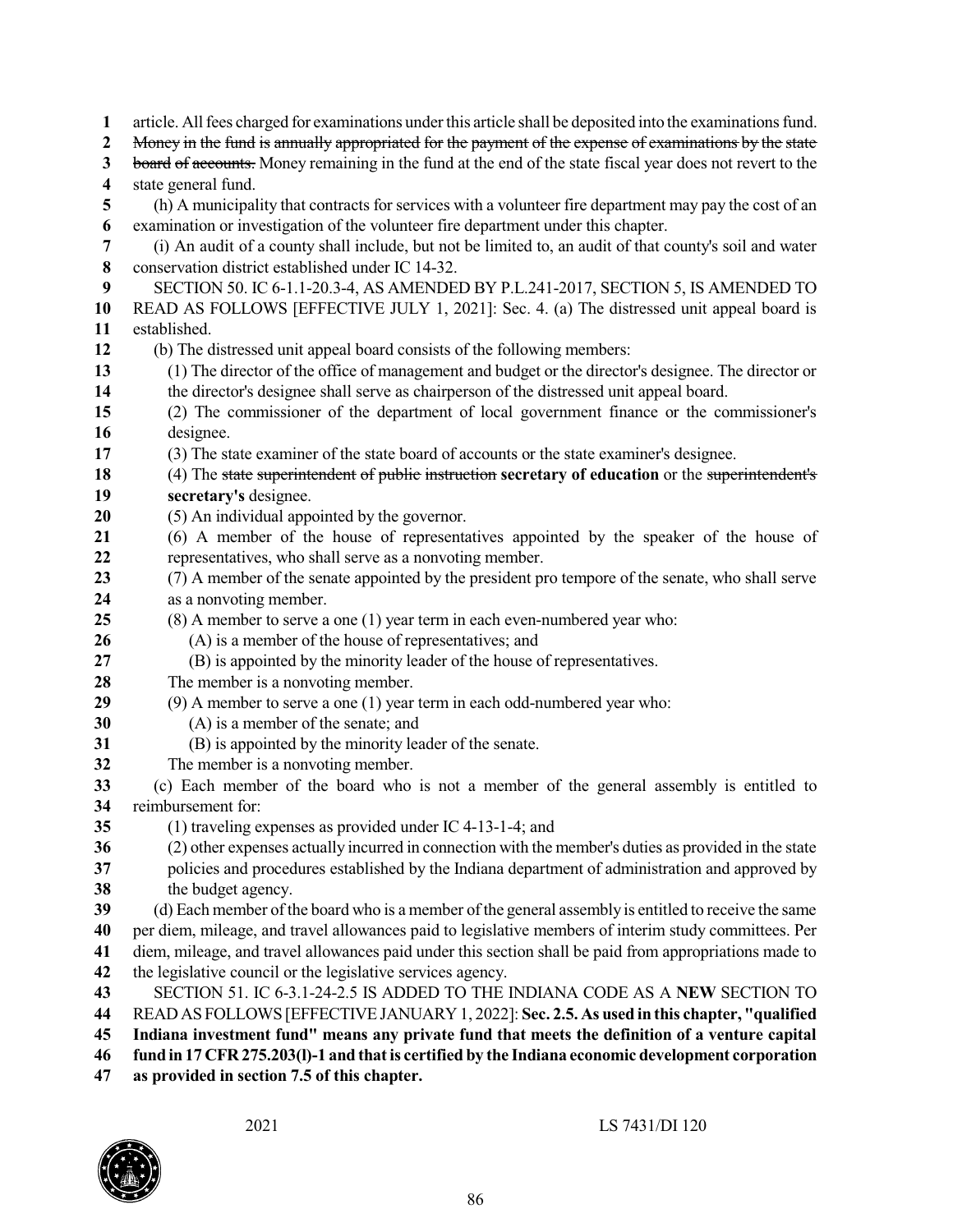article. All fees charged for examinations under this article shall be deposited into the examinations fund. ~~Money in the fund is annually appropriated for the payment of the expense of examinations by the state board of accounts.~~ Money remaining in the fund at the end of the state fiscal year does not revert to the state general fund.

(h) A municipality that contracts for services with a volunteer fire department may pay the cost of an examination or investigation of the volunteer fire department under this chapter.

(i) An audit of a county shall include, but not be limited to, an audit of that county's soil and water conservation district established under IC 14-32.

SECTION 50. IC 6-1.1-20.3-4, AS AMENDED BY P.L.241-2017, SECTION 5, IS AMENDED TO READ AS FOLLOWS [EFFECTIVE JULY 1, 2021]: Sec. 4. (a) The distressed unit appeal board is established.

(b) The distressed unit appeal board consists of the following members:

(1) The director of the office of management and budget or the director's designee. The director or the director's designee shall serve as chairperson of the distressed unit appeal board.

(2) The commissioner of the department of local government finance or the commissioner's designee.

(3) The state examiner of the state board of accounts or the state examiner's designee.

(4) The ~~state superintendent of public instruction~~ **secretary of education** or the ~~superintendent's~~ **secretary's** designee.

(5) An individual appointed by the governor.

(6) A member of the house of representatives appointed by the speaker of the house of representatives, who shall serve as a nonvoting member.

(7) A member of the senate appointed by the president pro tempore of the senate, who shall serve as a nonvoting member.

(8) A member to serve a one (1) year term in each even-numbered year who:

(A) is a member of the house of representatives; and

(B) is appointed by the minority leader of the house of representatives.

The member is a nonvoting member.

(9) A member to serve a one (1) year term in each odd-numbered year who:

(A) is a member of the senate; and

(B) is appointed by the minority leader of the senate.

The member is a nonvoting member.

(c) Each member of the board who is not a member of the general assembly is entitled to reimbursement for:

(1) traveling expenses as provided under IC 4-13-1-4; and

(2) other expenses actually incurred in connection with the member's duties as provided in the state policies and procedures established by the Indiana department of administration and approved by the budget agency.

(d) Each member of the board who is a member of the general assembly is entitled to receive the same per diem, mileage, and travel allowances paid to legislative members of interim study committees. Per diem, mileage, and travel allowances paid under this section shall be paid from appropriations made to the legislative council or the legislative services agency.

SECTION 51. IC 6-3.1-24-2.5 IS ADDED TO THE INDIANA CODE AS A **NEW** SECTION TO READ AS FOLLOWS [EFFECTIVE JANUARY 1, 2022]: **Sec. 2.5. As used in this chapter, "qualified Indiana investment fund" means any private fund that meets the definition of a venture capital fund in 17 CFR 275.203(l)-1 and that is certified by the Indiana economic development corporation as provided in section 7.5 of this chapter.**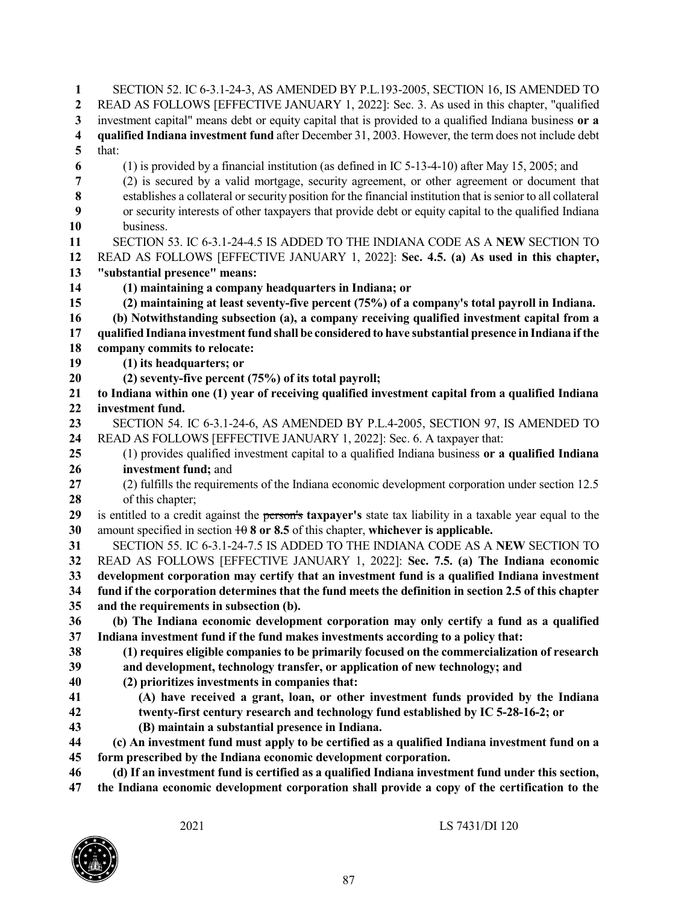SECTION 52. IC 6-3.1-24-3, AS AMENDED BY P.L.193-2005, SECTION 16, IS AMENDED TO READ AS FOLLOWS [EFFECTIVE JANUARY 1, 2022]: Sec. 3. As used in this chapter, "qualified investment capital" means debt or equity capital that is provided to a qualified Indiana business **or a qualified Indiana investment fund** after December 31, 2003. However, the term does not include debt that:

(1) is provided by a financial institution (as defined in IC 5-13-4-10) after May 15, 2005; and

(2) is secured by a valid mortgage, security agreement, or other agreement or document that establishes a collateral or security position for the financial institution that is senior to all collateral or security interests of other taxpayers that provide debt or equity capital to the qualified Indiana business.

SECTION 53. IC 6-3.1-24-4.5 IS ADDED TO THE INDIANA CODE AS A **NEW** SECTION TO READ AS FOLLOWS [EFFECTIVE JANUARY 1, 2022]: **Sec. 4.5. (a) As used in this chapter, "substantial presence" means:**

**(1) maintaining a company headquarters in Indiana; or**

**(2) maintaining at least seventy-five percent (75%) of a company's total payroll in Indiana.**

**(b) Notwithstanding subsection (a), a company receiving qualified investment capital from a qualified Indiana investment fund shall be considered to have substantial presence in Indiana if the company commits to relocate:**

**(1) its headquarters; or**

**(2) seventy-five percent (75%) of its total payroll;**

**to Indiana within one (1) year of receiving qualified investment capital from a qualified Indiana investment fund.**

SECTION 54. IC 6-3.1-24-6, AS AMENDED BY P.L.4-2005, SECTION 97, IS AMENDED TO READ AS FOLLOWS [EFFECTIVE JANUARY 1, 2022]: Sec. 6. A taxpayer that:

(1) provides qualified investment capital to a qualified Indiana business **or a qualified Indiana investment fund;** and

(2) fulfills the requirements of the Indiana economic development corporation under section 12.5 of this chapter;

is entitled to a credit against the ~~person's~~ **taxpayer's** state tax liability in a taxable year equal to the amount specified in section ~~10~~ **8 or 8.5** of this chapter, **whichever is applicable.**

SECTION 55. IC 6-3.1-24-7.5 IS ADDED TO THE INDIANA CODE AS A **NEW** SECTION TO READ AS FOLLOWS [EFFECTIVE JANUARY 1, 2022]: **Sec. 7.5. (a) The Indiana economic development corporation may certify that an investment fund is a qualified Indiana investment fund if the corporation determines that the fund meets the definition in section 2.5 of this chapter and the requirements in subsection (b).**

**(b) The Indiana economic development corporation may only certify a fund as a qualified Indiana investment fund if the fund makes investments according to a policy that:**

**(1) requires eligible companies to be primarily focused on the commercialization of research and development, technology transfer, or application of new technology; and**

**(2) prioritizes investments in companies that:**

**(A) have received a grant, loan, or other investment funds provided by the Indiana twenty-first century research and technology fund established by IC 5-28-16-2; or**

**(B) maintain a substantial presence in Indiana.**

**(c) An investment fund must apply to be certified as a qualified Indiana investment fund on a form prescribed by the Indiana economic development corporation.**

**(d) If an investment fund is certified as a qualified Indiana investment fund under this section, the Indiana economic development corporation shall provide a copy of the certification to the**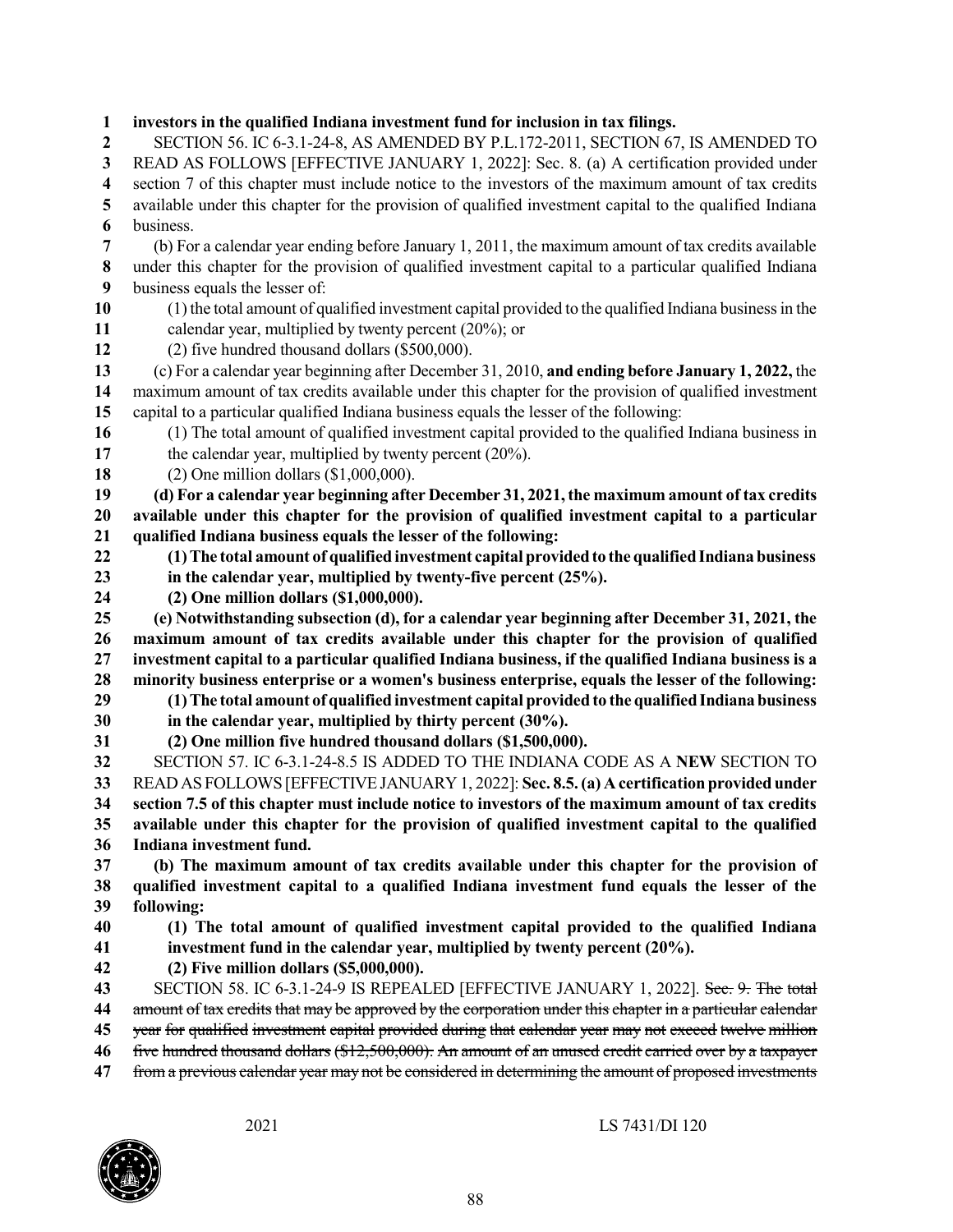**investors in the qualified Indiana investment fund for inclusion in tax filings.**

SECTION 56. IC 6-3.1-24-8, AS AMENDED BY P.L.172-2011, SECTION 67, IS AMENDED TO READ AS FOLLOWS [EFFECTIVE JANUARY 1, 2022]: Sec. 8. (a) A certification provided under section 7 of this chapter must include notice to the investors of the maximum amount of tax credits available under this chapter for the provision of qualified investment capital to the qualified Indiana business.

(b) For a calendar year ending before January 1, 2011, the maximum amount of tax credits available under this chapter for the provision of qualified investment capital to a particular qualified Indiana business equals the lesser of:

(1) the total amount of qualified investment capital provided to the qualified Indiana business in the calendar year, multiplied by twenty percent (20%); or

(2) five hundred thousand dollars ($500,000).

(c) For a calendar year beginning after December 31, 2010, **and ending before January 1, 2022,** the maximum amount of tax credits available under this chapter for the provision of qualified investment capital to a particular qualified Indiana business equals the lesser of the following:

(1) The total amount of qualified investment capital provided to the qualified Indiana business in the calendar year, multiplied by twenty percent (20%).

(2) One million dollars ($1,000,000).

**(d) For a calendar year beginning after December 31, 2021, the maximum amount of tax credits available under this chapter for the provision of qualified investment capital to a particular qualified Indiana business equals the lesser of the following:**

**(1) The total amount of qualified investment capital provided to the qualified Indiana business in the calendar year, multiplied by twenty-five percent (25%).**

**(2) One million dollars ($1,000,000).**

**(e) Notwithstanding subsection (d), for a calendar year beginning after December 31, 2021, the maximum amount of tax credits available under this chapter for the provision of qualified investment capital to a particular qualified Indiana business, if the qualified Indiana business is a minority business enterprise or a women's business enterprise, equals the lesser of the following:**

**(1) The total amount of qualified investment capital provided to the qualified Indiana business in the calendar year, multiplied by thirty percent (30%).**

**(2) One million five hundred thousand dollars ($1,500,000).**

SECTION 57. IC 6-3.1-24-8.5 IS ADDED TO THE INDIANA CODE AS A **NEW** SECTION TO READ AS FOLLOWS [EFFECTIVE JANUARY 1, 2022]: **Sec. 8.5. (a) A certification provided under section 7.5 of this chapter must include notice to investors of the maximum amount of tax credits available under this chapter for the provision of qualified investment capital to the qualified Indiana investment fund.**

**(b) The maximum amount of tax credits available under this chapter for the provision of qualified investment capital to a qualified Indiana investment fund equals the lesser of the following:**

**(1) The total amount of qualified investment capital provided to the qualified Indiana investment fund in the calendar year, multiplied by twenty percent (20%).**

**(2) Five million dollars ($5,000,000).**

SECTION 58. IC 6-3.1-24-9 IS REPEALED [EFFECTIVE JANUARY 1, 2022]. ~~Sec. 9. The total amount of tax credits that may be approved by the corporation under this chapter in a particular calendar year for qualified investment capital provided during that calendar year may not exceed twelve million five hundred thousand dollars ($12,500,000). An amount of an unused credit carried over by a taxpayer from a previous calendar year may not be considered in determining the amount of proposed investments~~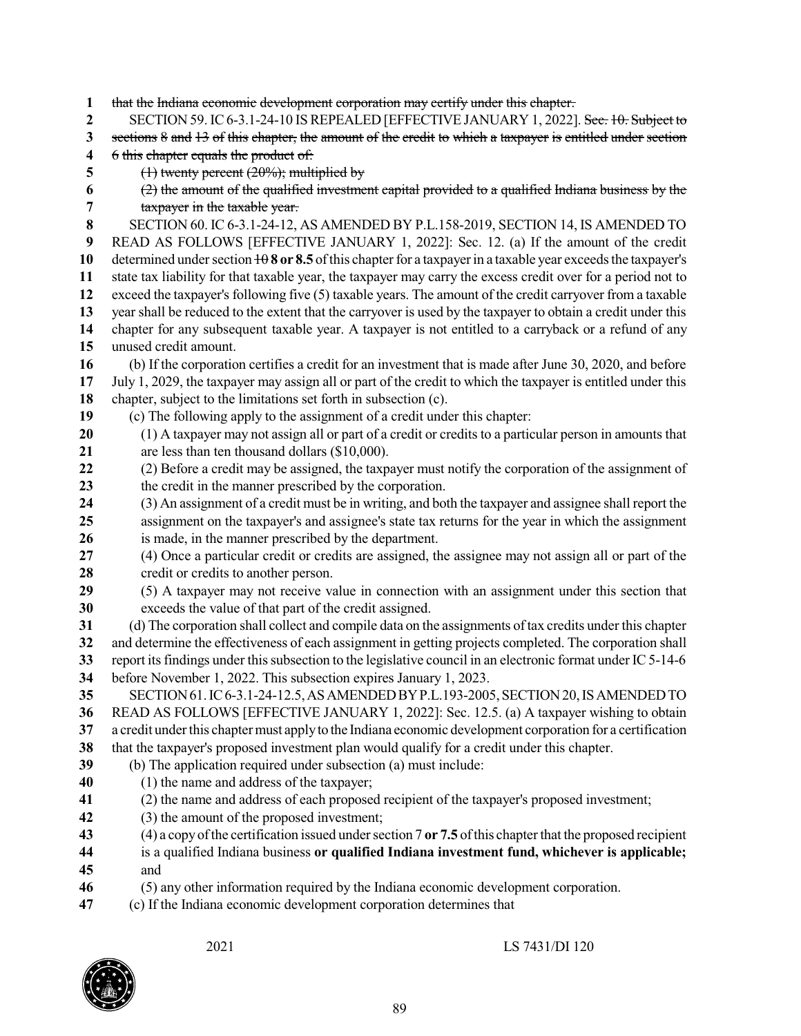~~that the Indiana economic development corporation may certify under this chapter.~~

SECTION 59. IC 6-3.1-24-10 IS REPEALED [EFFECTIVE JANUARY 1, 2022]. ~~Sec. 10. Subject to sections 8 and 13 of this chapter, the amount of the credit to which a taxpayer is entitled under section 6 this chapter equals the product of:~~

~~(1) twenty percent (20%); multiplied by~~

~~(2) the amount of the qualified investment capital provided to a qualified Indiana business by the taxpayer in the taxable year.~~

SECTION 60. IC 6-3.1-24-12, AS AMENDED BY P.L.158-2019, SECTION 14, IS AMENDED TO READ AS FOLLOWS [EFFECTIVE JANUARY 1, 2022]: Sec. 12. (a) If the amount of the credit determined under section ~~10~~ **8 or 8.5** of this chapter for a taxpayer in a taxable year exceeds the taxpayer's state tax liability for that taxable year, the taxpayer may carry the excess credit over for a period not to exceed the taxpayer's following five (5) taxable years. The amount of the credit carryover from a taxable year shall be reduced to the extent that the carryover is used by the taxpayer to obtain a credit under this chapter for any subsequent taxable year. A taxpayer is not entitled to a carryback or a refund of any unused credit amount.

(b) If the corporation certifies a credit for an investment that is made after June 30, 2020, and before July 1, 2029, the taxpayer may assign all or part of the credit to which the taxpayer is entitled under this chapter, subject to the limitations set forth in subsection (c).

(c) The following apply to the assignment of a credit under this chapter:

(1) A taxpayer may not assign all or part of a credit or credits to a particular person in amounts that are less than ten thousand dollars ($10,000).

(2) Before a credit may be assigned, the taxpayer must notify the corporation of the assignment of the credit in the manner prescribed by the corporation.

(3) An assignment of a credit must be in writing, and both the taxpayer and assignee shall report the assignment on the taxpayer's and assignee's state tax returns for the year in which the assignment is made, in the manner prescribed by the department.

(4) Once a particular credit or credits are assigned, the assignee may not assign all or part of the credit or credits to another person.

(5) A taxpayer may not receive value in connection with an assignment under this section that exceeds the value of that part of the credit assigned.

(d) The corporation shall collect and compile data on the assignments of tax credits under this chapter and determine the effectiveness of each assignment in getting projects completed. The corporation shall report its findings under this subsection to the legislative council in an electronic format under IC 5-14-6 before November 1, 2022. This subsection expires January 1, 2023.

SECTION 61. IC 6-3.1-24-12.5, AS AMENDED BY P.L.193-2005, SECTION 20, IS AMENDED TO READ AS FOLLOWS [EFFECTIVE JANUARY 1, 2022]: Sec. 12.5. (a) A taxpayer wishing to obtain a credit under this chapter must apply to the Indiana economic development corporation for a certification that the taxpayer's proposed investment plan would qualify for a credit under this chapter.

(b) The application required under subsection (a) must include:

(1) the name and address of the taxpayer;

(2) the name and address of each proposed recipient of the taxpayer's proposed investment;

(3) the amount of the proposed investment;

(4) a copy of the certification issued under section 7 **or 7.5** of this chapter that the proposed recipient is a qualified Indiana business **or qualified Indiana investment fund, whichever is applicable;** and

(5) any other information required by the Indiana economic development corporation.

(c) If the Indiana economic development corporation determines that

2021 LS 7431/DI 120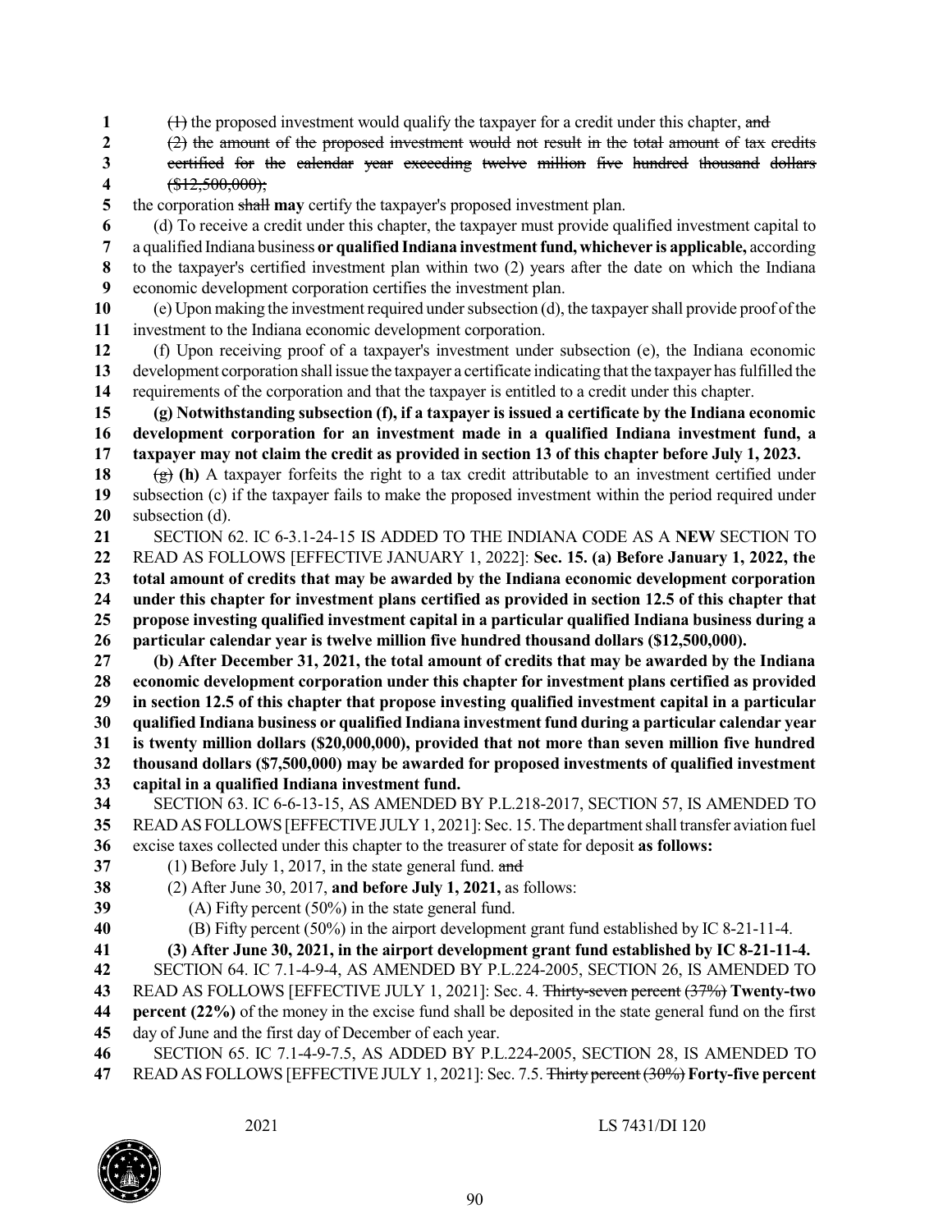(1) the proposed investment would qualify the taxpayer for a credit under this chapter, ~~and~~

~~(2) the amount of the proposed investment would not result in the total amount of tax credits certified for the calendar year exceeding twelve million five hundred thousand dollars ($12,500,000);~~

the corporation ~~shall~~ **may** certify the taxpayer's proposed investment plan.

(d) To receive a credit under this chapter, the taxpayer must provide qualified investment capital to a qualified Indiana business **or qualified Indiana investment fund, whichever is applicable,** according to the taxpayer's certified investment plan within two (2) years after the date on which the Indiana economic development corporation certifies the investment plan.

(e) Upon making the investment required under subsection (d), the taxpayer shall provide proof of the investment to the Indiana economic development corporation.

(f) Upon receiving proof of a taxpayer's investment under subsection (e), the Indiana economic development corporation shall issue the taxpayer a certificate indicating that the taxpayer has fulfilled the requirements of the corporation and that the taxpayer is entitled to a credit under this chapter.

**(g) Notwithstanding subsection (f), if a taxpayer is issued a certificate by the Indiana economic development corporation for an investment made in a qualified Indiana investment fund, a taxpayer may not claim the credit as provided in section 13 of this chapter before July 1, 2023.**

~~(g)~~ **(h)** A taxpayer forfeits the right to a tax credit attributable to an investment certified under subsection (c) if the taxpayer fails to make the proposed investment within the period required under subsection (d).

SECTION 62. IC 6-3.1-24-15 IS ADDED TO THE INDIANA CODE AS A **NEW** SECTION TO READ AS FOLLOWS [EFFECTIVE JANUARY 1, 2022]: **Sec. 15. (a) Before January 1, 2022, the total amount of credits that may be awarded by the Indiana economic development corporation under this chapter for investment plans certified as provided in section 12.5 of this chapter that propose investing qualified investment capital in a particular qualified Indiana business during a particular calendar year is twelve million five hundred thousand dollars ($12,500,000).**

**(b) After December 31, 2021, the total amount of credits that may be awarded by the Indiana economic development corporation under this chapter for investment plans certified as provided in section 12.5 of this chapter that propose investing qualified investment capital in a particular qualified Indiana business or qualified Indiana investment fund during a particular calendar year is twenty million dollars ($20,000,000), provided that not more than seven million five hundred thousand dollars ($7,500,000) may be awarded for proposed investments of qualified investment capital in a qualified Indiana investment fund.**

SECTION 63. IC 6-6-13-15, AS AMENDED BY P.L.218-2017, SECTION 57, IS AMENDED TO READ AS FOLLOWS [EFFECTIVE JULY 1, 2021]: Sec. 15. The department shall transfer aviation fuel excise taxes collected under this chapter to the treasurer of state for deposit **as follows:**

(1) Before July 1, 2017, in the state general fund. ~~and~~

(2) After June 30, 2017, **and before July 1, 2021,** as follows:

(A) Fifty percent (50%) in the state general fund.

(B) Fifty percent (50%) in the airport development grant fund established by IC 8-21-11-4.

**(3) After June 30, 2021, in the airport development grant fund established by IC 8-21-11-4.**

SECTION 64. IC 7.1-4-9-4, AS AMENDED BY P.L.224-2005, SECTION 26, IS AMENDED TO READ AS FOLLOWS [EFFECTIVE JULY 1, 2021]: Sec. 4. ~~Thirty-seven percent (37%)~~ **Twenty-two percent (22%)** of the money in the excise fund shall be deposited in the state general fund on the first day of June and the first day of December of each year.

SECTION 65. IC 7.1-4-9-7.5, AS ADDED BY P.L.224-2005, SECTION 28, IS AMENDED TO READ AS FOLLOWS [EFFECTIVE JULY 1, 2021]: Sec. 7.5. ~~Thirty percent (30%)~~ **Forty-five percent**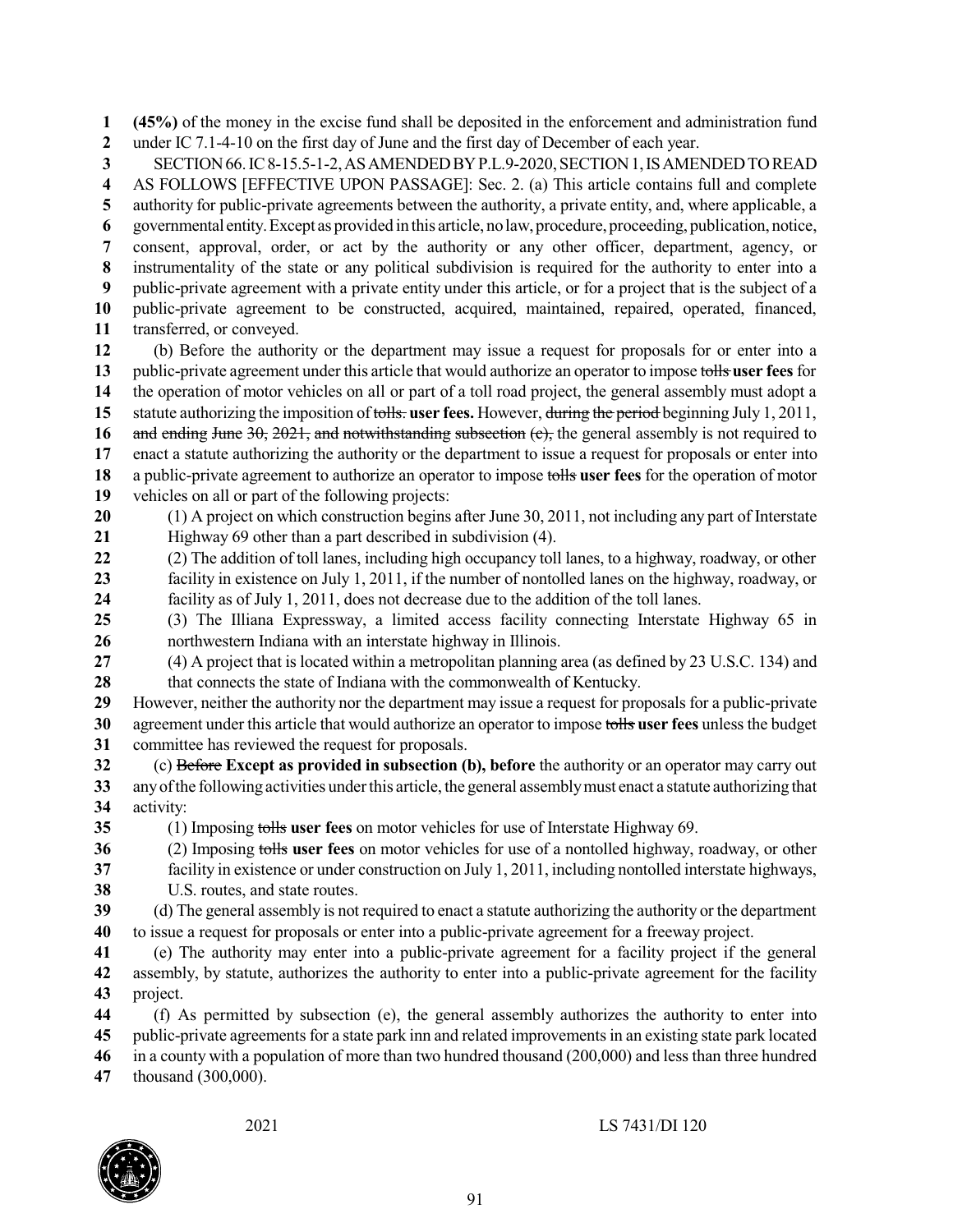**(45%)** of the money in the excise fund shall be deposited in the enforcement and administration fund under IC 7.1-4-10 on the first day of June and the first day of December of each year.

SECTION 66. IC 8-15.5-1-2, AS AMENDED BY P.L.9-2020, SECTION 1, IS AMENDED TO READ AS FOLLOWS [EFFECTIVE UPON PASSAGE]: Sec. 2. (a) This article contains full and complete authority for public-private agreements between the authority, a private entity, and, where applicable, a governmental entity. Except as provided in this article, no law, procedure, proceeding, publication, notice, consent, approval, order, or act by the authority or any other officer, department, agency, or instrumentality of the state or any political subdivision is required for the authority to enter into a public-private agreement with a private entity under this article, or for a project that is the subject of a public-private agreement to be constructed, acquired, maintained, repaired, operated, financed, transferred, or conveyed.

(b) Before the authority or the department may issue a request for proposals for or enter into a public-private agreement under this article that would authorize an operator to impose ~~tolls~~ **user fees** for the operation of motor vehicles on all or part of a toll road project, the general assembly must adopt a statute authorizing the imposition of ~~tolls.~~ **user fees.** However, ~~during~~ ~~the period~~ beginning July 1, 2011, ~~and ending June 30, 2021, and notwithstanding subsection (c),~~ the general assembly is not required to enact a statute authorizing the authority or the department to issue a request for proposals or enter into a public-private agreement to authorize an operator to impose ~~tolls~~ **user fees** for the operation of motor vehicles on all or part of the following projects:

(1) A project on which construction begins after June 30, 2011, not including any part of Interstate Highway 69 other than a part described in subdivision (4).

(2) The addition of toll lanes, including high occupancy toll lanes, to a highway, roadway, or other facility in existence on July 1, 2011, if the number of nontolled lanes on the highway, roadway, or facility as of July 1, 2011, does not decrease due to the addition of the toll lanes.

(3) The Illiana Expressway, a limited access facility connecting Interstate Highway 65 in northwestern Indiana with an interstate highway in Illinois.

(4) A project that is located within a metropolitan planning area (as defined by 23 U.S.C. 134) and that connects the state of Indiana with the commonwealth of Kentucky.

However, neither the authority nor the department may issue a request for proposals for a public-private agreement under this article that would authorize an operator to impose ~~tolls~~ **user fees** unless the budget committee has reviewed the request for proposals.

(c) ~~Before~~ **Except as provided in subsection (b), before** the authority or an operator may carry out any of the following activities under this article, the general assembly must enact a statute authorizing that activity:

(1) Imposing ~~tolls~~ **user fees** on motor vehicles for use of Interstate Highway 69.

(2) Imposing ~~tolls~~ **user fees** on motor vehicles for use of a nontolled highway, roadway, or other facility in existence or under construction on July 1, 2011, including nontolled interstate highways, U.S. routes, and state routes.

(d) The general assembly is not required to enact a statute authorizing the authority or the department to issue a request for proposals or enter into a public-private agreement for a freeway project.

(e) The authority may enter into a public-private agreement for a facility project if the general assembly, by statute, authorizes the authority to enter into a public-private agreement for the facility project.

(f) As permitted by subsection (e), the general assembly authorizes the authority to enter into public-private agreements for a state park inn and related improvements in an existing state park located in a county with a population of more than two hundred thousand (200,000) and less than three hundred thousand (300,000).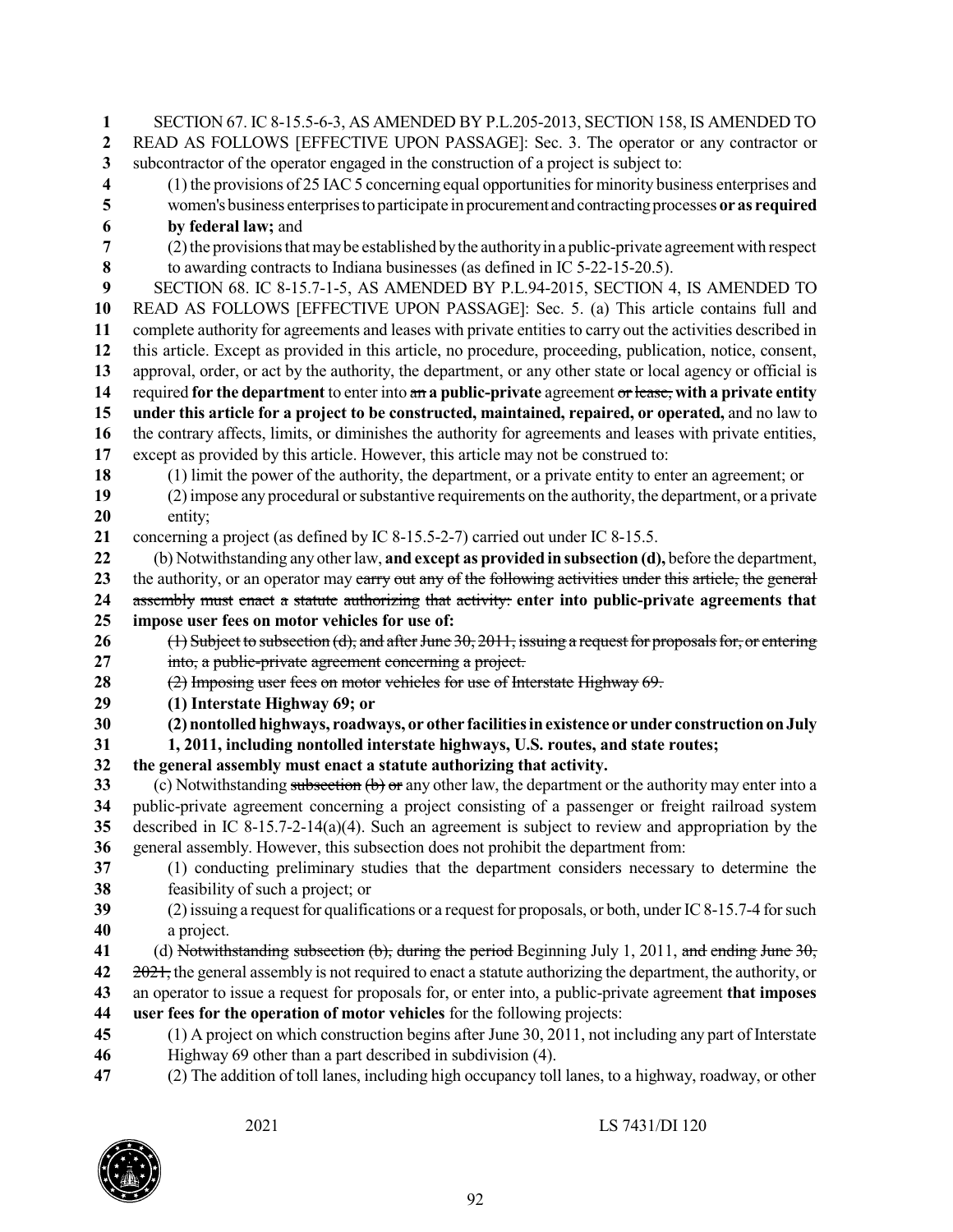SECTION 67. IC 8-15.5-6-3, AS AMENDED BY P.L.205-2013, SECTION 158, IS AMENDED TO READ AS FOLLOWS [EFFECTIVE UPON PASSAGE]: Sec. 3. The operator or any contractor or subcontractor of the operator engaged in the construction of a project is subject to:

(1) the provisions of 25 IAC 5 concerning equal opportunities for minority business enterprises and women's business enterprises to participate in procurement and contracting processes **or as required by federal law;** and

(2) the provisions that may be established by the authority in a public-private agreement with respect to awarding contracts to Indiana businesses (as defined in IC 5-22-15-20.5).

SECTION 68. IC 8-15.7-1-5, AS AMENDED BY P.L.94-2015, SECTION 4, IS AMENDED TO READ AS FOLLOWS [EFFECTIVE UPON PASSAGE]: Sec. 5. (a) This article contains full and complete authority for agreements and leases with private entities to carry out the activities described in this article. Except as provided in this article, no procedure, proceeding, publication, notice, consent, approval, order, or act by the authority, the department, or any other state or local agency or official is required **for the department** to enter into ~~an~~ **a public-private** agreement ~~or lease,~~ **with a private entity under this article for a project to be constructed, maintained, repaired, or operated,** and no law to the contrary affects, limits, or diminishes the authority for agreements and leases with private entities, except as provided by this article. However, this article may not be construed to:

(1) limit the power of the authority, the department, or a private entity to enter an agreement; or

(2) impose any procedural or substantive requirements on the authority, the department, or a private entity;

concerning a project (as defined by IC 8-15.5-2-7) carried out under IC 8-15.5.

(b) Notwithstanding any other law, **and except as provided in subsection (d),** before the department, the authority, or an operator may ~~carry out any of the following activities under this article, the general assembly must enact a statute authorizing that activity:~~ **enter into public-private agreements that impose user fees on motor vehicles for use of:**

~~(1) Subject to subsection (d), and after June 30, 2011, issuing a request for proposals for, or entering into, a public-private agreement concerning a project.~~

~~(2) Imposing user fees on motor vehicles for use of Interstate Highway 69.~~

**(1) Interstate Highway 69; or**

**(2) nontolled highways, roadways, or other facilities in existence or under construction on July 1, 2011, including nontolled interstate highways, U.S. routes, and state routes;**

**the general assembly must enact a statute authorizing that activity.**

(c) Notwithstanding ~~subsection (b) or~~ any other law, the department or the authority may enter into a public-private agreement concerning a project consisting of a passenger or freight railroad system described in IC 8-15.7-2-14(a)(4). Such an agreement is subject to review and appropriation by the general assembly. However, this subsection does not prohibit the department from:

(1) conducting preliminary studies that the department considers necessary to determine the feasibility of such a project; or

(2) issuing a request for qualifications or a request for proposals, or both, under IC 8-15.7-4 for such a project.

(d) ~~Notwithstanding subsection (b), during the period~~ Beginning July 1, 2011, ~~and ending June 30, 2021,~~ the general assembly is not required to enact a statute authorizing the department, the authority, or an operator to issue a request for proposals for, or enter into, a public-private agreement **that imposes user fees for the operation of motor vehicles** for the following projects:

(1) A project on which construction begins after June 30, 2011, not including any part of Interstate Highway 69 other than a part described in subdivision (4).

(2) The addition of toll lanes, including high occupancy toll lanes, to a highway, roadway, or other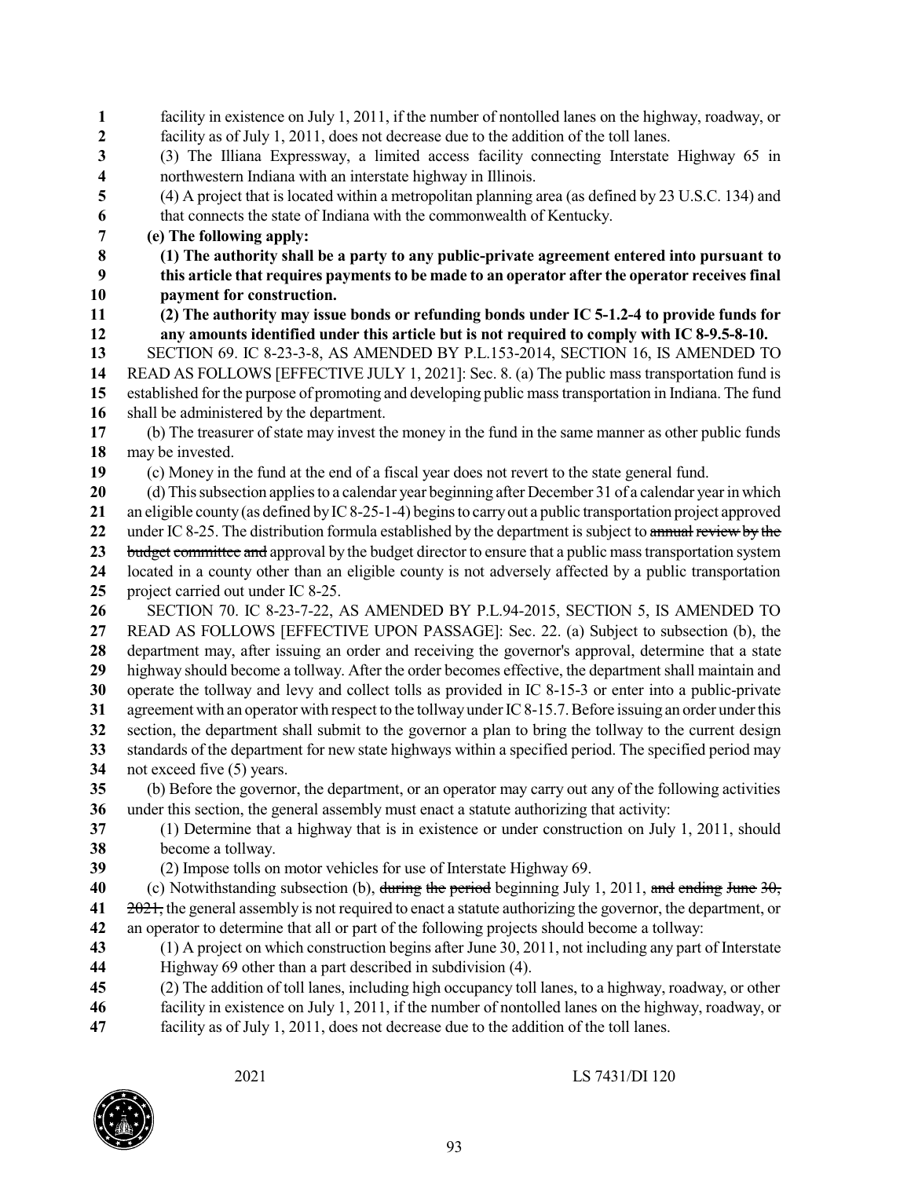facility in existence on July 1, 2011, if the number of nontolled lanes on the highway, roadway, or facility as of July 1, 2011, does not decrease due to the addition of the toll lanes.

(3) The Illiana Expressway, a limited access facility connecting Interstate Highway 65 in northwestern Indiana with an interstate highway in Illinois.

(4) A project that is located within a metropolitan planning area (as defined by 23 U.S.C. 134) and that connects the state of Indiana with the commonwealth of Kentucky.

**(e) The following apply:**

**(1) The authority shall be a party to any public-private agreement entered into pursuant to this article that requires payments to be made to an operator after the operator receives final payment for construction.**

**(2) The authority may issue bonds or refunding bonds under IC 5-1.2-4 to provide funds for any amounts identified under this article but is not required to comply with IC 8-9.5-8-10.**

SECTION 69. IC 8-23-3-8, AS AMENDED BY P.L.153-2014, SECTION 16, IS AMENDED TO READ AS FOLLOWS [EFFECTIVE JULY 1, 2021]: Sec. 8. (a) The public mass transportation fund is established for the purpose of promoting and developing public mass transportation in Indiana. The fund shall be administered by the department.

(b) The treasurer of state may invest the money in the fund in the same manner as other public funds may be invested.

(c) Money in the fund at the end of a fiscal year does not revert to the state general fund.

(d) This subsection applies to a calendar year beginning after December 31 of a calendar year in which an eligible county (as defined by IC 8-25-1-4) begins to carry out a public transportation project approved under IC 8-25. The distribution formula established by the department is subject to ~~annual review by the budget committee and~~ approval by the budget director to ensure that a public mass transportation system located in a county other than an eligible county is not adversely affected by a public transportation project carried out under IC 8-25.

SECTION 70. IC 8-23-7-22, AS AMENDED BY P.L.94-2015, SECTION 5, IS AMENDED TO READ AS FOLLOWS [EFFECTIVE UPON PASSAGE]: Sec. 22. (a) Subject to subsection (b), the department may, after issuing an order and receiving the governor's approval, determine that a state highway should become a tollway. After the order becomes effective, the department shall maintain and operate the tollway and levy and collect tolls as provided in IC 8-15-3 or enter into a public-private agreement with an operator with respect to the tollway under IC 8-15.7. Before issuing an order under this section, the department shall submit to the governor a plan to bring the tollway to the current design standards of the department for new state highways within a specified period. The specified period may not exceed five (5) years.

(b) Before the governor, the department, or an operator may carry out any of the following activities under this section, the general assembly must enact a statute authorizing that activity:

(1) Determine that a highway that is in existence or under construction on July 1, 2011, should become a tollway.

(2) Impose tolls on motor vehicles for use of Interstate Highway 69.

(c) Notwithstanding subsection (b), ~~during the period~~ beginning July 1, 2011, ~~and ending June 30, 2021,~~ the general assembly is not required to enact a statute authorizing the governor, the department, or an operator to determine that all or part of the following projects should become a tollway:

(1) A project on which construction begins after June 30, 2011, not including any part of Interstate Highway 69 other than a part described in subdivision (4).

(2) The addition of toll lanes, including high occupancy toll lanes, to a highway, roadway, or other facility in existence on July 1, 2011, if the number of nontolled lanes on the highway, roadway, or facility as of July 1, 2011, does not decrease due to the addition of the toll lanes.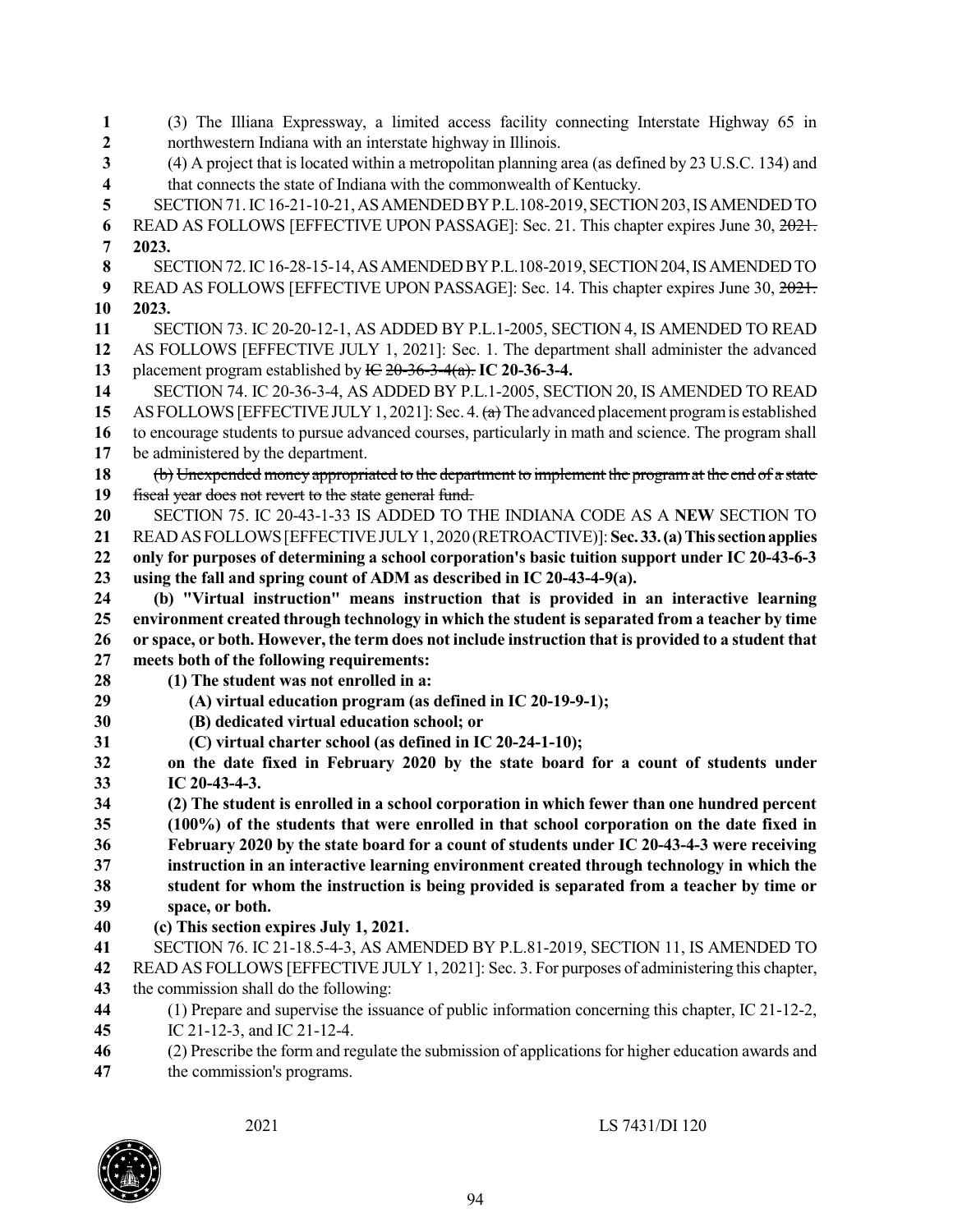(3) The Illiana Expressway, a limited access facility connecting Interstate Highway 65 in northwestern Indiana with an interstate highway in Illinois.

(4) A project that is located within a metropolitan planning area (as defined by 23 U.S.C. 134) and that connects the state of Indiana with the commonwealth of Kentucky.

SECTION 71. IC 16-21-10-21, AS AMENDED BY P.L.108-2019, SECTION 203, IS AMENDED TO READ AS FOLLOWS [EFFECTIVE UPON PASSAGE]: Sec. 21. This chapter expires June 30, ~~2021.~~ **2023.**

SECTION 72. IC 16-28-15-14, AS AMENDED BY P.L.108-2019, SECTION 204, IS AMENDED TO READ AS FOLLOWS [EFFECTIVE UPON PASSAGE]: Sec. 14. This chapter expires June 30, ~~2021.~~ **2023.**

SECTION 73. IC 20-20-12-1, AS ADDED BY P.L.1-2005, SECTION 4, IS AMENDED TO READ AS FOLLOWS [EFFECTIVE JULY 1, 2021]: Sec. 1. The department shall administer the advanced placement program established by ~~IC 20-36-3-4(a).~~ **IC 20-36-3-4.**

SECTION 74. IC 20-36-3-4, AS ADDED BY P.L.1-2005, SECTION 20, IS AMENDED TO READ AS FOLLOWS [EFFECTIVE JULY 1, 2021]: Sec. 4. ~~(a)~~ The advanced placement program is established to encourage students to pursue advanced courses, particularly in math and science. The program shall be administered by the department.

~~(b) Unexpended money appropriated to the department to implement the program at the end of a state fiscal year does not revert to the state general fund.~~

SECTION 75. IC 20-43-1-33 IS ADDED TO THE INDIANA CODE AS A **NEW** SECTION TO READ AS FOLLOWS [EFFECTIVE JULY 1, 2020 (RETROACTIVE)]: **Sec. 33. (a) This section applies only for purposes of determining a school corporation's basic tuition support under IC 20-43-6-3 using the fall and spring count of ADM as described in IC 20-43-4-9(a).**

**(b) "Virtual instruction" means instruction that is provided in an interactive learning environment created through technology in which the student is separated from a teacher by time or space, or both. However, the term does not include instruction that is provided to a student that meets both of the following requirements:**

**(1) The student was not enrolled in a:**

**(A) virtual education program (as defined in IC 20-19-9-1);**

**(B) dedicated virtual education school; or**

**(C) virtual charter school (as defined in IC 20-24-1-10);**

**on the date fixed in February 2020 by the state board for a count of students under IC 20-43-4-3.**

**(2) The student is enrolled in a school corporation in which fewer than one hundred percent (100%) of the students that were enrolled in that school corporation on the date fixed in February 2020 by the state board for a count of students under IC 20-43-4-3 were receiving instruction in an interactive learning environment created through technology in which the student for whom the instruction is being provided is separated from a teacher by time or space, or both.**

**(c) This section expires July 1, 2021.**

SECTION 76. IC 21-18.5-4-3, AS AMENDED BY P.L.81-2019, SECTION 11, IS AMENDED TO READ AS FOLLOWS [EFFECTIVE JULY 1, 2021]: Sec. 3. For purposes of administering this chapter, the commission shall do the following:

(1) Prepare and supervise the issuance of public information concerning this chapter, IC 21-12-2, IC 21-12-3, and IC 21-12-4.

(2) Prescribe the form and regulate the submission of applications for higher education awards and the commission's programs.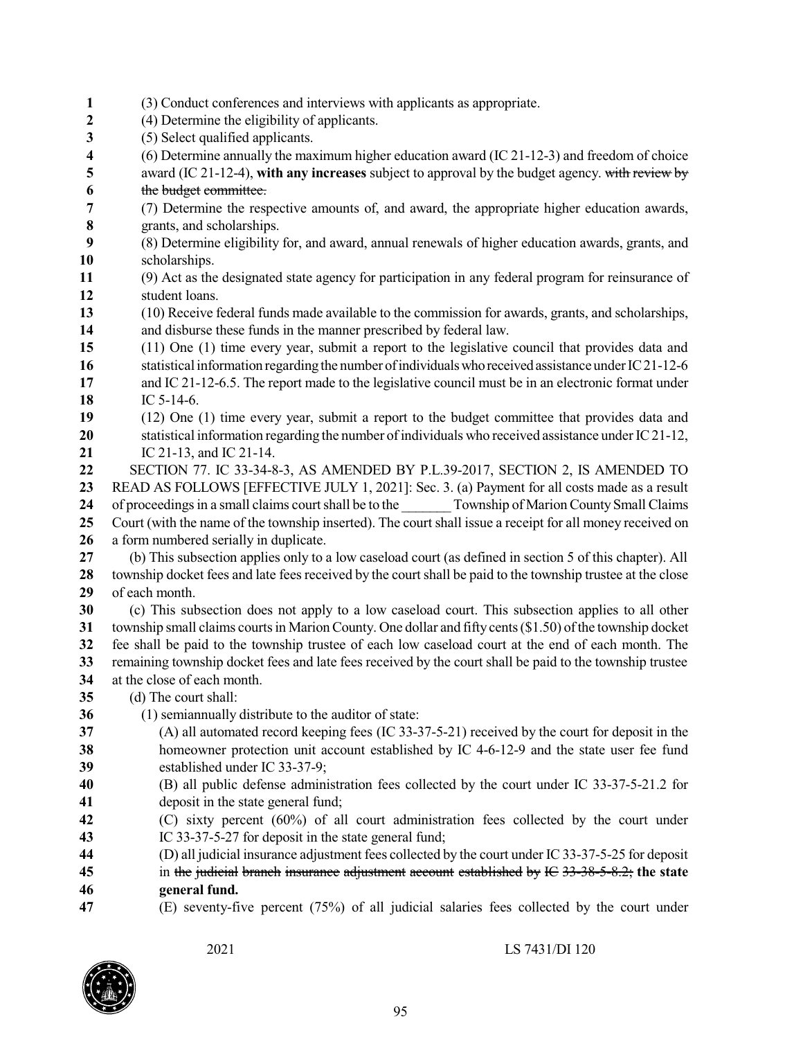(3) Conduct conferences and interviews with applicants as appropriate.

(4) Determine the eligibility of applicants.

(5) Select qualified applicants.

(6) Determine annually the maximum higher education award (IC 21-12-3) and freedom of choice award (IC 21-12-4), **with any increases** subject to approval by the budget agency. ~~with review by the budget committee.~~

(7) Determine the respective amounts of, and award, the appropriate higher education awards, grants, and scholarships.

(8) Determine eligibility for, and award, annual renewals of higher education awards, grants, and scholarships.

(9) Act as the designated state agency for participation in any federal program for reinsurance of student loans.

(10) Receive federal funds made available to the commission for awards, grants, and scholarships, and disburse these funds in the manner prescribed by federal law.

(11) One (1) time every year, submit a report to the legislative council that provides data and statistical information regarding the number of individuals who received assistance under IC 21-12-6 and IC 21-12-6.5. The report made to the legislative council must be in an electronic format under IC 5-14-6.

(12) One (1) time every year, submit a report to the budget committee that provides data and statistical information regarding the number of individuals who received assistance under IC 21-12, IC 21-13, and IC 21-14.

SECTION 77. IC 33-34-8-3, AS AMENDED BY P.L.39-2017, SECTION 2, IS AMENDED TO READ AS FOLLOWS [EFFECTIVE JULY 1, 2021]: Sec. 3. (a) Payment for all costs made as a result of proceedings in a small claims court shall be to the _______ Township of Marion County Small Claims Court (with the name of the township inserted). The court shall issue a receipt for all money received on a form numbered serially in duplicate.

(b) This subsection applies only to a low caseload court (as defined in section 5 of this chapter). All township docket fees and late fees received by the court shall be paid to the township trustee at the close of each month.

(c) This subsection does not apply to a low caseload court. This subsection applies to all other township small claims courts in Marion County. One dollar and fifty cents ($1.50) of the township docket fee shall be paid to the township trustee of each low caseload court at the end of each month. The remaining township docket fees and late fees received by the court shall be paid to the township trustee at the close of each month.

(d) The court shall:

(1) semiannually distribute to the auditor of state:

(A) all automated record keeping fees (IC 33-37-5-21) received by the court for deposit in the homeowner protection unit account established by IC 4-6-12-9 and the state user fee fund established under IC 33-37-9;

(B) all public defense administration fees collected by the court under IC 33-37-5-21.2 for deposit in the state general fund;

(C) sixty percent (60%) of all court administration fees collected by the court under IC 33-37-5-27 for deposit in the state general fund;

(D) all judicial insurance adjustment fees collected by the court under IC 33-37-5-25 for deposit in ~~the judicial branch insurance adjustment account established by IC 33-38-5-8.2;~~ **the state general fund.**

(E) seventy-five percent (75%) of all judicial salaries fees collected by the court under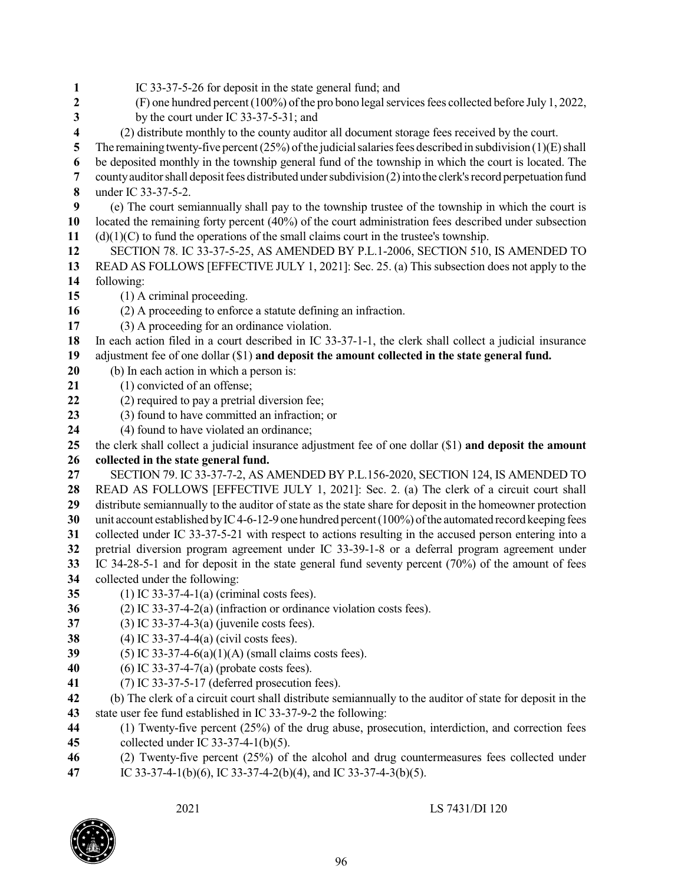IC 33-37-5-26 for deposit in the state general fund; and

(F) one hundred percent (100%) of the pro bono legal services fees collected before July 1, 2022, by the court under IC 33-37-5-31; and

(2) distribute monthly to the county auditor all document storage fees received by the court.

The remaining twenty-five percent (25%) of the judicial salaries fees described in subdivision (1)(E) shall be deposited monthly in the township general fund of the township in which the court is located. The county auditor shall deposit fees distributed under subdivision (2) into the clerk's record perpetuation fund under IC 33-37-5-2.

(e) The court semiannually shall pay to the township trustee of the township in which the court is located the remaining forty percent (40%) of the court administration fees described under subsection (d)(1)(C) to fund the operations of the small claims court in the trustee's township.

SECTION 78. IC 33-37-5-25, AS AMENDED BY P.L.1-2006, SECTION 510, IS AMENDED TO READ AS FOLLOWS [EFFECTIVE JULY 1, 2021]: Sec. 25. (a) This subsection does not apply to the following:

(1) A criminal proceeding.

(2) A proceeding to enforce a statute defining an infraction.

(3) A proceeding for an ordinance violation.

In each action filed in a court described in IC 33-37-1-1, the clerk shall collect a judicial insurance adjustment fee of one dollar ($1) **and deposit the amount collected in the state general fund.**

(b) In each action in which a person is:

(1) convicted of an offense;

(2) required to pay a pretrial diversion fee;

(3) found to have committed an infraction; or

(4) found to have violated an ordinance;

the clerk shall collect a judicial insurance adjustment fee of one dollar ($1) **and deposit the amount collected in the state general fund.**

SECTION 79. IC 33-37-7-2, AS AMENDED BY P.L.156-2020, SECTION 124, IS AMENDED TO READ AS FOLLOWS [EFFECTIVE JULY 1, 2021]: Sec. 2. (a) The clerk of a circuit court shall distribute semiannually to the auditor of state as the state share for deposit in the homeowner protection unit account established by IC 4-6-12-9 one hundred percent (100%) of the automated record keeping fees collected under IC 33-37-5-21 with respect to actions resulting in the accused person entering into a pretrial diversion program agreement under IC 33-39-1-8 or a deferral program agreement under IC 34-28-5-1 and for deposit in the state general fund seventy percent (70%) of the amount of fees collected under the following:

(1) IC 33-37-4-1(a) (criminal costs fees).

(2) IC 33-37-4-2(a) (infraction or ordinance violation costs fees).

(3) IC 33-37-4-3(a) (juvenile costs fees).

(4) IC 33-37-4-4(a) (civil costs fees).

(5) IC 33-37-4-6(a)(1)(A) (small claims costs fees).

(6) IC 33-37-4-7(a) (probate costs fees).

(7) IC 33-37-5-17 (deferred prosecution fees).

(b) The clerk of a circuit court shall distribute semiannually to the auditor of state for deposit in the state user fee fund established in IC 33-37-9-2 the following:

(1) Twenty-five percent (25%) of the drug abuse, prosecution, interdiction, and correction fees collected under IC 33-37-4-1(b)(5).

(2) Twenty-five percent (25%) of the alcohol and drug countermeasures fees collected under IC 33-37-4-1(b)(6), IC 33-37-4-2(b)(4), and IC 33-37-4-3(b)(5).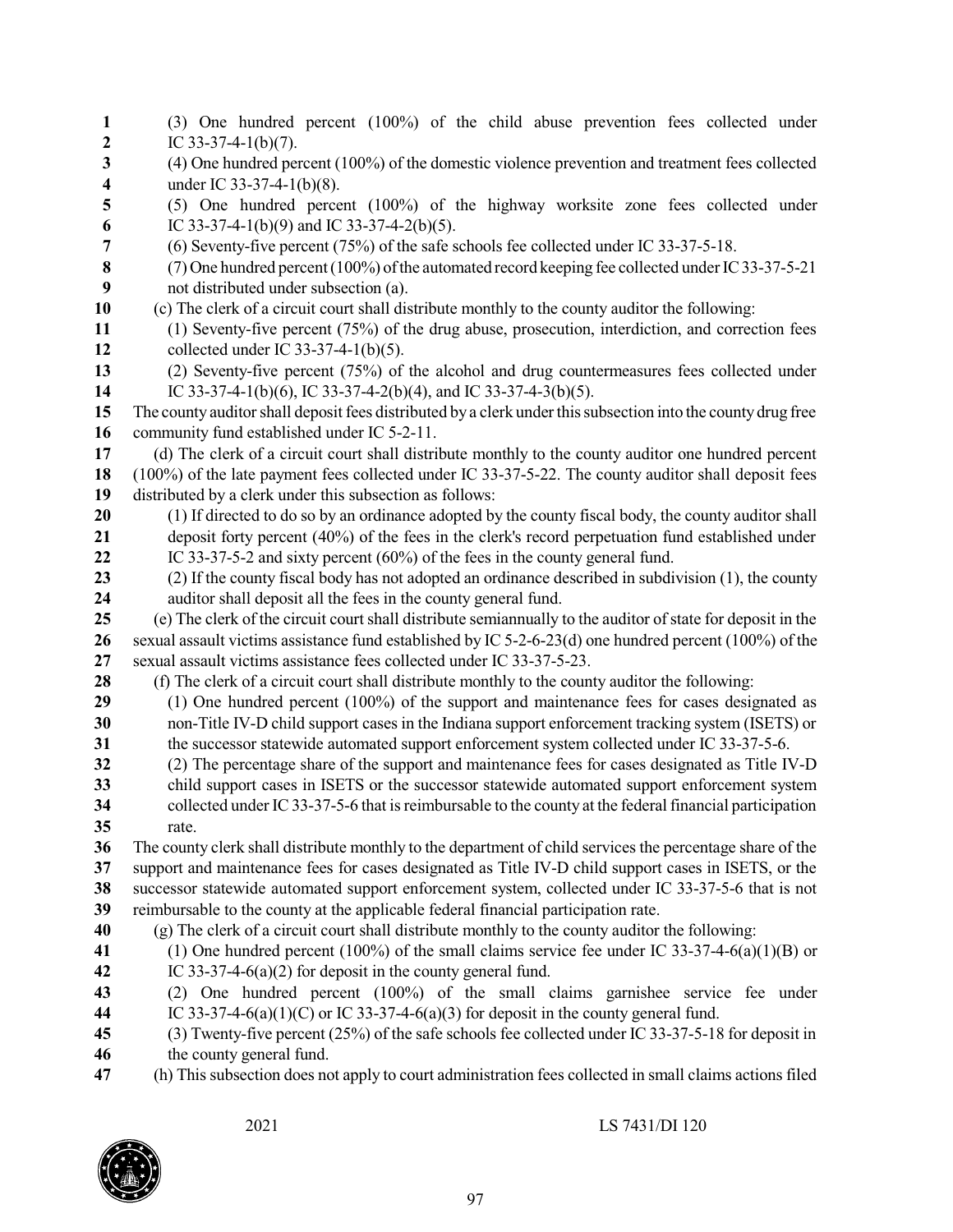(3) One hundred percent (100%) of the child abuse prevention fees collected under IC 33-37-4-1(b)(7).

(4) One hundred percent (100%) of the domestic violence prevention and treatment fees collected under IC 33-37-4-1(b)(8).

(5) One hundred percent (100%) of the highway worksite zone fees collected under IC 33-37-4-1(b)(9) and IC 33-37-4-2(b)(5).

(6) Seventy-five percent (75%) of the safe schools fee collected under IC 33-37-5-18.

(7) One hundred percent (100%) of the automated record keeping fee collected under IC 33-37-5-21 not distributed under subsection (a).

(c) The clerk of a circuit court shall distribute monthly to the county auditor the following:

(1) Seventy-five percent (75%) of the drug abuse, prosecution, interdiction, and correction fees collected under IC 33-37-4-1(b)(5).

(2) Seventy-five percent (75%) of the alcohol and drug countermeasures fees collected under IC 33-37-4-1(b)(6), IC 33-37-4-2(b)(4), and IC 33-37-4-3(b)(5).

The county auditor shall deposit fees distributed by a clerk under this subsection into the county drug free community fund established under IC 5-2-11.

(d) The clerk of a circuit court shall distribute monthly to the county auditor one hundred percent (100%) of the late payment fees collected under IC 33-37-5-22. The county auditor shall deposit fees distributed by a clerk under this subsection as follows:

(1) If directed to do so by an ordinance adopted by the county fiscal body, the county auditor shall deposit forty percent (40%) of the fees in the clerk's record perpetuation fund established under IC 33-37-5-2 and sixty percent (60%) of the fees in the county general fund.

(2) If the county fiscal body has not adopted an ordinance described in subdivision (1), the county auditor shall deposit all the fees in the county general fund.

(e) The clerk of the circuit court shall distribute semiannually to the auditor of state for deposit in the sexual assault victims assistance fund established by IC 5-2-6-23(d) one hundred percent (100%) of the sexual assault victims assistance fees collected under IC 33-37-5-23.

(f) The clerk of a circuit court shall distribute monthly to the county auditor the following:

(1) One hundred percent (100%) of the support and maintenance fees for cases designated as non-Title IV-D child support cases in the Indiana support enforcement tracking system (ISETS) or the successor statewide automated support enforcement system collected under IC 33-37-5-6.

(2) The percentage share of the support and maintenance fees for cases designated as Title IV-D child support cases in ISETS or the successor statewide automated support enforcement system collected under IC 33-37-5-6 that is reimbursable to the county at the federal financial participation rate.

The county clerk shall distribute monthly to the department of child services the percentage share of the support and maintenance fees for cases designated as Title IV-D child support cases in ISETS, or the successor statewide automated support enforcement system, collected under IC 33-37-5-6 that is not reimbursable to the county at the applicable federal financial participation rate.

(g) The clerk of a circuit court shall distribute monthly to the county auditor the following:

(1) One hundred percent (100%) of the small claims service fee under IC 33-37-4-6(a)(1)(B) or IC 33-37-4-6(a)(2) for deposit in the county general fund.

(2) One hundred percent (100%) of the small claims garnishee service fee under IC 33-37-4-6(a)(1)(C) or IC 33-37-4-6(a)(3) for deposit in the county general fund.

(3) Twenty-five percent (25%) of the safe schools fee collected under IC 33-37-5-18 for deposit in the county general fund.

(h) This subsection does not apply to court administration fees collected in small claims actions filed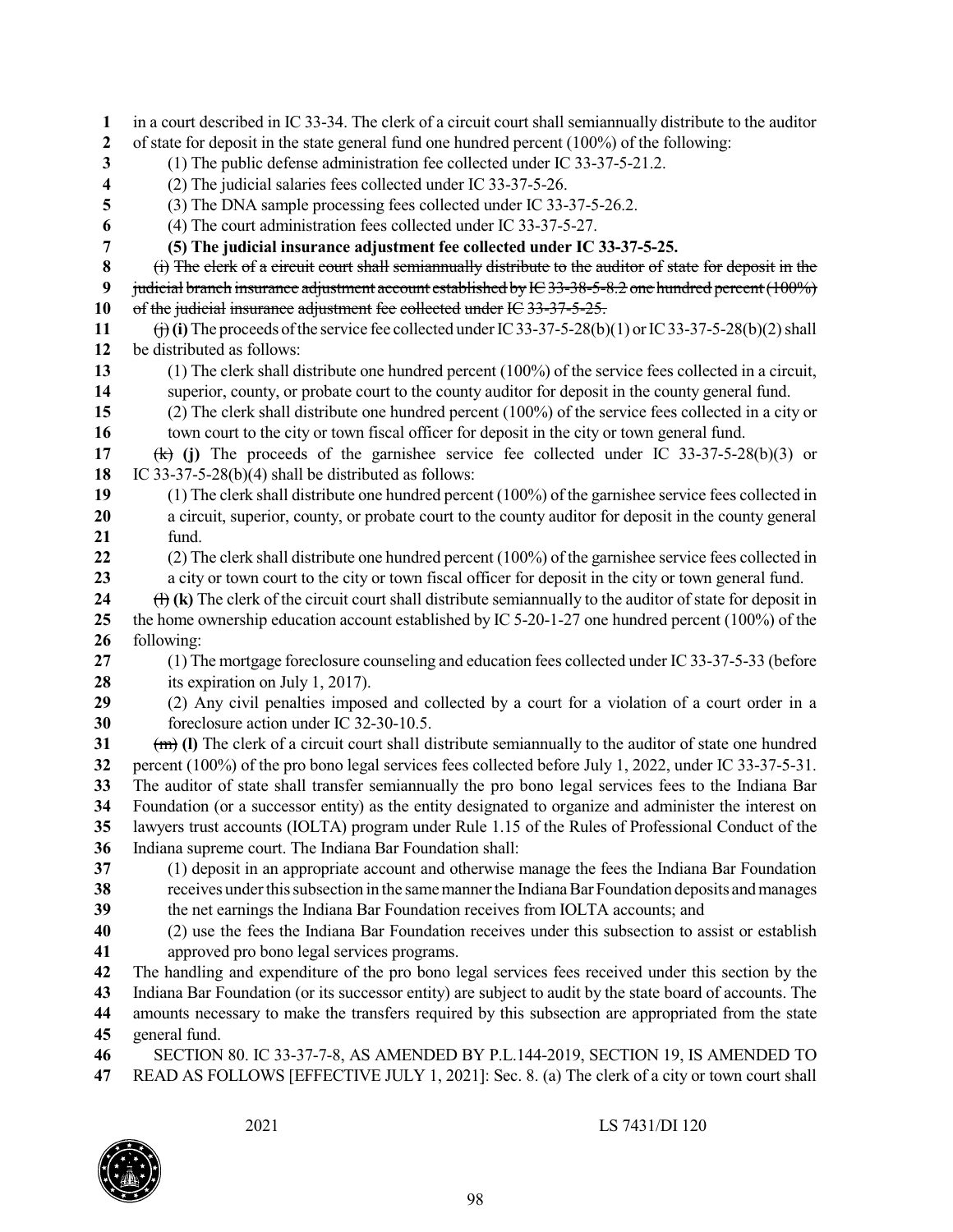in a court described in IC 33-34. The clerk of a circuit court shall semiannually distribute to the auditor of state for deposit in the state general fund one hundred percent (100%) of the following:

(1) The public defense administration fee collected under IC 33-37-5-21.2.

(2) The judicial salaries fees collected under IC 33-37-5-26.

(3) The DNA sample processing fees collected under IC 33-37-5-26.2.

(4) The court administration fees collected under IC 33-37-5-27.

**(5) The judicial insurance adjustment fee collected under IC 33-37-5-25.**

~~(i) The clerk of a circuit court shall semiannually distribute to the auditor of state for deposit in the judicial branch insurance adjustment account established by IC 33-38-5-8.2 one hundred percent (100%) of the judicial insurance adjustment fee collected under IC 33-37-5-25.~~

~~(j)~~ **(i)** The proceeds of the service fee collected under IC 33-37-5-28(b)(1) or IC 33-37-5-28(b)(2) shall be distributed as follows:

(1) The clerk shall distribute one hundred percent (100%) of the service fees collected in a circuit, superior, county, or probate court to the county auditor for deposit in the county general fund.

(2) The clerk shall distribute one hundred percent (100%) of the service fees collected in a city or town court to the city or town fiscal officer for deposit in the city or town general fund.

~~(k)~~ **(j)** The proceeds of the garnishee service fee collected under IC 33-37-5-28(b)(3) or IC 33-37-5-28(b)(4) shall be distributed as follows:

(1) The clerk shall distribute one hundred percent (100%) of the garnishee service fees collected in a circuit, superior, county, or probate court to the county auditor for deposit in the county general fund.

(2) The clerk shall distribute one hundred percent (100%) of the garnishee service fees collected in a city or town court to the city or town fiscal officer for deposit in the city or town general fund.

~~(l)~~ **(k)** The clerk of the circuit court shall distribute semiannually to the auditor of state for deposit in the home ownership education account established by IC 5-20-1-27 one hundred percent (100%) of the following:

(1) The mortgage foreclosure counseling and education fees collected under IC 33-37-5-33 (before its expiration on July 1, 2017).

(2) Any civil penalties imposed and collected by a court for a violation of a court order in a foreclosure action under IC 32-30-10.5.

~~(m)~~ **(l)** The clerk of a circuit court shall distribute semiannually to the auditor of state one hundred percent (100%) of the pro bono legal services fees collected before July 1, 2022, under IC 33-37-5-31. The auditor of state shall transfer semiannually the pro bono legal services fees to the Indiana Bar Foundation (or a successor entity) as the entity designated to organize and administer the interest on lawyers trust accounts (IOLTA) program under Rule 1.15 of the Rules of Professional Conduct of the Indiana supreme court. The Indiana Bar Foundation shall:

(1) deposit in an appropriate account and otherwise manage the fees the Indiana Bar Foundation receives under this subsection in the same manner the Indiana Bar Foundation deposits and manages the net earnings the Indiana Bar Foundation receives from IOLTA accounts; and

(2) use the fees the Indiana Bar Foundation receives under this subsection to assist or establish approved pro bono legal services programs.

The handling and expenditure of the pro bono legal services fees received under this section by the Indiana Bar Foundation (or its successor entity) are subject to audit by the state board of accounts. The amounts necessary to make the transfers required by this subsection are appropriated from the state general fund.

SECTION 80. IC 33-37-7-8, AS AMENDED BY P.L.144-2019, SECTION 19, IS AMENDED TO READ AS FOLLOWS [EFFECTIVE JULY 1, 2021]: Sec. 8. (a) The clerk of a city or town court shall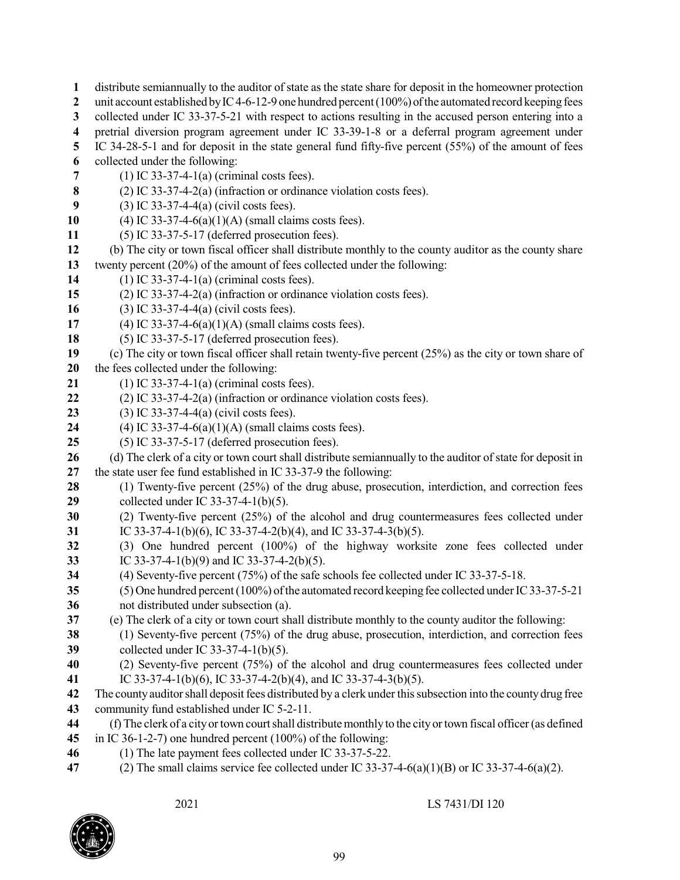distribute semiannually to the auditor of state as the state share for deposit in the homeowner protection unit account established by IC 4-6-12-9 one hundred percent (100%) of the automated record keeping fees collected under IC 33-37-5-21 with respect to actions resulting in the accused person entering into a pretrial diversion program agreement under IC 33-39-1-8 or a deferral program agreement under IC 34-28-5-1 and for deposit in the state general fund fifty-five percent (55%) of the amount of fees collected under the following:

(1) IC 33-37-4-1(a) (criminal costs fees).
(2) IC 33-37-4-2(a) (infraction or ordinance violation costs fees).
(3) IC 33-37-4-4(a) (civil costs fees).
(4) IC 33-37-4-6(a)(1)(A) (small claims costs fees).
(5) IC 33-37-5-17 (deferred prosecution fees).

(b) The city or town fiscal officer shall distribute monthly to the county auditor as the county share twenty percent (20%) of the amount of fees collected under the following:

(1) IC 33-37-4-1(a) (criminal costs fees).
(2) IC 33-37-4-2(a) (infraction or ordinance violation costs fees).
(3) IC 33-37-4-4(a) (civil costs fees).
(4) IC 33-37-4-6(a)(1)(A) (small claims costs fees).
(5) IC 33-37-5-17 (deferred prosecution fees).

(c) The city or town fiscal officer shall retain twenty-five percent (25%) as the city or town share of the fees collected under the following:

(1) IC 33-37-4-1(a) (criminal costs fees).
(2) IC 33-37-4-2(a) (infraction or ordinance violation costs fees).
(3) IC 33-37-4-4(a) (civil costs fees).
(4) IC 33-37-4-6(a)(1)(A) (small claims costs fees).
(5) IC 33-37-5-17 (deferred prosecution fees).

(d) The clerk of a city or town court shall distribute semiannually to the auditor of state for deposit in the state user fee fund established in IC 33-37-9 the following:

(1) Twenty-five percent (25%) of the drug abuse, prosecution, interdiction, and correction fees collected under IC 33-37-4-1(b)(5).
(2) Twenty-five percent (25%) of the alcohol and drug countermeasures fees collected under IC 33-37-4-1(b)(6), IC 33-37-4-2(b)(4), and IC 33-37-4-3(b)(5).
(3) One hundred percent (100%) of the highway worksite zone fees collected under IC 33-37-4-1(b)(9) and IC 33-37-4-2(b)(5).
(4) Seventy-five percent (75%) of the safe schools fee collected under IC 33-37-5-18.
(5) One hundred percent (100%) of the automated record keeping fee collected under IC 33-37-5-21 not distributed under subsection (a).

(e) The clerk of a city or town court shall distribute monthly to the county auditor the following:

(1) Seventy-five percent (75%) of the drug abuse, prosecution, interdiction, and correction fees collected under IC 33-37-4-1(b)(5).
(2) Seventy-five percent (75%) of the alcohol and drug countermeasures fees collected under IC 33-37-4-1(b)(6), IC 33-37-4-2(b)(4), and IC 33-37-4-3(b)(5).

The county auditor shall deposit fees distributed by a clerk under this subsection into the county drug free community fund established under IC 5-2-11.

(f) The clerk of a city or town court shall distribute monthly to the city or town fiscal officer (as defined in IC 36-1-2-7) one hundred percent (100%) of the following:

(1) The late payment fees collected under IC 33-37-5-22.
(2) The small claims service fee collected under IC 33-37-4-6(a)(1)(B) or IC 33-37-4-6(a)(2).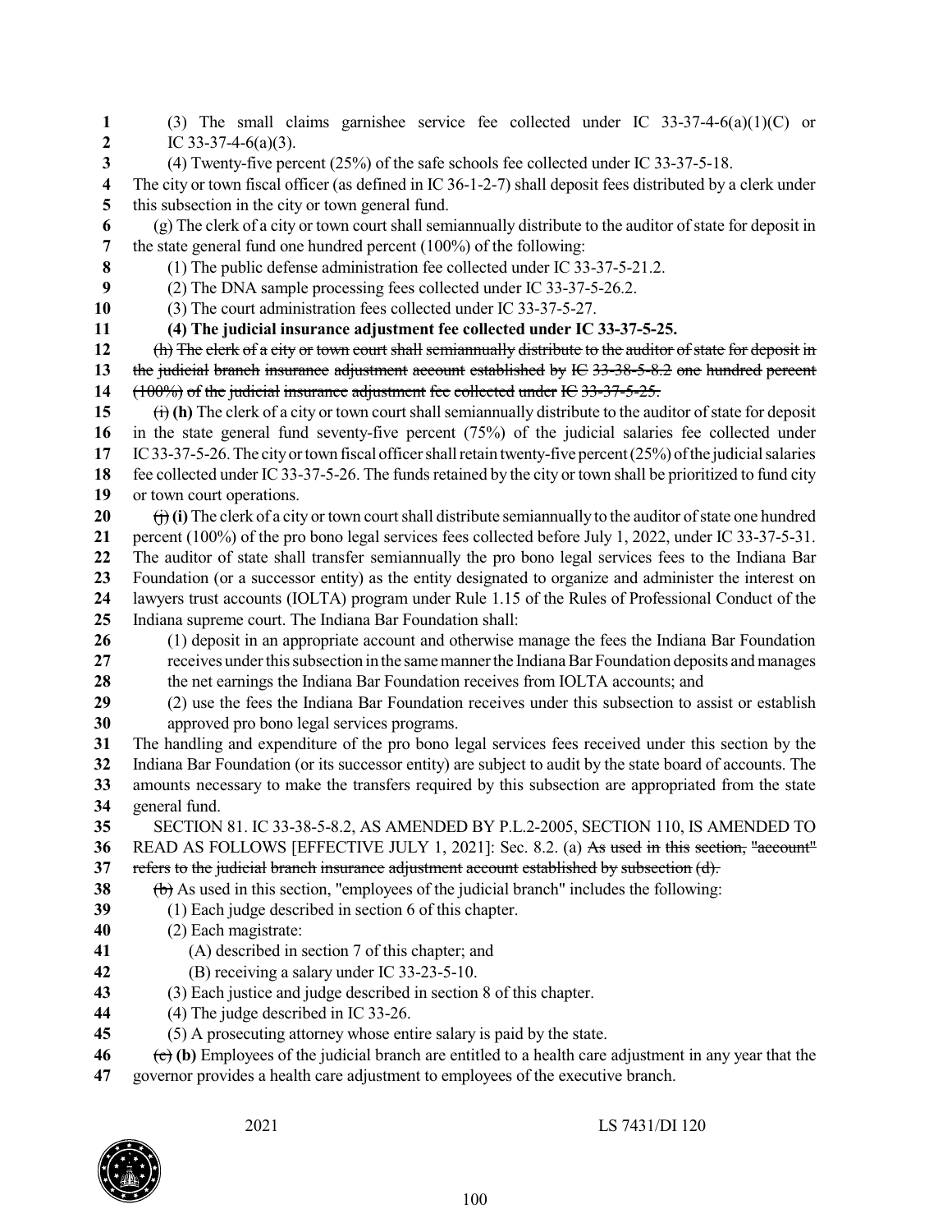(3) The small claims garnishee service fee collected under IC 33-37-4-6(a)(1)(C) or IC 33-37-4-6(a)(3).

(4) Twenty-five percent (25%) of the safe schools fee collected under IC 33-37-5-18.

The city or town fiscal officer (as defined in IC 36-1-2-7) shall deposit fees distributed by a clerk under this subsection in the city or town general fund.

(g) The clerk of a city or town court shall semiannually distribute to the auditor of state for deposit in the state general fund one hundred percent (100%) of the following:

(1) The public defense administration fee collected under IC 33-37-5-21.2.

(2) The DNA sample processing fees collected under IC 33-37-5-26.2.

(3) The court administration fees collected under IC 33-37-5-27.

**(4) The judicial insurance adjustment fee collected under IC 33-37-5-25.**

~~(h) The clerk of a city or town court shall semiannually distribute to the auditor of state for deposit in the judicial branch insurance adjustment account established by IC 33-38-5-8.2 one hundred percent (100%) of the judicial insurance adjustment fee collected under IC 33-37-5-25.~~

~~(i)~~ **(h)** The clerk of a city or town court shall semiannually distribute to the auditor of state for deposit in the state general fund seventy-five percent (75%) of the judicial salaries fee collected under IC 33-37-5-26. The city or town fiscal officer shall retain twenty-five percent (25%) of the judicial salaries fee collected under IC 33-37-5-26. The funds retained by the city or town shall be prioritized to fund city or town court operations.

~~(j)~~ **(i)** The clerk of a city or town court shall distribute semiannually to the auditor of state one hundred percent (100%) of the pro bono legal services fees collected before July 1, 2022, under IC 33-37-5-31. The auditor of state shall transfer semiannually the pro bono legal services fees to the Indiana Bar Foundation (or a successor entity) as the entity designated to organize and administer the interest on lawyers trust accounts (IOLTA) program under Rule 1.15 of the Rules of Professional Conduct of the Indiana supreme court. The Indiana Bar Foundation shall:

(1) deposit in an appropriate account and otherwise manage the fees the Indiana Bar Foundation receives under this subsection in the same manner the Indiana Bar Foundation deposits and manages the net earnings the Indiana Bar Foundation receives from IOLTA accounts; and

(2) use the fees the Indiana Bar Foundation receives under this subsection to assist or establish approved pro bono legal services programs.

The handling and expenditure of the pro bono legal services fees received under this section by the Indiana Bar Foundation (or its successor entity) are subject to audit by the state board of accounts. The amounts necessary to make the transfers required by this subsection are appropriated from the state general fund.

SECTION 81. IC 33-38-5-8.2, AS AMENDED BY P.L.2-2005, SECTION 110, IS AMENDED TO READ AS FOLLOWS [EFFECTIVE JULY 1, 2021]: Sec. 8.2. (a) ~~As used in this section, "account" refers to the judicial branch insurance adjustment account established by subsection (d).~~

~~(b)~~ As used in this section, "employees of the judicial branch" includes the following:

(1) Each judge described in section 6 of this chapter.

(2) Each magistrate:

(A) described in section 7 of this chapter; and

(B) receiving a salary under IC 33-23-5-10.

(3) Each justice and judge described in section 8 of this chapter.

(4) The judge described in IC 33-26.

(5) A prosecuting attorney whose entire salary is paid by the state.

~~(c)~~ **(b)** Employees of the judicial branch are entitled to a health care adjustment in any year that the governor provides a health care adjustment to employees of the executive branch.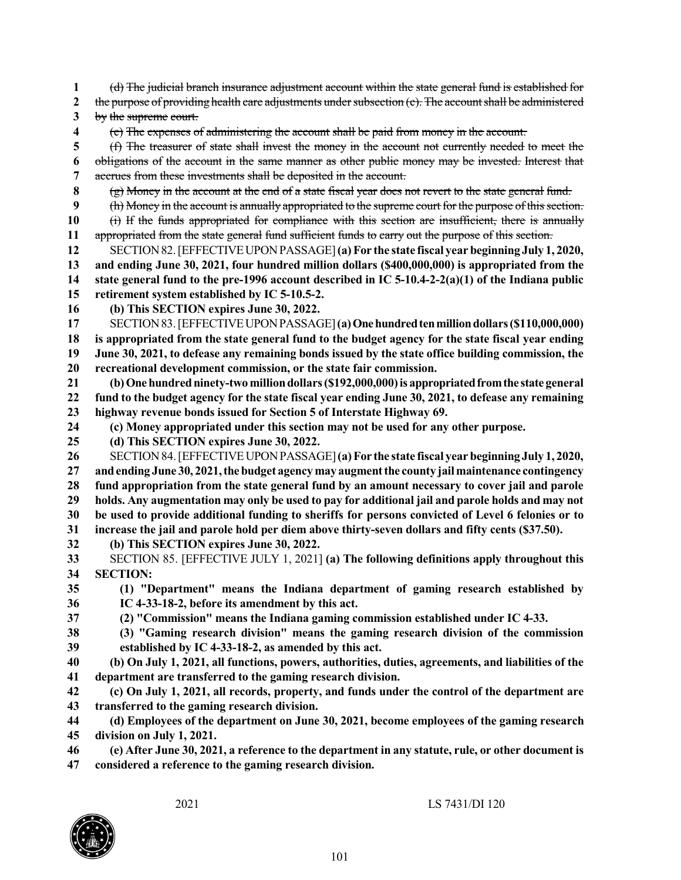~~(d) The judicial branch insurance adjustment account within the state general fund is established for the purpose of providing health care adjustments under subsection (c). The account shall be administered by the supreme court.~~

~~(e) The expenses of administering the account shall be paid from money in the account.~~

~~(f) The treasurer of state shall invest the money in the account not currently needed to meet the obligations of the account in the same manner as other public money may be invested. Interest that accrues from these investments shall be deposited in the account.~~

~~(g) Money in the account at the end of a state fiscal year does not revert to the state general fund.~~

~~(h) Money in the account is annually appropriated to the supreme court for the purpose of this section.~~

~~(i) If the funds appropriated for compliance with this section are insufficient, there is annually appropriated from the state general fund sufficient funds to carry out the purpose of this section.~~

SECTION 82. [EFFECTIVE UPON PASSAGE] **(a) For the state fiscal year beginning July 1, 2020, and ending June 30, 2021, four hundred million dollars ($400,000,000) is appropriated from the state general fund to the pre-1996 account described in IC 5-10.4-2-2(a)(1) of the Indiana public retirement system established by IC 5-10.5-2.**

**(b) This SECTION expires June 30, 2022.**

SECTION 83. [EFFECTIVE UPON PASSAGE] **(a) One hundred ten million dollars ($110,000,000) is appropriated from the state general fund to the budget agency for the state fiscal year ending June 30, 2021, to defease any remaining bonds issued by the state office building commission, the recreational development commission, or the state fair commission.**

**(b) One hundred ninety-two million dollars ($192,000,000) is appropriated from the state general fund to the budget agency for the state fiscal year ending June 30, 2021, to defease any remaining highway revenue bonds issued for Section 5 of Interstate Highway 69.**

**(c) Money appropriated under this section may not be used for any other purpose.**

**(d) This SECTION expires June 30, 2022.**

SECTION 84. [EFFECTIVE UPON PASSAGE] **(a) For the state fiscal year beginning July 1, 2020, and ending June 30, 2021, the budget agency may augment the county jail maintenance contingency fund appropriation from the state general fund by an amount necessary to cover jail and parole holds. Any augmentation may only be used to pay for additional jail and parole holds and may not be used to provide additional funding to sheriffs for persons convicted of Level 6 felonies or to increase the jail and parole hold per diem above thirty-seven dollars and fifty cents ($37.50).**

**(b) This SECTION expires June 30, 2022.**

SECTION 85. [EFFECTIVE JULY 1, 2021] **(a) The following definitions apply throughout this SECTION:**

**(1) "Department" means the Indiana department of gaming research established by IC 4-33-18-2, before its amendment by this act.**

**(2) "Commission" means the Indiana gaming commission established under IC 4-33.**

**(3) "Gaming research division" means the gaming research division of the commission established by IC 4-33-18-2, as amended by this act.**

**(b) On July 1, 2021, all functions, powers, authorities, duties, agreements, and liabilities of the department are transferred to the gaming research division.**

**(c) On July 1, 2021, all records, property, and funds under the control of the department are transferred to the gaming research division.**

**(d) Employees of the department on June 30, 2021, become employees of the gaming research division on July 1, 2021.**

**(e) After June 30, 2021, a reference to the department in any statute, rule, or other document is considered a reference to the gaming research division.**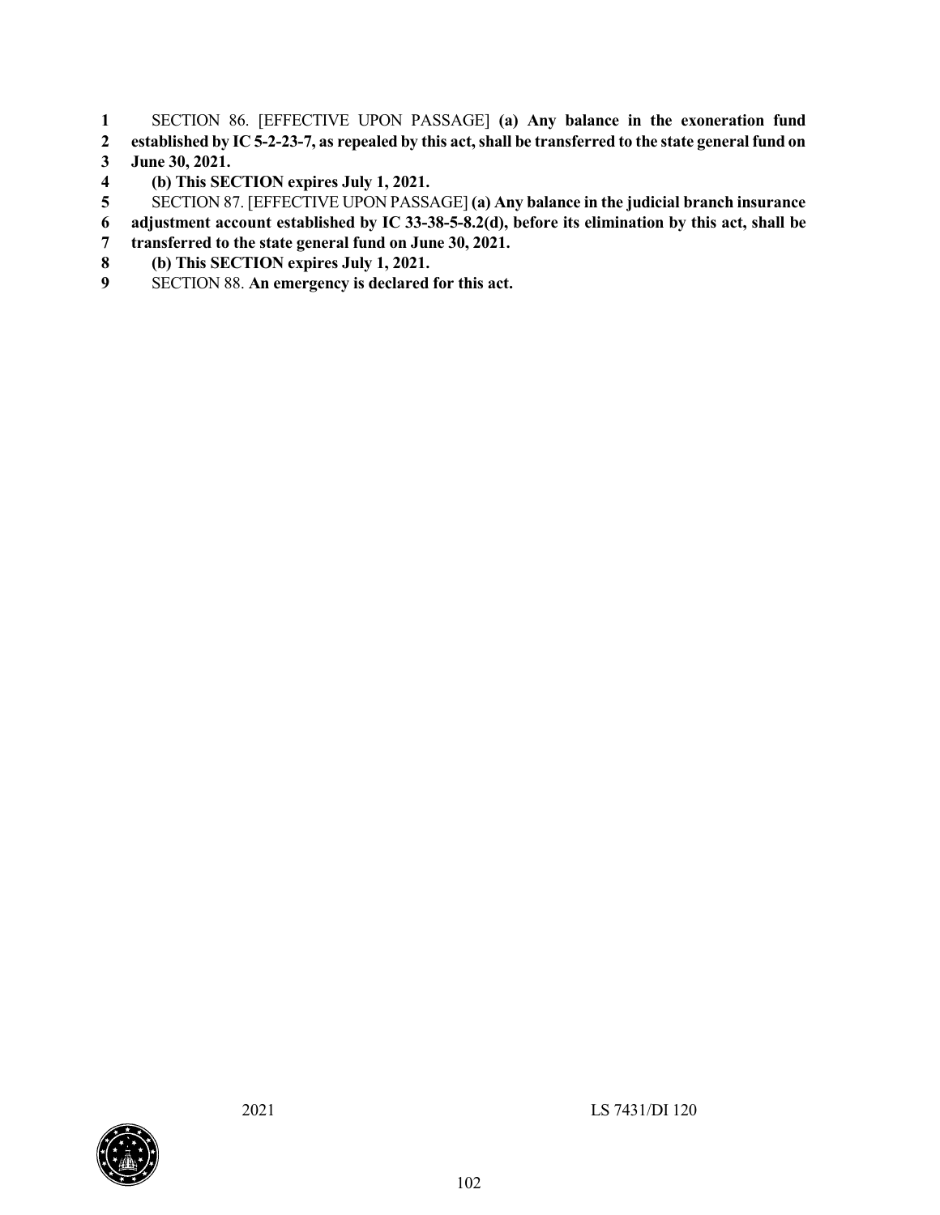1 SECTION 86. [EFFECTIVE UPON PASSAGE] **(a) Any balance in the exoneration fund**
2 **established by IC 5-2-23-7, as repealed by this act, shall be transferred to the state general fund on**
3 **June 30, 2021.**
4 **(b) This SECTION expires July 1, 2021.**
5 SECTION 87. [EFFECTIVE UPON PASSAGE] **(a) Any balance in the judicial branch insurance**
6 **adjustment account established by IC 33-38-5-8.2(d), before its elimination by this act, shall be**
7 **transferred to the state general fund on June 30, 2021.**
8 **(b) This SECTION expires July 1, 2021.**
9 SECTION 88. **An emergency is declared for this act.**